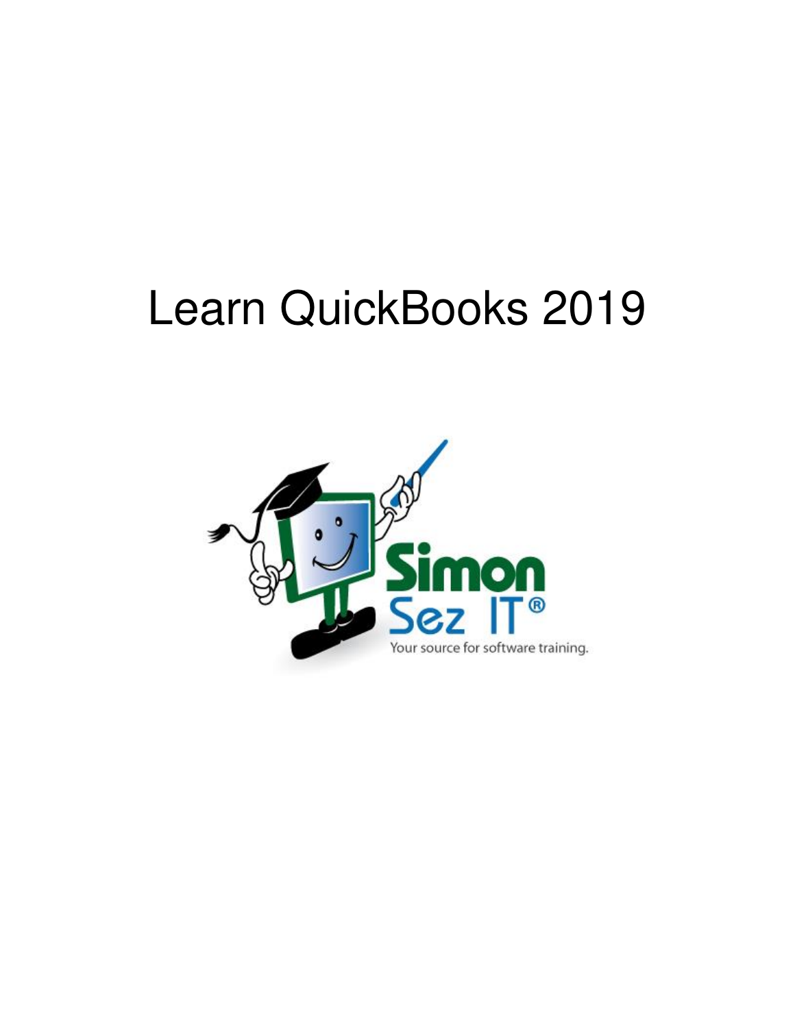# Learn QuickBooks 2019

Simon Sez IT®

Your source for software training.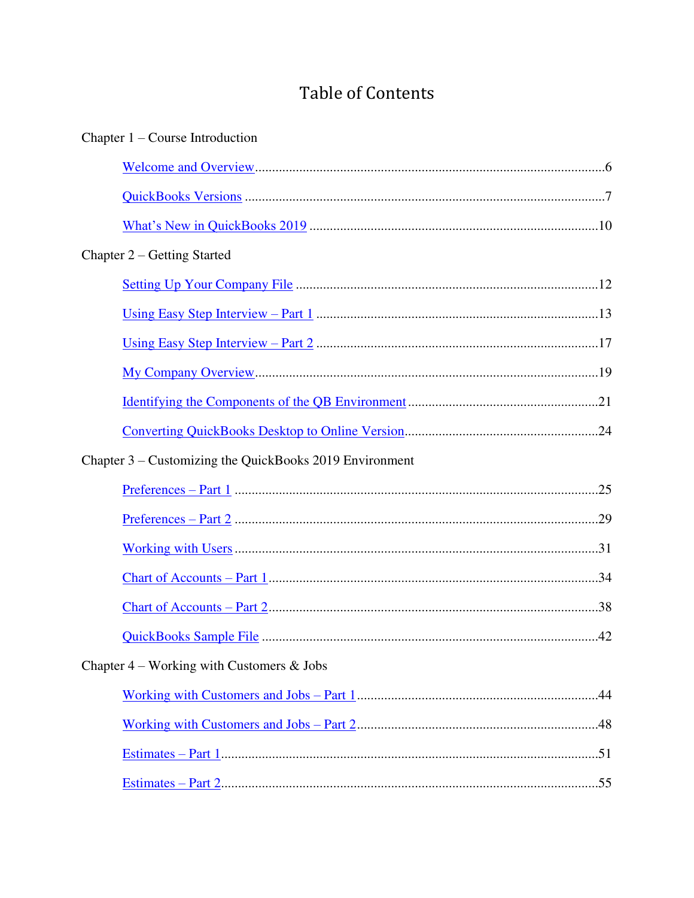# Table of Contents

Chapter 1 – Course Introduction

- Welcome and Overview ... 6
- QuickBooks Versions ... 7
- What's New in QuickBooks 2019 ... 10

Chapter 2 – Getting Started

- Setting Up Your Company File ... 12
- Using Easy Step Interview – Part 1 ... 13
- Using Easy Step Interview – Part 2 ... 17
- My Company Overview ... 19
- Identifying the Components of the QB Environment ... 21
- Converting QuickBooks Desktop to Online Version ... 24

Chapter 3 – Customizing the QuickBooks 2019 Environment

- Preferences – Part 1 ... 25
- Preferences – Part 2 ... 29
- Working with Users ... 31
- Chart of Accounts – Part 1 ... 34
- Chart of Accounts – Part 2 ... 38
- QuickBooks Sample File ... 42

Chapter 4 – Working with Customers & Jobs

- Working with Customers and Jobs – Part 1 ... 44
- Working with Customers and Jobs – Part 2 ... 48
- Estimates – Part 1 ... 51
- Estimates – Part 2 ... 55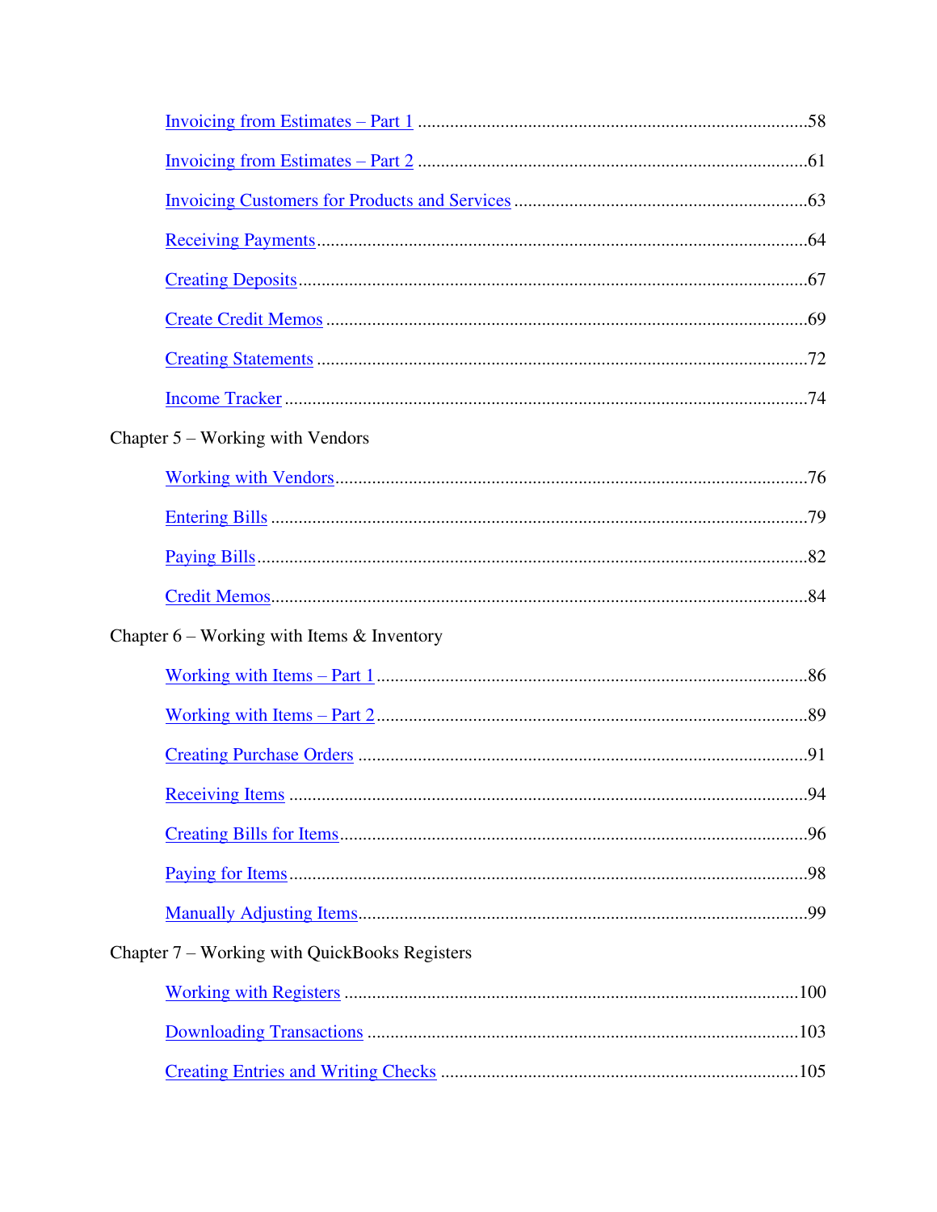Invoicing from Estimates – Part 1 ....................................................................................58

Invoicing from Estimates – Part 2 ....................................................................................61

Invoicing Customers for Products and Services ...............................................................63

Receiving Payments.........................................................................................................64

Creating Deposits.............................................................................................................67

Create Credit Memos .......................................................................................................69

Creating Statements .........................................................................................................72

Income Tracker ................................................................................................................74

Chapter 5 – Working with Vendors

Working with Vendors.....................................................................................................76

Entering Bills ...................................................................................................................79

Paying Bills......................................................................................................................82

Credit Memos...................................................................................................................84

Chapter 6 – Working with Items & Inventory

Working with Items – Part 1 ............................................................................................86

Working with Items – Part 2 ............................................................................................89

Creating Purchase Orders ................................................................................................91

Receiving Items ...............................................................................................................94

Creating Bills for Items....................................................................................................96

Paying for Items...............................................................................................................98

Manually Adjusting Items................................................................................................99

Chapter 7 – Working with QuickBooks Registers

Working with Registers .................................................................................................100

Downloading Transactions ............................................................................................103

Creating Entries and Writing Checks ............................................................................105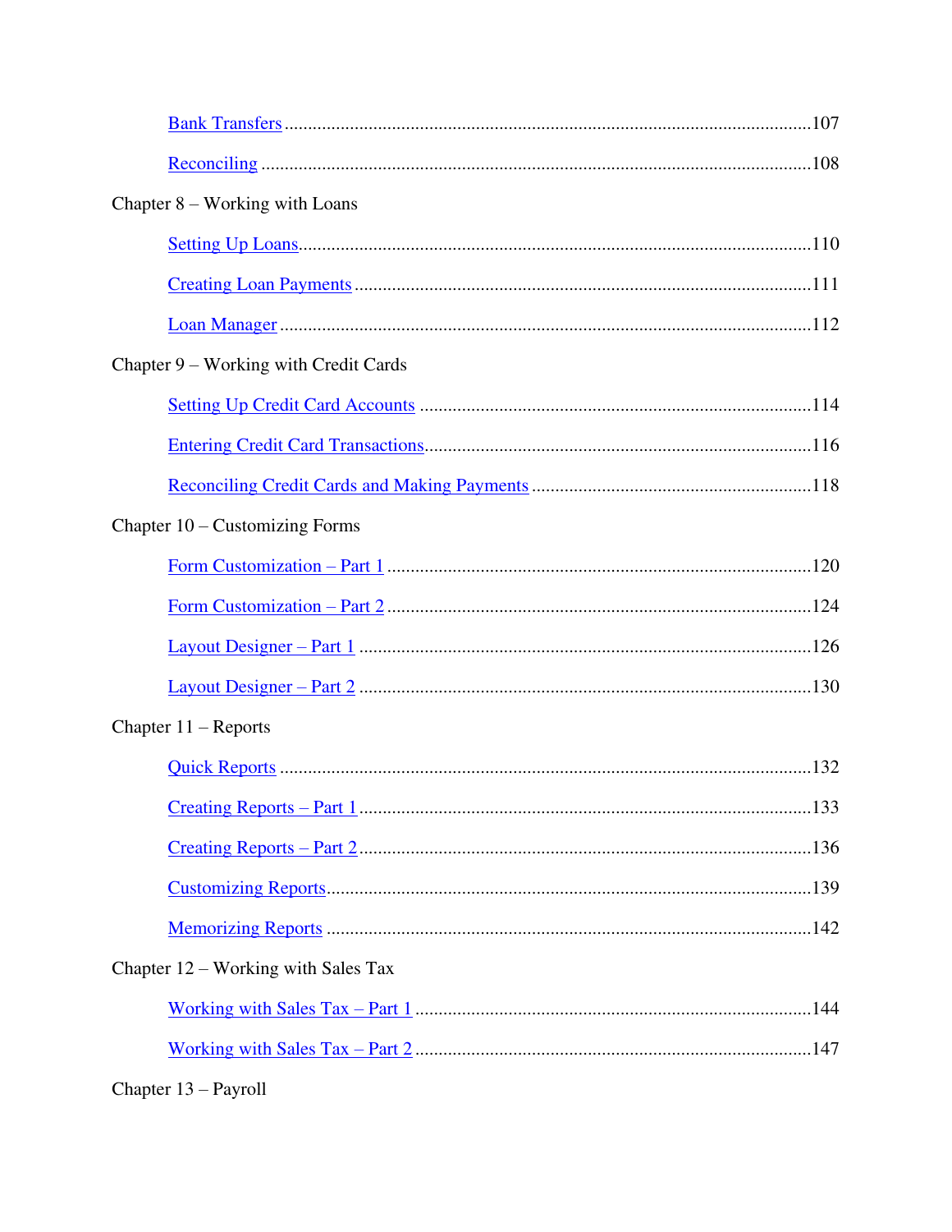- Bank Transfers ........................................................................................................107
- Reconciling ............................................................................................................108

Chapter 8 – Working with Loans

- Setting Up Loans.....................................................................................................110
- Creating Loan Payments .........................................................................................111
- Loan Manager .........................................................................................................112

Chapter 9 – Working with Credit Cards

- Setting Up Credit Card Accounts ...........................................................................114
- Entering Credit Card Transactions...........................................................................116
- Reconciling Credit Cards and Making Payments ....................................................118

Chapter 10 – Customizing Forms

- Form Customization – Part 1 ..................................................................................120
- Form Customization – Part 2 ..................................................................................124
- Layout Designer – Part 1 ........................................................................................126
- Layout Designer – Part 2 ........................................................................................130

Chapter 11 – Reports

- Quick Reports .........................................................................................................132
- Creating Reports – Part 1 ........................................................................................133
- Creating Reports – Part 2 ........................................................................................136
- Customizing Reports...............................................................................................139
- Memorizing Reports ...............................................................................................142

Chapter 12 – Working with Sales Tax

- Working with Sales Tax – Part 1 ............................................................................144
- Working with Sales Tax – Part 2 ............................................................................147

Chapter 13 – Payroll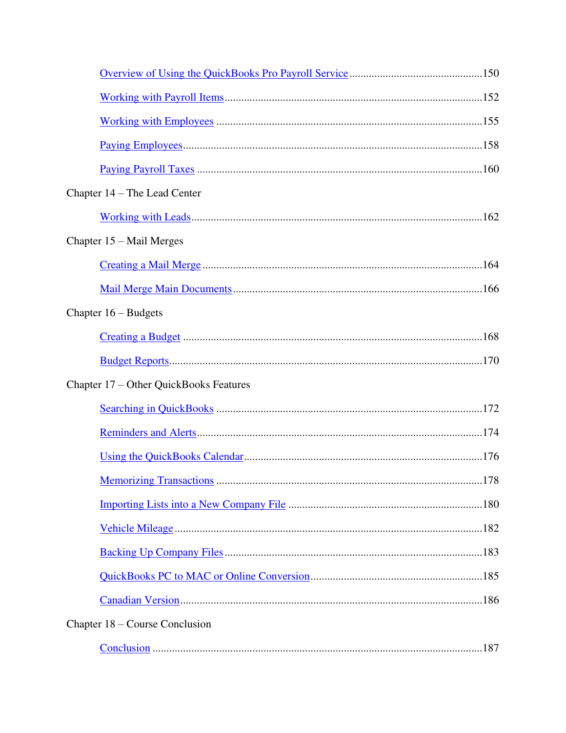Overview of Using the QuickBooks Pro Payroll Service ........................................ 150

Working with Payroll Items ........................................ 152

Working with Employees ........................................ 155

Paying Employees ........................................ 158

Paying Payroll Taxes ........................................ 160

Chapter 14 – The Lead Center

Working with Leads ........................................ 162

Chapter 15 – Mail Merges

Creating a Mail Merge ........................................ 164

Mail Merge Main Documents ........................................ 166

Chapter 16 – Budgets

Creating a Budget ........................................ 168

Budget Reports ........................................ 170

Chapter 17 – Other QuickBooks Features

Searching in QuickBooks ........................................ 172

Reminders and Alerts ........................................ 174

Using the QuickBooks Calendar ........................................ 176

Memorizing Transactions ........................................ 178

Importing Lists into a New Company File ........................................ 180

Vehicle Mileage ........................................ 182

Backing Up Company Files ........................................ 183

QuickBooks PC to MAC or Online Conversion ........................................ 185

Canadian Version ........................................ 186

Chapter 18 – Course Conclusion

Conclusion ........................................ 187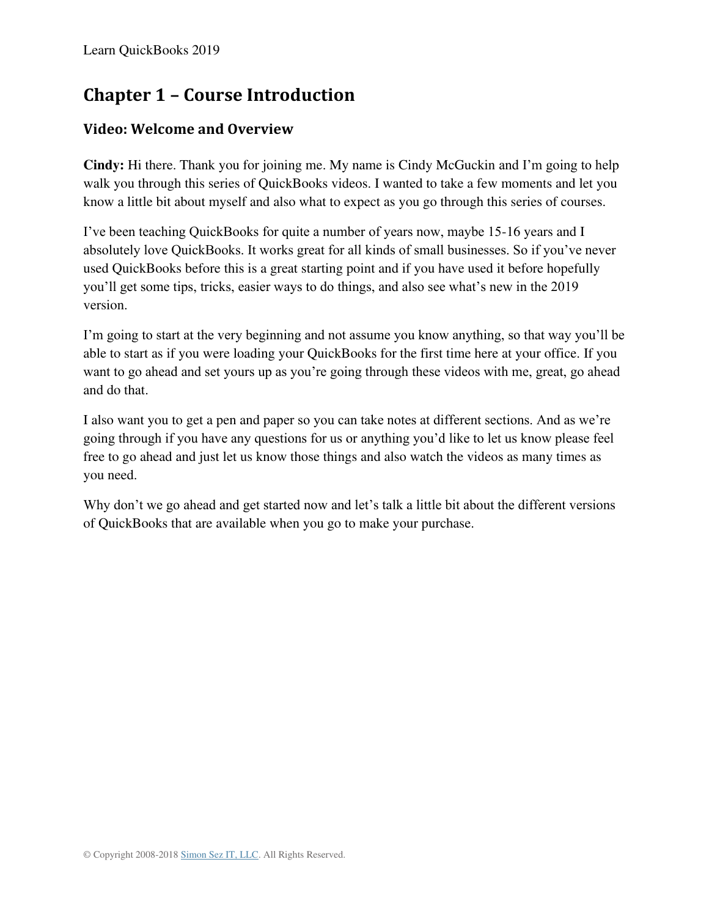# Chapter 1 – Course Introduction

## Video: Welcome and Overview

**Cindy:** Hi there. Thank you for joining me. My name is Cindy McGuckin and I'm going to help walk you through this series of QuickBooks videos. I wanted to take a few moments and let you know a little bit about myself and also what to expect as you go through this series of courses.

I've been teaching QuickBooks for quite a number of years now, maybe 15-16 years and I absolutely love QuickBooks. It works great for all kinds of small businesses. So if you've never used QuickBooks before this is a great starting point and if you have used it before hopefully you'll get some tips, tricks, easier ways to do things, and also see what's new in the 2019 version.

I'm going to start at the very beginning and not assume you know anything, so that way you'll be able to start as if you were loading your QuickBooks for the first time here at your office. If you want to go ahead and set yours up as you're going through these videos with me, great, go ahead and do that.

I also want you to get a pen and paper so you can take notes at different sections. And as we're going through if you have any questions for us or anything you'd like to let us know please feel free to go ahead and just let us know those things and also watch the videos as many times as you need.

Why don't we go ahead and get started now and let's talk a little bit about the different versions of QuickBooks that are available when you go to make your purchase.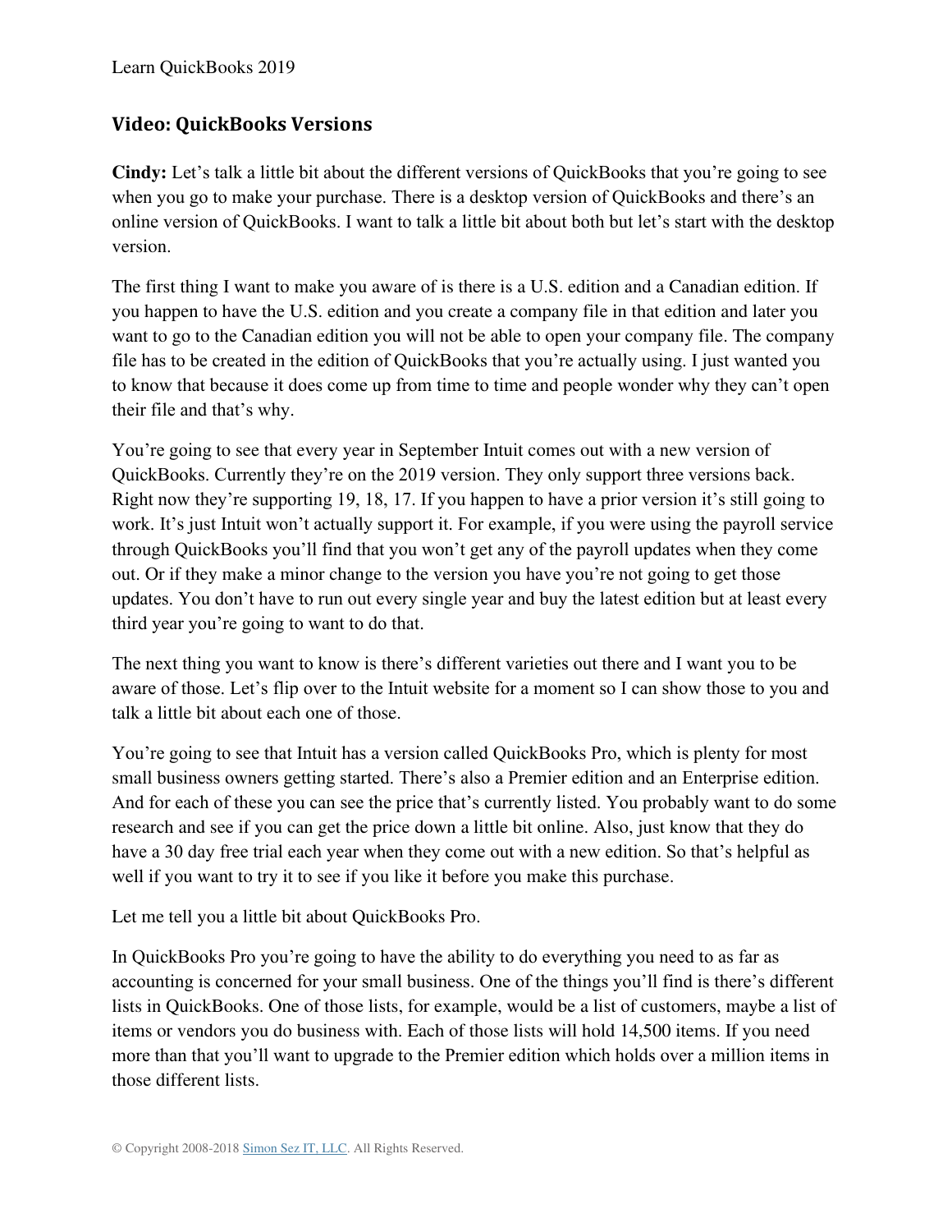## Video: QuickBooks Versions

**Cindy:** Let's talk a little bit about the different versions of QuickBooks that you're going to see when you go to make your purchase. There is a desktop version of QuickBooks and there's an online version of QuickBooks. I want to talk a little bit about both but let's start with the desktop version.

The first thing I want to make you aware of is there is a U.S. edition and a Canadian edition. If you happen to have the U.S. edition and you create a company file in that edition and later you want to go to the Canadian edition you will not be able to open your company file. The company file has to be created in the edition of QuickBooks that you're actually using. I just wanted you to know that because it does come up from time to time and people wonder why they can't open their file and that's why.

You're going to see that every year in September Intuit comes out with a new version of QuickBooks. Currently they're on the 2019 version. They only support three versions back. Right now they're supporting 19, 18, 17. If you happen to have a prior version it's still going to work. It's just Intuit won't actually support it. For example, if you were using the payroll service through QuickBooks you'll find that you won't get any of the payroll updates when they come out. Or if they make a minor change to the version you have you're not going to get those updates. You don't have to run out every single year and buy the latest edition but at least every third year you're going to want to do that.

The next thing you want to know is there's different varieties out there and I want you to be aware of those. Let's flip over to the Intuit website for a moment so I can show those to you and talk a little bit about each one of those.

You're going to see that Intuit has a version called QuickBooks Pro, which is plenty for most small business owners getting started. There's also a Premier edition and an Enterprise edition. And for each of these you can see the price that's currently listed. You probably want to do some research and see if you can get the price down a little bit online. Also, just know that they do have a 30 day free trial each year when they come out with a new edition. So that's helpful as well if you want to try it to see if you like it before you make this purchase.

Let me tell you a little bit about QuickBooks Pro.

In QuickBooks Pro you're going to have the ability to do everything you need to as far as accounting is concerned for your small business. One of the things you'll find is there's different lists in QuickBooks. One of those lists, for example, would be a list of customers, maybe a list of items or vendors you do business with. Each of those lists will hold 14,500 items. If you need more than that you'll want to upgrade to the Premier edition which holds over a million items in those different lists.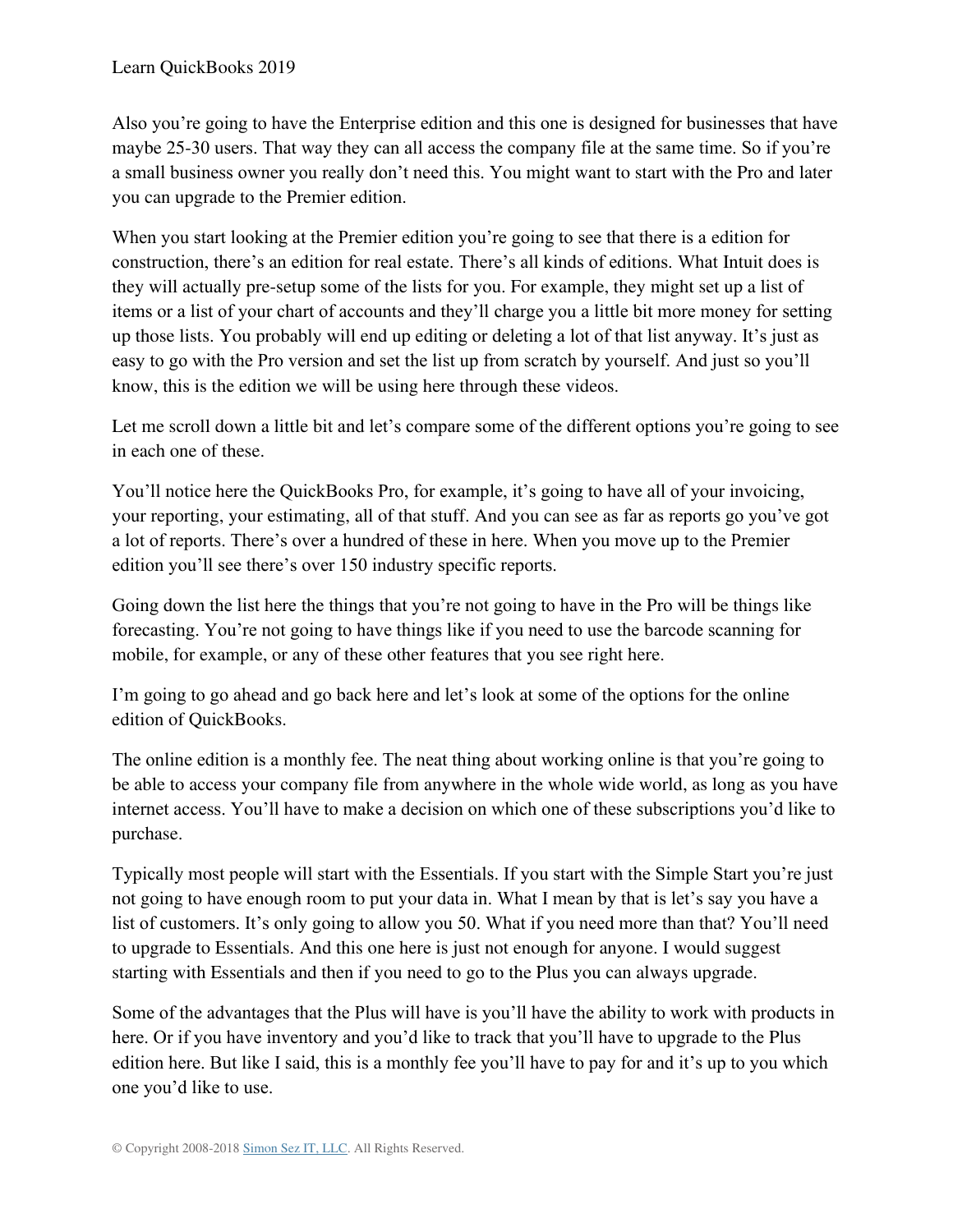Also you're going to have the Enterprise edition and this one is designed for businesses that have maybe 25-30 users. That way they can all access the company file at the same time. So if you're a small business owner you really don't need this. You might want to start with the Pro and later you can upgrade to the Premier edition.

When you start looking at the Premier edition you're going to see that there is a edition for construction, there's an edition for real estate. There's all kinds of editions. What Intuit does is they will actually pre-setup some of the lists for you. For example, they might set up a list of items or a list of your chart of accounts and they'll charge you a little bit more money for setting up those lists. You probably will end up editing or deleting a lot of that list anyway. It's just as easy to go with the Pro version and set the list up from scratch by yourself. And just so you'll know, this is the edition we will be using here through these videos.

Let me scroll down a little bit and let's compare some of the different options you're going to see in each one of these.

You'll notice here the QuickBooks Pro, for example, it's going to have all of your invoicing, your reporting, your estimating, all of that stuff. And you can see as far as reports go you've got a lot of reports. There's over a hundred of these in here. When you move up to the Premier edition you'll see there's over 150 industry specific reports.

Going down the list here the things that you're not going to have in the Pro will be things like forecasting. You're not going to have things like if you need to use the barcode scanning for mobile, for example, or any of these other features that you see right here.

I'm going to go ahead and go back here and let's look at some of the options for the online edition of QuickBooks.

The online edition is a monthly fee. The neat thing about working online is that you're going to be able to access your company file from anywhere in the whole wide world, as long as you have internet access. You'll have to make a decision on which one of these subscriptions you'd like to purchase.

Typically most people will start with the Essentials. If you start with the Simple Start you're just not going to have enough room to put your data in. What I mean by that is let's say you have a list of customers. It's only going to allow you 50. What if you need more than that? You'll need to upgrade to Essentials. And this one here is just not enough for anyone. I would suggest starting with Essentials and then if you need to go to the Plus you can always upgrade.

Some of the advantages that the Plus will have is you'll have the ability to work with products in here. Or if you have inventory and you'd like to track that you'll have to upgrade to the Plus edition here. But like I said, this is a monthly fee you'll have to pay for and it's up to you which one you'd like to use.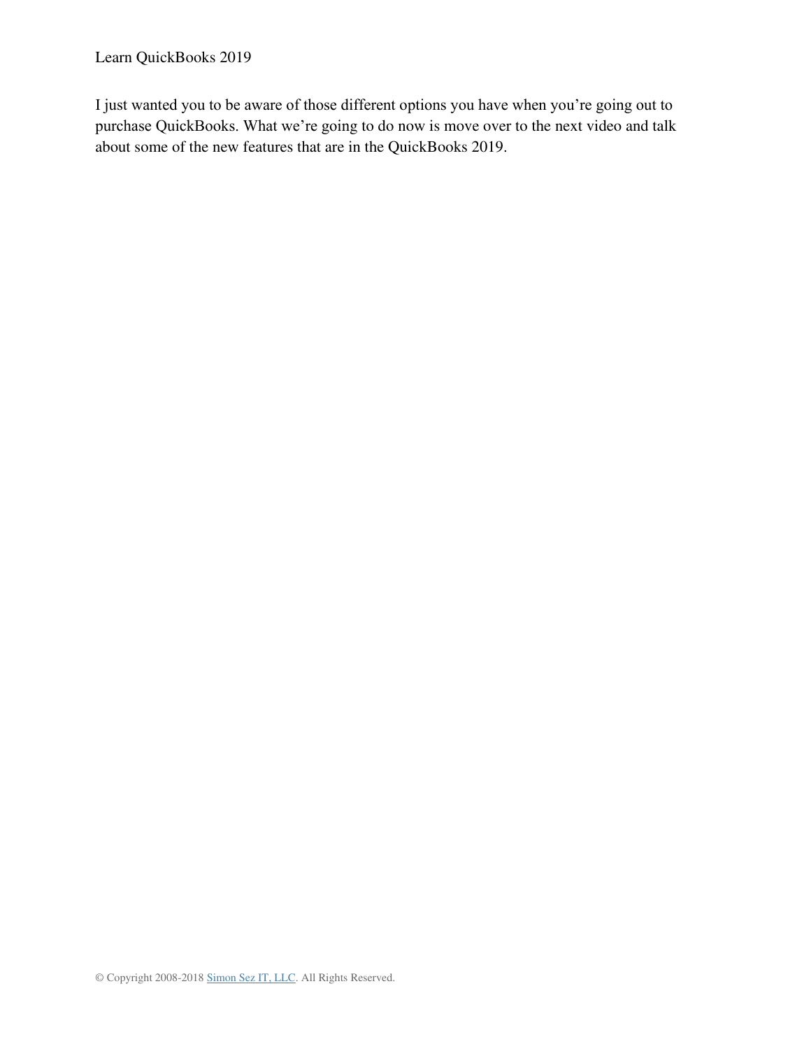I just wanted you to be aware of those different options you have when you're going out to purchase QuickBooks. What we're going to do now is move over to the next video and talk about some of the new features that are in the QuickBooks 2019.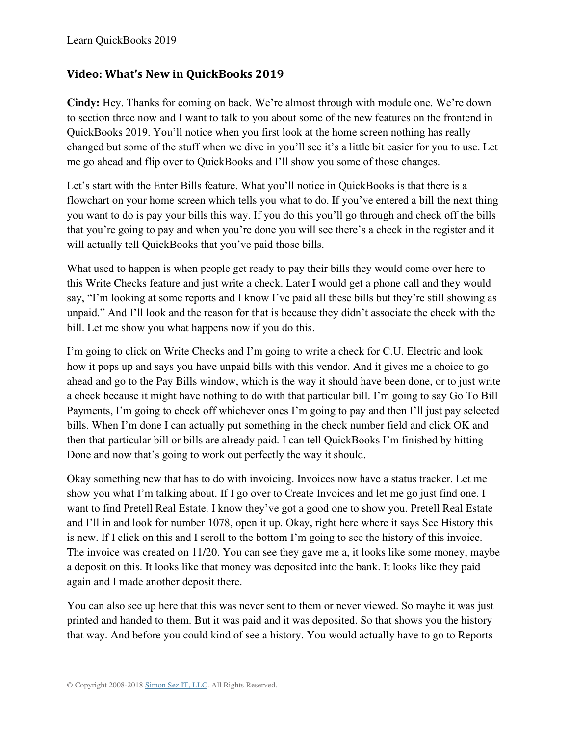## Video: What's New in QuickBooks 2019

**Cindy:** Hey. Thanks for coming on back. We're almost through with module one. We're down to section three now and I want to talk to you about some of the new features on the frontend in QuickBooks 2019. You'll notice when you first look at the home screen nothing has really changed but some of the stuff when we dive in you'll see it's a little bit easier for you to use. Let me go ahead and flip over to QuickBooks and I'll show you some of those changes.

Let's start with the Enter Bills feature. What you'll notice in QuickBooks is that there is a flowchart on your home screen which tells you what to do. If you've entered a bill the next thing you want to do is pay your bills this way. If you do this you'll go through and check off the bills that you're going to pay and when you're done you will see there's a check in the register and it will actually tell QuickBooks that you've paid those bills.

What used to happen is when people get ready to pay their bills they would come over here to this Write Checks feature and just write a check. Later I would get a phone call and they would say, "I'm looking at some reports and I know I've paid all these bills but they're still showing as unpaid." And I'll look and the reason for that is because they didn't associate the check with the bill. Let me show you what happens now if you do this.

I'm going to click on Write Checks and I'm going to write a check for C.U. Electric and look how it pops up and says you have unpaid bills with this vendor. And it gives me a choice to go ahead and go to the Pay Bills window, which is the way it should have been done, or to just write a check because it might have nothing to do with that particular bill. I'm going to say Go To Bill Payments, I'm going to check off whichever ones I'm going to pay and then I'll just pay selected bills. When I'm done I can actually put something in the check number field and click OK and then that particular bill or bills are already paid. I can tell QuickBooks I'm finished by hitting Done and now that's going to work out perfectly the way it should.

Okay something new that has to do with invoicing. Invoices now have a status tracker. Let me show you what I'm talking about. If I go over to Create Invoices and let me go just find one. I want to find Pretell Real Estate. I know they've got a good one to show you. Pretell Real Estate and I'll in and look for number 1078, open it up. Okay, right here where it says See History this is new. If I click on this and I scroll to the bottom I'm going to see the history of this invoice. The invoice was created on 11/20. You can see they gave me a, it looks like some money, maybe a deposit on this. It looks like that money was deposited into the bank. It looks like they paid again and I made another deposit there.

You can also see up here that this was never sent to them or never viewed. So maybe it was just printed and handed to them. But it was paid and it was deposited. So that shows you the history that way. And before you could kind of see a history. You would actually have to go to Reports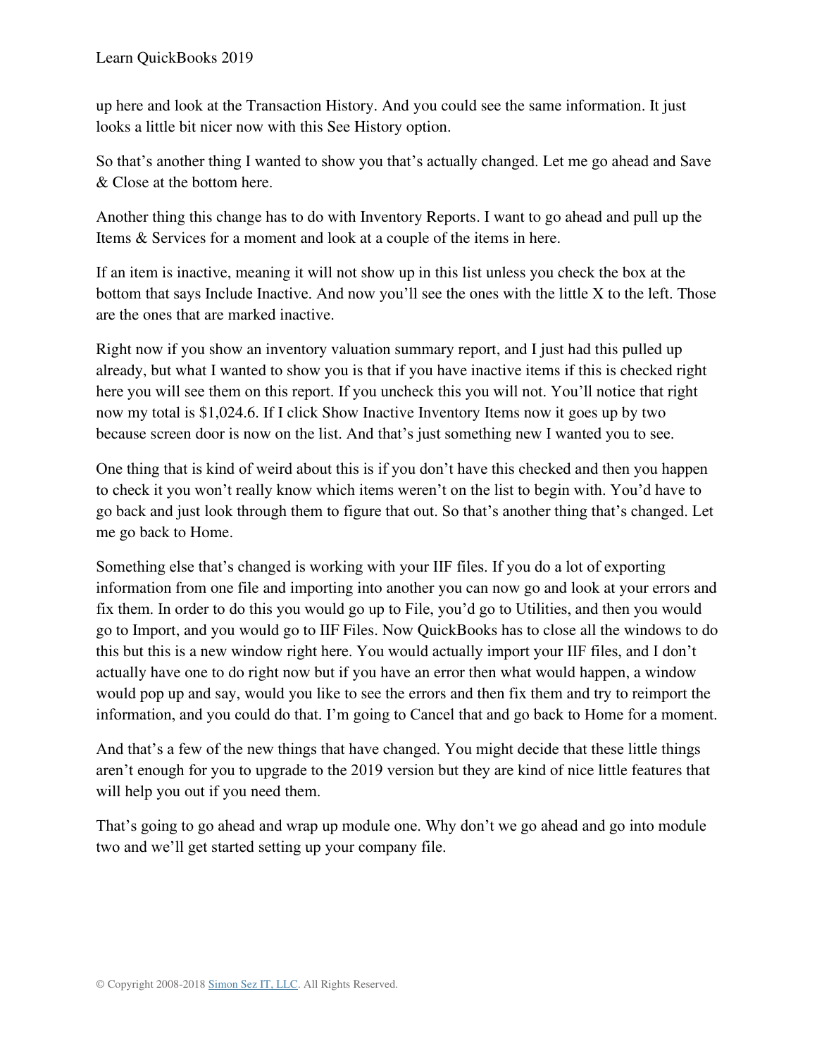up here and look at the Transaction History. And you could see the same information. It just looks a little bit nicer now with this See History option.

So that's another thing I wanted to show you that's actually changed. Let me go ahead and Save & Close at the bottom here.

Another thing this change has to do with Inventory Reports. I want to go ahead and pull up the Items & Services for a moment and look at a couple of the items in here.

If an item is inactive, meaning it will not show up in this list unless you check the box at the bottom that says Include Inactive. And now you'll see the ones with the little X to the left. Those are the ones that are marked inactive.

Right now if you show an inventory valuation summary report, and I just had this pulled up already, but what I wanted to show you is that if you have inactive items if this is checked right here you will see them on this report. If you uncheck this you will not. You'll notice that right now my total is $1,024.6. If I click Show Inactive Inventory Items now it goes up by two because screen door is now on the list. And that's just something new I wanted you to see.

One thing that is kind of weird about this is if you don't have this checked and then you happen to check it you won't really know which items weren't on the list to begin with. You'd have to go back and just look through them to figure that out. So that's another thing that's changed. Let me go back to Home.

Something else that's changed is working with your IIF files. If you do a lot of exporting information from one file and importing into another you can now go and look at your errors and fix them. In order to do this you would go up to File, you'd go to Utilities, and then you would go to Import, and you would go to IIF Files. Now QuickBooks has to close all the windows to do this but this is a new window right here. You would actually import your IIF files, and I don't actually have one to do right now but if you have an error then what would happen, a window would pop up and say, would you like to see the errors and then fix them and try to reimport the information, and you could do that. I'm going to Cancel that and go back to Home for a moment.

And that's a few of the new things that have changed. You might decide that these little things aren't enough for you to upgrade to the 2019 version but they are kind of nice little features that will help you out if you need them.

That's going to go ahead and wrap up module one. Why don't we go ahead and go into module two and we'll get started setting up your company file.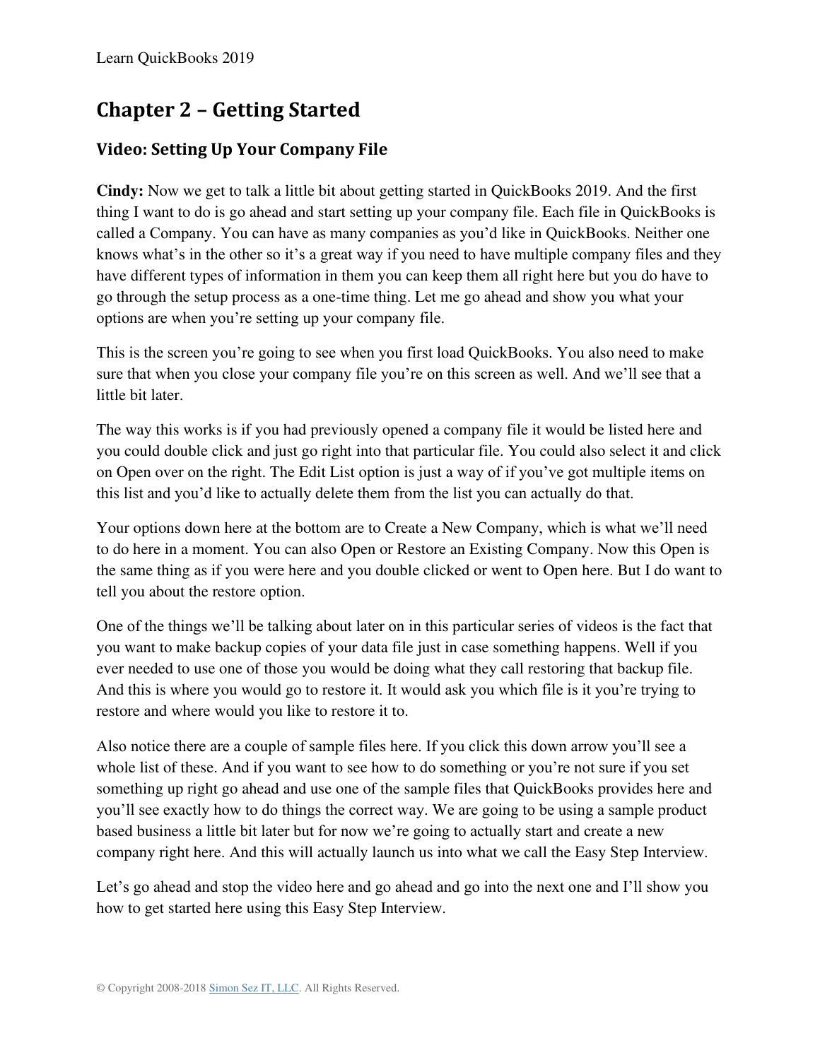# Chapter 2 – Getting Started

## Video: Setting Up Your Company File

**Cindy:** Now we get to talk a little bit about getting started in QuickBooks 2019. And the first thing I want to do is go ahead and start setting up your company file. Each file in QuickBooks is called a Company. You can have as many companies as you'd like in QuickBooks. Neither one knows what's in the other so it's a great way if you need to have multiple company files and they have different types of information in them you can keep them all right here but you do have to go through the setup process as a one-time thing. Let me go ahead and show you what your options are when you're setting up your company file.

This is the screen you're going to see when you first load QuickBooks. You also need to make sure that when you close your company file you're on this screen as well. And we'll see that a little bit later.

The way this works is if you had previously opened a company file it would be listed here and you could double click and just go right into that particular file. You could also select it and click on Open over on the right. The Edit List option is just a way of if you've got multiple items on this list and you'd like to actually delete them from the list you can actually do that.

Your options down here at the bottom are to Create a New Company, which is what we'll need to do here in a moment. You can also Open or Restore an Existing Company. Now this Open is the same thing as if you were here and you double clicked or went to Open here. But I do want to tell you about the restore option.

One of the things we'll be talking about later on in this particular series of videos is the fact that you want to make backup copies of your data file just in case something happens. Well if you ever needed to use one of those you would be doing what they call restoring that backup file. And this is where you would go to restore it. It would ask you which file is it you're trying to restore and where would you like to restore it to.

Also notice there are a couple of sample files here. If you click this down arrow you'll see a whole list of these. And if you want to see how to do something or you're not sure if you set something up right go ahead and use one of the sample files that QuickBooks provides here and you'll see exactly how to do things the correct way. We are going to be using a sample product based business a little bit later but for now we're going to actually start and create a new company right here. And this will actually launch us into what we call the Easy Step Interview.

Let's go ahead and stop the video here and go ahead and go into the next one and I'll show you how to get started here using this Easy Step Interview.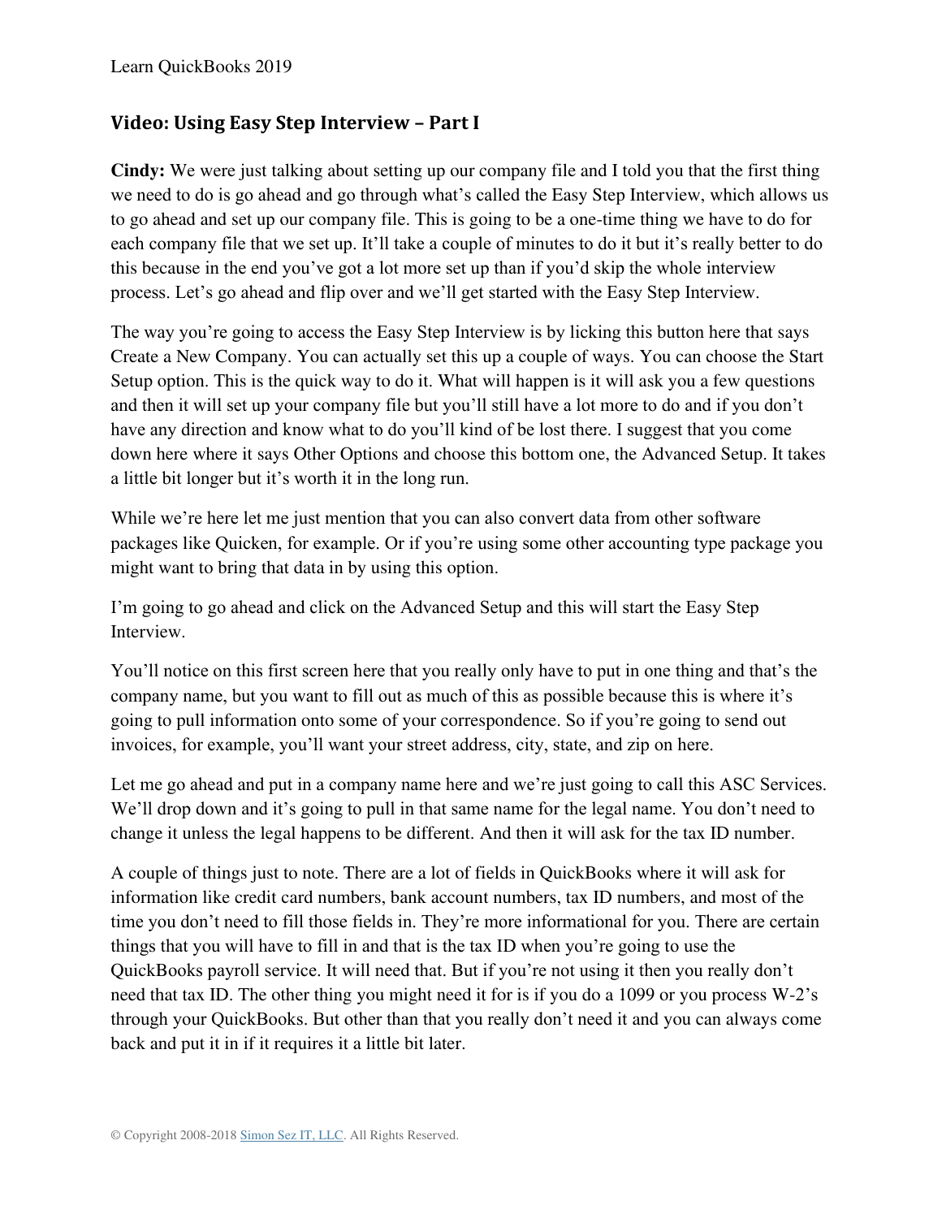## Video: Using Easy Step Interview – Part I

**Cindy:** We were just talking about setting up our company file and I told you that the first thing we need to do is go ahead and go through what's called the Easy Step Interview, which allows us to go ahead and set up our company file. This is going to be a one-time thing we have to do for each company file that we set up. It'll take a couple of minutes to do it but it's really better to do this because in the end you've got a lot more set up than if you'd skip the whole interview process. Let's go ahead and flip over and we'll get started with the Easy Step Interview.

The way you're going to access the Easy Step Interview is by licking this button here that says Create a New Company. You can actually set this up a couple of ways. You can choose the Start Setup option. This is the quick way to do it. What will happen is it will ask you a few questions and then it will set up your company file but you'll still have a lot more to do and if you don't have any direction and know what to do you'll kind of be lost there. I suggest that you come down here where it says Other Options and choose this bottom one, the Advanced Setup. It takes a little bit longer but it's worth it in the long run.

While we're here let me just mention that you can also convert data from other software packages like Quicken, for example. Or if you're using some other accounting type package you might want to bring that data in by using this option.

I'm going to go ahead and click on the Advanced Setup and this will start the Easy Step Interview.

You'll notice on this first screen here that you really only have to put in one thing and that's the company name, but you want to fill out as much of this as possible because this is where it's going to pull information onto some of your correspondence. So if you're going to send out invoices, for example, you'll want your street address, city, state, and zip on here.

Let me go ahead and put in a company name here and we're just going to call this ASC Services. We'll drop down and it's going to pull in that same name for the legal name. You don't need to change it unless the legal happens to be different. And then it will ask for the tax ID number.

A couple of things just to note. There are a lot of fields in QuickBooks where it will ask for information like credit card numbers, bank account numbers, tax ID numbers, and most of the time you don't need to fill those fields in. They're more informational for you. There are certain things that you will have to fill in and that is the tax ID when you're going to use the QuickBooks payroll service. It will need that. But if you're not using it then you really don't need that tax ID. The other thing you might need it for is if you do a 1099 or you process W-2's through your QuickBooks. But other than that you really don't need it and you can always come back and put it in if it requires it a little bit later.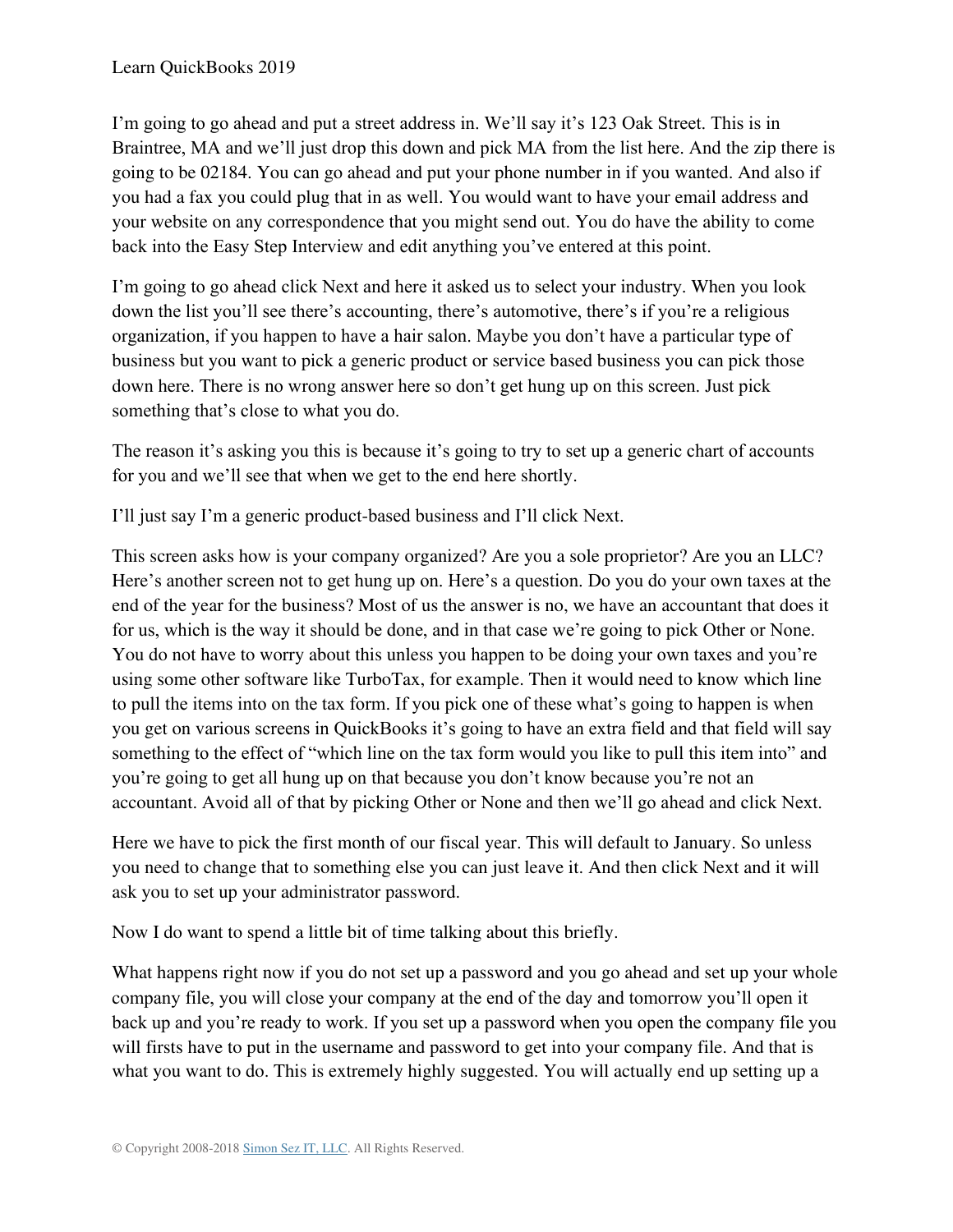I'm going to go ahead and put a street address in. We'll say it's 123 Oak Street. This is in Braintree, MA and we'll just drop this down and pick MA from the list here. And the zip there is going to be 02184. You can go ahead and put your phone number in if you wanted. And also if you had a fax you could plug that in as well. You would want to have your email address and your website on any correspondence that you might send out. You do have the ability to come back into the Easy Step Interview and edit anything you've entered at this point.

I'm going to go ahead click Next and here it asked us to select your industry. When you look down the list you'll see there's accounting, there's automotive, there's if you're a religious organization, if you happen to have a hair salon. Maybe you don't have a particular type of business but you want to pick a generic product or service based business you can pick those down here. There is no wrong answer here so don't get hung up on this screen. Just pick something that's close to what you do.

The reason it's asking you this is because it's going to try to set up a generic chart of accounts for you and we'll see that when we get to the end here shortly.

I'll just say I'm a generic product-based business and I'll click Next.

This screen asks how is your company organized? Are you a sole proprietor? Are you an LLC? Here's another screen not to get hung up on. Here's a question. Do you do your own taxes at the end of the year for the business? Most of us the answer is no, we have an accountant that does it for us, which is the way it should be done, and in that case we're going to pick Other or None. You do not have to worry about this unless you happen to be doing your own taxes and you're using some other software like TurboTax, for example. Then it would need to know which line to pull the items into on the tax form. If you pick one of these what's going to happen is when you get on various screens in QuickBooks it's going to have an extra field and that field will say something to the effect of "which line on the tax form would you like to pull this item into" and you're going to get all hung up on that because you don't know because you're not an accountant. Avoid all of that by picking Other or None and then we'll go ahead and click Next.

Here we have to pick the first month of our fiscal year. This will default to January. So unless you need to change that to something else you can just leave it. And then click Next and it will ask you to set up your administrator password.

Now I do want to spend a little bit of time talking about this briefly.

What happens right now if you do not set up a password and you go ahead and set up your whole company file, you will close your company at the end of the day and tomorrow you'll open it back up and you're ready to work. If you set up a password when you open the company file you will firsts have to put in the username and password to get into your company file. And that is what you want to do. This is extremely highly suggested. You will actually end up setting up a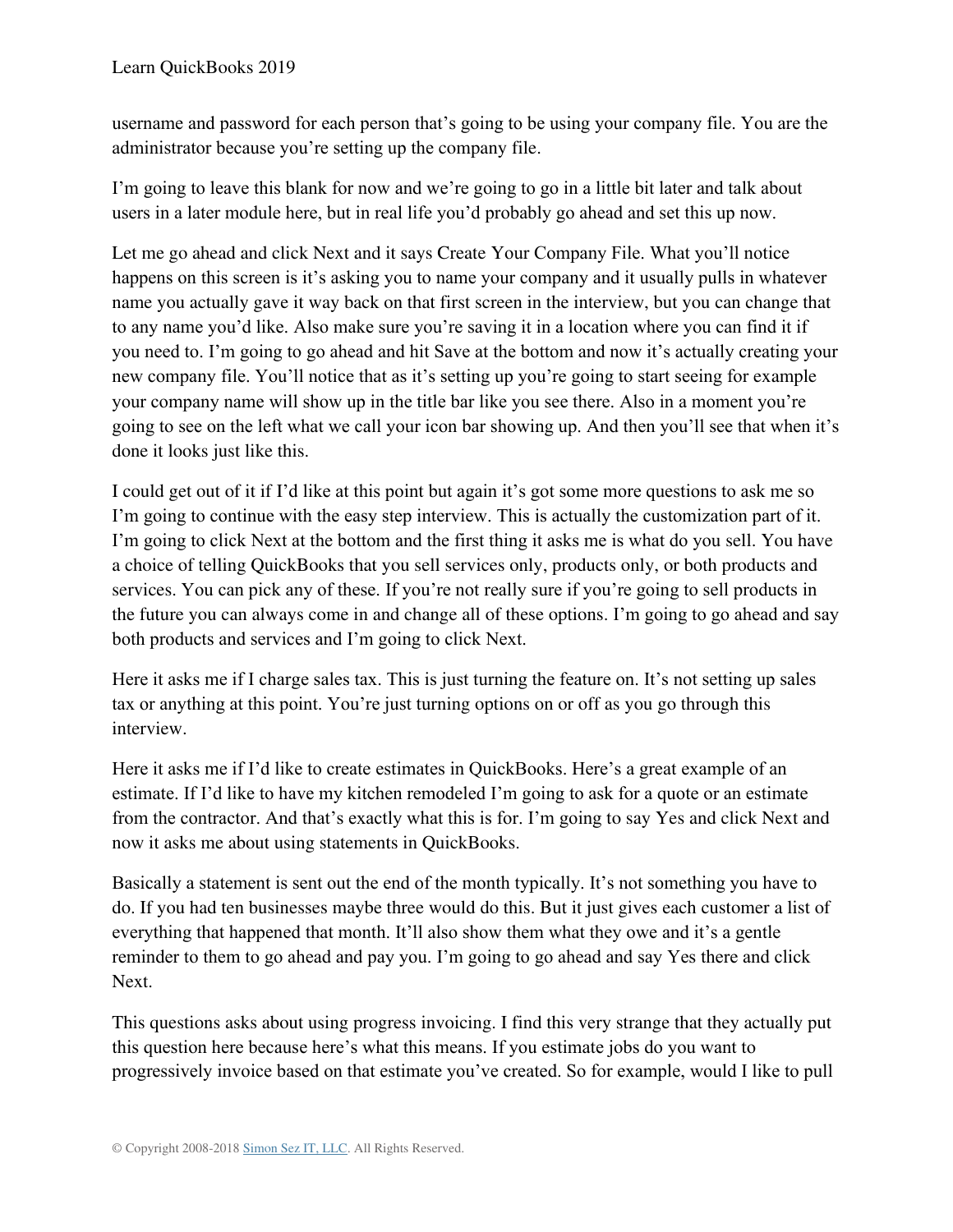username and password for each person that's going to be using your company file. You are the administrator because you're setting up the company file.

I'm going to leave this blank for now and we're going to go in a little bit later and talk about users in a later module here, but in real life you'd probably go ahead and set this up now.

Let me go ahead and click Next and it says Create Your Company File. What you'll notice happens on this screen is it's asking you to name your company and it usually pulls in whatever name you actually gave it way back on that first screen in the interview, but you can change that to any name you'd like. Also make sure you're saving it in a location where you can find it if you need to. I'm going to go ahead and hit Save at the bottom and now it's actually creating your new company file. You'll notice that as it's setting up you're going to start seeing for example your company name will show up in the title bar like you see there. Also in a moment you're going to see on the left what we call your icon bar showing up. And then you'll see that when it's done it looks just like this.

I could get out of it if I'd like at this point but again it's got some more questions to ask me so I'm going to continue with the easy step interview. This is actually the customization part of it. I'm going to click Next at the bottom and the first thing it asks me is what do you sell. You have a choice of telling QuickBooks that you sell services only, products only, or both products and services. You can pick any of these. If you're not really sure if you're going to sell products in the future you can always come in and change all of these options. I'm going to go ahead and say both products and services and I'm going to click Next.

Here it asks me if I charge sales tax. This is just turning the feature on. It's not setting up sales tax or anything at this point. You're just turning options on or off as you go through this interview.

Here it asks me if I'd like to create estimates in QuickBooks. Here's a great example of an estimate. If I'd like to have my kitchen remodeled I'm going to ask for a quote or an estimate from the contractor. And that's exactly what this is for. I'm going to say Yes and click Next and now it asks me about using statements in QuickBooks.

Basically a statement is sent out the end of the month typically. It's not something you have to do. If you had ten businesses maybe three would do this. But it just gives each customer a list of everything that happened that month. It'll also show them what they owe and it's a gentle reminder to them to go ahead and pay you. I'm going to go ahead and say Yes there and click Next.

This questions asks about using progress invoicing. I find this very strange that they actually put this question here because here's what this means. If you estimate jobs do you want to progressively invoice based on that estimate you've created. So for example, would I like to pull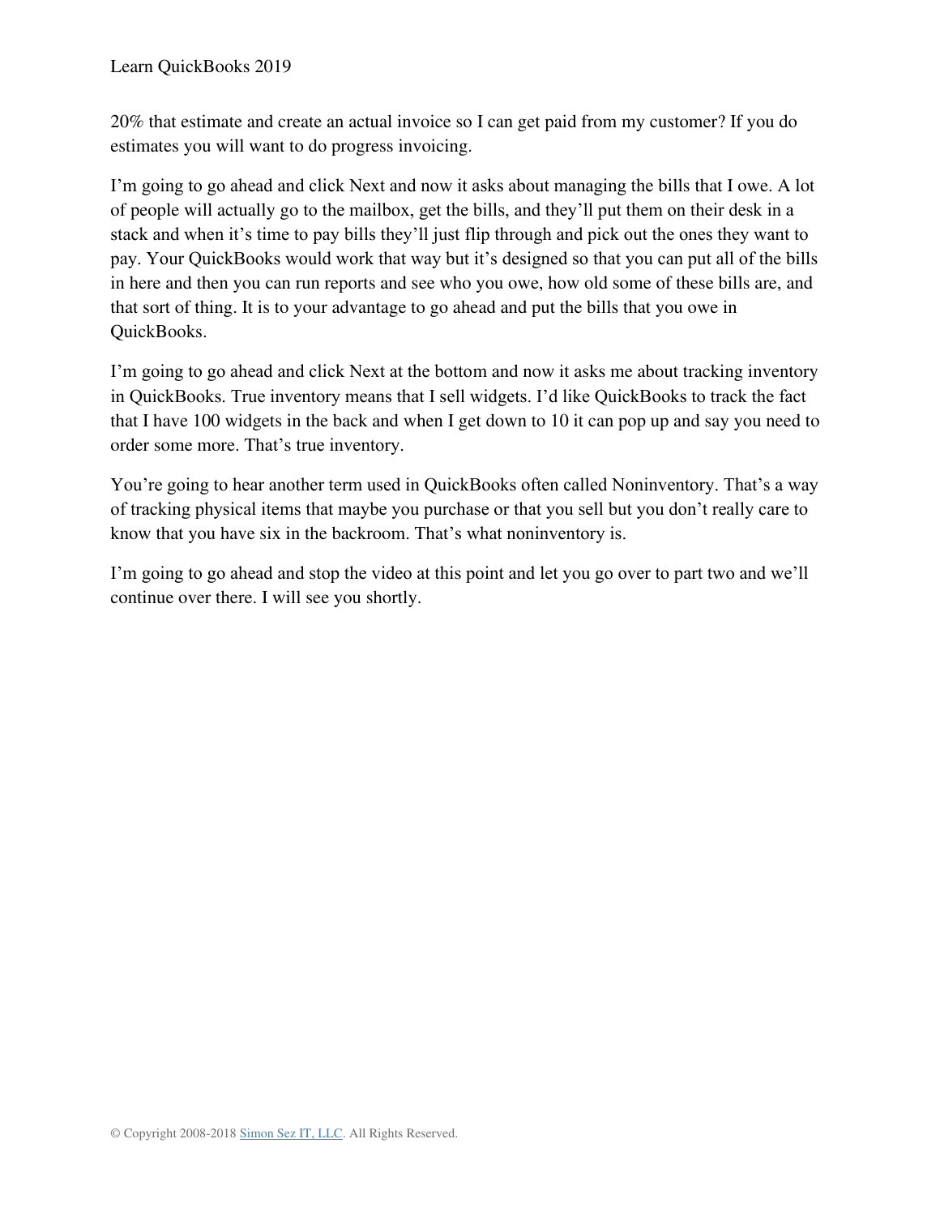20% that estimate and create an actual invoice so I can get paid from my customer? If you do estimates you will want to do progress invoicing.

I'm going to go ahead and click Next and now it asks about managing the bills that I owe. A lot of people will actually go to the mailbox, get the bills, and they'll put them on their desk in a stack and when it's time to pay bills they'll just flip through and pick out the ones they want to pay. Your QuickBooks would work that way but it's designed so that you can put all of the bills in here and then you can run reports and see who you owe, how old some of these bills are, and that sort of thing. It is to your advantage to go ahead and put the bills that you owe in QuickBooks.

I'm going to go ahead and click Next at the bottom and now it asks me about tracking inventory in QuickBooks. True inventory means that I sell widgets. I'd like QuickBooks to track the fact that I have 100 widgets in the back and when I get down to 10 it can pop up and say you need to order some more. That's true inventory.

You're going to hear another term used in QuickBooks often called Noninventory. That's a way of tracking physical items that maybe you purchase or that you sell but you don't really care to know that you have six in the backroom. That's what noninventory is.

I'm going to go ahead and stop the video at this point and let you go over to part two and we'll continue over there. I will see you shortly.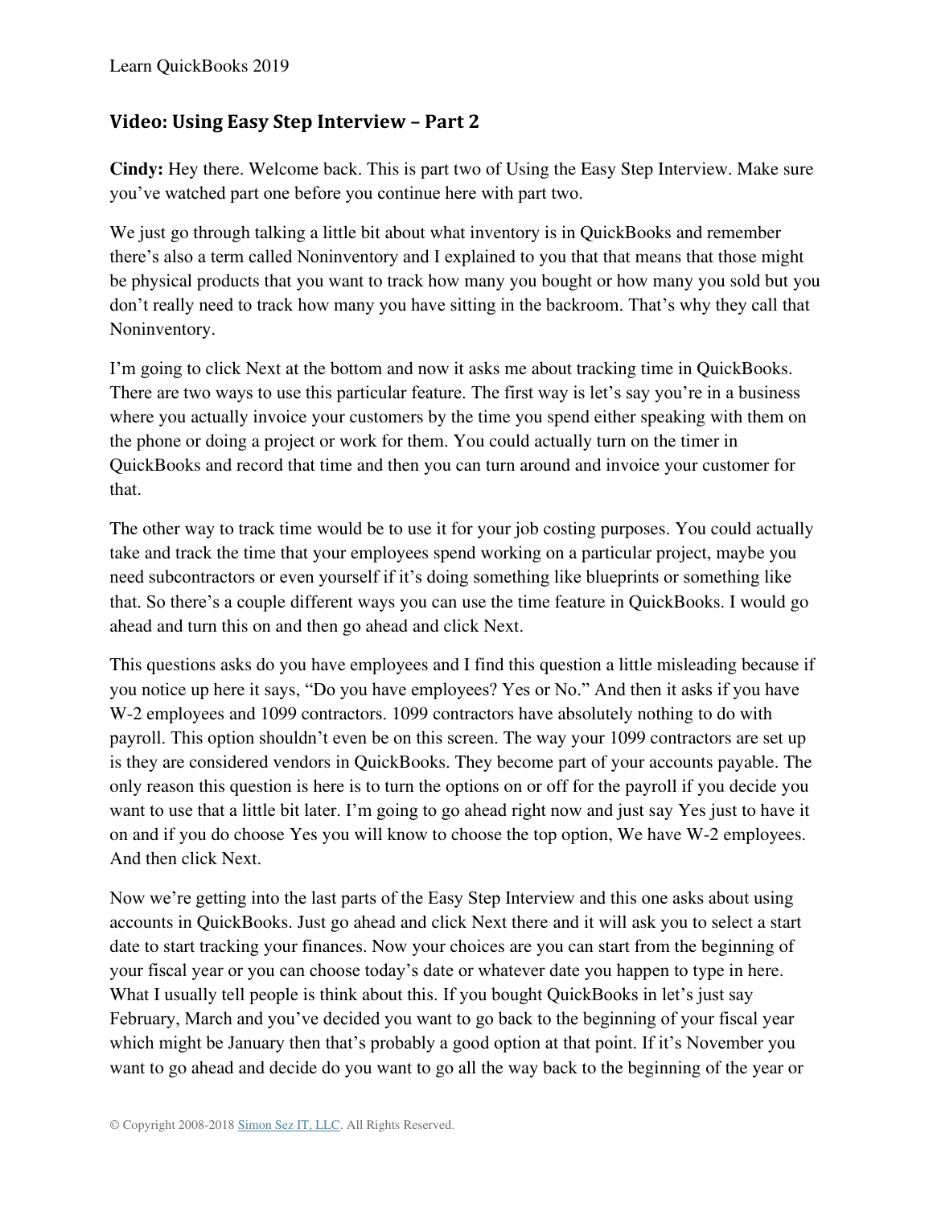## Video: Using Easy Step Interview – Part 2

**Cindy:** Hey there. Welcome back. This is part two of Using the Easy Step Interview. Make sure you've watched part one before you continue here with part two.

We just go through talking a little bit about what inventory is in QuickBooks and remember there's also a term called Noninventory and I explained to you that that means that those might be physical products that you want to track how many you bought or how many you sold but you don't really need to track how many you have sitting in the backroom. That's why they call that Noninventory.

I'm going to click Next at the bottom and now it asks me about tracking time in QuickBooks. There are two ways to use this particular feature. The first way is let's say you're in a business where you actually invoice your customers by the time you spend either speaking with them on the phone or doing a project or work for them. You could actually turn on the timer in QuickBooks and record that time and then you can turn around and invoice your customer for that.

The other way to track time would be to use it for your job costing purposes. You could actually take and track the time that your employees spend working on a particular project, maybe you need subcontractors or even yourself if it's doing something like blueprints or something like that. So there's a couple different ways you can use the time feature in QuickBooks. I would go ahead and turn this on and then go ahead and click Next.

This questions asks do you have employees and I find this question a little misleading because if you notice up here it says, "Do you have employees? Yes or No." And then it asks if you have W-2 employees and 1099 contractors. 1099 contractors have absolutely nothing to do with payroll. This option shouldn't even be on this screen. The way your 1099 contractors are set up is they are considered vendors in QuickBooks. They become part of your accounts payable. The only reason this question is here is to turn the options on or off for the payroll if you decide you want to use that a little bit later. I'm going to go ahead right now and just say Yes just to have it on and if you do choose Yes you will know to choose the top option, We have W-2 employees. And then click Next.

Now we're getting into the last parts of the Easy Step Interview and this one asks about using accounts in QuickBooks. Just go ahead and click Next there and it will ask you to select a start date to start tracking your finances. Now your choices are you can start from the beginning of your fiscal year or you can choose today's date or whatever date you happen to type in here. What I usually tell people is think about this. If you bought QuickBooks in let's just say February, March and you've decided you want to go back to the beginning of your fiscal year which might be January then that's probably a good option at that point. If it's November you want to go ahead and decide do you want to go all the way back to the beginning of the year or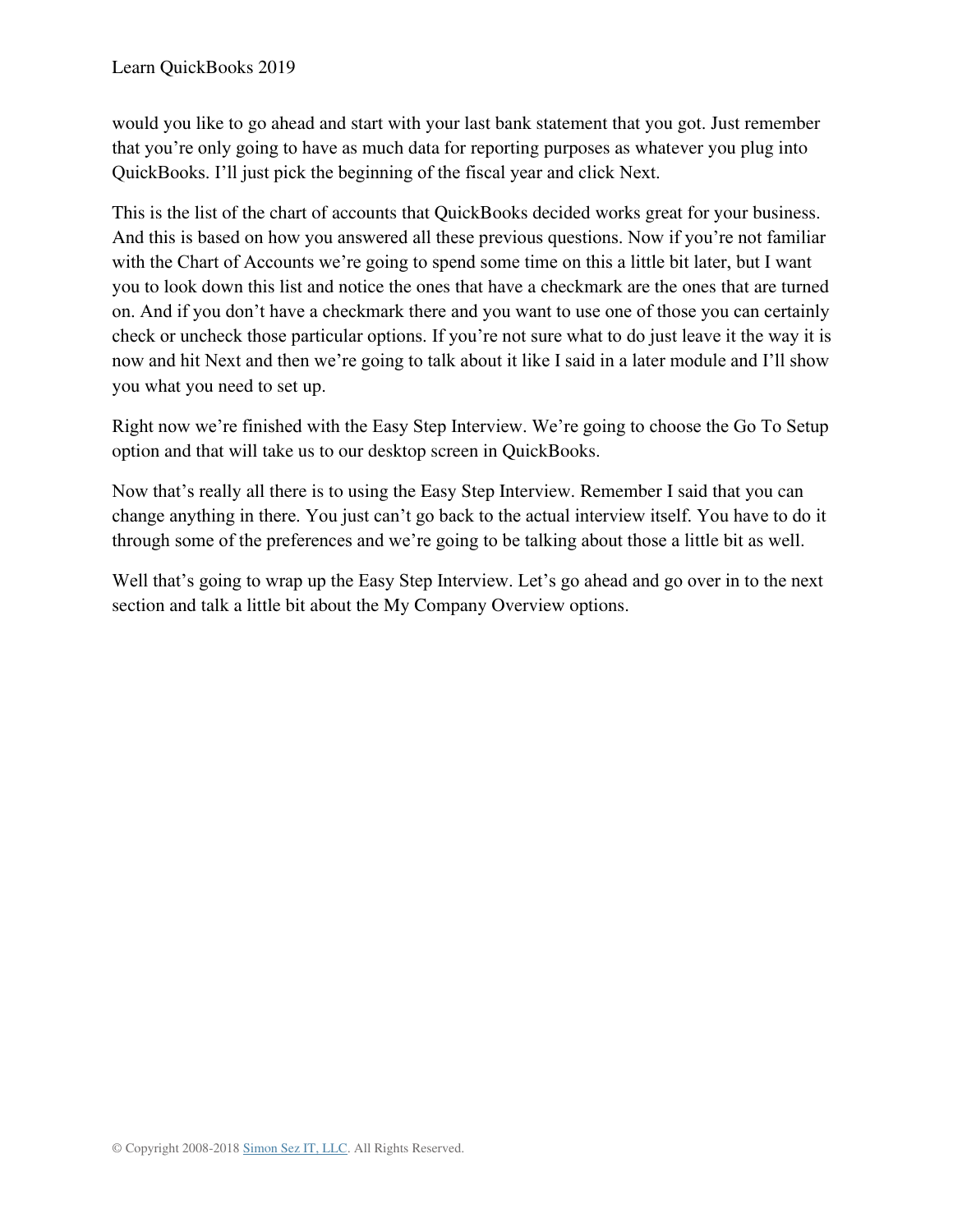would you like to go ahead and start with your last bank statement that you got. Just remember that you're only going to have as much data for reporting purposes as whatever you plug into QuickBooks. I'll just pick the beginning of the fiscal year and click Next.

This is the list of the chart of accounts that QuickBooks decided works great for your business. And this is based on how you answered all these previous questions. Now if you're not familiar with the Chart of Accounts we're going to spend some time on this a little bit later, but I want you to look down this list and notice the ones that have a checkmark are the ones that are turned on. And if you don't have a checkmark there and you want to use one of those you can certainly check or uncheck those particular options. If you're not sure what to do just leave it the way it is now and hit Next and then we're going to talk about it like I said in a later module and I'll show you what you need to set up.

Right now we're finished with the Easy Step Interview. We're going to choose the Go To Setup option and that will take us to our desktop screen in QuickBooks.

Now that's really all there is to using the Easy Step Interview. Remember I said that you can change anything in there. You just can't go back to the actual interview itself. You have to do it through some of the preferences and we're going to be talking about those a little bit as well.

Well that's going to wrap up the Easy Step Interview. Let's go ahead and go over in to the next section and talk a little bit about the My Company Overview options.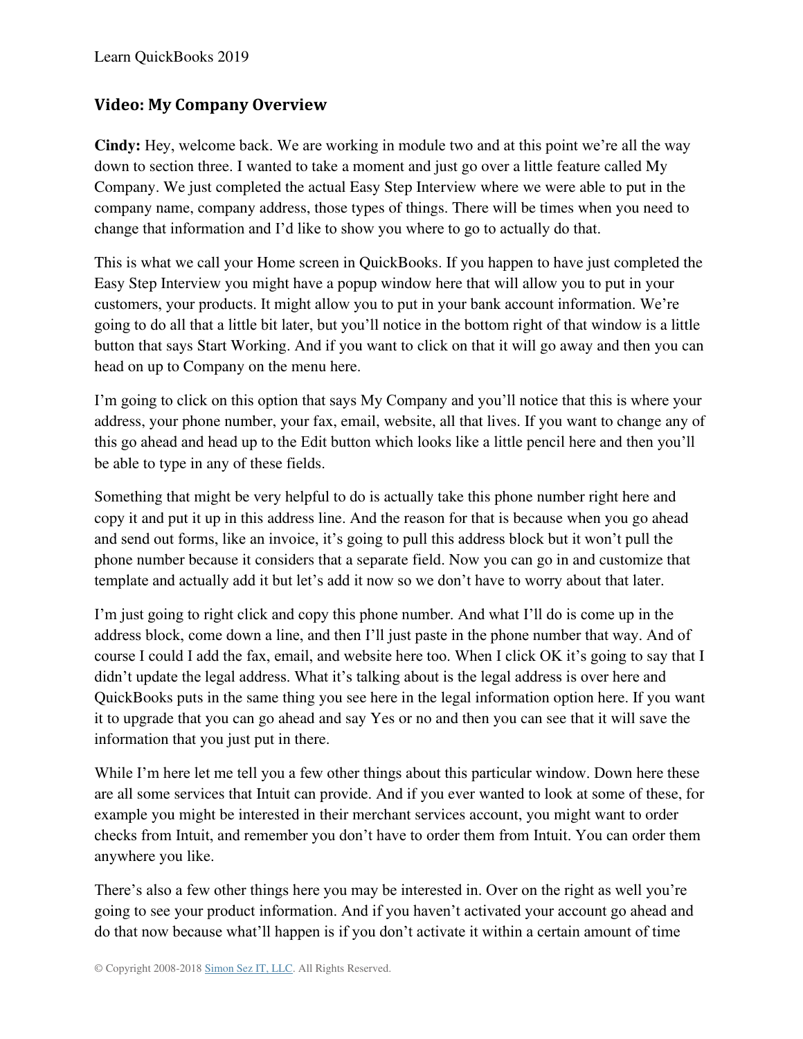## Video: My Company Overview

**Cindy:** Hey, welcome back. We are working in module two and at this point we're all the way down to section three. I wanted to take a moment and just go over a little feature called My Company. We just completed the actual Easy Step Interview where we were able to put in the company name, company address, those types of things. There will be times when you need to change that information and I'd like to show you where to go to actually do that.

This is what we call your Home screen in QuickBooks. If you happen to have just completed the Easy Step Interview you might have a popup window here that will allow you to put in your customers, your products. It might allow you to put in your bank account information. We're going to do all that a little bit later, but you'll notice in the bottom right of that window is a little button that says Start Working. And if you want to click on that it will go away and then you can head on up to Company on the menu here.

I'm going to click on this option that says My Company and you'll notice that this is where your address, your phone number, your fax, email, website, all that lives. If you want to change any of this go ahead and head up to the Edit button which looks like a little pencil here and then you'll be able to type in any of these fields.

Something that might be very helpful to do is actually take this phone number right here and copy it and put it up in this address line. And the reason for that is because when you go ahead and send out forms, like an invoice, it's going to pull this address block but it won't pull the phone number because it considers that a separate field. Now you can go in and customize that template and actually add it but let's add it now so we don't have to worry about that later.

I'm just going to right click and copy this phone number. And what I'll do is come up in the address block, come down a line, and then I'll just paste in the phone number that way. And of course I could I add the fax, email, and website here too. When I click OK it's going to say that I didn't update the legal address. What it's talking about is the legal address is over here and QuickBooks puts in the same thing you see here in the legal information option here. If you want it to upgrade that you can go ahead and say Yes or no and then you can see that it will save the information that you just put in there.

While I'm here let me tell you a few other things about this particular window. Down here these are all some services that Intuit can provide. And if you ever wanted to look at some of these, for example you might be interested in their merchant services account, you might want to order checks from Intuit, and remember you don't have to order them from Intuit. You can order them anywhere you like.

There's also a few other things here you may be interested in. Over on the right as well you're going to see your product information. And if you haven't activated your account go ahead and do that now because what'll happen is if you don't activate it within a certain amount of time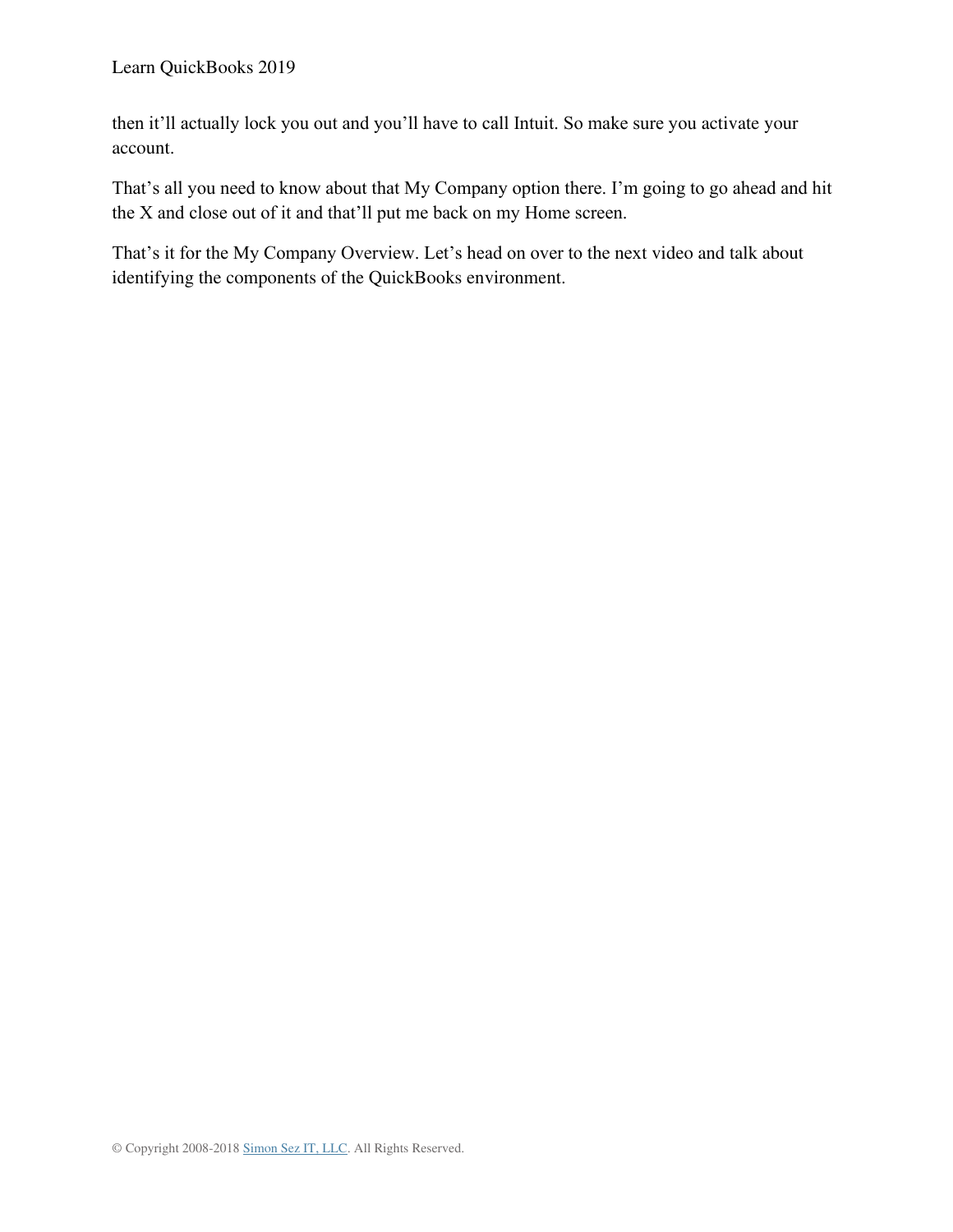then it'll actually lock you out and you'll have to call Intuit. So make sure you activate your account.

That's all you need to know about that My Company option there. I'm going to go ahead and hit the X and close out of it and that'll put me back on my Home screen.

That's it for the My Company Overview. Let's head on over to the next video and talk about identifying the components of the QuickBooks environment.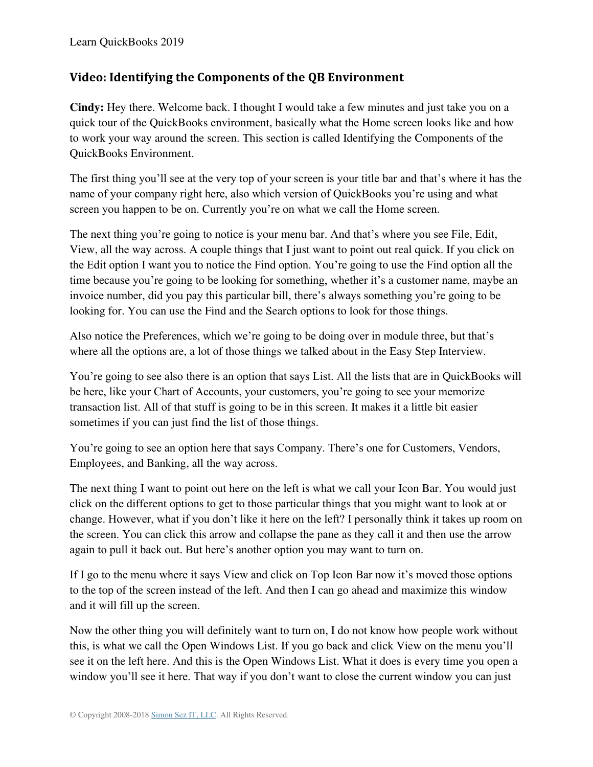## Video: Identifying the Components of the QB Environment

**Cindy:** Hey there. Welcome back. I thought I would take a few minutes and just take you on a quick tour of the QuickBooks environment, basically what the Home screen looks like and how to work your way around the screen. This section is called Identifying the Components of the QuickBooks Environment.

The first thing you'll see at the very top of your screen is your title bar and that's where it has the name of your company right here, also which version of QuickBooks you're using and what screen you happen to be on. Currently you're on what we call the Home screen.

The next thing you're going to notice is your menu bar. And that's where you see File, Edit, View, all the way across. A couple things that I just want to point out real quick. If you click on the Edit option I want you to notice the Find option. You're going to use the Find option all the time because you're going to be looking for something, whether it's a customer name, maybe an invoice number, did you pay this particular bill, there's always something you're going to be looking for. You can use the Find and the Search options to look for those things.

Also notice the Preferences, which we're going to be doing over in module three, but that's where all the options are, a lot of those things we talked about in the Easy Step Interview.

You're going to see also there is an option that says List. All the lists that are in QuickBooks will be here, like your Chart of Accounts, your customers, you're going to see your memorize transaction list. All of that stuff is going to be in this screen. It makes it a little bit easier sometimes if you can just find the list of those things.

You're going to see an option here that says Company. There's one for Customers, Vendors, Employees, and Banking, all the way across.

The next thing I want to point out here on the left is what we call your Icon Bar. You would just click on the different options to get to those particular things that you might want to look at or change. However, what if you don't like it here on the left? I personally think it takes up room on the screen. You can click this arrow and collapse the pane as they call it and then use the arrow again to pull it back out. But here's another option you may want to turn on.

If I go to the menu where it says View and click on Top Icon Bar now it's moved those options to the top of the screen instead of the left. And then I can go ahead and maximize this window and it will fill up the screen.

Now the other thing you will definitely want to turn on, I do not know how people work without this, is what we call the Open Windows List. If you go back and click View on the menu you'll see it on the left here. And this is the Open Windows List. What it does is every time you open a window you'll see it here. That way if you don't want to close the current window you can just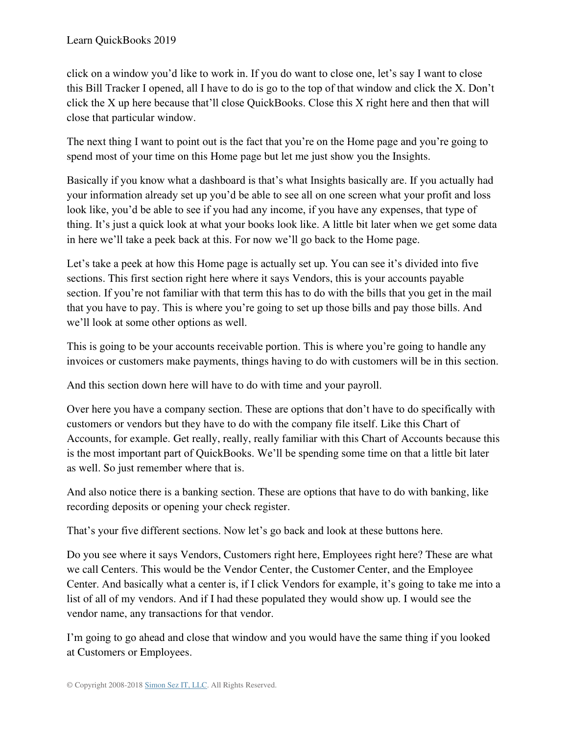click on a window you'd like to work in. If you do want to close one, let's say I want to close this Bill Tracker I opened, all I have to do is go to the top of that window and click the X. Don't click the X up here because that'll close QuickBooks. Close this X right here and then that will close that particular window.

The next thing I want to point out is the fact that you're on the Home page and you're going to spend most of your time on this Home page but let me just show you the Insights.

Basically if you know what a dashboard is that's what Insights basically are. If you actually had your information already set up you'd be able to see all on one screen what your profit and loss look like, you'd be able to see if you had any income, if you have any expenses, that type of thing. It's just a quick look at what your books look like. A little bit later when we get some data in here we'll take a peek back at this. For now we'll go back to the Home page.

Let's take a peek at how this Home page is actually set up. You can see it's divided into five sections. This first section right here where it says Vendors, this is your accounts payable section. If you're not familiar with that term this has to do with the bills that you get in the mail that you have to pay. This is where you're going to set up those bills and pay those bills. And we'll look at some other options as well.

This is going to be your accounts receivable portion. This is where you're going to handle any invoices or customers make payments, things having to do with customers will be in this section.

And this section down here will have to do with time and your payroll.

Over here you have a company section. These are options that don't have to do specifically with customers or vendors but they have to do with the company file itself. Like this Chart of Accounts, for example. Get really, really, really familiar with this Chart of Accounts because this is the most important part of QuickBooks. We'll be spending some time on that a little bit later as well. So just remember where that is.

And also notice there is a banking section. These are options that have to do with banking, like recording deposits or opening your check register.

That's your five different sections. Now let's go back and look at these buttons here.

Do you see where it says Vendors, Customers right here, Employees right here? These are what we call Centers. This would be the Vendor Center, the Customer Center, and the Employee Center. And basically what a center is, if I click Vendors for example, it's going to take me into a list of all of my vendors. And if I had these populated they would show up. I would see the vendor name, any transactions for that vendor.

I'm going to go ahead and close that window and you would have the same thing if you looked at Customers or Employees.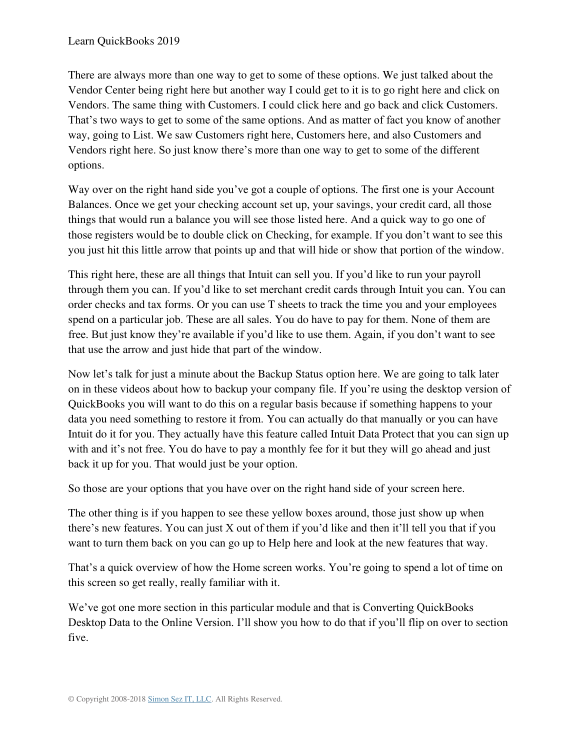There are always more than one way to get to some of these options. We just talked about the Vendor Center being right here but another way I could get to it is to go right here and click on Vendors. The same thing with Customers. I could click here and go back and click Customers. That's two ways to get to some of the same options. And as matter of fact you know of another way, going to List. We saw Customers right here, Customers here, and also Customers and Vendors right here. So just know there's more than one way to get to some of the different options.

Way over on the right hand side you've got a couple of options. The first one is your Account Balances. Once we get your checking account set up, your savings, your credit card, all those things that would run a balance you will see those listed here. And a quick way to go one of those registers would be to double click on Checking, for example. If you don't want to see this you just hit this little arrow that points up and that will hide or show that portion of the window.

This right here, these are all things that Intuit can sell you. If you'd like to run your payroll through them you can. If you'd like to set merchant credit cards through Intuit you can. You can order checks and tax forms. Or you can use T sheets to track the time you and your employees spend on a particular job. These are all sales. You do have to pay for them. None of them are free. But just know they're available if you'd like to use them. Again, if you don't want to see that use the arrow and just hide that part of the window.

Now let's talk for just a minute about the Backup Status option here. We are going to talk later on in these videos about how to backup your company file. If you're using the desktop version of QuickBooks you will want to do this on a regular basis because if something happens to your data you need something to restore it from. You can actually do that manually or you can have Intuit do it for you. They actually have this feature called Intuit Data Protect that you can sign up with and it's not free. You do have to pay a monthly fee for it but they will go ahead and just back it up for you. That would just be your option.

So those are your options that you have over on the right hand side of your screen here.

The other thing is if you happen to see these yellow boxes around, those just show up when there's new features. You can just X out of them if you'd like and then it'll tell you that if you want to turn them back on you can go up to Help here and look at the new features that way.

That's a quick overview of how the Home screen works. You're going to spend a lot of time on this screen so get really, really familiar with it.

We've got one more section in this particular module and that is Converting QuickBooks Desktop Data to the Online Version. I'll show you how to do that if you'll flip on over to section five.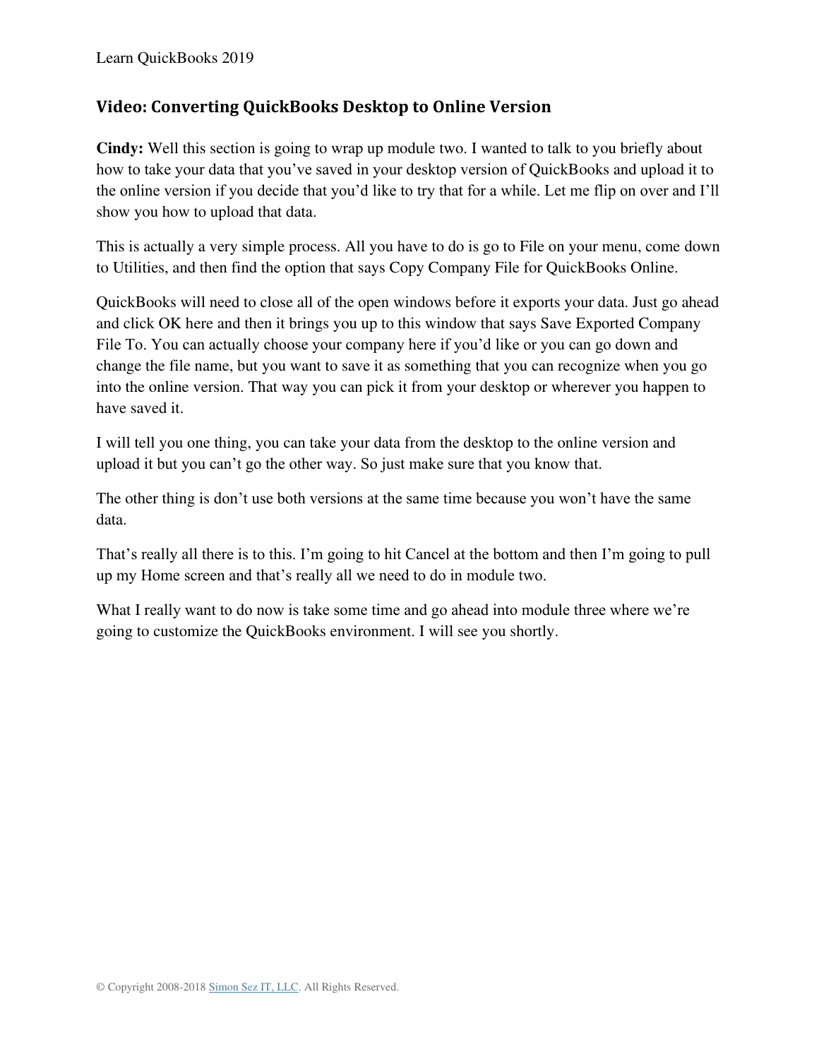## Video: Converting QuickBooks Desktop to Online Version

**Cindy:** Well this section is going to wrap up module two. I wanted to talk to you briefly about how to take your data that you've saved in your desktop version of QuickBooks and upload it to the online version if you decide that you'd like to try that for a while. Let me flip on over and I'll show you how to upload that data.

This is actually a very simple process. All you have to do is go to File on your menu, come down to Utilities, and then find the option that says Copy Company File for QuickBooks Online.

QuickBooks will need to close all of the open windows before it exports your data. Just go ahead and click OK here and then it brings you up to this window that says Save Exported Company File To. You can actually choose your company here if you'd like or you can go down and change the file name, but you want to save it as something that you can recognize when you go into the online version. That way you can pick it from your desktop or wherever you happen to have saved it.

I will tell you one thing, you can take your data from the desktop to the online version and upload it but you can't go the other way. So just make sure that you know that.

The other thing is don't use both versions at the same time because you won't have the same data.

That's really all there is to this. I'm going to hit Cancel at the bottom and then I'm going to pull up my Home screen and that's really all we need to do in module two.

What I really want to do now is take some time and go ahead into module three where we're going to customize the QuickBooks environment. I will see you shortly.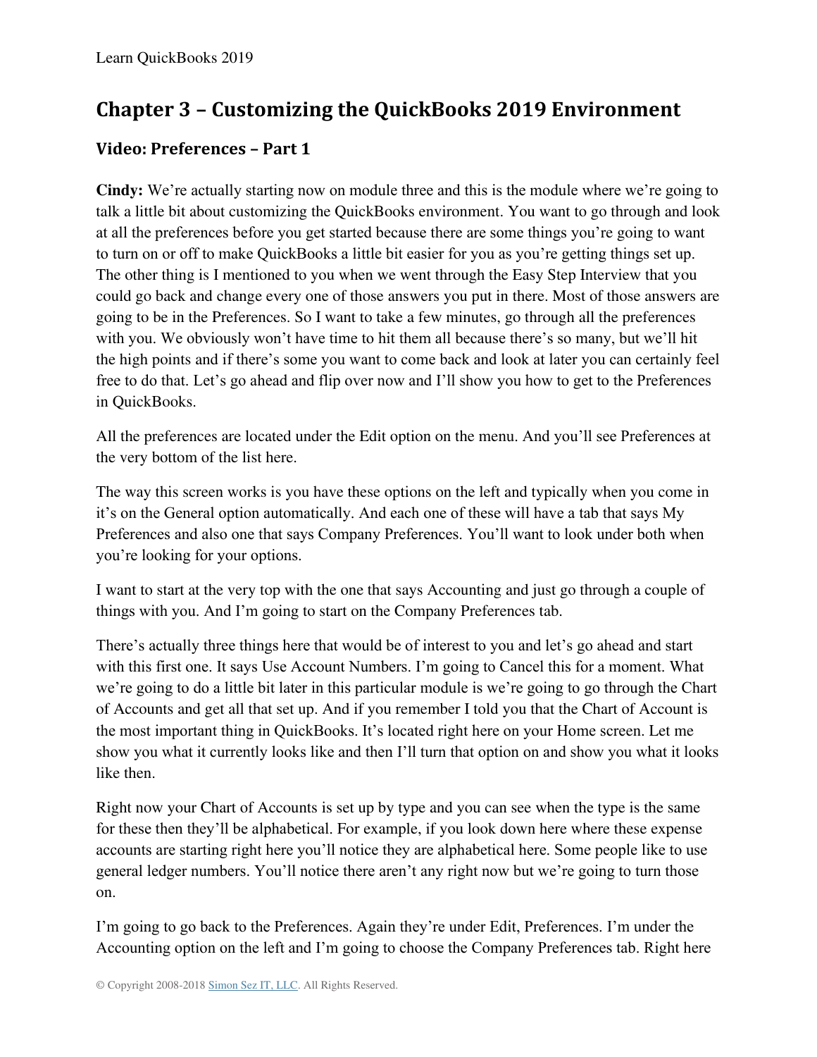## Chapter 3 – Customizing the QuickBooks 2019 Environment

### Video: Preferences – Part 1

**Cindy:** We're actually starting now on module three and this is the module where we're going to talk a little bit about customizing the QuickBooks environment. You want to go through and look at all the preferences before you get started because there are some things you're going to want to turn on or off to make QuickBooks a little bit easier for you as you're getting things set up. The other thing is I mentioned to you when we went through the Easy Step Interview that you could go back and change every one of those answers you put in there. Most of those answers are going to be in the Preferences. So I want to take a few minutes, go through all the preferences with you. We obviously won't have time to hit them all because there's so many, but we'll hit the high points and if there's some you want to come back and look at later you can certainly feel free to do that. Let's go ahead and flip over now and I'll show you how to get to the Preferences in QuickBooks.

All the preferences are located under the Edit option on the menu. And you'll see Preferences at the very bottom of the list here.

The way this screen works is you have these options on the left and typically when you come in it's on the General option automatically. And each one of these will have a tab that says My Preferences and also one that says Company Preferences. You'll want to look under both when you're looking for your options.

I want to start at the very top with the one that says Accounting and just go through a couple of things with you. And I'm going to start on the Company Preferences tab.

There's actually three things here that would be of interest to you and let's go ahead and start with this first one. It says Use Account Numbers. I'm going to Cancel this for a moment. What we're going to do a little bit later in this particular module is we're going to go through the Chart of Accounts and get all that set up. And if you remember I told you that the Chart of Account is the most important thing in QuickBooks. It's located right here on your Home screen. Let me show you what it currently looks like and then I'll turn that option on and show you what it looks like then.

Right now your Chart of Accounts is set up by type and you can see when the type is the same for these then they'll be alphabetical. For example, if you look down here where these expense accounts are starting right here you'll notice they are alphabetical here. Some people like to use general ledger numbers. You'll notice there aren't any right now but we're going to turn those on.

I'm going to go back to the Preferences. Again they're under Edit, Preferences. I'm under the Accounting option on the left and I'm going to choose the Company Preferences tab. Right here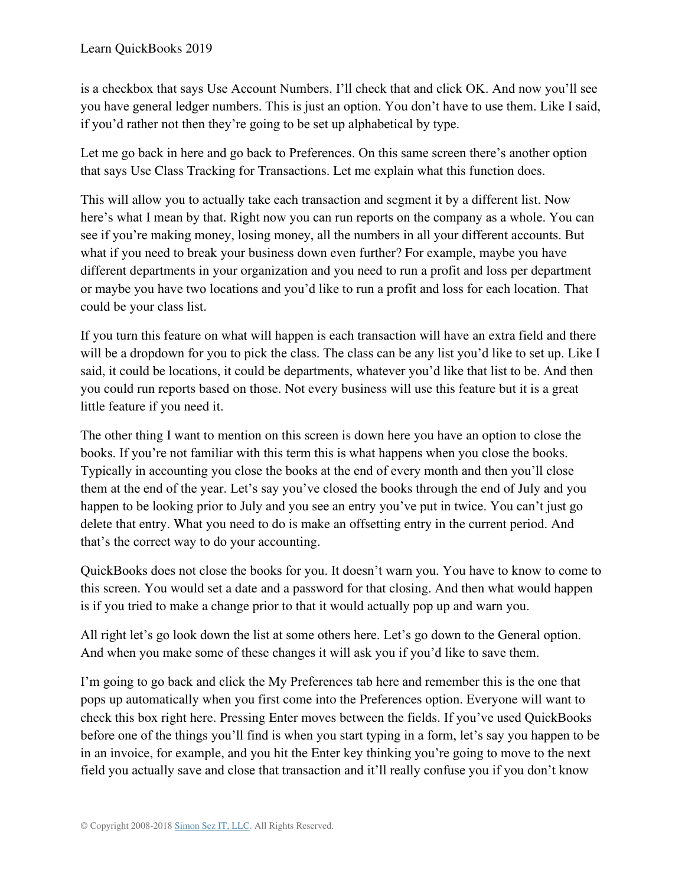is a checkbox that says Use Account Numbers. I'll check that and click OK. And now you'll see you have general ledger numbers. This is just an option. You don't have to use them. Like I said, if you'd rather not then they're going to be set up alphabetical by type.

Let me go back in here and go back to Preferences. On this same screen there's another option that says Use Class Tracking for Transactions. Let me explain what this function does.

This will allow you to actually take each transaction and segment it by a different list. Now here's what I mean by that. Right now you can run reports on the company as a whole. You can see if you're making money, losing money, all the numbers in all your different accounts. But what if you need to break your business down even further? For example, maybe you have different departments in your organization and you need to run a profit and loss per department or maybe you have two locations and you'd like to run a profit and loss for each location. That could be your class list.

If you turn this feature on what will happen is each transaction will have an extra field and there will be a dropdown for you to pick the class. The class can be any list you'd like to set up. Like I said, it could be locations, it could be departments, whatever you'd like that list to be. And then you could run reports based on those. Not every business will use this feature but it is a great little feature if you need it.

The other thing I want to mention on this screen is down here you have an option to close the books. If you're not familiar with this term this is what happens when you close the books. Typically in accounting you close the books at the end of every month and then you'll close them at the end of the year. Let's say you've closed the books through the end of July and you happen to be looking prior to July and you see an entry you've put in twice. You can't just go delete that entry. What you need to do is make an offsetting entry in the current period. And that's the correct way to do your accounting.

QuickBooks does not close the books for you. It doesn't warn you. You have to know to come to this screen. You would set a date and a password for that closing. And then what would happen is if you tried to make a change prior to that it would actually pop up and warn you.

All right let's go look down the list at some others here. Let's go down to the General option. And when you make some of these changes it will ask you if you'd like to save them.

I'm going to go back and click the My Preferences tab here and remember this is the one that pops up automatically when you first come into the Preferences option. Everyone will want to check this box right here. Pressing Enter moves between the fields. If you've used QuickBooks before one of the things you'll find is when you start typing in a form, let's say you happen to be in an invoice, for example, and you hit the Enter key thinking you're going to move to the next field you actually save and close that transaction and it'll really confuse you if you don't know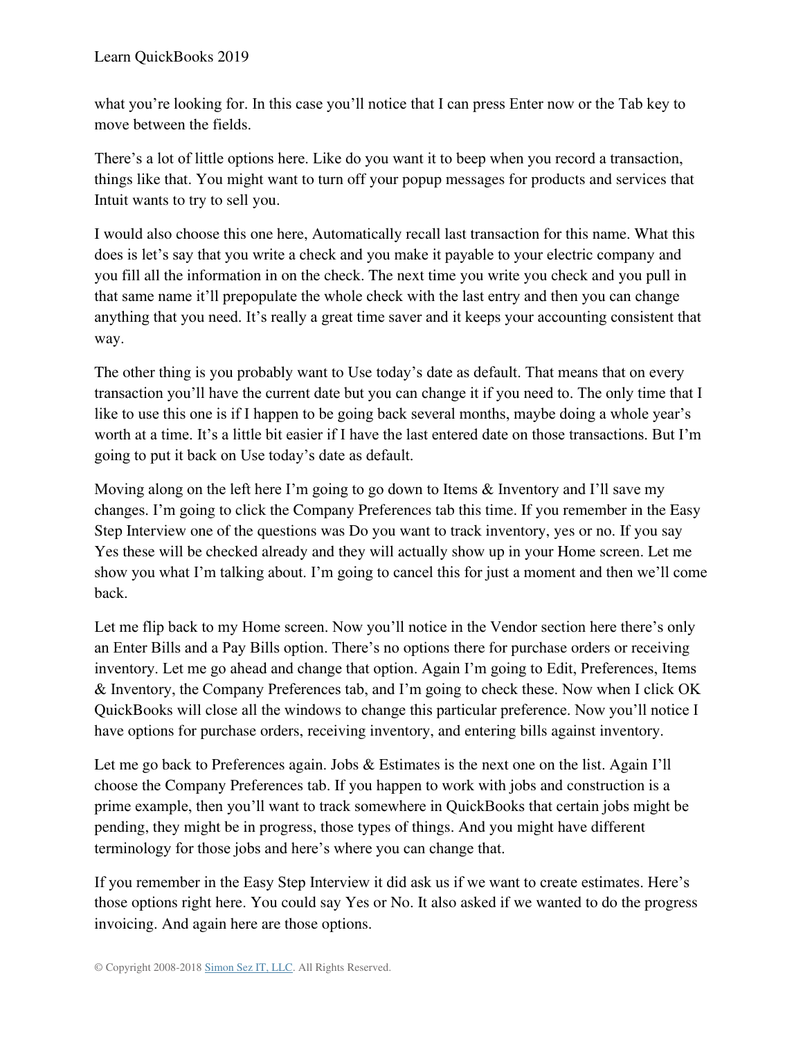what you're looking for. In this case you'll notice that I can press Enter now or the Tab key to move between the fields.

There's a lot of little options here. Like do you want it to beep when you record a transaction, things like that. You might want to turn off your popup messages for products and services that Intuit wants to try to sell you.

I would also choose this one here, Automatically recall last transaction for this name. What this does is let's say that you write a check and you make it payable to your electric company and you fill all the information in on the check. The next time you write you check and you pull in that same name it'll prepopulate the whole check with the last entry and then you can change anything that you need. It's really a great time saver and it keeps your accounting consistent that way.

The other thing is you probably want to Use today's date as default. That means that on every transaction you'll have the current date but you can change it if you need to. The only time that I like to use this one is if I happen to be going back several months, maybe doing a whole year's worth at a time. It's a little bit easier if I have the last entered date on those transactions. But I'm going to put it back on Use today's date as default.

Moving along on the left here I'm going to go down to Items & Inventory and I'll save my changes. I'm going to click the Company Preferences tab this time. If you remember in the Easy Step Interview one of the questions was Do you want to track inventory, yes or no. If you say Yes these will be checked already and they will actually show up in your Home screen. Let me show you what I'm talking about. I'm going to cancel this for just a moment and then we'll come back.

Let me flip back to my Home screen. Now you'll notice in the Vendor section here there's only an Enter Bills and a Pay Bills option. There's no options there for purchase orders or receiving inventory. Let me go ahead and change that option. Again I'm going to Edit, Preferences, Items & Inventory, the Company Preferences tab, and I'm going to check these. Now when I click OK QuickBooks will close all the windows to change this particular preference. Now you'll notice I have options for purchase orders, receiving inventory, and entering bills against inventory.

Let me go back to Preferences again. Jobs & Estimates is the next one on the list. Again I'll choose the Company Preferences tab. If you happen to work with jobs and construction is a prime example, then you'll want to track somewhere in QuickBooks that certain jobs might be pending, they might be in progress, those types of things. And you might have different terminology for those jobs and here's where you can change that.

If you remember in the Easy Step Interview it did ask us if we want to create estimates. Here's those options right here. You could say Yes or No. It also asked if we wanted to do the progress invoicing. And again here are those options.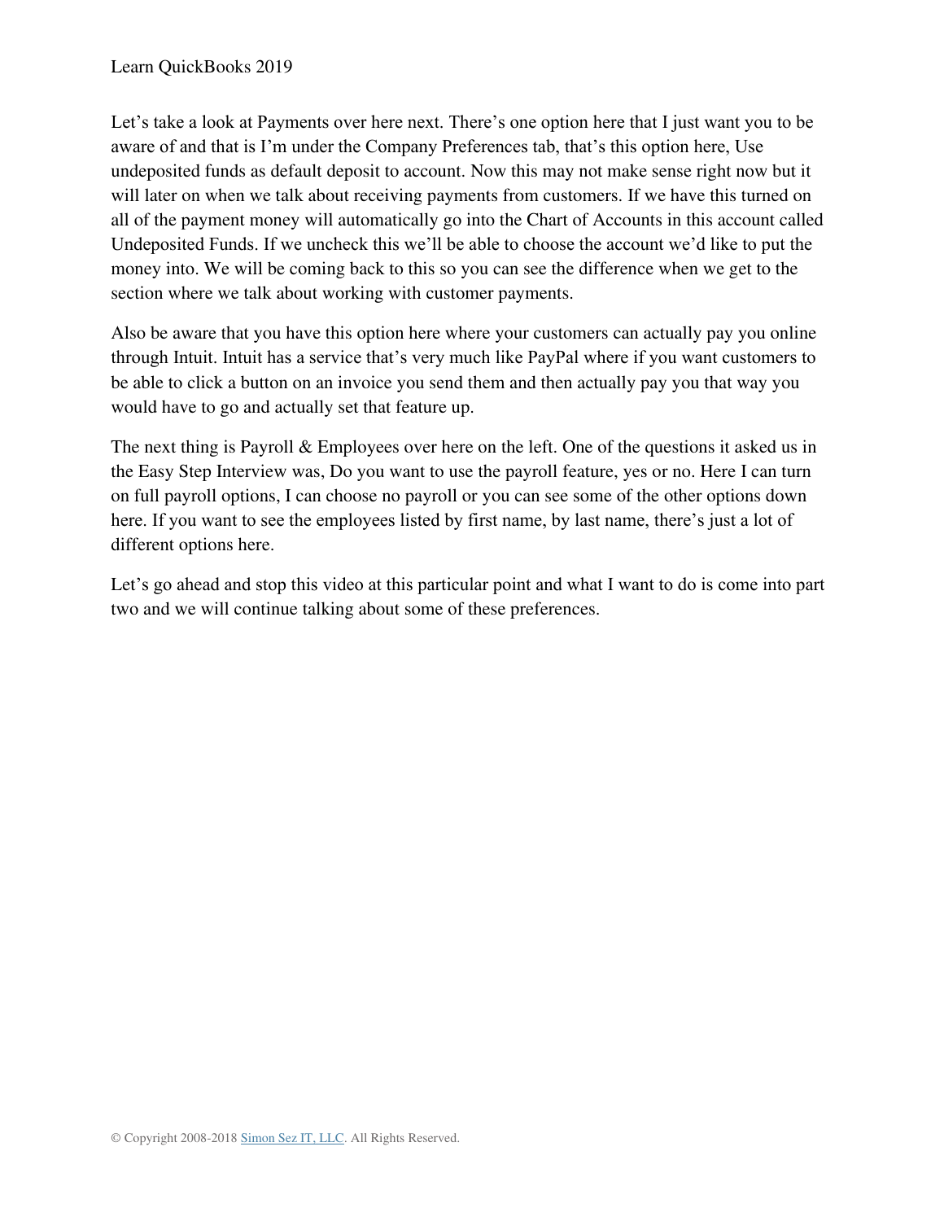Let's take a look at Payments over here next. There's one option here that I just want you to be aware of and that is I'm under the Company Preferences tab, that's this option here, Use undeposited funds as default deposit to account. Now this may not make sense right now but it will later on when we talk about receiving payments from customers. If we have this turned on all of the payment money will automatically go into the Chart of Accounts in this account called Undeposited Funds. If we uncheck this we'll be able to choose the account we'd like to put the money into. We will be coming back to this so you can see the difference when we get to the section where we talk about working with customer payments.

Also be aware that you have this option here where your customers can actually pay you online through Intuit. Intuit has a service that's very much like PayPal where if you want customers to be able to click a button on an invoice you send them and then actually pay you that way you would have to go and actually set that feature up.

The next thing is Payroll & Employees over here on the left. One of the questions it asked us in the Easy Step Interview was, Do you want to use the payroll feature, yes or no. Here I can turn on full payroll options, I can choose no payroll or you can see some of the other options down here. If you want to see the employees listed by first name, by last name, there's just a lot of different options here.

Let's go ahead and stop this video at this particular point and what I want to do is come into part two and we will continue talking about some of these preferences.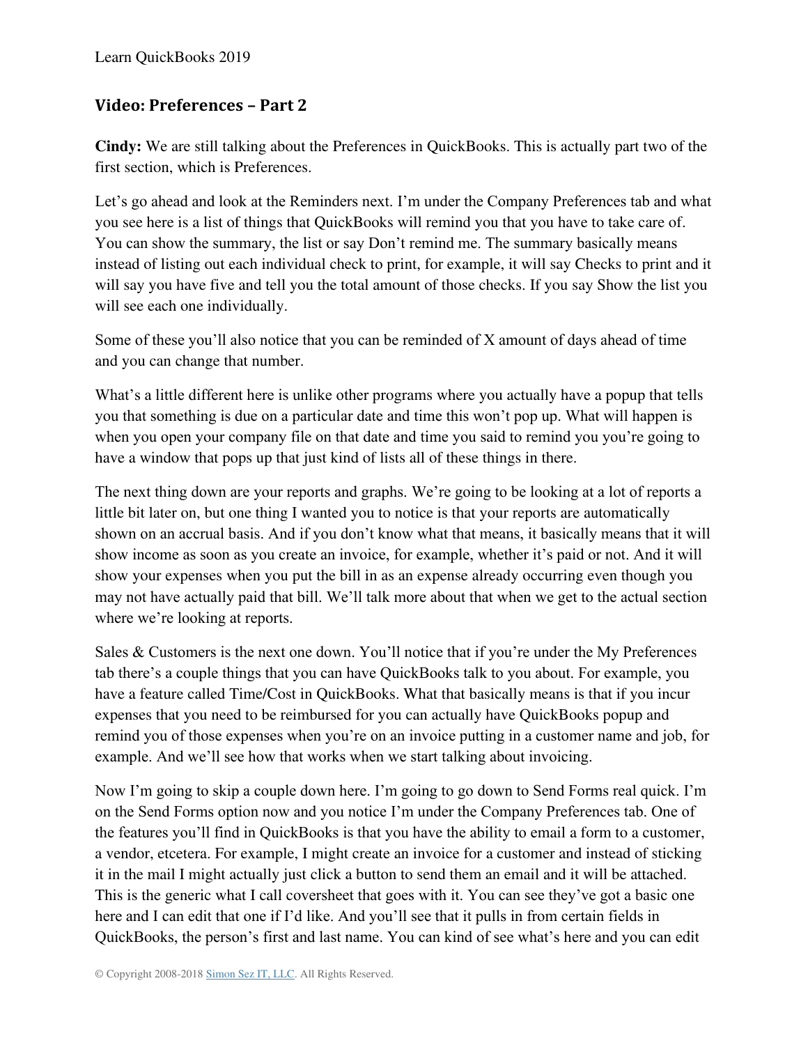## Video: Preferences – Part 2

**Cindy:** We are still talking about the Preferences in QuickBooks. This is actually part two of the first section, which is Preferences.

Let's go ahead and look at the Reminders next. I'm under the Company Preferences tab and what you see here is a list of things that QuickBooks will remind you that you have to take care of. You can show the summary, the list or say Don't remind me. The summary basically means instead of listing out each individual check to print, for example, it will say Checks to print and it will say you have five and tell you the total amount of those checks. If you say Show the list you will see each one individually.

Some of these you'll also notice that you can be reminded of X amount of days ahead of time and you can change that number.

What's a little different here is unlike other programs where you actually have a popup that tells you that something is due on a particular date and time this won't pop up. What will happen is when you open your company file on that date and time you said to remind you you're going to have a window that pops up that just kind of lists all of these things in there.

The next thing down are your reports and graphs. We're going to be looking at a lot of reports a little bit later on, but one thing I wanted you to notice is that your reports are automatically shown on an accrual basis. And if you don't know what that means, it basically means that it will show income as soon as you create an invoice, for example, whether it's paid or not. And it will show your expenses when you put the bill in as an expense already occurring even though you may not have actually paid that bill. We'll talk more about that when we get to the actual section where we're looking at reports.

Sales & Customers is the next one down. You'll notice that if you're under the My Preferences tab there's a couple things that you can have QuickBooks talk to you about. For example, you have a feature called Time/Cost in QuickBooks. What that basically means is that if you incur expenses that you need to be reimbursed for you can actually have QuickBooks popup and remind you of those expenses when you're on an invoice putting in a customer name and job, for example. And we'll see how that works when we start talking about invoicing.

Now I'm going to skip a couple down here. I'm going to go down to Send Forms real quick. I'm on the Send Forms option now and you notice I'm under the Company Preferences tab. One of the features you'll find in QuickBooks is that you have the ability to email a form to a customer, a vendor, etcetera. For example, I might create an invoice for a customer and instead of sticking it in the mail I might actually just click a button to send them an email and it will be attached. This is the generic what I call coversheet that goes with it. You can see they've got a basic one here and I can edit that one if I'd like. And you'll see that it pulls in from certain fields in QuickBooks, the person's first and last name. You can kind of see what's here and you can edit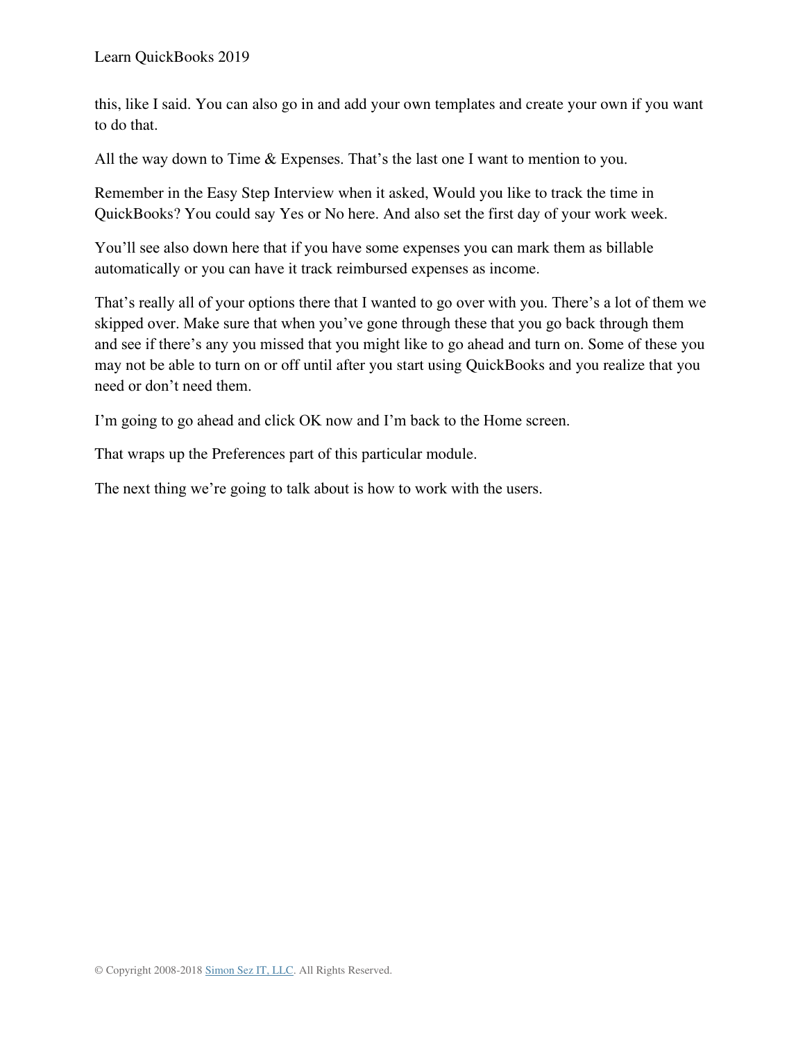this, like I said. You can also go in and add your own templates and create your own if you want to do that.

All the way down to Time & Expenses. That's the last one I want to mention to you.

Remember in the Easy Step Interview when it asked, Would you like to track the time in QuickBooks? You could say Yes or No here. And also set the first day of your work week.

You'll see also down here that if you have some expenses you can mark them as billable automatically or you can have it track reimbursed expenses as income.

That's really all of your options there that I wanted to go over with you. There's a lot of them we skipped over. Make sure that when you've gone through these that you go back through them and see if there's any you missed that you might like to go ahead and turn on. Some of these you may not be able to turn on or off until after you start using QuickBooks and you realize that you need or don't need them.

I'm going to go ahead and click OK now and I'm back to the Home screen.

That wraps up the Preferences part of this particular module.

The next thing we're going to talk about is how to work with the users.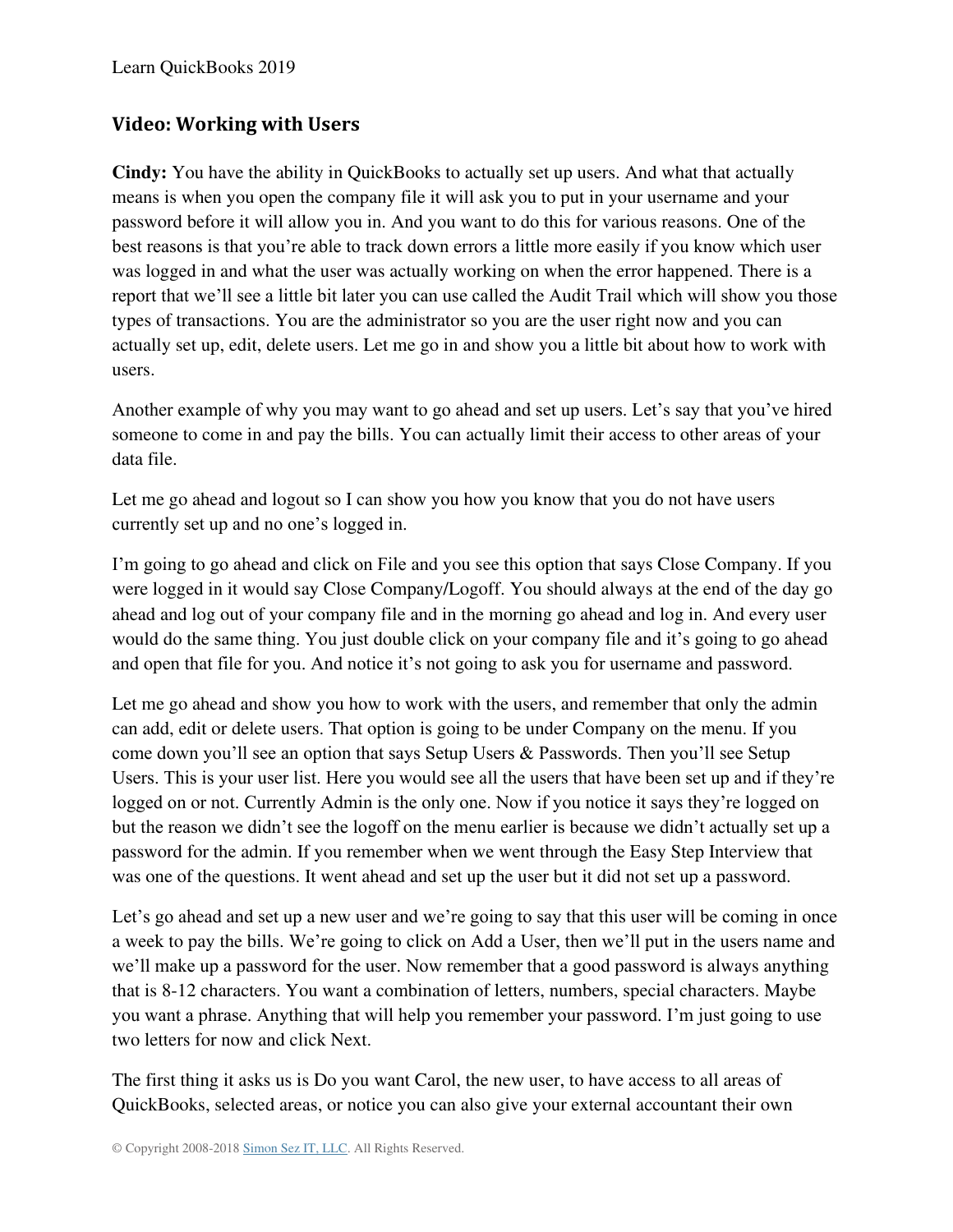## Video: Working with Users

**Cindy:** You have the ability in QuickBooks to actually set up users. And what that actually means is when you open the company file it will ask you to put in your username and your password before it will allow you in. And you want to do this for various reasons. One of the best reasons is that you're able to track down errors a little more easily if you know which user was logged in and what the user was actually working on when the error happened. There is a report that we'll see a little bit later you can use called the Audit Trail which will show you those types of transactions. You are the administrator so you are the user right now and you can actually set up, edit, delete users. Let me go in and show you a little bit about how to work with users.

Another example of why you may want to go ahead and set up users. Let's say that you've hired someone to come in and pay the bills. You can actually limit their access to other areas of your data file.

Let me go ahead and logout so I can show you how you know that you do not have users currently set up and no one's logged in.

I'm going to go ahead and click on File and you see this option that says Close Company. If you were logged in it would say Close Company/Logoff. You should always at the end of the day go ahead and log out of your company file and in the morning go ahead and log in. And every user would do the same thing. You just double click on your company file and it's going to go ahead and open that file for you. And notice it's not going to ask you for username and password.

Let me go ahead and show you how to work with the users, and remember that only the admin can add, edit or delete users. That option is going to be under Company on the menu. If you come down you'll see an option that says Setup Users & Passwords. Then you'll see Setup Users. This is your user list. Here you would see all the users that have been set up and if they're logged on or not. Currently Admin is the only one. Now if you notice it says they're logged on but the reason we didn't see the logoff on the menu earlier is because we didn't actually set up a password for the admin. If you remember when we went through the Easy Step Interview that was one of the questions. It went ahead and set up the user but it did not set up a password.

Let's go ahead and set up a new user and we're going to say that this user will be coming in once a week to pay the bills. We're going to click on Add a User, then we'll put in the users name and we'll make up a password for the user. Now remember that a good password is always anything that is 8-12 characters. You want a combination of letters, numbers, special characters. Maybe you want a phrase. Anything that will help you remember your password. I'm just going to use two letters for now and click Next.

The first thing it asks us is Do you want Carol, the new user, to have access to all areas of QuickBooks, selected areas, or notice you can also give your external accountant their own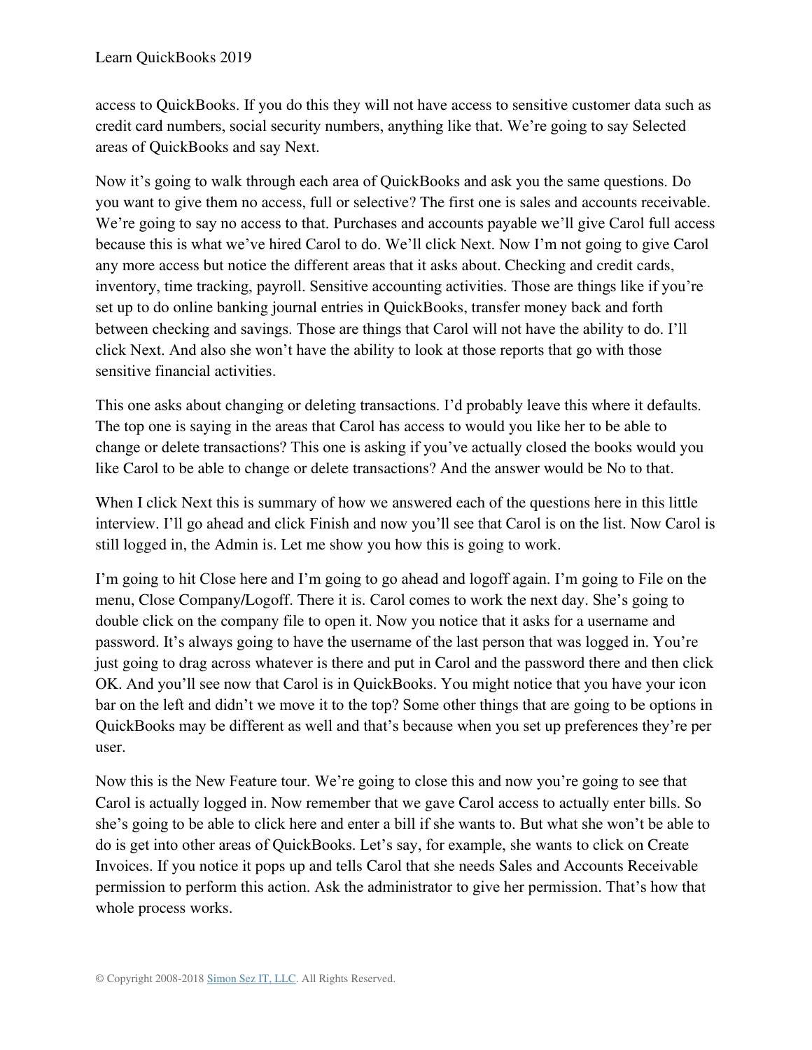access to QuickBooks. If you do this they will not have access to sensitive customer data such as credit card numbers, social security numbers, anything like that. We're going to say Selected areas of QuickBooks and say Next.

Now it's going to walk through each area of QuickBooks and ask you the same questions. Do you want to give them no access, full or selective? The first one is sales and accounts receivable. We're going to say no access to that. Purchases and accounts payable we'll give Carol full access because this is what we've hired Carol to do. We'll click Next. Now I'm not going to give Carol any more access but notice the different areas that it asks about. Checking and credit cards, inventory, time tracking, payroll. Sensitive accounting activities. Those are things like if you're set up to do online banking journal entries in QuickBooks, transfer money back and forth between checking and savings. Those are things that Carol will not have the ability to do. I'll click Next. And also she won't have the ability to look at those reports that go with those sensitive financial activities.

This one asks about changing or deleting transactions. I'd probably leave this where it defaults. The top one is saying in the areas that Carol has access to would you like her to be able to change or delete transactions? This one is asking if you've actually closed the books would you like Carol to be able to change or delete transactions? And the answer would be No to that.

When I click Next this is summary of how we answered each of the questions here in this little interview. I'll go ahead and click Finish and now you'll see that Carol is on the list. Now Carol is still logged in, the Admin is. Let me show you how this is going to work.

I'm going to hit Close here and I'm going to go ahead and logoff again. I'm going to File on the menu, Close Company/Logoff. There it is. Carol comes to work the next day. She's going to double click on the company file to open it. Now you notice that it asks for a username and password. It's always going to have the username of the last person that was logged in. You're just going to drag across whatever is there and put in Carol and the password there and then click OK. And you'll see now that Carol is in QuickBooks. You might notice that you have your icon bar on the left and didn't we move it to the top? Some other things that are going to be options in QuickBooks may be different as well and that's because when you set up preferences they're per user.

Now this is the New Feature tour. We're going to close this and now you're going to see that Carol is actually logged in. Now remember that we gave Carol access to actually enter bills. So she's going to be able to click here and enter a bill if she wants to. But what she won't be able to do is get into other areas of QuickBooks. Let's say, for example, she wants to click on Create Invoices. If you notice it pops up and tells Carol that she needs Sales and Accounts Receivable permission to perform this action. Ask the administrator to give her permission. That's how that whole process works.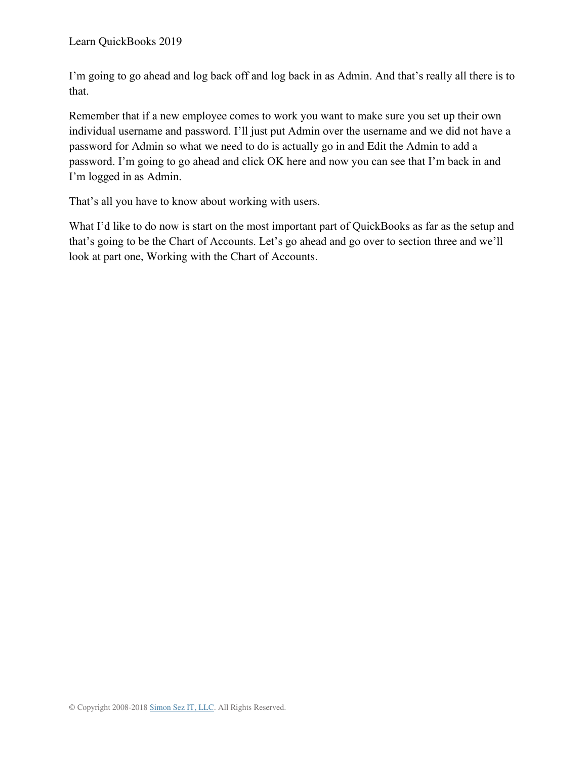I'm going to go ahead and log back off and log back in as Admin. And that's really all there is to that.

Remember that if a new employee comes to work you want to make sure you set up their own individual username and password. I'll just put Admin over the username and we did not have a password for Admin so what we need to do is actually go in and Edit the Admin to add a password. I'm going to go ahead and click OK here and now you can see that I'm back in and I'm logged in as Admin.

That's all you have to know about working with users.

What I'd like to do now is start on the most important part of QuickBooks as far as the setup and that's going to be the Chart of Accounts. Let's go ahead and go over to section three and we'll look at part one, Working with the Chart of Accounts.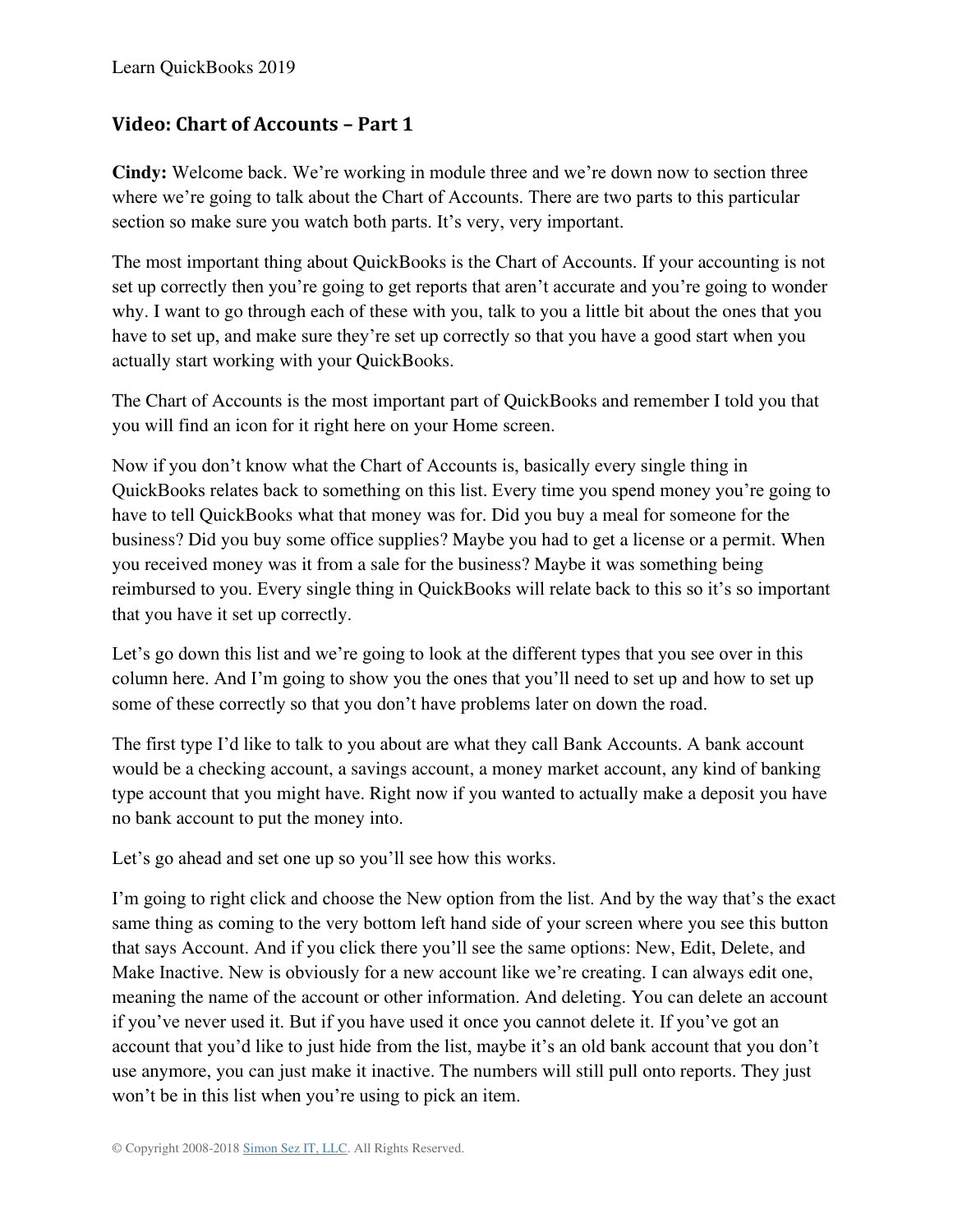## Video: Chart of Accounts – Part 1

**Cindy:** Welcome back. We're working in module three and we're down now to section three where we're going to talk about the Chart of Accounts. There are two parts to this particular section so make sure you watch both parts. It's very, very important.

The most important thing about QuickBooks is the Chart of Accounts. If your accounting is not set up correctly then you're going to get reports that aren't accurate and you're going to wonder why. I want to go through each of these with you, talk to you a little bit about the ones that you have to set up, and make sure they're set up correctly so that you have a good start when you actually start working with your QuickBooks.

The Chart of Accounts is the most important part of QuickBooks and remember I told you that you will find an icon for it right here on your Home screen.

Now if you don't know what the Chart of Accounts is, basically every single thing in QuickBooks relates back to something on this list. Every time you spend money you're going to have to tell QuickBooks what that money was for. Did you buy a meal for someone for the business? Did you buy some office supplies? Maybe you had to get a license or a permit. When you received money was it from a sale for the business? Maybe it was something being reimbursed to you. Every single thing in QuickBooks will relate back to this so it's so important that you have it set up correctly.

Let's go down this list and we're going to look at the different types that you see over in this column here. And I'm going to show you the ones that you'll need to set up and how to set up some of these correctly so that you don't have problems later on down the road.

The first type I'd like to talk to you about are what they call Bank Accounts. A bank account would be a checking account, a savings account, a money market account, any kind of banking type account that you might have. Right now if you wanted to actually make a deposit you have no bank account to put the money into.

Let's go ahead and set one up so you'll see how this works.

I'm going to right click and choose the New option from the list. And by the way that's the exact same thing as coming to the very bottom left hand side of your screen where you see this button that says Account. And if you click there you'll see the same options: New, Edit, Delete, and Make Inactive. New is obviously for a new account like we're creating. I can always edit one, meaning the name of the account or other information. And deleting. You can delete an account if you've never used it. But if you have used it once you cannot delete it. If you've got an account that you'd like to just hide from the list, maybe it's an old bank account that you don't use anymore, you can just make it inactive. The numbers will still pull onto reports. They just won't be in this list when you're using to pick an item.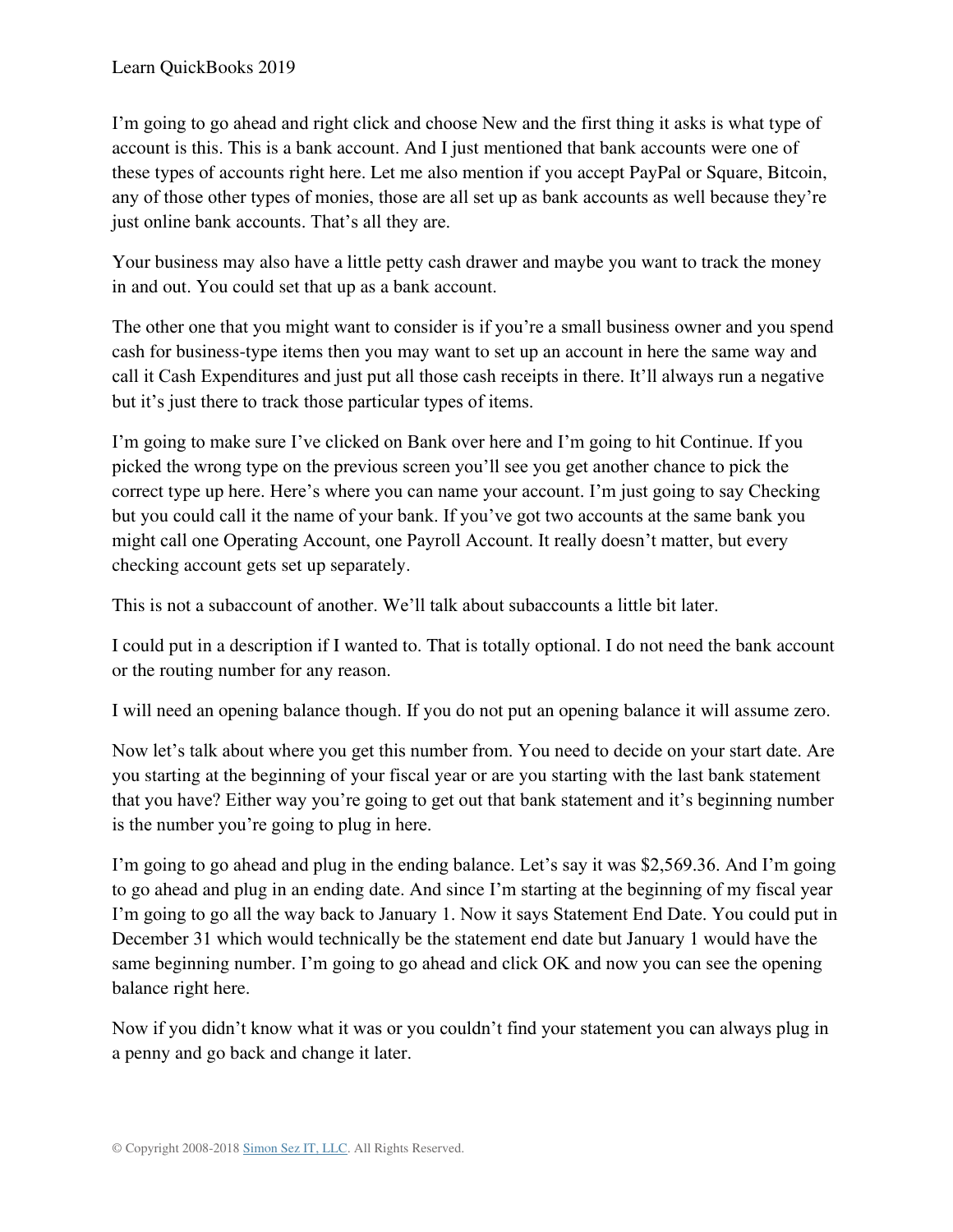I'm going to go ahead and right click and choose New and the first thing it asks is what type of account is this. This is a bank account. And I just mentioned that bank accounts were one of these types of accounts right here. Let me also mention if you accept PayPal or Square, Bitcoin, any of those other types of monies, those are all set up as bank accounts as well because they're just online bank accounts. That's all they are.

Your business may also have a little petty cash drawer and maybe you want to track the money in and out. You could set that up as a bank account.

The other one that you might want to consider is if you're a small business owner and you spend cash for business-type items then you may want to set up an account in here the same way and call it Cash Expenditures and just put all those cash receipts in there. It'll always run a negative but it's just there to track those particular types of items.

I'm going to make sure I've clicked on Bank over here and I'm going to hit Continue. If you picked the wrong type on the previous screen you'll see you get another chance to pick the correct type up here. Here's where you can name your account. I'm just going to say Checking but you could call it the name of your bank. If you've got two accounts at the same bank you might call one Operating Account, one Payroll Account. It really doesn't matter, but every checking account gets set up separately.

This is not a subaccount of another. We'll talk about subaccounts a little bit later.

I could put in a description if I wanted to. That is totally optional. I do not need the bank account or the routing number for any reason.

I will need an opening balance though. If you do not put an opening balance it will assume zero.

Now let's talk about where you get this number from. You need to decide on your start date. Are you starting at the beginning of your fiscal year or are you starting with the last bank statement that you have? Either way you're going to get out that bank statement and it's beginning number is the number you're going to plug in here.

I'm going to go ahead and plug in the ending balance. Let's say it was $2,569.36. And I'm going to go ahead and plug in an ending date. And since I'm starting at the beginning of my fiscal year I'm going to go all the way back to January 1. Now it says Statement End Date. You could put in December 31 which would technically be the statement end date but January 1 would have the same beginning number. I'm going to go ahead and click OK and now you can see the opening balance right here.

Now if you didn't know what it was or you couldn't find your statement you can always plug in a penny and go back and change it later.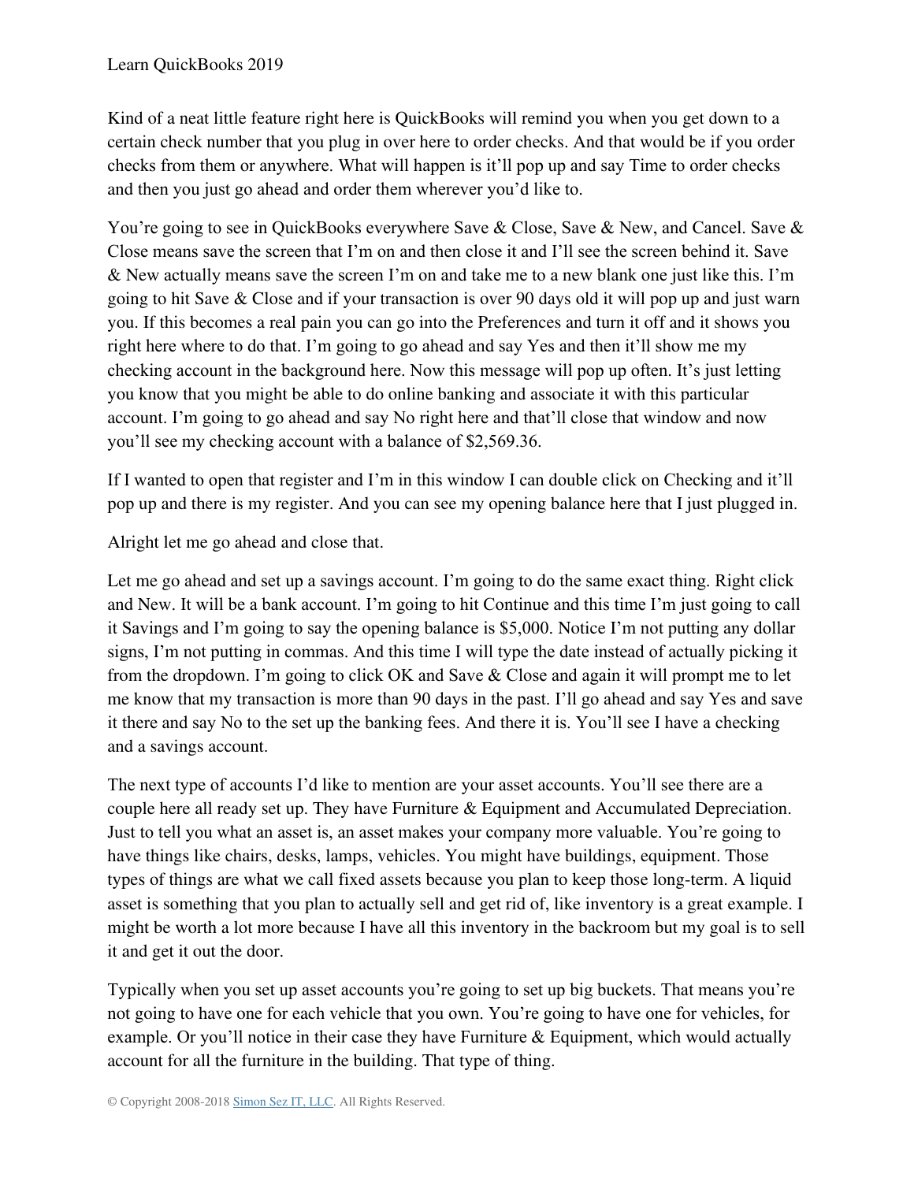Kind of a neat little feature right here is QuickBooks will remind you when you get down to a certain check number that you plug in over here to order checks. And that would be if you order checks from them or anywhere. What will happen is it'll pop up and say Time to order checks and then you just go ahead and order them wherever you'd like to.

You're going to see in QuickBooks everywhere Save & Close, Save & New, and Cancel. Save & Close means save the screen that I'm on and then close it and I'll see the screen behind it. Save & New actually means save the screen I'm on and take me to a new blank one just like this. I'm going to hit Save & Close and if your transaction is over 90 days old it will pop up and just warn you. If this becomes a real pain you can go into the Preferences and turn it off and it shows you right here where to do that. I'm going to go ahead and say Yes and then it'll show me my checking account in the background here. Now this message will pop up often. It's just letting you know that you might be able to do online banking and associate it with this particular account. I'm going to go ahead and say No right here and that'll close that window and now you'll see my checking account with a balance of $2,569.36.

If I wanted to open that register and I'm in this window I can double click on Checking and it'll pop up and there is my register. And you can see my opening balance here that I just plugged in.

Alright let me go ahead and close that.

Let me go ahead and set up a savings account. I'm going to do the same exact thing. Right click and New. It will be a bank account. I'm going to hit Continue and this time I'm just going to call it Savings and I'm going to say the opening balance is $5,000. Notice I'm not putting any dollar signs, I'm not putting in commas. And this time I will type the date instead of actually picking it from the dropdown. I'm going to click OK and Save & Close and again it will prompt me to let me know that my transaction is more than 90 days in the past. I'll go ahead and say Yes and save it there and say No to the set up the banking fees. And there it is. You'll see I have a checking and a savings account.

The next type of accounts I'd like to mention are your asset accounts. You'll see there are a couple here all ready set up. They have Furniture & Equipment and Accumulated Depreciation. Just to tell you what an asset is, an asset makes your company more valuable. You're going to have things like chairs, desks, lamps, vehicles. You might have buildings, equipment. Those types of things are what we call fixed assets because you plan to keep those long-term. A liquid asset is something that you plan to actually sell and get rid of, like inventory is a great example. I might be worth a lot more because I have all this inventory in the backroom but my goal is to sell it and get it out the door.

Typically when you set up asset accounts you're going to set up big buckets. That means you're not going to have one for each vehicle that you own. You're going to have one for vehicles, for example. Or you'll notice in their case they have Furniture & Equipment, which would actually account for all the furniture in the building. That type of thing.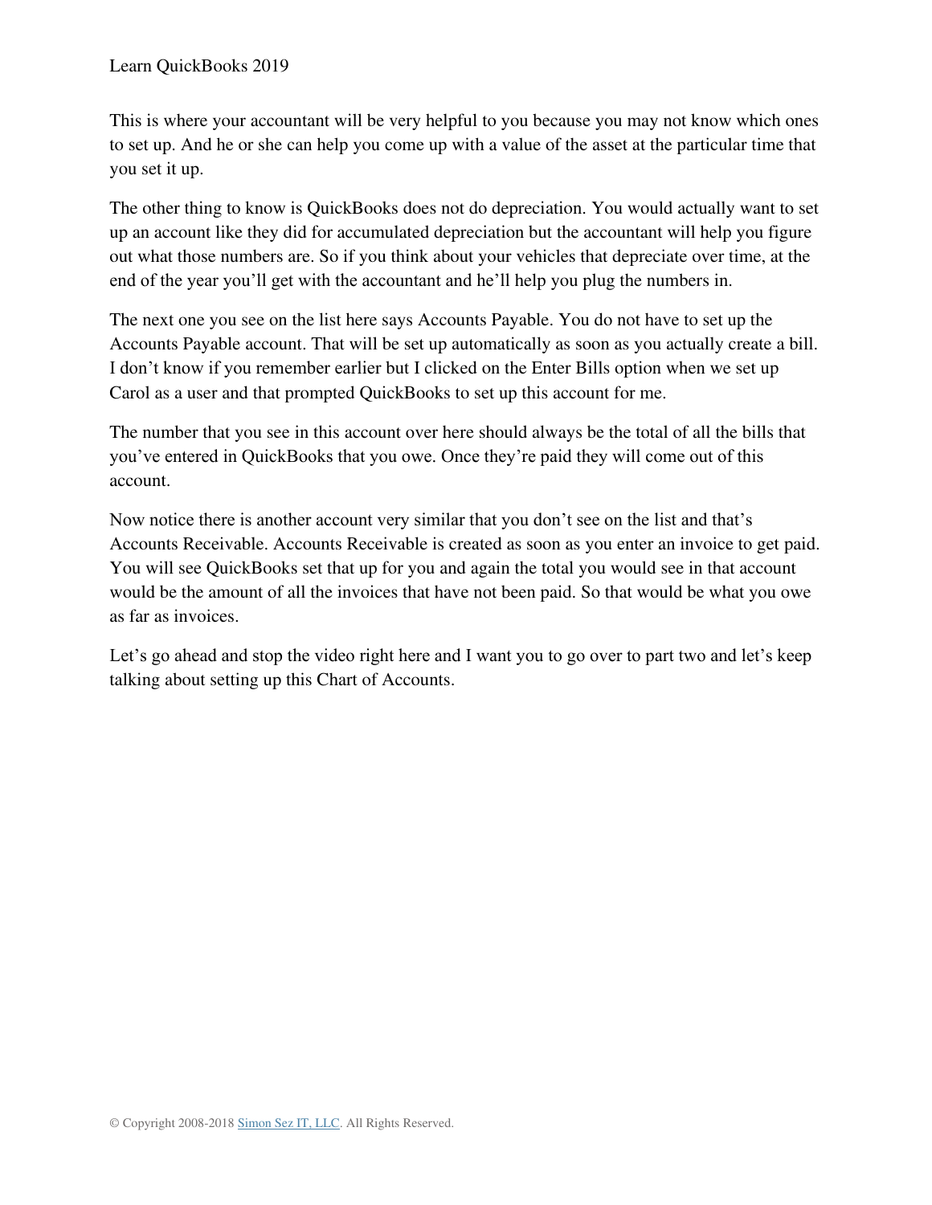This is where your accountant will be very helpful to you because you may not know which ones to set up. And he or she can help you come up with a value of the asset at the particular time that you set it up.

The other thing to know is QuickBooks does not do depreciation. You would actually want to set up an account like they did for accumulated depreciation but the accountant will help you figure out what those numbers are. So if you think about your vehicles that depreciate over time, at the end of the year you'll get with the accountant and he'll help you plug the numbers in.

The next one you see on the list here says Accounts Payable. You do not have to set up the Accounts Payable account. That will be set up automatically as soon as you actually create a bill. I don't know if you remember earlier but I clicked on the Enter Bills option when we set up Carol as a user and that prompted QuickBooks to set up this account for me.

The number that you see in this account over here should always be the total of all the bills that you've entered in QuickBooks that you owe. Once they're paid they will come out of this account.

Now notice there is another account very similar that you don't see on the list and that's Accounts Receivable. Accounts Receivable is created as soon as you enter an invoice to get paid. You will see QuickBooks set that up for you and again the total you would see in that account would be the amount of all the invoices that have not been paid. So that would be what you owe as far as invoices.

Let's go ahead and stop the video right here and I want you to go over to part two and let's keep talking about setting up this Chart of Accounts.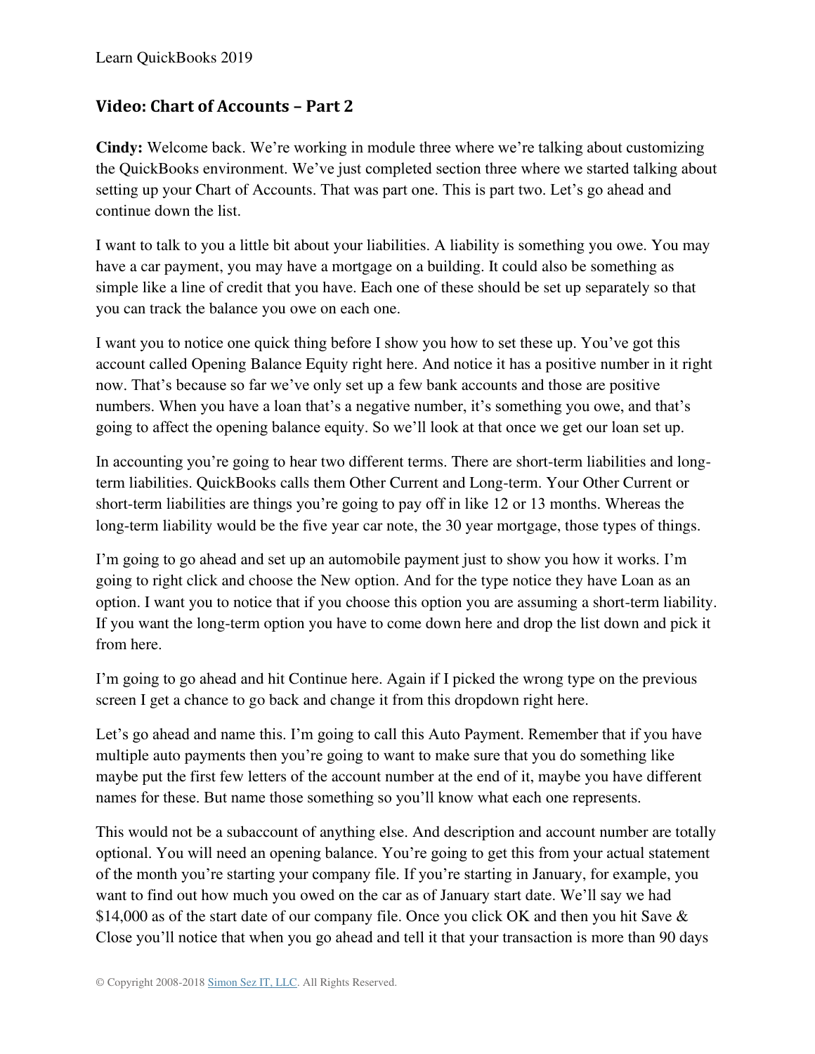## Video: Chart of Accounts – Part 2

**Cindy:** Welcome back. We're working in module three where we're talking about customizing the QuickBooks environment. We've just completed section three where we started talking about setting up your Chart of Accounts. That was part one. This is part two. Let's go ahead and continue down the list.

I want to talk to you a little bit about your liabilities. A liability is something you owe. You may have a car payment, you may have a mortgage on a building. It could also be something as simple like a line of credit that you have. Each one of these should be set up separately so that you can track the balance you owe on each one.

I want you to notice one quick thing before I show you how to set these up. You've got this account called Opening Balance Equity right here. And notice it has a positive number in it right now. That's because so far we've only set up a few bank accounts and those are positive numbers. When you have a loan that's a negative number, it's something you owe, and that's going to affect the opening balance equity. So we'll look at that once we get our loan set up.

In accounting you're going to hear two different terms. There are short-term liabilities and long-term liabilities. QuickBooks calls them Other Current and Long-term. Your Other Current or short-term liabilities are things you're going to pay off in like 12 or 13 months. Whereas the long-term liability would be the five year car note, the 30 year mortgage, those types of things.

I'm going to go ahead and set up an automobile payment just to show you how it works. I'm going to right click and choose the New option. And for the type notice they have Loan as an option. I want you to notice that if you choose this option you are assuming a short-term liability. If you want the long-term option you have to come down here and drop the list down and pick it from here.

I'm going to go ahead and hit Continue here. Again if I picked the wrong type on the previous screen I get a chance to go back and change it from this dropdown right here.

Let's go ahead and name this. I'm going to call this Auto Payment. Remember that if you have multiple auto payments then you're going to want to make sure that you do something like maybe put the first few letters of the account number at the end of it, maybe you have different names for these. But name those something so you'll know what each one represents.

This would not be a subaccount of anything else. And description and account number are totally optional. You will need an opening balance. You're going to get this from your actual statement of the month you're starting your company file. If you're starting in January, for example, you want to find out how much you owed on the car as of January start date. We'll say we had $14,000 as of the start date of our company file. Once you click OK and then you hit Save & Close you'll notice that when you go ahead and tell it that your transaction is more than 90 days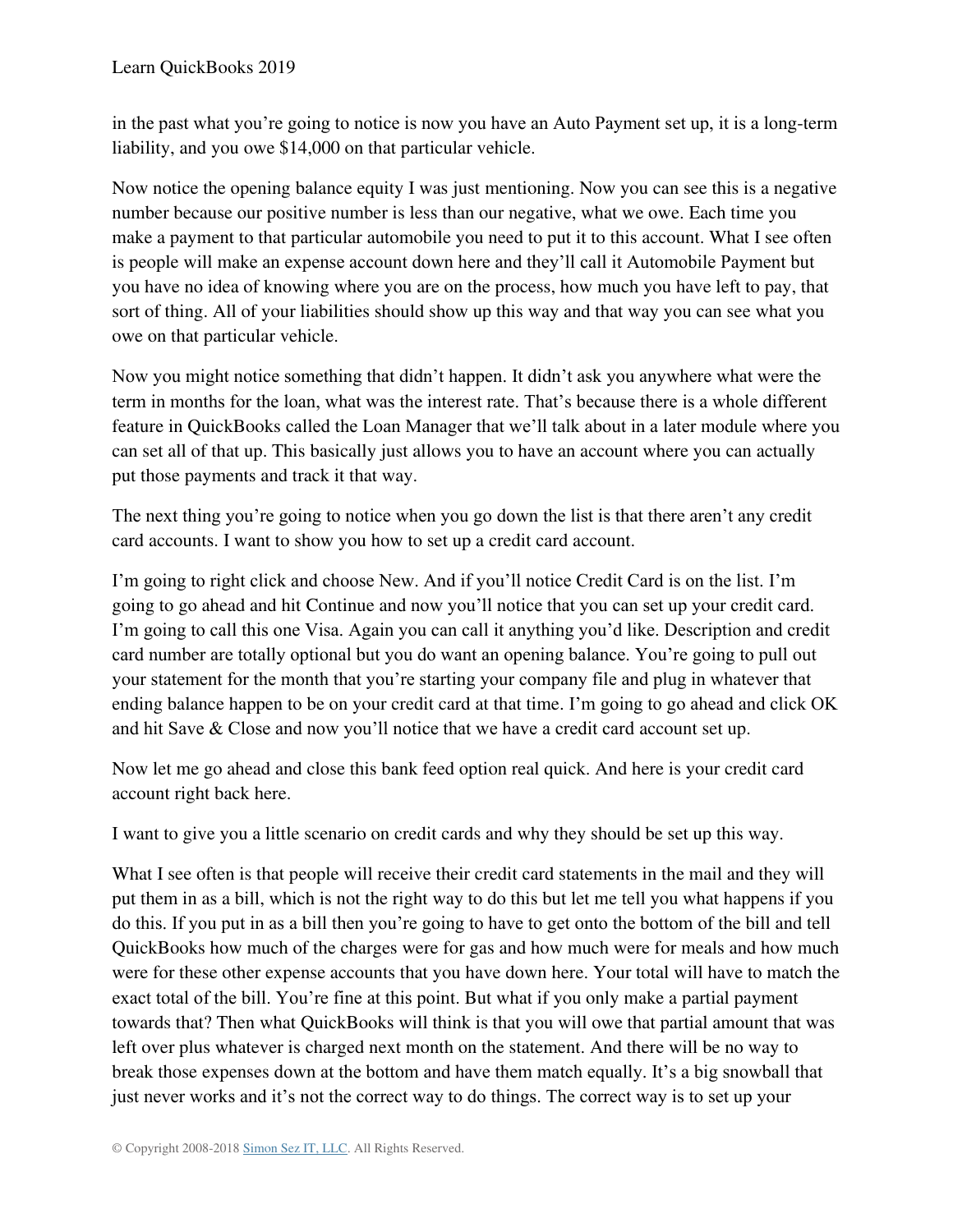in the past what you're going to notice is now you have an Auto Payment set up, it is a long-term liability, and you owe $14,000 on that particular vehicle.

Now notice the opening balance equity I was just mentioning. Now you can see this is a negative number because our positive number is less than our negative, what we owe. Each time you make a payment to that particular automobile you need to put it to this account. What I see often is people will make an expense account down here and they'll call it Automobile Payment but you have no idea of knowing where you are on the process, how much you have left to pay, that sort of thing. All of your liabilities should show up this way and that way you can see what you owe on that particular vehicle.

Now you might notice something that didn't happen. It didn't ask you anywhere what were the term in months for the loan, what was the interest rate. That's because there is a whole different feature in QuickBooks called the Loan Manager that we'll talk about in a later module where you can set all of that up. This basically just allows you to have an account where you can actually put those payments and track it that way.

The next thing you're going to notice when you go down the list is that there aren't any credit card accounts. I want to show you how to set up a credit card account.

I'm going to right click and choose New. And if you'll notice Credit Card is on the list. I'm going to go ahead and hit Continue and now you'll notice that you can set up your credit card. I'm going to call this one Visa. Again you can call it anything you'd like. Description and credit card number are totally optional but you do want an opening balance. You're going to pull out your statement for the month that you're starting your company file and plug in whatever that ending balance happen to be on your credit card at that time. I'm going to go ahead and click OK and hit Save & Close and now you'll notice that we have a credit card account set up.

Now let me go ahead and close this bank feed option real quick. And here is your credit card account right back here.

I want to give you a little scenario on credit cards and why they should be set up this way.

What I see often is that people will receive their credit card statements in the mail and they will put them in as a bill, which is not the right way to do this but let me tell you what happens if you do this. If you put in as a bill then you're going to have to get onto the bottom of the bill and tell QuickBooks how much of the charges were for gas and how much were for meals and how much were for these other expense accounts that you have down here. Your total will have to match the exact total of the bill. You're fine at this point. But what if you only make a partial payment towards that? Then what QuickBooks will think is that you will owe that partial amount that was left over plus whatever is charged next month on the statement. And there will be no way to break those expenses down at the bottom and have them match equally. It's a big snowball that just never works and it's not the correct way to do things. The correct way is to set up your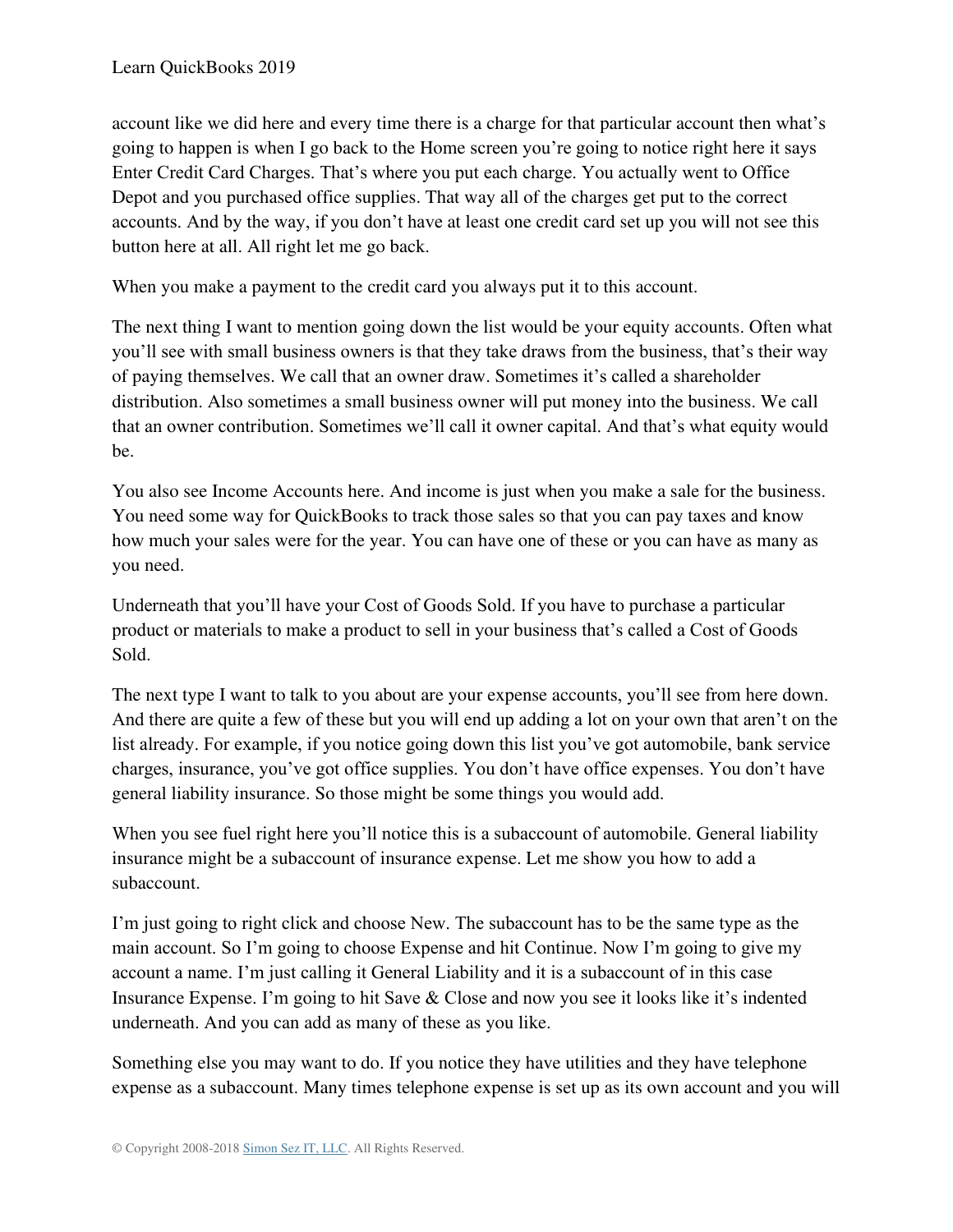account like we did here and every time there is a charge for that particular account then what's going to happen is when I go back to the Home screen you're going to notice right here it says Enter Credit Card Charges. That's where you put each charge. You actually went to Office Depot and you purchased office supplies. That way all of the charges get put to the correct accounts. And by the way, if you don't have at least one credit card set up you will not see this button here at all. All right let me go back.

When you make a payment to the credit card you always put it to this account.

The next thing I want to mention going down the list would be your equity accounts. Often what you'll see with small business owners is that they take draws from the business, that's their way of paying themselves. We call that an owner draw. Sometimes it's called a shareholder distribution. Also sometimes a small business owner will put money into the business. We call that an owner contribution. Sometimes we'll call it owner capital. And that's what equity would be.

You also see Income Accounts here. And income is just when you make a sale for the business. You need some way for QuickBooks to track those sales so that you can pay taxes and know how much your sales were for the year. You can have one of these or you can have as many as you need.

Underneath that you'll have your Cost of Goods Sold. If you have to purchase a particular product or materials to make a product to sell in your business that's called a Cost of Goods Sold.

The next type I want to talk to you about are your expense accounts, you'll see from here down. And there are quite a few of these but you will end up adding a lot on your own that aren't on the list already. For example, if you notice going down this list you've got automobile, bank service charges, insurance, you've got office supplies. You don't have office expenses. You don't have general liability insurance. So those might be some things you would add.

When you see fuel right here you'll notice this is a subaccount of automobile. General liability insurance might be a subaccount of insurance expense. Let me show you how to add a subaccount.

I'm just going to right click and choose New. The subaccount has to be the same type as the main account. So I'm going to choose Expense and hit Continue. Now I'm going to give my account a name. I'm just calling it General Liability and it is a subaccount of in this case Insurance Expense. I'm going to hit Save & Close and now you see it looks like it's indented underneath. And you can add as many of these as you like.

Something else you may want to do. If you notice they have utilities and they have telephone expense as a subaccount. Many times telephone expense is set up as its own account and you will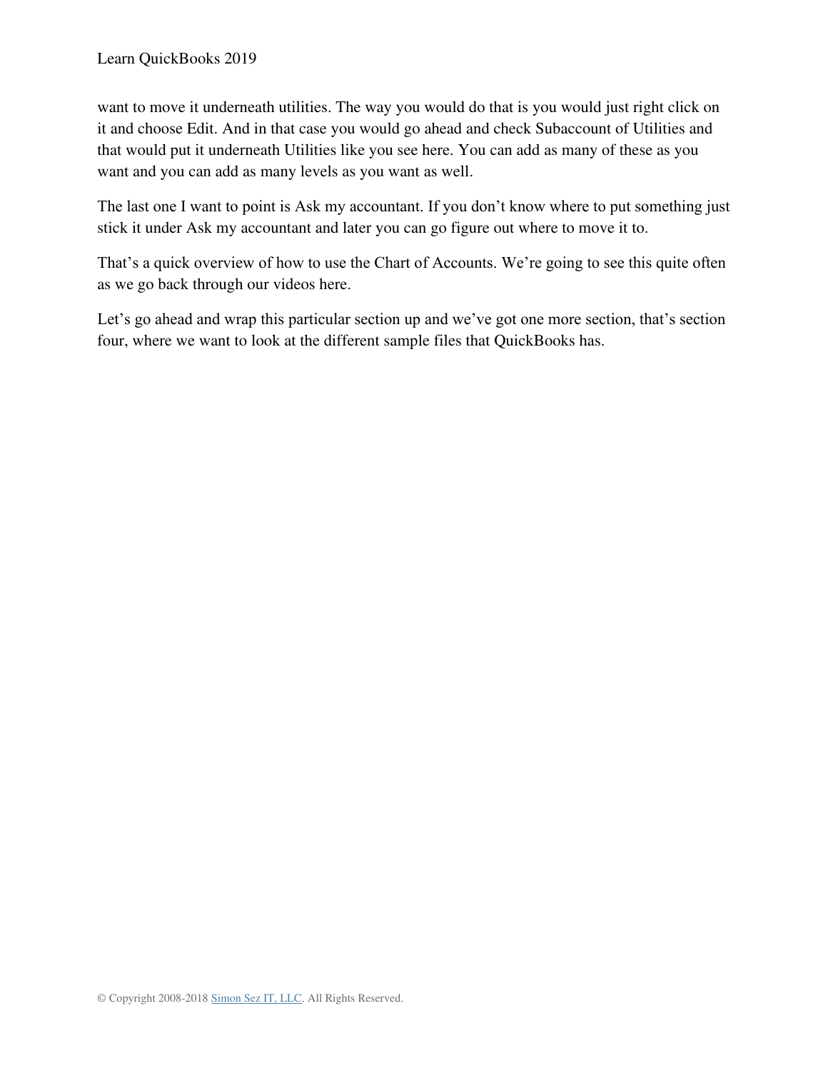want to move it underneath utilities. The way you would do that is you would just right click on it and choose Edit. And in that case you would go ahead and check Subaccount of Utilities and that would put it underneath Utilities like you see here. You can add as many of these as you want and you can add as many levels as you want as well.

The last one I want to point is Ask my accountant. If you don't know where to put something just stick it under Ask my accountant and later you can go figure out where to move it to.

That's a quick overview of how to use the Chart of Accounts. We're going to see this quite often as we go back through our videos here.

Let's go ahead and wrap this particular section up and we've got one more section, that's section four, where we want to look at the different sample files that QuickBooks has.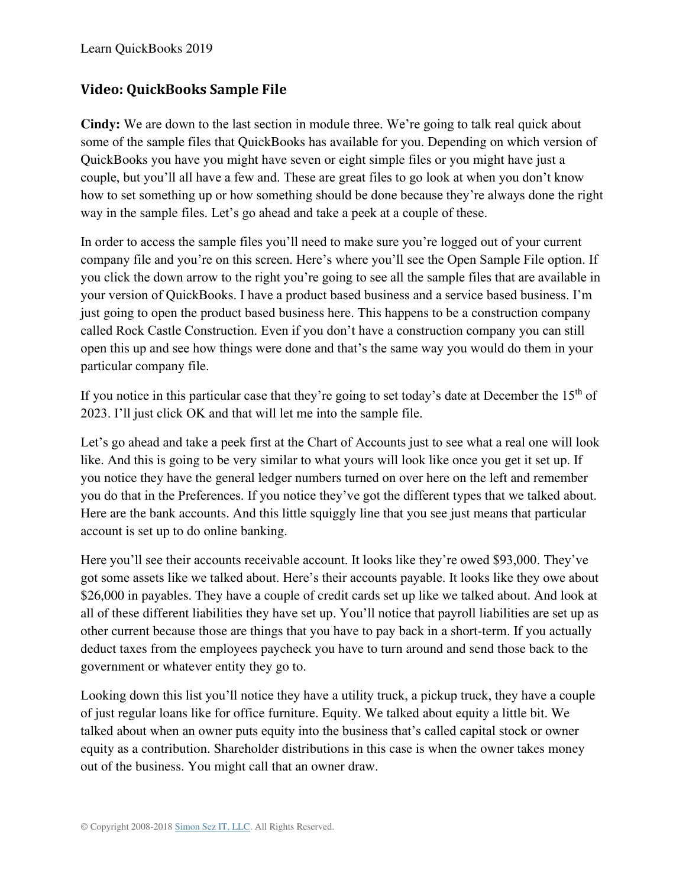## Video: QuickBooks Sample File

**Cindy:** We are down to the last section in module three. We're going to talk real quick about some of the sample files that QuickBooks has available for you. Depending on which version of QuickBooks you have you might have seven or eight simple files or you might have just a couple, but you'll all have a few and. These are great files to go look at when you don't know how to set something up or how something should be done because they're always done the right way in the sample files. Let's go ahead and take a peek at a couple of these.

In order to access the sample files you'll need to make sure you're logged out of your current company file and you're on this screen. Here's where you'll see the Open Sample File option. If you click the down arrow to the right you're going to see all the sample files that are available in your version of QuickBooks. I have a product based business and a service based business. I'm just going to open the product based business here. This happens to be a construction company called Rock Castle Construction. Even if you don't have a construction company you can still open this up and see how things were done and that's the same way you would do them in your particular company file.

If you notice in this particular case that they're going to set today's date at December the 15th of 2023. I'll just click OK and that will let me into the sample file.

Let's go ahead and take a peek first at the Chart of Accounts just to see what a real one will look like. And this is going to be very similar to what yours will look like once you get it set up. If you notice they have the general ledger numbers turned on over here on the left and remember you do that in the Preferences. If you notice they've got the different types that we talked about. Here are the bank accounts. And this little squiggly line that you see just means that particular account is set up to do online banking.

Here you'll see their accounts receivable account. It looks like they're owed $93,000. They've got some assets like we talked about. Here's their accounts payable. It looks like they owe about $26,000 in payables. They have a couple of credit cards set up like we talked about. And look at all of these different liabilities they have set up. You'll notice that payroll liabilities are set up as other current because those are things that you have to pay back in a short-term. If you actually deduct taxes from the employees paycheck you have to turn around and send those back to the government or whatever entity they go to.

Looking down this list you'll notice they have a utility truck, a pickup truck, they have a couple of just regular loans like for office furniture. Equity. We talked about equity a little bit. We talked about when an owner puts equity into the business that's called capital stock or owner equity as a contribution. Shareholder distributions in this case is when the owner takes money out of the business. You might call that an owner draw.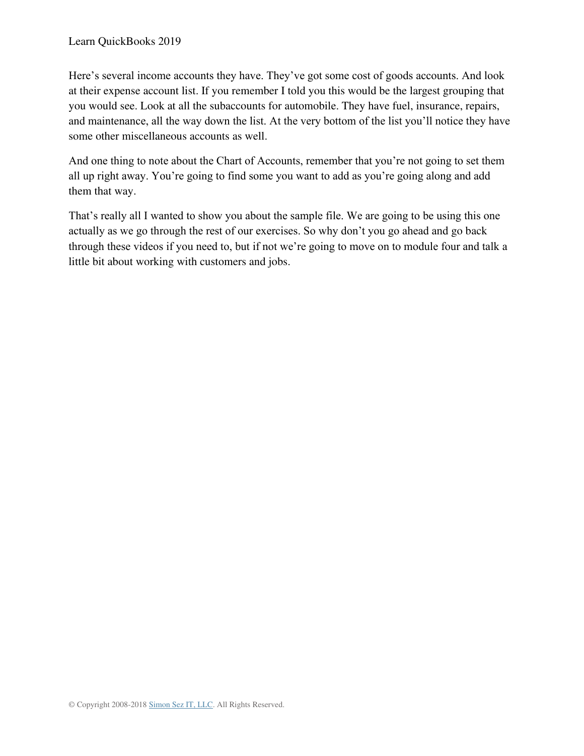Here's several income accounts they have. They've got some cost of goods accounts. And look at their expense account list. If you remember I told you this would be the largest grouping that you would see. Look at all the subaccounts for automobile. They have fuel, insurance, repairs, and maintenance, all the way down the list. At the very bottom of the list you'll notice they have some other miscellaneous accounts as well.

And one thing to note about the Chart of Accounts, remember that you're not going to set them all up right away. You're going to find some you want to add as you're going along and add them that way.

That's really all I wanted to show you about the sample file. We are going to be using this one actually as we go through the rest of our exercises. So why don't you go ahead and go back through these videos if you need to, but if not we're going to move on to module four and talk a little bit about working with customers and jobs.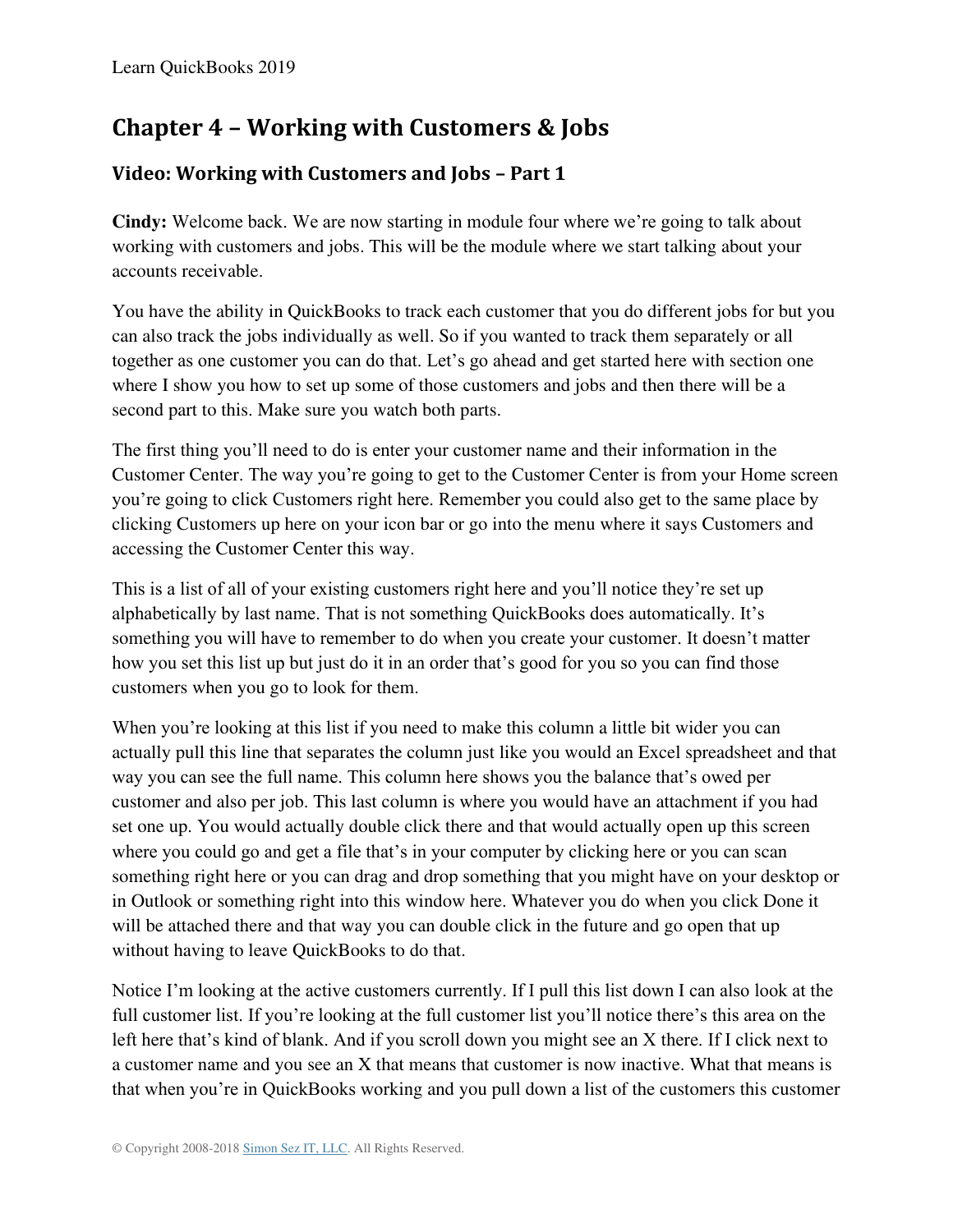# Chapter 4 – Working with Customers & Jobs

## Video: Working with Customers and Jobs – Part 1

**Cindy:** Welcome back. We are now starting in module four where we're going to talk about working with customers and jobs. This will be the module where we start talking about your accounts receivable.

You have the ability in QuickBooks to track each customer that you do different jobs for but you can also track the jobs individually as well. So if you wanted to track them separately or all together as one customer you can do that. Let's go ahead and get started here with section one where I show you how to set up some of those customers and jobs and then there will be a second part to this. Make sure you watch both parts.

The first thing you'll need to do is enter your customer name and their information in the Customer Center. The way you're going to get to the Customer Center is from your Home screen you're going to click Customers right here. Remember you could also get to the same place by clicking Customers up here on your icon bar or go into the menu where it says Customers and accessing the Customer Center this way.

This is a list of all of your existing customers right here and you'll notice they're set up alphabetically by last name. That is not something QuickBooks does automatically. It's something you will have to remember to do when you create your customer. It doesn't matter how you set this list up but just do it in an order that's good for you so you can find those customers when you go to look for them.

When you're looking at this list if you need to make this column a little bit wider you can actually pull this line that separates the column just like you would an Excel spreadsheet and that way you can see the full name. This column here shows you the balance that's owed per customer and also per job. This last column is where you would have an attachment if you had set one up. You would actually double click there and that would actually open up this screen where you could go and get a file that's in your computer by clicking here or you can scan something right here or you can drag and drop something that you might have on your desktop or in Outlook or something right into this window here. Whatever you do when you click Done it will be attached there and that way you can double click in the future and go open that up without having to leave QuickBooks to do that.

Notice I'm looking at the active customers currently. If I pull this list down I can also look at the full customer list. If you're looking at the full customer list you'll notice there's this area on the left here that's kind of blank. And if you scroll down you might see an X there. If I click next to a customer name and you see an X that means that customer is now inactive. What that means is that when you're in QuickBooks working and you pull down a list of the customers this customer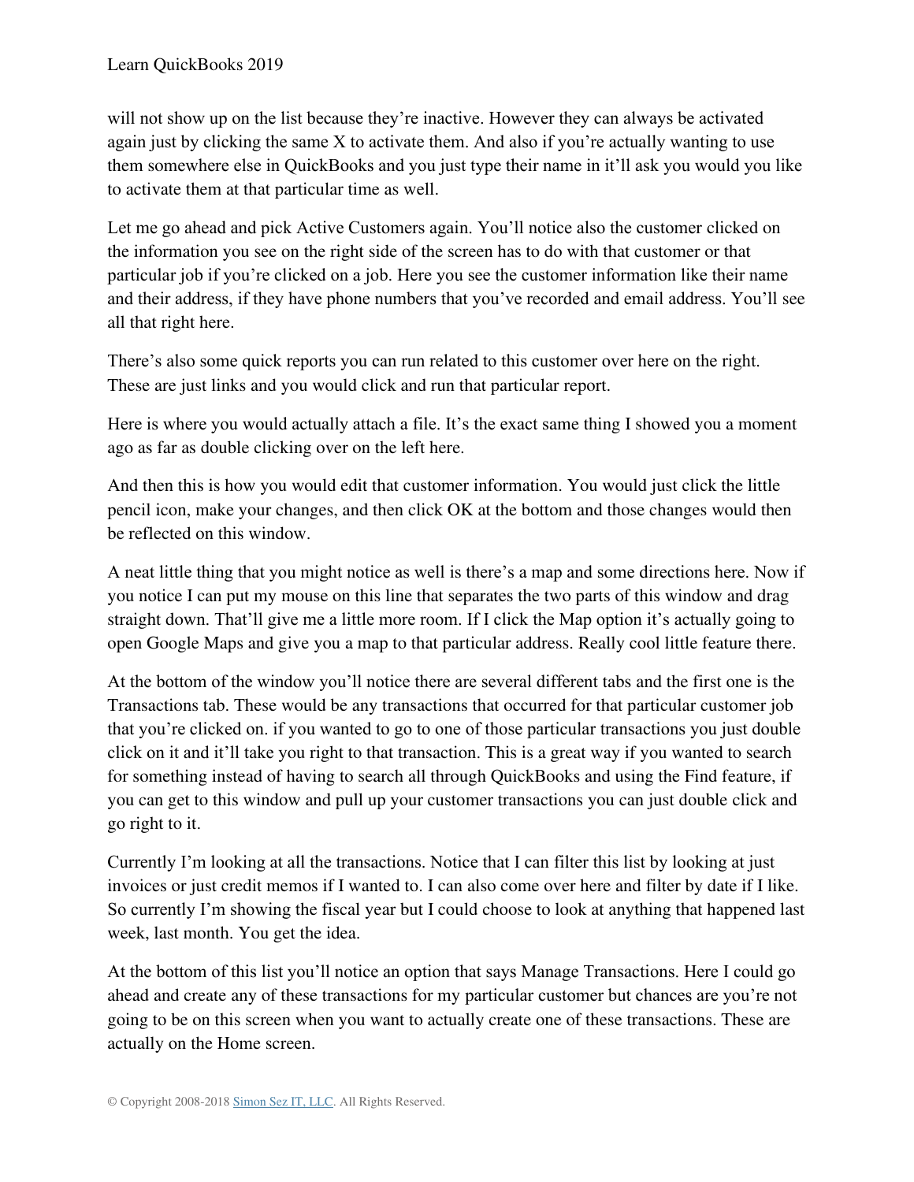will not show up on the list because they're inactive. However they can always be activated again just by clicking the same X to activate them. And also if you're actually wanting to use them somewhere else in QuickBooks and you just type their name in it'll ask you would you like to activate them at that particular time as well.

Let me go ahead and pick Active Customers again. You'll notice also the customer clicked on the information you see on the right side of the screen has to do with that customer or that particular job if you're clicked on a job. Here you see the customer information like their name and their address, if they have phone numbers that you've recorded and email address. You'll see all that right here.

There's also some quick reports you can run related to this customer over here on the right. These are just links and you would click and run that particular report.

Here is where you would actually attach a file. It's the exact same thing I showed you a moment ago as far as double clicking over on the left here.

And then this is how you would edit that customer information. You would just click the little pencil icon, make your changes, and then click OK at the bottom and those changes would then be reflected on this window.

A neat little thing that you might notice as well is there's a map and some directions here. Now if you notice I can put my mouse on this line that separates the two parts of this window and drag straight down. That'll give me a little more room. If I click the Map option it's actually going to open Google Maps and give you a map to that particular address. Really cool little feature there.

At the bottom of the window you'll notice there are several different tabs and the first one is the Transactions tab. These would be any transactions that occurred for that particular customer job that you're clicked on. if you wanted to go to one of those particular transactions you just double click on it and it'll take you right to that transaction. This is a great way if you wanted to search for something instead of having to search all through QuickBooks and using the Find feature, if you can get to this window and pull up your customer transactions you can just double click and go right to it.

Currently I'm looking at all the transactions. Notice that I can filter this list by looking at just invoices or just credit memos if I wanted to. I can also come over here and filter by date if I like. So currently I'm showing the fiscal year but I could choose to look at anything that happened last week, last month. You get the idea.

At the bottom of this list you'll notice an option that says Manage Transactions. Here I could go ahead and create any of these transactions for my particular customer but chances are you're not going to be on this screen when you want to actually create one of these transactions. These are actually on the Home screen.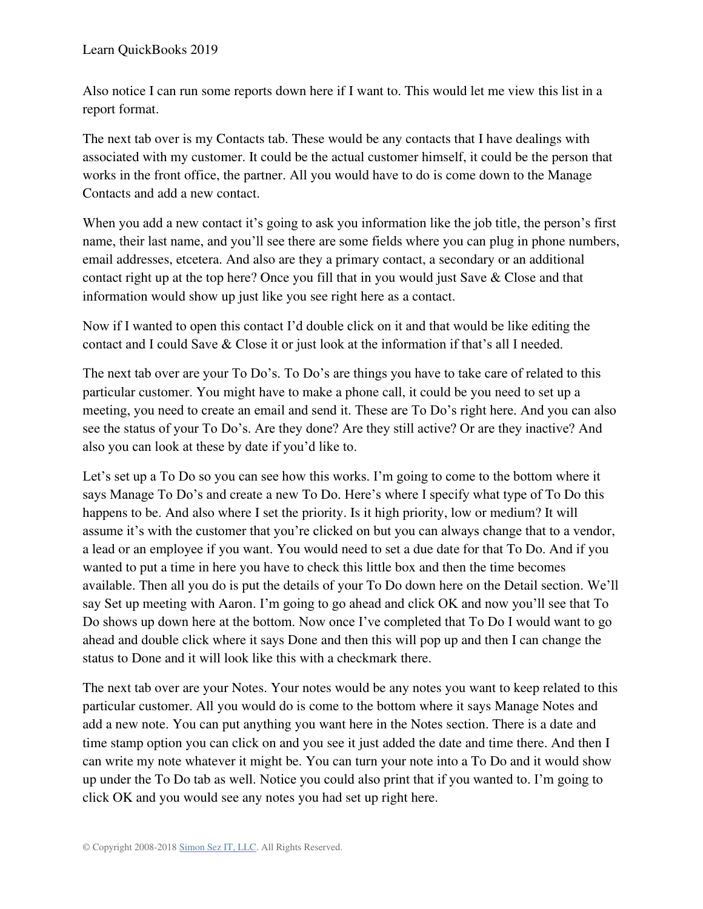Also notice I can run some reports down here if I want to. This would let me view this list in a report format.

The next tab over is my Contacts tab. These would be any contacts that I have dealings with associated with my customer. It could be the actual customer himself, it could be the person that works in the front office, the partner. All you would have to do is come down to the Manage Contacts and add a new contact.

When you add a new contact it's going to ask you information like the job title, the person's first name, their last name, and you'll see there are some fields where you can plug in phone numbers, email addresses, etcetera. And also are they a primary contact, a secondary or an additional contact right up at the top here? Once you fill that in you would just Save & Close and that information would show up just like you see right here as a contact.

Now if I wanted to open this contact I'd double click on it and that would be like editing the contact and I could Save & Close it or just look at the information if that's all I needed.

The next tab over are your To Do's. To Do's are things you have to take care of related to this particular customer. You might have to make a phone call, it could be you need to set up a meeting, you need to create an email and send it. These are To Do's right here. And you can also see the status of your To Do's. Are they done? Are they still active? Or are they inactive? And also you can look at these by date if you'd like to.

Let's set up a To Do so you can see how this works. I'm going to come to the bottom where it says Manage To Do's and create a new To Do. Here's where I specify what type of To Do this happens to be. And also where I set the priority. Is it high priority, low or medium? It will assume it's with the customer that you're clicked on but you can always change that to a vendor, a lead or an employee if you want. You would need to set a due date for that To Do. And if you wanted to put a time in here you have to check this little box and then the time becomes available. Then all you do is put the details of your To Do down here on the Detail section. We'll say Set up meeting with Aaron. I'm going to go ahead and click OK and now you'll see that To Do shows up down here at the bottom. Now once I've completed that To Do I would want to go ahead and double click where it says Done and then this will pop up and then I can change the status to Done and it will look like this with a checkmark there.

The next tab over are your Notes. Your notes would be any notes you want to keep related to this particular customer. All you would do is come to the bottom where it says Manage Notes and add a new note. You can put anything you want here in the Notes section. There is a date and time stamp option you can click on and you see it just added the date and time there. And then I can write my note whatever it might be. You can turn your note into a To Do and it would show up under the To Do tab as well. Notice you could also print that if you wanted to. I'm going to click OK and you would see any notes you had set up right here.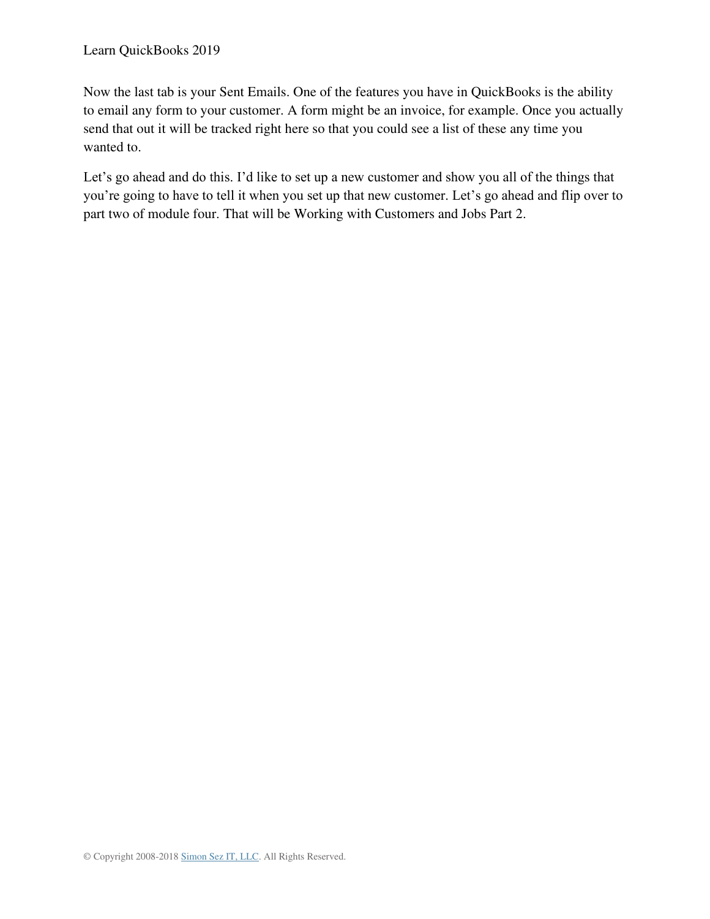Now the last tab is your Sent Emails. One of the features you have in QuickBooks is the ability to email any form to your customer. A form might be an invoice, for example. Once you actually send that out it will be tracked right here so that you could see a list of these any time you wanted to.

Let's go ahead and do this. I'd like to set up a new customer and show you all of the things that you're going to have to tell it when you set up that new customer. Let's go ahead and flip over to part two of module four. That will be Working with Customers and Jobs Part 2.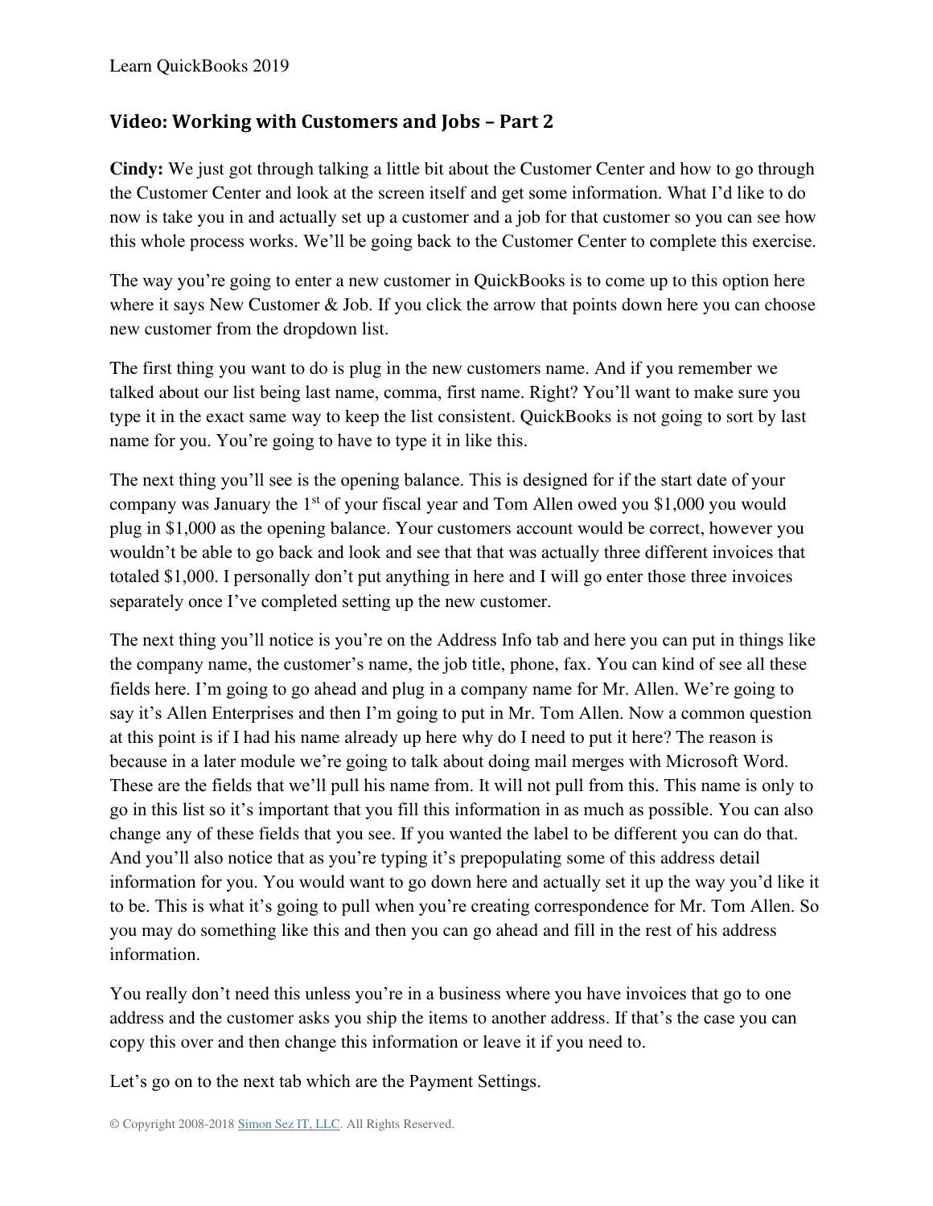## Video: Working with Customers and Jobs – Part 2

**Cindy:** We just got through talking a little bit about the Customer Center and how to go through the Customer Center and look at the screen itself and get some information. What I'd like to do now is take you in and actually set up a customer and a job for that customer so you can see how this whole process works. We'll be going back to the Customer Center to complete this exercise.

The way you're going to enter a new customer in QuickBooks is to come up to this option here where it says New Customer & Job. If you click the arrow that points down here you can choose new customer from the dropdown list.

The first thing you want to do is plug in the new customers name. And if you remember we talked about our list being last name, comma, first name. Right? You'll want to make sure you type it in the exact same way to keep the list consistent. QuickBooks is not going to sort by last name for you. You're going to have to type it in like this.

The next thing you'll see is the opening balance. This is designed for if the start date of your company was January the 1st of your fiscal year and Tom Allen owed you $1,000 you would plug in $1,000 as the opening balance. Your customers account would be correct, however you wouldn't be able to go back and look and see that that was actually three different invoices that totaled $1,000. I personally don't put anything in here and I will go enter those three invoices separately once I've completed setting up the new customer.

The next thing you'll notice is you're on the Address Info tab and here you can put in things like the company name, the customer's name, the job title, phone, fax. You can kind of see all these fields here. I'm going to go ahead and plug in a company name for Mr. Allen. We're going to say it's Allen Enterprises and then I'm going to put in Mr. Tom Allen. Now a common question at this point is if I had his name already up here why do I need to put it here? The reason is because in a later module we're going to talk about doing mail merges with Microsoft Word. These are the fields that we'll pull his name from. It will not pull from this. This name is only to go in this list so it's important that you fill this information in as much as possible. You can also change any of these fields that you see. If you wanted the label to be different you can do that. And you'll also notice that as you're typing it's prepopulating some of this address detail information for you. You would want to go down here and actually set it up the way you'd like it to be. This is what it's going to pull when you're creating correspondence for Mr. Tom Allen. So you may do something like this and then you can go ahead and fill in the rest of his address information.

You really don't need this unless you're in a business where you have invoices that go to one address and the customer asks you ship the items to another address. If that's the case you can copy this over and then change this information or leave it if you need to.

Let's go on to the next tab which are the Payment Settings.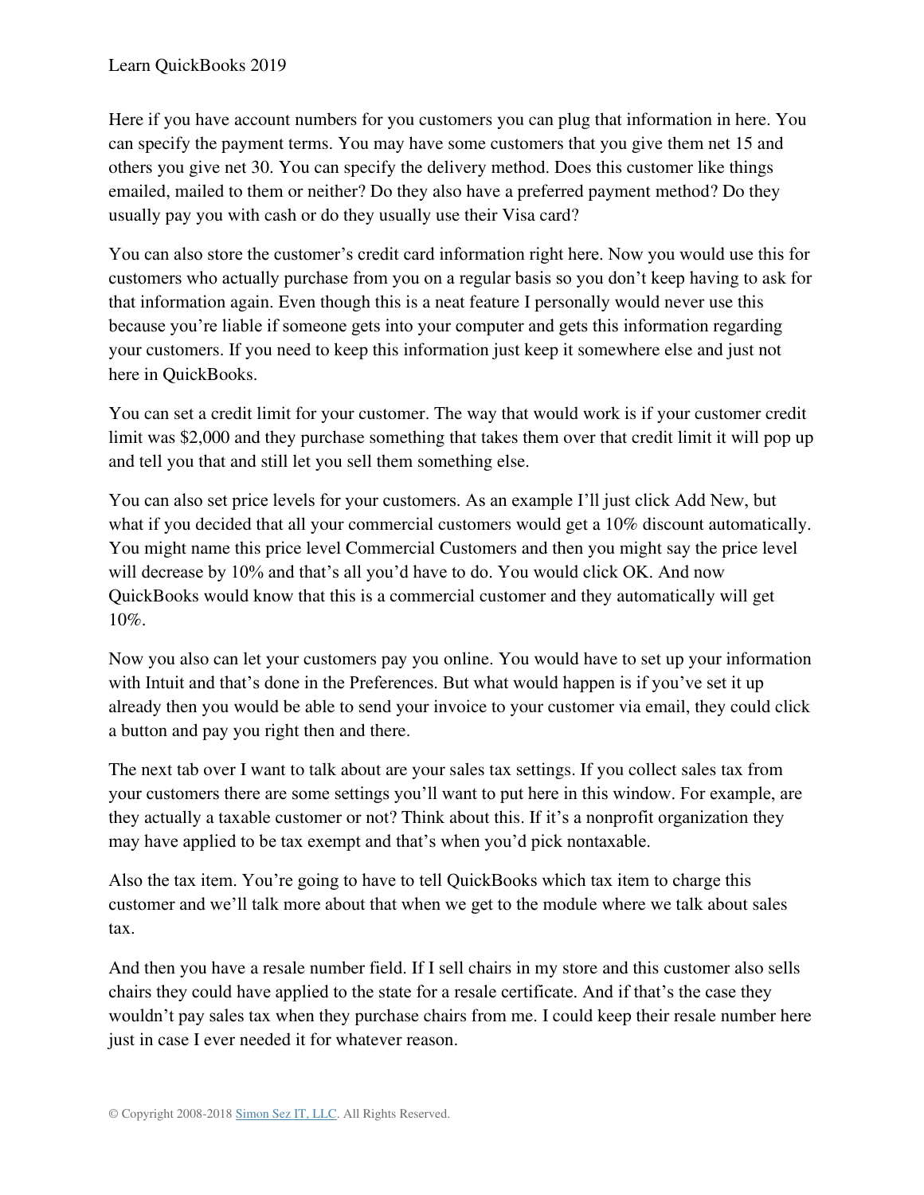Here if you have account numbers for you customers you can plug that information in here. You can specify the payment terms. You may have some customers that you give them net 15 and others you give net 30. You can specify the delivery method. Does this customer like things emailed, mailed to them or neither? Do they also have a preferred payment method? Do they usually pay you with cash or do they usually use their Visa card?

You can also store the customer's credit card information right here. Now you would use this for customers who actually purchase from you on a regular basis so you don't keep having to ask for that information again. Even though this is a neat feature I personally would never use this because you're liable if someone gets into your computer and gets this information regarding your customers. If you need to keep this information just keep it somewhere else and just not here in QuickBooks.

You can set a credit limit for your customer. The way that would work is if your customer credit limit was $2,000 and they purchase something that takes them over that credit limit it will pop up and tell you that and still let you sell them something else.

You can also set price levels for your customers. As an example I'll just click Add New, but what if you decided that all your commercial customers would get a 10% discount automatically. You might name this price level Commercial Customers and then you might say the price level will decrease by 10% and that's all you'd have to do. You would click OK. And now QuickBooks would know that this is a commercial customer and they automatically will get 10%.

Now you also can let your customers pay you online. You would have to set up your information with Intuit and that's done in the Preferences. But what would happen is if you've set it up already then you would be able to send your invoice to your customer via email, they could click a button and pay you right then and there.

The next tab over I want to talk about are your sales tax settings. If you collect sales tax from your customers there are some settings you'll want to put here in this window. For example, are they actually a taxable customer or not? Think about this. If it's a nonprofit organization they may have applied to be tax exempt and that's when you'd pick nontaxable.

Also the tax item. You're going to have to tell QuickBooks which tax item to charge this customer and we'll talk more about that when we get to the module where we talk about sales tax.

And then you have a resale number field. If I sell chairs in my store and this customer also sells chairs they could have applied to the state for a resale certificate. And if that's the case they wouldn't pay sales tax when they purchase chairs from me. I could keep their resale number here just in case I ever needed it for whatever reason.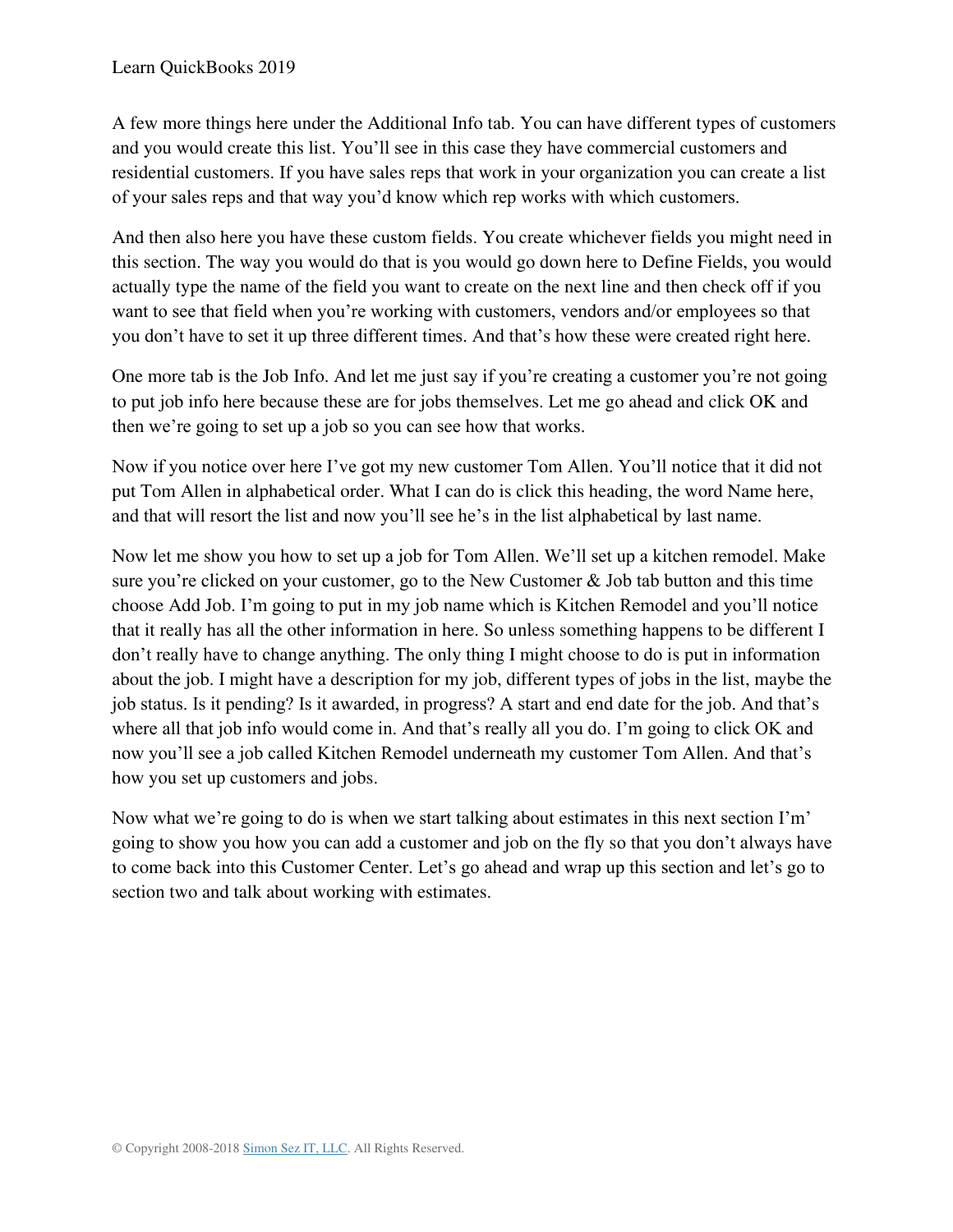A few more things here under the Additional Info tab. You can have different types of customers and you would create this list. You'll see in this case they have commercial customers and residential customers. If you have sales reps that work in your organization you can create a list of your sales reps and that way you'd know which rep works with which customers.

And then also here you have these custom fields. You create whichever fields you might need in this section. The way you would do that is you would go down here to Define Fields, you would actually type the name of the field you want to create on the next line and then check off if you want to see that field when you're working with customers, vendors and/or employees so that you don't have to set it up three different times. And that's how these were created right here.

One more tab is the Job Info. And let me just say if you're creating a customer you're not going to put job info here because these are for jobs themselves. Let me go ahead and click OK and then we're going to set up a job so you can see how that works.

Now if you notice over here I've got my new customer Tom Allen. You'll notice that it did not put Tom Allen in alphabetical order. What I can do is click this heading, the word Name here, and that will resort the list and now you'll see he's in the list alphabetical by last name.

Now let me show you how to set up a job for Tom Allen. We'll set up a kitchen remodel. Make sure you're clicked on your customer, go to the New Customer & Job tab button and this time choose Add Job. I'm going to put in my job name which is Kitchen Remodel and you'll notice that it really has all the other information in here. So unless something happens to be different I don't really have to change anything. The only thing I might choose to do is put in information about the job. I might have a description for my job, different types of jobs in the list, maybe the job status. Is it pending? Is it awarded, in progress? A start and end date for the job. And that's where all that job info would come in. And that's really all you do. I'm going to click OK and now you'll see a job called Kitchen Remodel underneath my customer Tom Allen. And that's how you set up customers and jobs.

Now what we're going to do is when we start talking about estimates in this next section I'm' going to show you how you can add a customer and job on the fly so that you don't always have to come back into this Customer Center. Let's go ahead and wrap up this section and let's go to section two and talk about working with estimates.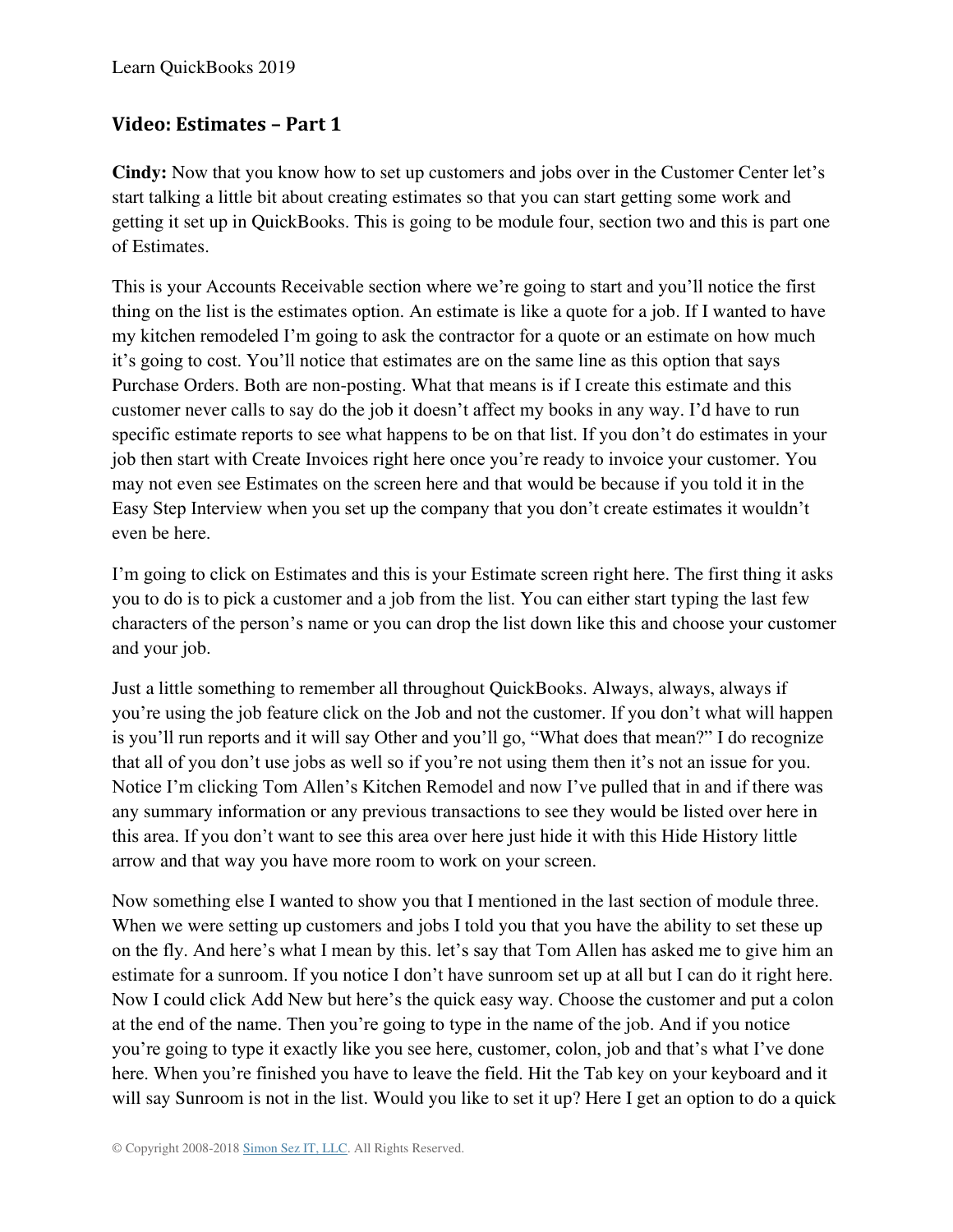## Video: Estimates – Part 1

**Cindy:** Now that you know how to set up customers and jobs over in the Customer Center let's start talking a little bit about creating estimates so that you can start getting some work and getting it set up in QuickBooks. This is going to be module four, section two and this is part one of Estimates.

This is your Accounts Receivable section where we're going to start and you'll notice the first thing on the list is the estimates option. An estimate is like a quote for a job. If I wanted to have my kitchen remodeled I'm going to ask the contractor for a quote or an estimate on how much it's going to cost. You'll notice that estimates are on the same line as this option that says Purchase Orders. Both are non-posting. What that means is if I create this estimate and this customer never calls to say do the job it doesn't affect my books in any way. I'd have to run specific estimate reports to see what happens to be on that list. If you don't do estimates in your job then start with Create Invoices right here once you're ready to invoice your customer. You may not even see Estimates on the screen here and that would be because if you told it in the Easy Step Interview when you set up the company that you don't create estimates it wouldn't even be here.

I'm going to click on Estimates and this is your Estimate screen right here. The first thing it asks you to do is to pick a customer and a job from the list. You can either start typing the last few characters of the person's name or you can drop the list down like this and choose your customer and your job.

Just a little something to remember all throughout QuickBooks. Always, always, always if you're using the job feature click on the Job and not the customer. If you don't what will happen is you'll run reports and it will say Other and you'll go, "What does that mean?" I do recognize that all of you don't use jobs as well so if you're not using them then it's not an issue for you. Notice I'm clicking Tom Allen's Kitchen Remodel and now I've pulled that in and if there was any summary information or any previous transactions to see they would be listed over here in this area. If you don't want to see this area over here just hide it with this Hide History little arrow and that way you have more room to work on your screen.

Now something else I wanted to show you that I mentioned in the last section of module three. When we were setting up customers and jobs I told you that you have the ability to set these up on the fly. And here's what I mean by this. let's say that Tom Allen has asked me to give him an estimate for a sunroom. If you notice I don't have sunroom set up at all but I can do it right here. Now I could click Add New but here's the quick easy way. Choose the customer and put a colon at the end of the name. Then you're going to type in the name of the job. And if you notice you're going to type it exactly like you see here, customer, colon, job and that's what I've done here. When you're finished you have to leave the field. Hit the Tab key on your keyboard and it will say Sunroom is not in the list. Would you like to set it up? Here I get an option to do a quick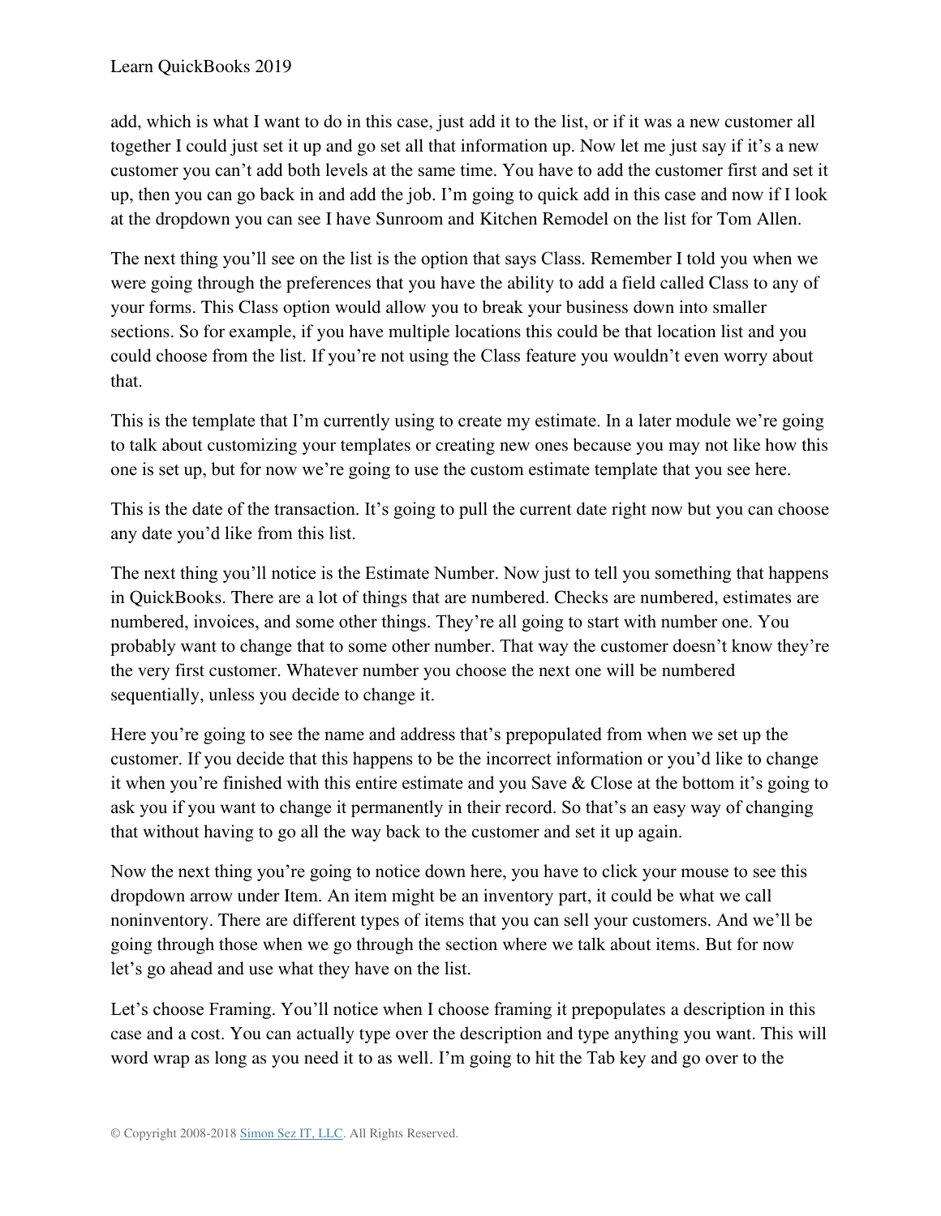add, which is what I want to do in this case, just add it to the list, or if it was a new customer all together I could just set it up and go set all that information up. Now let me just say if it's a new customer you can't add both levels at the same time. You have to add the customer first and set it up, then you can go back in and add the job. I'm going to quick add in this case and now if I look at the dropdown you can see I have Sunroom and Kitchen Remodel on the list for Tom Allen.

The next thing you'll see on the list is the option that says Class. Remember I told you when we were going through the preferences that you have the ability to add a field called Class to any of your forms. This Class option would allow you to break your business down into smaller sections. So for example, if you have multiple locations this could be that location list and you could choose from the list. If you're not using the Class feature you wouldn't even worry about that.

This is the template that I'm currently using to create my estimate. In a later module we're going to talk about customizing your templates or creating new ones because you may not like how this one is set up, but for now we're going to use the custom estimate template that you see here.

This is the date of the transaction. It's going to pull the current date right now but you can choose any date you'd like from this list.

The next thing you'll notice is the Estimate Number. Now just to tell you something that happens in QuickBooks. There are a lot of things that are numbered. Checks are numbered, estimates are numbered, invoices, and some other things. They're all going to start with number one. You probably want to change that to some other number. That way the customer doesn't know they're the very first customer. Whatever number you choose the next one will be numbered sequentially, unless you decide to change it.

Here you're going to see the name and address that's prepopulated from when we set up the customer. If you decide that this happens to be the incorrect information or you'd like to change it when you're finished with this entire estimate and you Save & Close at the bottom it's going to ask you if you want to change it permanently in their record. So that's an easy way of changing that without having to go all the way back to the customer and set it up again.

Now the next thing you're going to notice down here, you have to click your mouse to see this dropdown arrow under Item. An item might be an inventory part, it could be what we call noninventory. There are different types of items that you can sell your customers. And we'll be going through those when we go through the section where we talk about items. But for now let's go ahead and use what they have on the list.

Let's choose Framing. You'll notice when I choose framing it prepopulates a description in this case and a cost. You can actually type over the description and type anything you want. This will word wrap as long as you need it to as well. I'm going to hit the Tab key and go over to the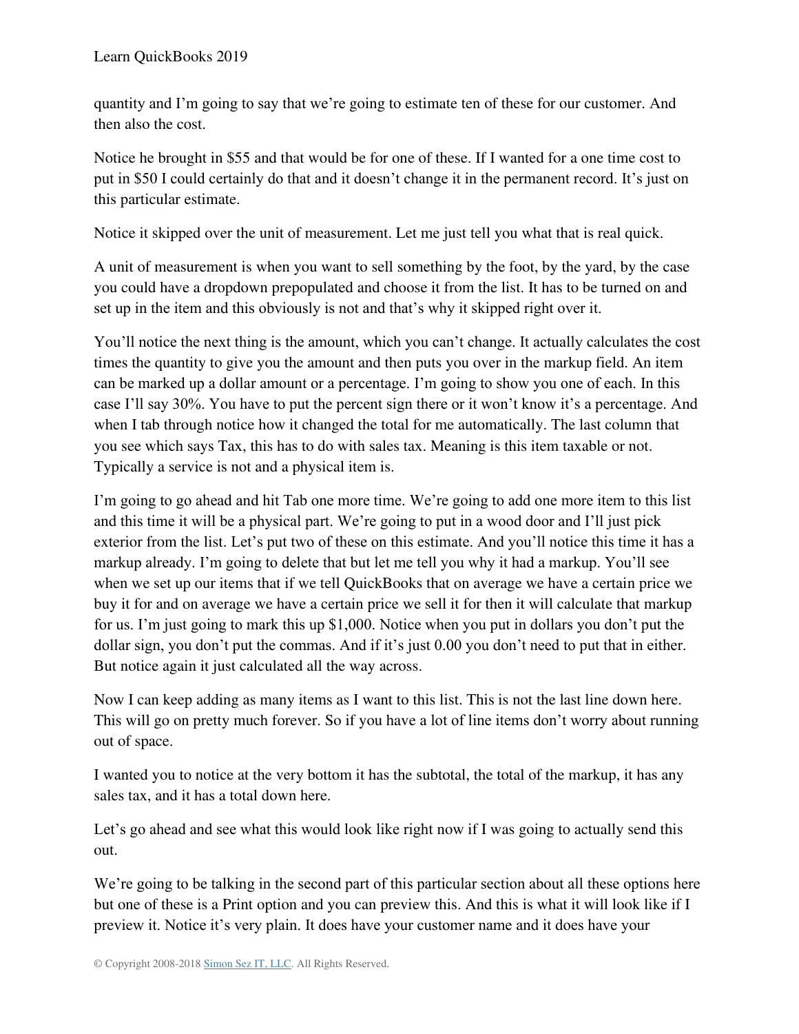quantity and I'm going to say that we're going to estimate ten of these for our customer. And then also the cost.

Notice he brought in $55 and that would be for one of these. If I wanted for a one time cost to put in $50 I could certainly do that and it doesn't change it in the permanent record. It's just on this particular estimate.

Notice it skipped over the unit of measurement. Let me just tell you what that is real quick.

A unit of measurement is when you want to sell something by the foot, by the yard, by the case you could have a dropdown prepopulated and choose it from the list. It has to be turned on and set up in the item and this obviously is not and that's why it skipped right over it.

You'll notice the next thing is the amount, which you can't change. It actually calculates the cost times the quantity to give you the amount and then puts you over in the markup field. An item can be marked up a dollar amount or a percentage. I'm going to show you one of each. In this case I'll say 30%. You have to put the percent sign there or it won't know it's a percentage. And when I tab through notice how it changed the total for me automatically. The last column that you see which says Tax, this has to do with sales tax. Meaning is this item taxable or not. Typically a service is not and a physical item is.

I'm going to go ahead and hit Tab one more time. We're going to add one more item to this list and this time it will be a physical part. We're going to put in a wood door and I'll just pick exterior from the list. Let's put two of these on this estimate. And you'll notice this time it has a markup already. I'm going to delete that but let me tell you why it had a markup. You'll see when we set up our items that if we tell QuickBooks that on average we have a certain price we buy it for and on average we have a certain price we sell it for then it will calculate that markup for us. I'm just going to mark this up $1,000. Notice when you put in dollars you don't put the dollar sign, you don't put the commas. And if it's just 0.00 you don't need to put that in either. But notice again it just calculated all the way across.

Now I can keep adding as many items as I want to this list. This is not the last line down here. This will go on pretty much forever. So if you have a lot of line items don't worry about running out of space.

I wanted you to notice at the very bottom it has the subtotal, the total of the markup, it has any sales tax, and it has a total down here.

Let's go ahead and see what this would look like right now if I was going to actually send this out.

We're going to be talking in the second part of this particular section about all these options here but one of these is a Print option and you can preview this. And this is what it will look like if I preview it. Notice it's very plain. It does have your customer name and it does have your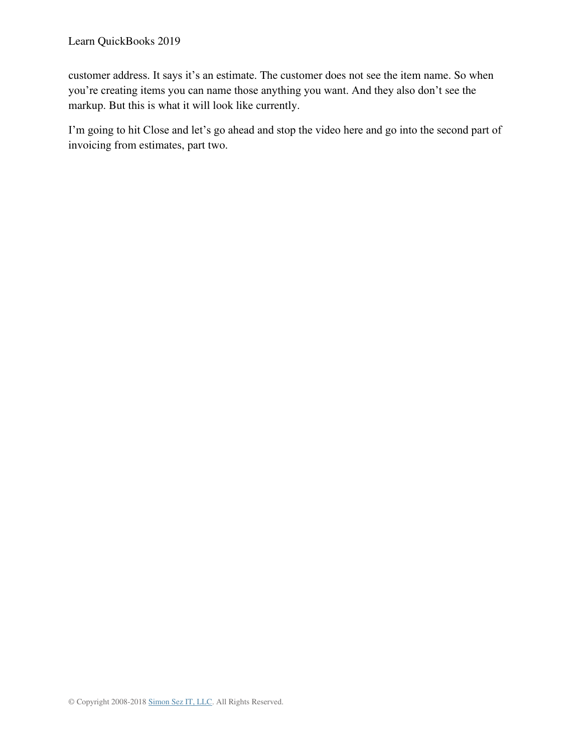customer address. It says it's an estimate. The customer does not see the item name. So when you're creating items you can name those anything you want. And they also don't see the markup. But this is what it will look like currently.

I'm going to hit Close and let's go ahead and stop the video here and go into the second part of invoicing from estimates, part two.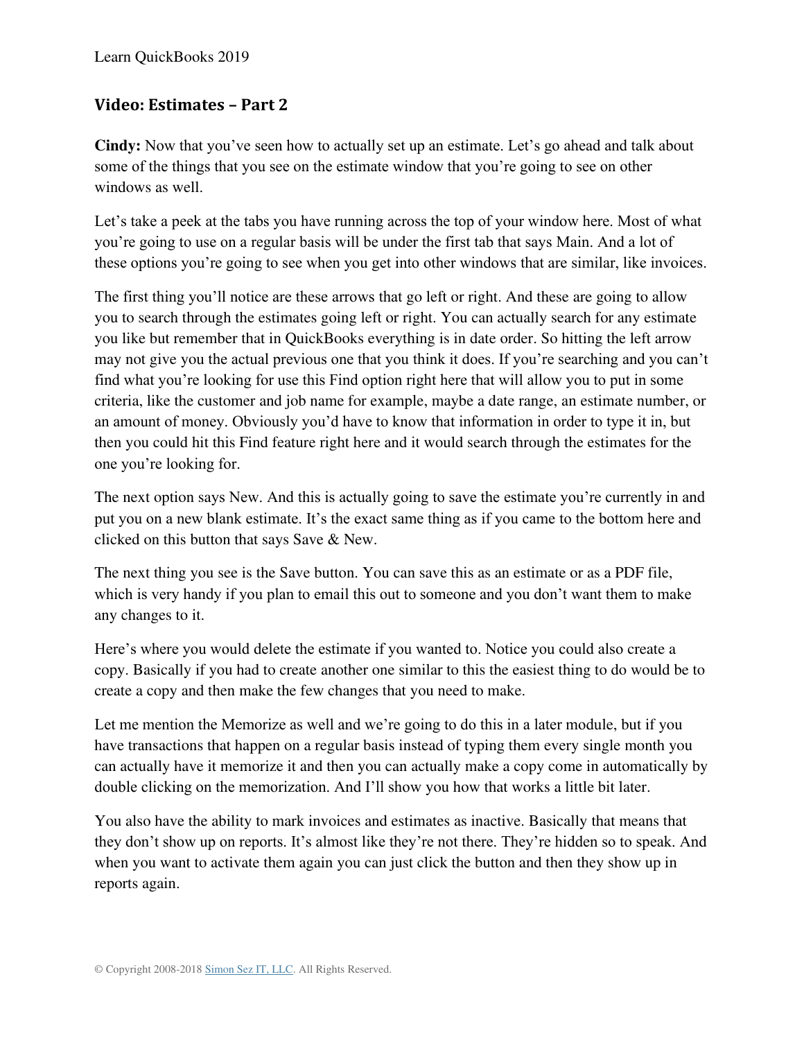## Video: Estimates – Part 2

**Cindy:** Now that you've seen how to actually set up an estimate. Let's go ahead and talk about some of the things that you see on the estimate window that you're going to see on other windows as well.

Let's take a peek at the tabs you have running across the top of your window here. Most of what you're going to use on a regular basis will be under the first tab that says Main. And a lot of these options you're going to see when you get into other windows that are similar, like invoices.

The first thing you'll notice are these arrows that go left or right. And these are going to allow you to search through the estimates going left or right. You can actually search for any estimate you like but remember that in QuickBooks everything is in date order. So hitting the left arrow may not give you the actual previous one that you think it does. If you're searching and you can't find what you're looking for use this Find option right here that will allow you to put in some criteria, like the customer and job name for example, maybe a date range, an estimate number, or an amount of money. Obviously you'd have to know that information in order to type it in, but then you could hit this Find feature right here and it would search through the estimates for the one you're looking for.

The next option says New. And this is actually going to save the estimate you're currently in and put you on a new blank estimate. It's the exact same thing as if you came to the bottom here and clicked on this button that says Save & New.

The next thing you see is the Save button. You can save this as an estimate or as a PDF file, which is very handy if you plan to email this out to someone and you don't want them to make any changes to it.

Here's where you would delete the estimate if you wanted to. Notice you could also create a copy. Basically if you had to create another one similar to this the easiest thing to do would be to create a copy and then make the few changes that you need to make.

Let me mention the Memorize as well and we're going to do this in a later module, but if you have transactions that happen on a regular basis instead of typing them every single month you can actually have it memorize it and then you can actually make a copy come in automatically by double clicking on the memorization. And I'll show you how that works a little bit later.

You also have the ability to mark invoices and estimates as inactive. Basically that means that they don't show up on reports. It's almost like they're not there. They're hidden so to speak. And when you want to activate them again you can just click the button and then they show up in reports again.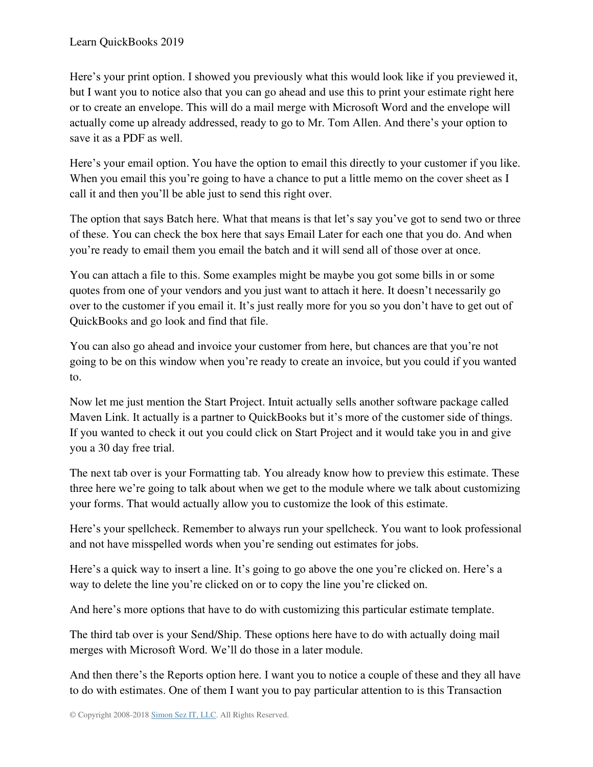Here's your print option. I showed you previously what this would look like if you previewed it, but I want you to notice also that you can go ahead and use this to print your estimate right here or to create an envelope. This will do a mail merge with Microsoft Word and the envelope will actually come up already addressed, ready to go to Mr. Tom Allen. And there's your option to save it as a PDF as well.

Here's your email option. You have the option to email this directly to your customer if you like. When you email this you're going to have a chance to put a little memo on the cover sheet as I call it and then you'll be able just to send this right over.

The option that says Batch here. What that means is that let's say you've got to send two or three of these. You can check the box here that says Email Later for each one that you do. And when you're ready to email them you email the batch and it will send all of those over at once.

You can attach a file to this. Some examples might be maybe you got some bills in or some quotes from one of your vendors and you just want to attach it here. It doesn't necessarily go over to the customer if you email it. It's just really more for you so you don't have to get out of QuickBooks and go look and find that file.

You can also go ahead and invoice your customer from here, but chances are that you're not going to be on this window when you're ready to create an invoice, but you could if you wanted to.

Now let me just mention the Start Project. Intuit actually sells another software package called Maven Link. It actually is a partner to QuickBooks but it's more of the customer side of things. If you wanted to check it out you could click on Start Project and it would take you in and give you a 30 day free trial.

The next tab over is your Formatting tab. You already know how to preview this estimate. These three here we're going to talk about when we get to the module where we talk about customizing your forms. That would actually allow you to customize the look of this estimate.

Here's your spellcheck. Remember to always run your spellcheck. You want to look professional and not have misspelled words when you're sending out estimates for jobs.

Here's a quick way to insert a line. It's going to go above the one you're clicked on. Here's a way to delete the line you're clicked on or to copy the line you're clicked on.

And here's more options that have to do with customizing this particular estimate template.

The third tab over is your Send/Ship. These options here have to do with actually doing mail merges with Microsoft Word. We'll do those in a later module.

And then there's the Reports option here. I want you to notice a couple of these and they all have to do with estimates. One of them I want you to pay particular attention to is this Transaction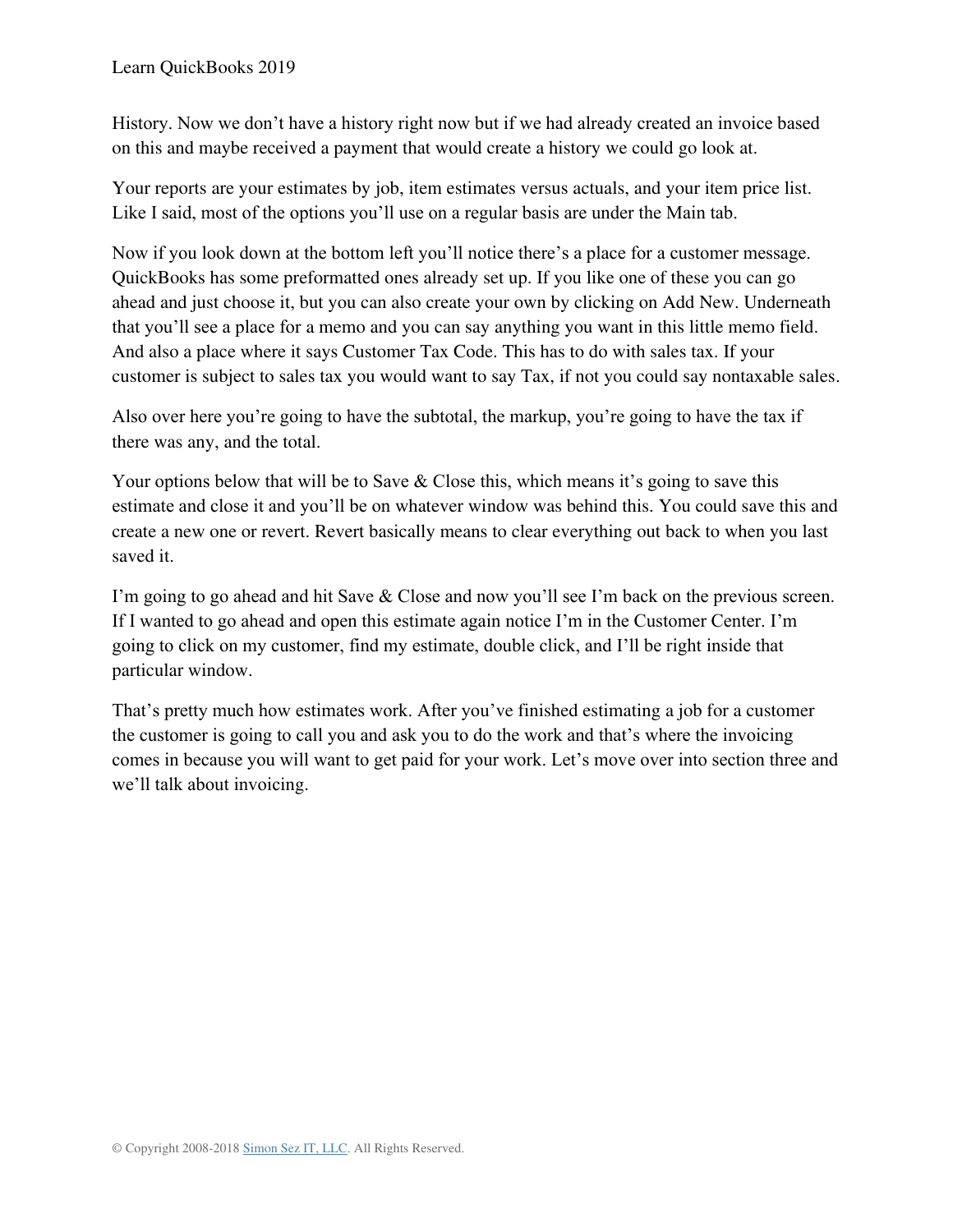History. Now we don't have a history right now but if we had already created an invoice based on this and maybe received a payment that would create a history we could go look at.

Your reports are your estimates by job, item estimates versus actuals, and your item price list. Like I said, most of the options you'll use on a regular basis are under the Main tab.

Now if you look down at the bottom left you'll notice there's a place for a customer message. QuickBooks has some preformatted ones already set up. If you like one of these you can go ahead and just choose it, but you can also create your own by clicking on Add New. Underneath that you'll see a place for a memo and you can say anything you want in this little memo field. And also a place where it says Customer Tax Code. This has to do with sales tax. If your customer is subject to sales tax you would want to say Tax, if not you could say nontaxable sales.

Also over here you're going to have the subtotal, the markup, you're going to have the tax if there was any, and the total.

Your options below that will be to Save & Close this, which means it's going to save this estimate and close it and you'll be on whatever window was behind this. You could save this and create a new one or revert. Revert basically means to clear everything out back to when you last saved it.

I'm going to go ahead and hit Save & Close and now you'll see I'm back on the previous screen. If I wanted to go ahead and open this estimate again notice I'm in the Customer Center. I'm going to click on my customer, find my estimate, double click, and I'll be right inside that particular window.

That's pretty much how estimates work. After you've finished estimating a job for a customer the customer is going to call you and ask you to do the work and that's where the invoicing comes in because you will want to get paid for your work. Let's move over into section three and we'll talk about invoicing.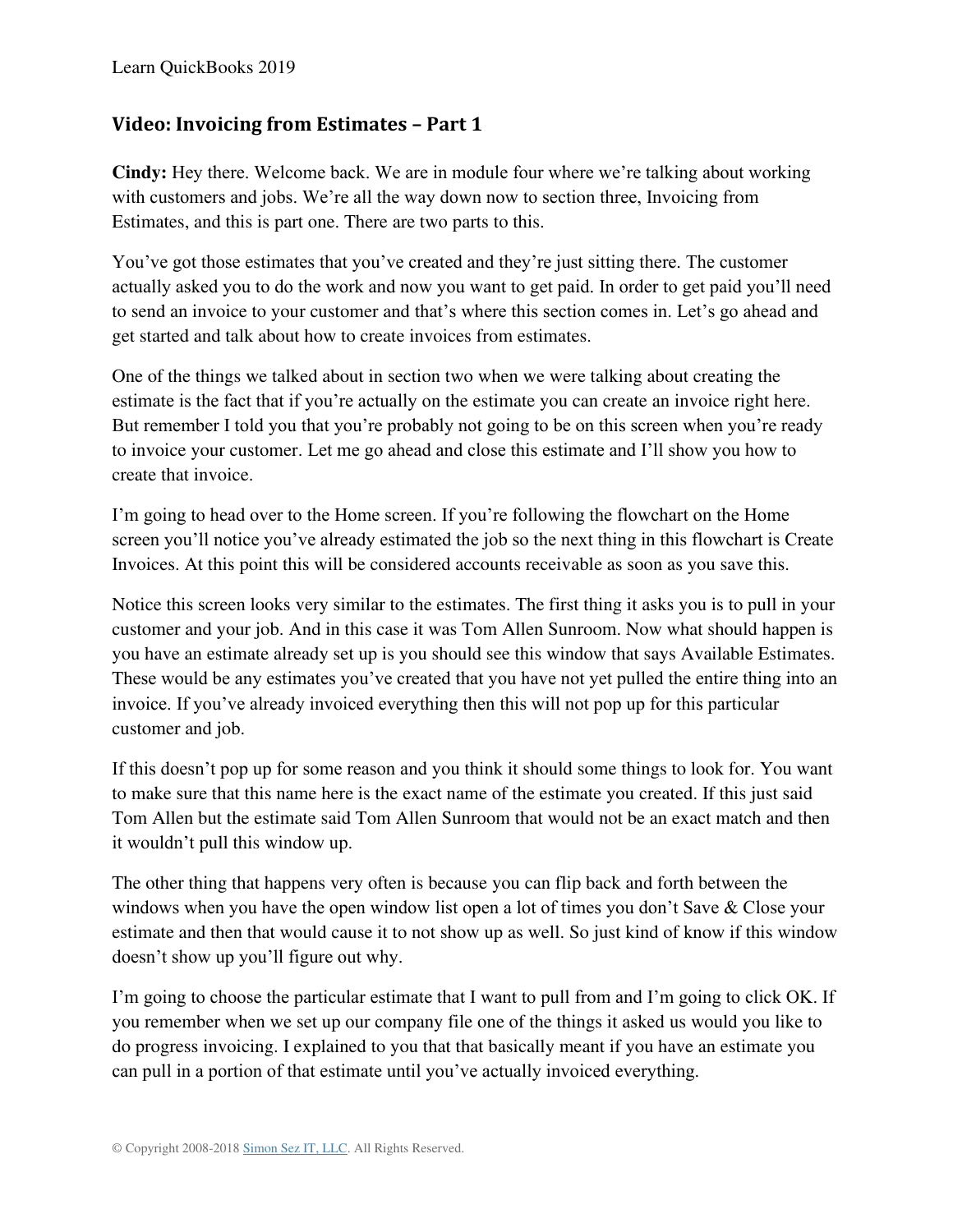## Video: Invoicing from Estimates – Part 1

**Cindy:** Hey there. Welcome back. We are in module four where we're talking about working with customers and jobs. We're all the way down now to section three, Invoicing from Estimates, and this is part one. There are two parts to this.

You've got those estimates that you've created and they're just sitting there. The customer actually asked you to do the work and now you want to get paid. In order to get paid you'll need to send an invoice to your customer and that's where this section comes in. Let's go ahead and get started and talk about how to create invoices from estimates.

One of the things we talked about in section two when we were talking about creating the estimate is the fact that if you're actually on the estimate you can create an invoice right here. But remember I told you that you're probably not going to be on this screen when you're ready to invoice your customer. Let me go ahead and close this estimate and I'll show you how to create that invoice.

I'm going to head over to the Home screen. If you're following the flowchart on the Home screen you'll notice you've already estimated the job so the next thing in this flowchart is Create Invoices. At this point this will be considered accounts receivable as soon as you save this.

Notice this screen looks very similar to the estimates. The first thing it asks you is to pull in your customer and your job. And in this case it was Tom Allen Sunroom. Now what should happen is you have an estimate already set up is you should see this window that says Available Estimates. These would be any estimates you've created that you have not yet pulled the entire thing into an invoice. If you've already invoiced everything then this will not pop up for this particular customer and job.

If this doesn't pop up for some reason and you think it should some things to look for. You want to make sure that this name here is the exact name of the estimate you created. If this just said Tom Allen but the estimate said Tom Allen Sunroom that would not be an exact match and then it wouldn't pull this window up.

The other thing that happens very often is because you can flip back and forth between the windows when you have the open window list open a lot of times you don't Save & Close your estimate and then that would cause it to not show up as well. So just kind of know if this window doesn't show up you'll figure out why.

I'm going to choose the particular estimate that I want to pull from and I'm going to click OK. If you remember when we set up our company file one of the things it asked us would you like to do progress invoicing. I explained to you that that basically meant if you have an estimate you can pull in a portion of that estimate until you've actually invoiced everything.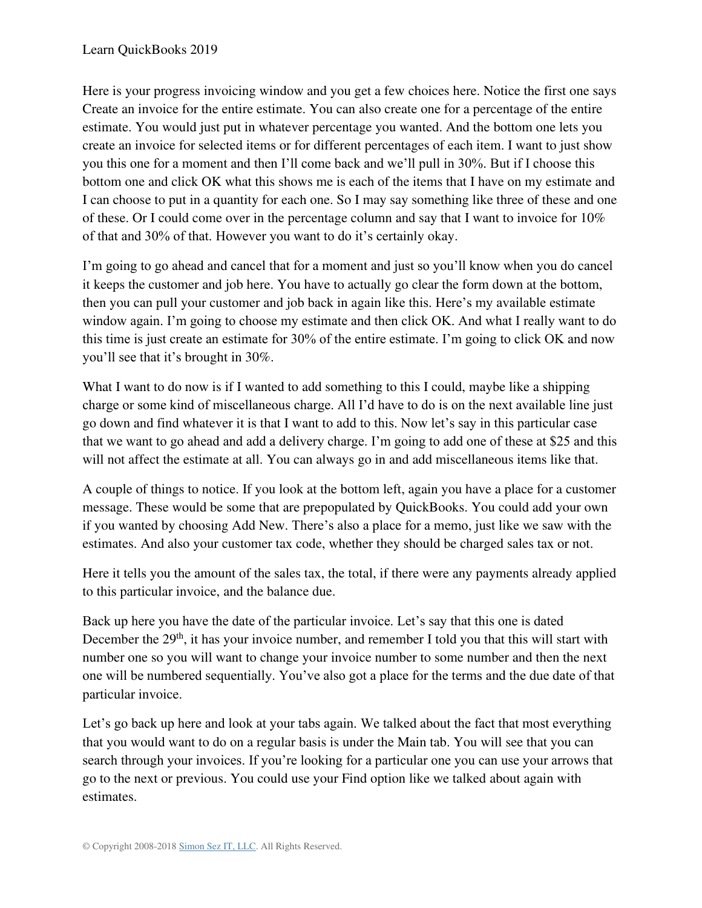Here is your progress invoicing window and you get a few choices here. Notice the first one says Create an invoice for the entire estimate. You can also create one for a percentage of the entire estimate. You would just put in whatever percentage you wanted. And the bottom one lets you create an invoice for selected items or for different percentages of each item. I want to just show you this one for a moment and then I'll come back and we'll pull in 30%. But if I choose this bottom one and click OK what this shows me is each of the items that I have on my estimate and I can choose to put in a quantity for each one. So I may say something like three of these and one of these. Or I could come over in the percentage column and say that I want to invoice for 10% of that and 30% of that. However you want to do it's certainly okay.

I'm going to go ahead and cancel that for a moment and just so you'll know when you do cancel it keeps the customer and job here. You have to actually go clear the form down at the bottom, then you can pull your customer and job back in again like this. Here's my available estimate window again. I'm going to choose my estimate and then click OK. And what I really want to do this time is just create an estimate for 30% of the entire estimate. I'm going to click OK and now you'll see that it's brought in 30%.

What I want to do now is if I wanted to add something to this I could, maybe like a shipping charge or some kind of miscellaneous charge. All I'd have to do is on the next available line just go down and find whatever it is that I want to add to this. Now let's say in this particular case that we want to go ahead and add a delivery charge. I'm going to add one of these at $25 and this will not affect the estimate at all. You can always go in and add miscellaneous items like that.

A couple of things to notice. If you look at the bottom left, again you have a place for a customer message. These would be some that are prepopulated by QuickBooks. You could add your own if you wanted by choosing Add New. There's also a place for a memo, just like we saw with the estimates. And also your customer tax code, whether they should be charged sales tax or not.

Here it tells you the amount of the sales tax, the total, if there were any payments already applied to this particular invoice, and the balance due.

Back up here you have the date of the particular invoice. Let's say that this one is dated December the 29th, it has your invoice number, and remember I told you that this will start with number one so you will want to change your invoice number to some number and then the next one will be numbered sequentially. You've also got a place for the terms and the due date of that particular invoice.

Let's go back up here and look at your tabs again. We talked about the fact that most everything that you would want to do on a regular basis is under the Main tab. You will see that you can search through your invoices. If you're looking for a particular one you can use your arrows that go to the next or previous. You could use your Find option like we talked about again with estimates.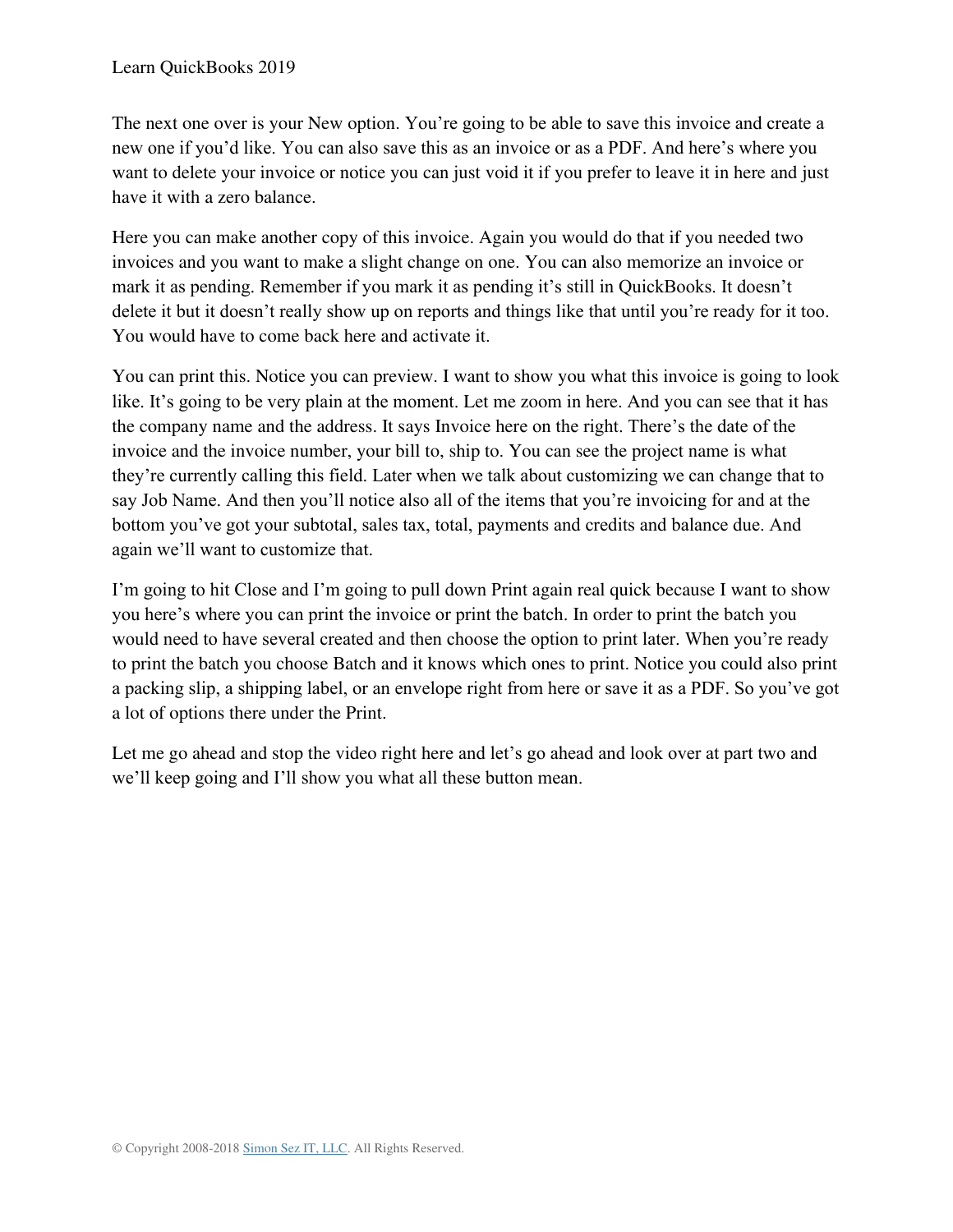The next one over is your New option. You're going to be able to save this invoice and create a new one if you'd like. You can also save this as an invoice or as a PDF. And here's where you want to delete your invoice or notice you can just void it if you prefer to leave it in here and just have it with a zero balance.

Here you can make another copy of this invoice. Again you would do that if you needed two invoices and you want to make a slight change on one. You can also memorize an invoice or mark it as pending. Remember if you mark it as pending it's still in QuickBooks. It doesn't delete it but it doesn't really show up on reports and things like that until you're ready for it too. You would have to come back here and activate it.

You can print this. Notice you can preview. I want to show you what this invoice is going to look like. It's going to be very plain at the moment. Let me zoom in here. And you can see that it has the company name and the address. It says Invoice here on the right. There's the date of the invoice and the invoice number, your bill to, ship to. You can see the project name is what they're currently calling this field. Later when we talk about customizing we can change that to say Job Name. And then you'll notice also all of the items that you're invoicing for and at the bottom you've got your subtotal, sales tax, total, payments and credits and balance due. And again we'll want to customize that.

I'm going to hit Close and I'm going to pull down Print again real quick because I want to show you here's where you can print the invoice or print the batch. In order to print the batch you would need to have several created and then choose the option to print later. When you're ready to print the batch you choose Batch and it knows which ones to print. Notice you could also print a packing slip, a shipping label, or an envelope right from here or save it as a PDF. So you've got a lot of options there under the Print.

Let me go ahead and stop the video right here and let's go ahead and look over at part two and we'll keep going and I'll show you what all these button mean.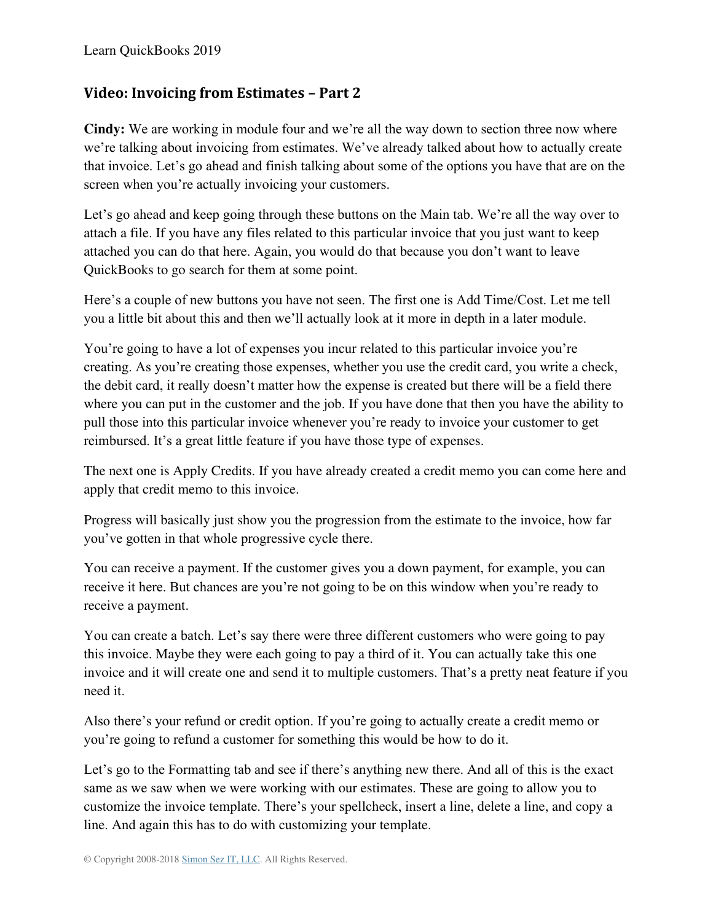## Video: Invoicing from Estimates – Part 2

**Cindy:** We are working in module four and we're all the way down to section three now where we're talking about invoicing from estimates. We've already talked about how to actually create that invoice. Let's go ahead and finish talking about some of the options you have that are on the screen when you're actually invoicing your customers.

Let's go ahead and keep going through these buttons on the Main tab. We're all the way over to attach a file. If you have any files related to this particular invoice that you just want to keep attached you can do that here. Again, you would do that because you don't want to leave QuickBooks to go search for them at some point.

Here's a couple of new buttons you have not seen. The first one is Add Time/Cost. Let me tell you a little bit about this and then we'll actually look at it more in depth in a later module.

You're going to have a lot of expenses you incur related to this particular invoice you're creating. As you're creating those expenses, whether you use the credit card, you write a check, the debit card, it really doesn't matter how the expense is created but there will be a field there where you can put in the customer and the job. If you have done that then you have the ability to pull those into this particular invoice whenever you're ready to invoice your customer to get reimbursed. It's a great little feature if you have those type of expenses.

The next one is Apply Credits. If you have already created a credit memo you can come here and apply that credit memo to this invoice.

Progress will basically just show you the progression from the estimate to the invoice, how far you've gotten in that whole progressive cycle there.

You can receive a payment. If the customer gives you a down payment, for example, you can receive it here. But chances are you're not going to be on this window when you're ready to receive a payment.

You can create a batch. Let's say there were three different customers who were going to pay this invoice. Maybe they were each going to pay a third of it. You can actually take this one invoice and it will create one and send it to multiple customers. That's a pretty neat feature if you need it.

Also there's your refund or credit option. If you're going to actually create a credit memo or you're going to refund a customer for something this would be how to do it.

Let's go to the Formatting tab and see if there's anything new there. And all of this is the exact same as we saw when we were working with our estimates. These are going to allow you to customize the invoice template. There's your spellcheck, insert a line, delete a line, and copy a line. And again this has to do with customizing your template.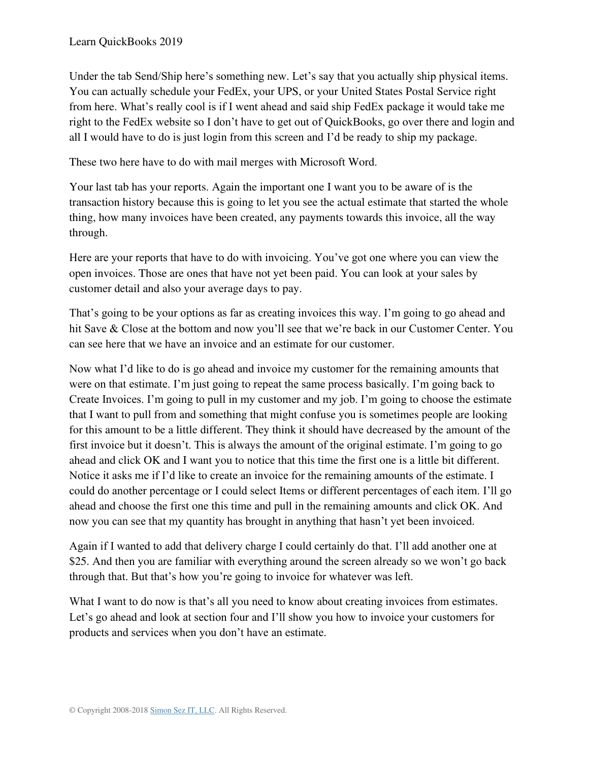Under the tab Send/Ship here's something new. Let's say that you actually ship physical items. You can actually schedule your FedEx, your UPS, or your United States Postal Service right from here. What's really cool is if I went ahead and said ship FedEx package it would take me right to the FedEx website so I don't have to get out of QuickBooks, go over there and login and all I would have to do is just login from this screen and I'd be ready to ship my package.

These two here have to do with mail merges with Microsoft Word.

Your last tab has your reports. Again the important one I want you to be aware of is the transaction history because this is going to let you see the actual estimate that started the whole thing, how many invoices have been created, any payments towards this invoice, all the way through.

Here are your reports that have to do with invoicing. You've got one where you can view the open invoices. Those are ones that have not yet been paid. You can look at your sales by customer detail and also your average days to pay.

That's going to be your options as far as creating invoices this way. I'm going to go ahead and hit Save & Close at the bottom and now you'll see that we're back in our Customer Center. You can see here that we have an invoice and an estimate for our customer.

Now what I'd like to do is go ahead and invoice my customer for the remaining amounts that were on that estimate. I'm just going to repeat the same process basically. I'm going back to Create Invoices. I'm going to pull in my customer and my job. I'm going to choose the estimate that I want to pull from and something that might confuse you is sometimes people are looking for this amount to be a little different. They think it should have decreased by the amount of the first invoice but it doesn't. This is always the amount of the original estimate. I'm going to go ahead and click OK and I want you to notice that this time the first one is a little bit different. Notice it asks me if I'd like to create an invoice for the remaining amounts of the estimate. I could do another percentage or I could select Items or different percentages of each item. I'll go ahead and choose the first one this time and pull in the remaining amounts and click OK. And now you can see that my quantity has brought in anything that hasn't yet been invoiced.

Again if I wanted to add that delivery charge I could certainly do that. I'll add another one at $25. And then you are familiar with everything around the screen already so we won't go back through that. But that's how you're going to invoice for whatever was left.

What I want to do now is that's all you need to know about creating invoices from estimates. Let's go ahead and look at section four and I'll show you how to invoice your customers for products and services when you don't have an estimate.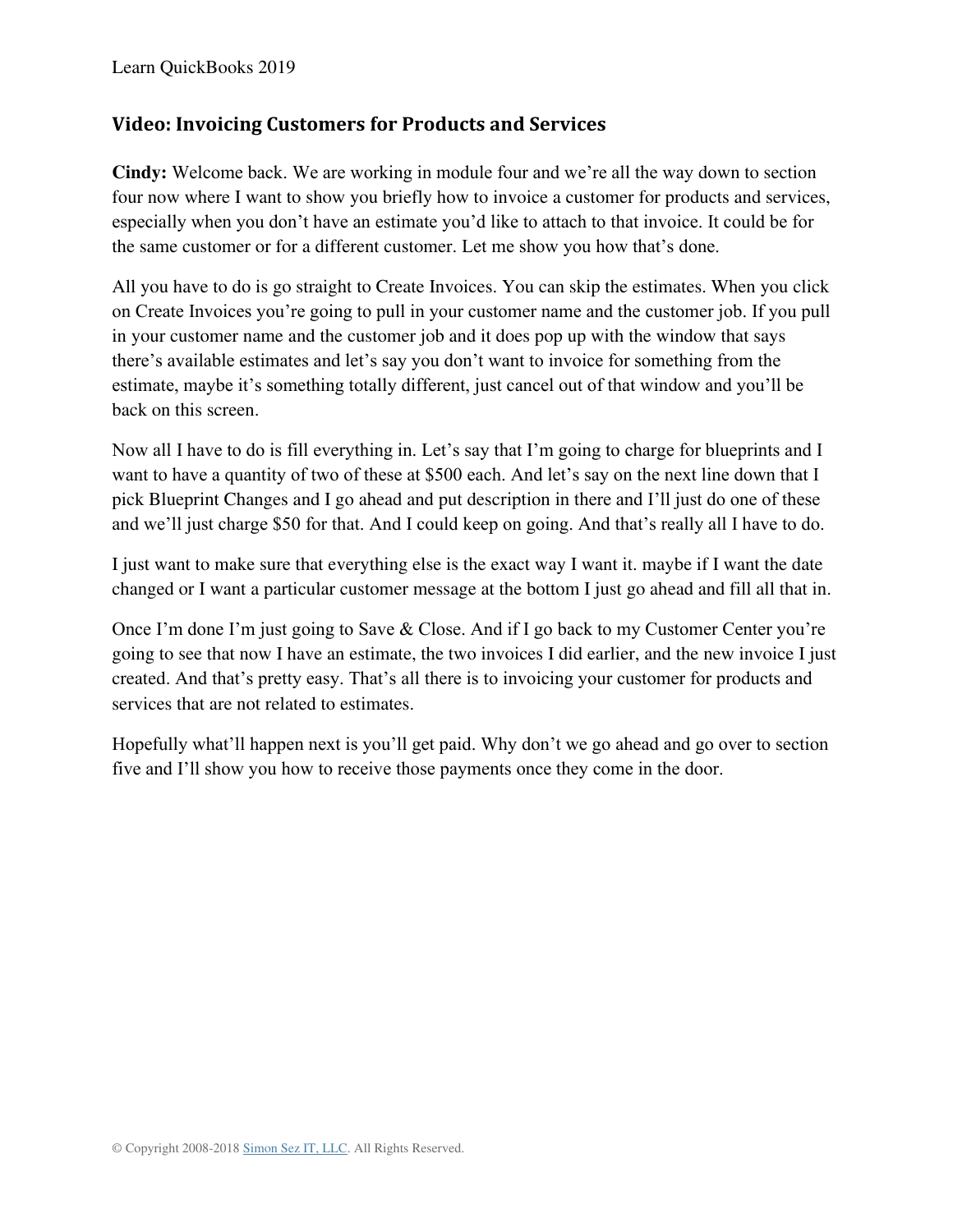## Video: Invoicing Customers for Products and Services

**Cindy:** Welcome back. We are working in module four and we're all the way down to section four now where I want to show you briefly how to invoice a customer for products and services, especially when you don't have an estimate you'd like to attach to that invoice. It could be for the same customer or for a different customer. Let me show you how that's done.

All you have to do is go straight to Create Invoices. You can skip the estimates. When you click on Create Invoices you're going to pull in your customer name and the customer job. If you pull in your customer name and the customer job and it does pop up with the window that says there's available estimates and let's say you don't want to invoice for something from the estimate, maybe it's something totally different, just cancel out of that window and you'll be back on this screen.

Now all I have to do is fill everything in. Let's say that I'm going to charge for blueprints and I want to have a quantity of two of these at $500 each. And let's say on the next line down that I pick Blueprint Changes and I go ahead and put description in there and I'll just do one of these and we'll just charge $50 for that. And I could keep on going. And that's really all I have to do.

I just want to make sure that everything else is the exact way I want it. maybe if I want the date changed or I want a particular customer message at the bottom I just go ahead and fill all that in.

Once I'm done I'm just going to Save & Close. And if I go back to my Customer Center you're going to see that now I have an estimate, the two invoices I did earlier, and the new invoice I just created. And that's pretty easy. That's all there is to invoicing your customer for products and services that are not related to estimates.

Hopefully what'll happen next is you'll get paid. Why don't we go ahead and go over to section five and I'll show you how to receive those payments once they come in the door.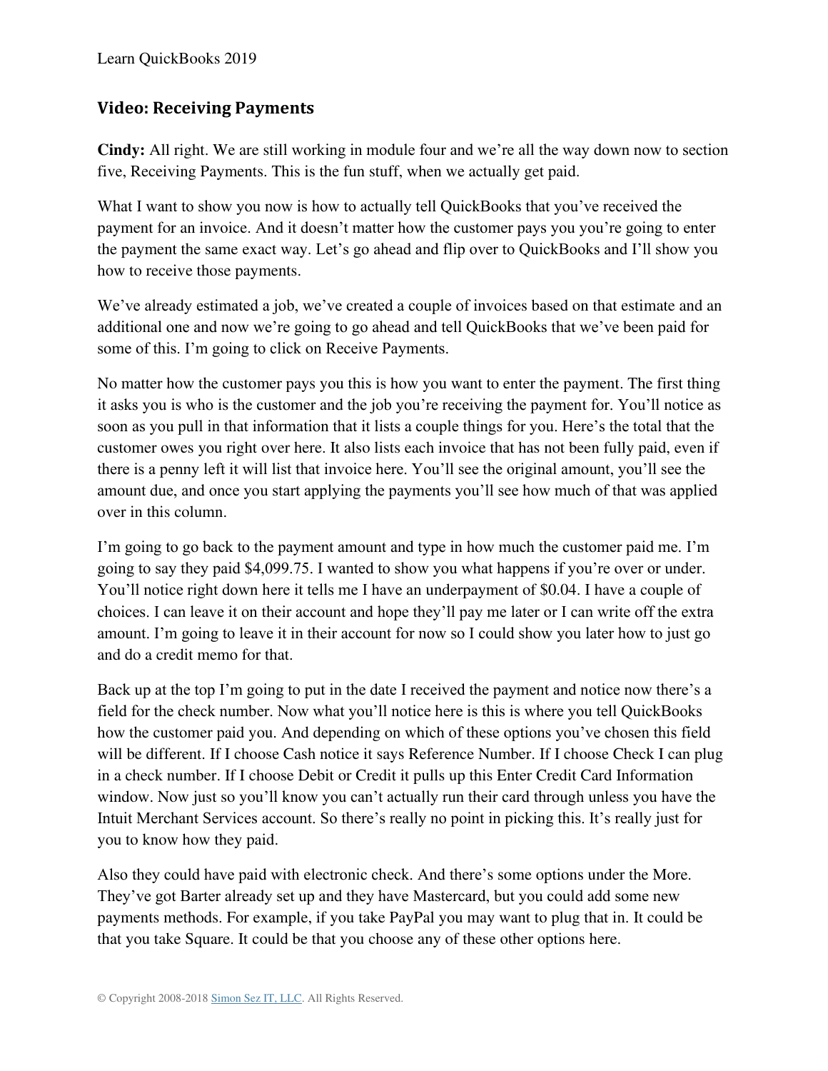## Video: Receiving Payments

**Cindy:** All right. We are still working in module four and we're all the way down now to section five, Receiving Payments. This is the fun stuff, when we actually get paid.

What I want to show you now is how to actually tell QuickBooks that you've received the payment for an invoice. And it doesn't matter how the customer pays you you're going to enter the payment the same exact way. Let's go ahead and flip over to QuickBooks and I'll show you how to receive those payments.

We've already estimated a job, we've created a couple of invoices based on that estimate and an additional one and now we're going to go ahead and tell QuickBooks that we've been paid for some of this. I'm going to click on Receive Payments.

No matter how the customer pays you this is how you want to enter the payment. The first thing it asks you is who is the customer and the job you're receiving the payment for. You'll notice as soon as you pull in that information that it lists a couple things for you. Here's the total that the customer owes you right over here. It also lists each invoice that has not been fully paid, even if there is a penny left it will list that invoice here. You'll see the original amount, you'll see the amount due, and once you start applying the payments you'll see how much of that was applied over in this column.

I'm going to go back to the payment amount and type in how much the customer paid me. I'm going to say they paid $4,099.75. I wanted to show you what happens if you're over or under. You'll notice right down here it tells me I have an underpayment of $0.04. I have a couple of choices. I can leave it on their account and hope they'll pay me later or I can write off the extra amount. I'm going to leave it in their account for now so I could show you later how to just go and do a credit memo for that.

Back up at the top I'm going to put in the date I received the payment and notice now there's a field for the check number. Now what you'll notice here is this is where you tell QuickBooks how the customer paid you. And depending on which of these options you've chosen this field will be different. If I choose Cash notice it says Reference Number. If I choose Check I can plug in a check number. If I choose Debit or Credit it pulls up this Enter Credit Card Information window. Now just so you'll know you can't actually run their card through unless you have the Intuit Merchant Services account. So there's really no point in picking this. It's really just for you to know how they paid.

Also they could have paid with electronic check. And there's some options under the More. They've got Barter already set up and they have Mastercard, but you could add some new payments methods. For example, if you take PayPal you may want to plug that in. It could be that you take Square. It could be that you choose any of these other options here.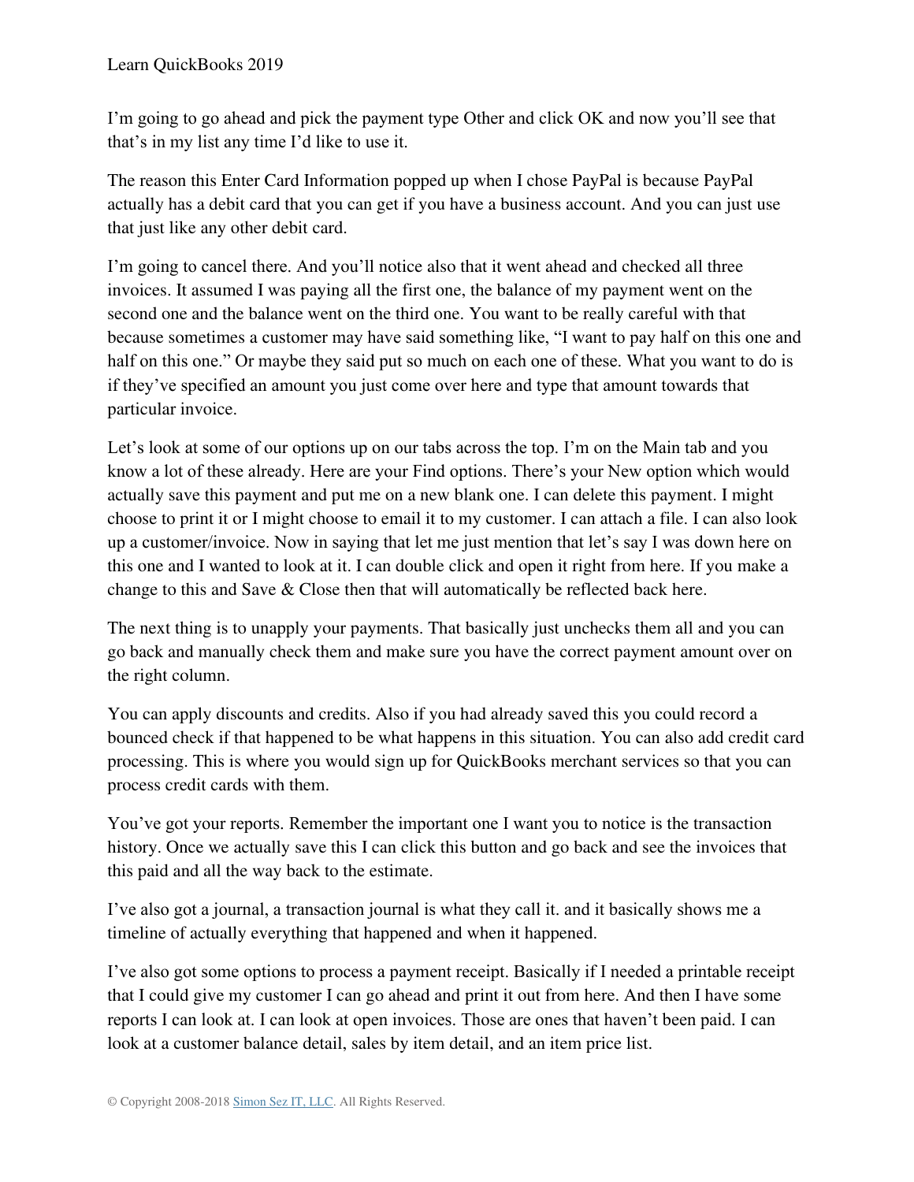I'm going to go ahead and pick the payment type Other and click OK and now you'll see that that's in my list any time I'd like to use it.

The reason this Enter Card Information popped up when I chose PayPal is because PayPal actually has a debit card that you can get if you have a business account. And you can just use that just like any other debit card.

I'm going to cancel there. And you'll notice also that it went ahead and checked all three invoices. It assumed I was paying all the first one, the balance of my payment went on the second one and the balance went on the third one. You want to be really careful with that because sometimes a customer may have said something like, "I want to pay half on this one and half on this one." Or maybe they said put so much on each one of these. What you want to do is if they've specified an amount you just come over here and type that amount towards that particular invoice.

Let's look at some of our options up on our tabs across the top. I'm on the Main tab and you know a lot of these already. Here are your Find options. There's your New option which would actually save this payment and put me on a new blank one. I can delete this payment. I might choose to print it or I might choose to email it to my customer. I can attach a file. I can also look up a customer/invoice. Now in saying that let me just mention that let's say I was down here on this one and I wanted to look at it. I can double click and open it right from here. If you make a change to this and Save & Close then that will automatically be reflected back here.

The next thing is to unapply your payments. That basically just unchecks them all and you can go back and manually check them and make sure you have the correct payment amount over on the right column.

You can apply discounts and credits. Also if you had already saved this you could record a bounced check if that happened to be what happens in this situation. You can also add credit card processing. This is where you would sign up for QuickBooks merchant services so that you can process credit cards with them.

You've got your reports. Remember the important one I want you to notice is the transaction history. Once we actually save this I can click this button and go back and see the invoices that this paid and all the way back to the estimate.

I've also got a journal, a transaction journal is what they call it. and it basically shows me a timeline of actually everything that happened and when it happened.

I've also got some options to process a payment receipt. Basically if I needed a printable receipt that I could give my customer I can go ahead and print it out from here. And then I have some reports I can look at. I can look at open invoices. Those are ones that haven't been paid. I can look at a customer balance detail, sales by item detail, and an item price list.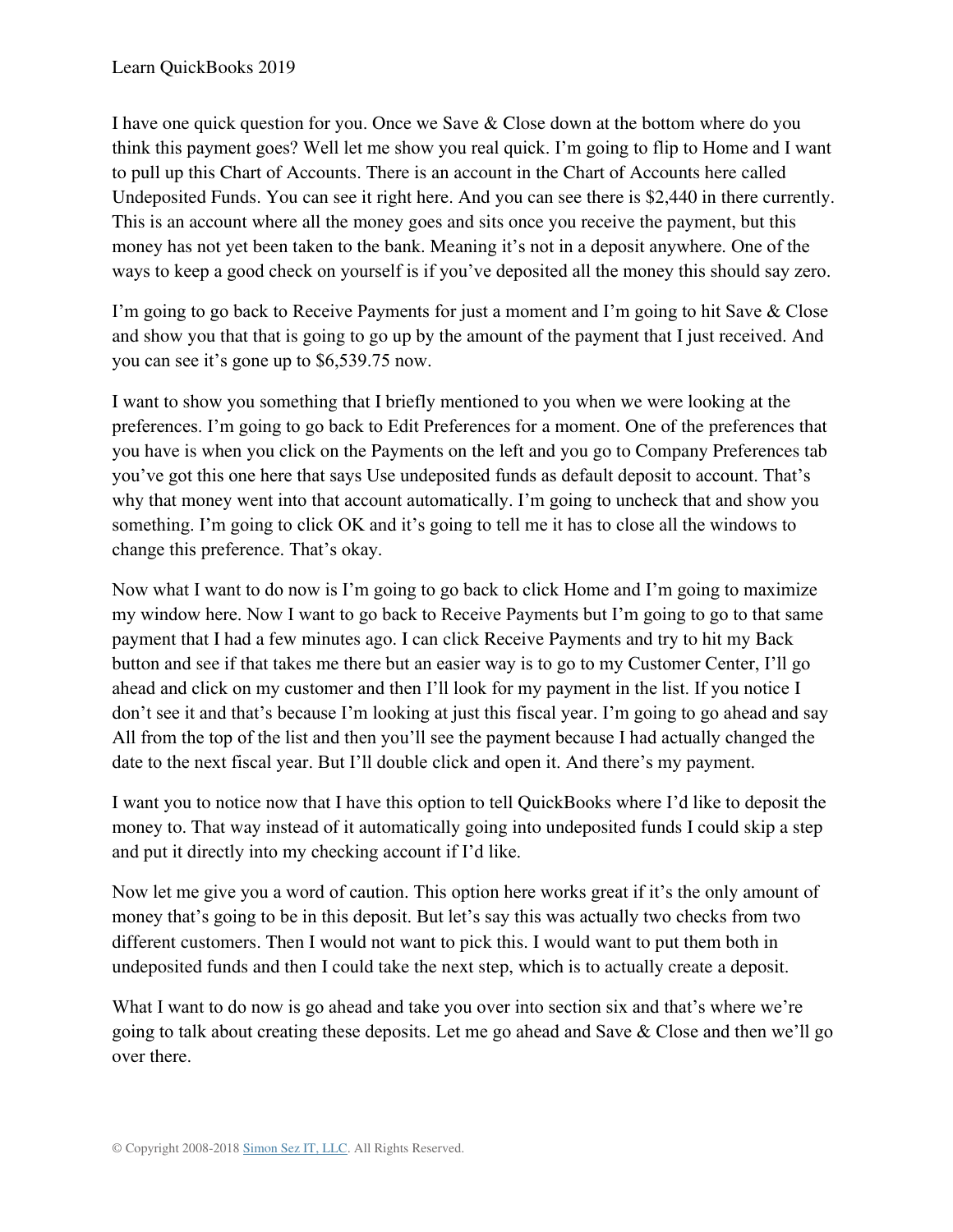I have one quick question for you. Once we Save & Close down at the bottom where do you think this payment goes? Well let me show you real quick. I'm going to flip to Home and I want to pull up this Chart of Accounts. There is an account in the Chart of Accounts here called Undeposited Funds. You can see it right here. And you can see there is $2,440 in there currently. This is an account where all the money goes and sits once you receive the payment, but this money has not yet been taken to the bank. Meaning it's not in a deposit anywhere. One of the ways to keep a good check on yourself is if you've deposited all the money this should say zero.

I'm going to go back to Receive Payments for just a moment and I'm going to hit Save & Close and show you that that is going to go up by the amount of the payment that I just received. And you can see it's gone up to $6,539.75 now.

I want to show you something that I briefly mentioned to you when we were looking at the preferences. I'm going to go back to Edit Preferences for a moment. One of the preferences that you have is when you click on the Payments on the left and you go to Company Preferences tab you've got this one here that says Use undeposited funds as default deposit to account. That's why that money went into that account automatically. I'm going to uncheck that and show you something. I'm going to click OK and it's going to tell me it has to close all the windows to change this preference. That's okay.

Now what I want to do now is I'm going to go back to click Home and I'm going to maximize my window here. Now I want to go back to Receive Payments but I'm going to go to that same payment that I had a few minutes ago. I can click Receive Payments and try to hit my Back button and see if that takes me there but an easier way is to go to my Customer Center, I'll go ahead and click on my customer and then I'll look for my payment in the list. If you notice I don't see it and that's because I'm looking at just this fiscal year. I'm going to go ahead and say All from the top of the list and then you'll see the payment because I had actually changed the date to the next fiscal year. But I'll double click and open it. And there's my payment.

I want you to notice now that I have this option to tell QuickBooks where I'd like to deposit the money to. That way instead of it automatically going into undeposited funds I could skip a step and put it directly into my checking account if I'd like.

Now let me give you a word of caution. This option here works great if it's the only amount of money that's going to be in this deposit. But let's say this was actually two checks from two different customers. Then I would not want to pick this. I would want to put them both in undeposited funds and then I could take the next step, which is to actually create a deposit.

What I want to do now is go ahead and take you over into section six and that's where we're going to talk about creating these deposits. Let me go ahead and Save & Close and then we'll go over there.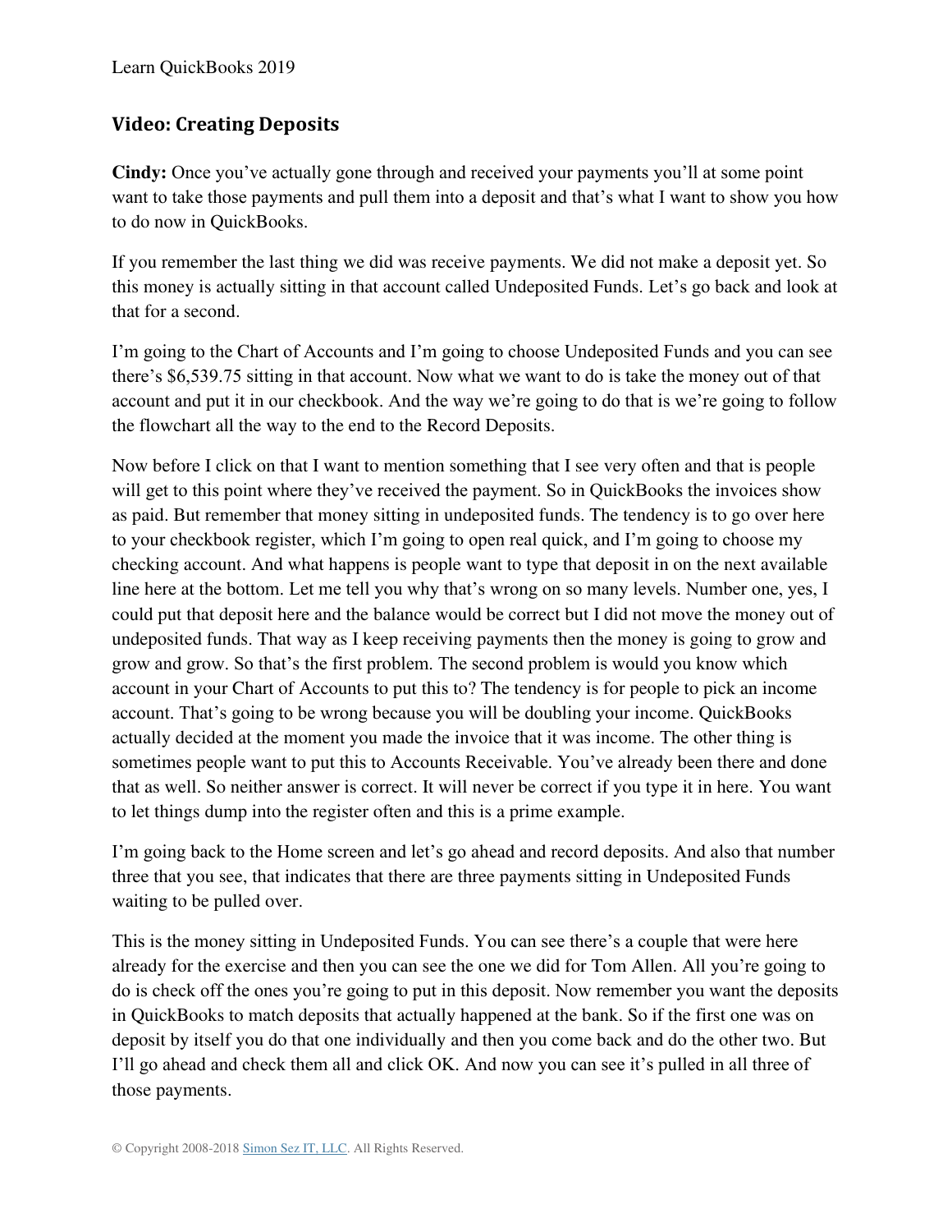## Video: Creating Deposits

**Cindy:** Once you've actually gone through and received your payments you'll at some point want to take those payments and pull them into a deposit and that's what I want to show you how to do now in QuickBooks.

If you remember the last thing we did was receive payments. We did not make a deposit yet. So this money is actually sitting in that account called Undeposited Funds. Let's go back and look at that for a second.

I'm going to the Chart of Accounts and I'm going to choose Undeposited Funds and you can see there's $6,539.75 sitting in that account. Now what we want to do is take the money out of that account and put it in our checkbook. And the way we're going to do that is we're going to follow the flowchart all the way to the end to the Record Deposits.

Now before I click on that I want to mention something that I see very often and that is people will get to this point where they've received the payment. So in QuickBooks the invoices show as paid. But remember that money sitting in undeposited funds. The tendency is to go over here to your checkbook register, which I'm going to open real quick, and I'm going to choose my checking account. And what happens is people want to type that deposit in on the next available line here at the bottom. Let me tell you why that's wrong on so many levels. Number one, yes, I could put that deposit here and the balance would be correct but I did not move the money out of undeposited funds. That way as I keep receiving payments then the money is going to grow and grow and grow. So that's the first problem. The second problem is would you know which account in your Chart of Accounts to put this to? The tendency is for people to pick an income account. That's going to be wrong because you will be doubling your income. QuickBooks actually decided at the moment you made the invoice that it was income. The other thing is sometimes people want to put this to Accounts Receivable. You've already been there and done that as well. So neither answer is correct. It will never be correct if you type it in here. You want to let things dump into the register often and this is a prime example.

I'm going back to the Home screen and let's go ahead and record deposits. And also that number three that you see, that indicates that there are three payments sitting in Undeposited Funds waiting to be pulled over.

This is the money sitting in Undeposited Funds. You can see there's a couple that were here already for the exercise and then you can see the one we did for Tom Allen. All you're going to do is check off the ones you're going to put in this deposit. Now remember you want the deposits in QuickBooks to match deposits that actually happened at the bank. So if the first one was on deposit by itself you do that one individually and then you come back and do the other two. But I'll go ahead and check them all and click OK. And now you can see it's pulled in all three of those payments.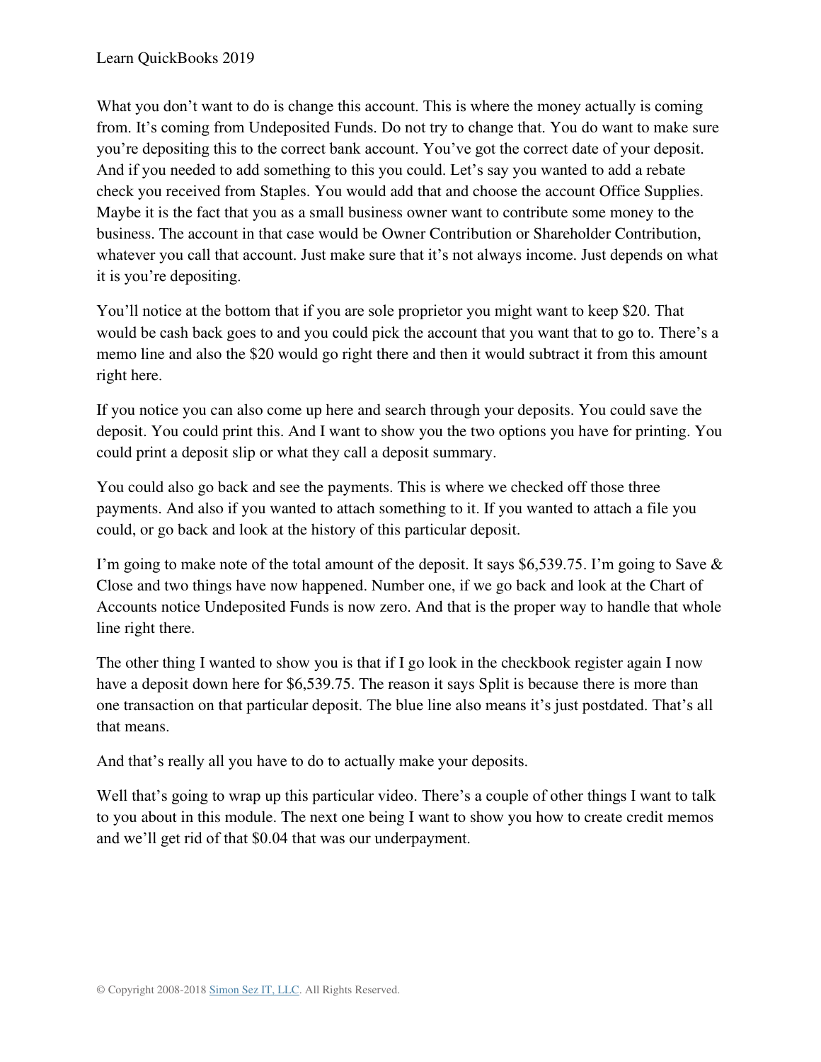What you don't want to do is change this account. This is where the money actually is coming from. It's coming from Undeposited Funds. Do not try to change that. You do want to make sure you're depositing this to the correct bank account. You've got the correct date of your deposit. And if you needed to add something to this you could. Let's say you wanted to add a rebate check you received from Staples. You would add that and choose the account Office Supplies. Maybe it is the fact that you as a small business owner want to contribute some money to the business. The account in that case would be Owner Contribution or Shareholder Contribution, whatever you call that account. Just make sure that it's not always income. Just depends on what it is you're depositing.

You'll notice at the bottom that if you are sole proprietor you might want to keep $20. That would be cash back goes to and you could pick the account that you want that to go to. There's a memo line and also the $20 would go right there and then it would subtract it from this amount right here.

If you notice you can also come up here and search through your deposits. You could save the deposit. You could print this. And I want to show you the two options you have for printing. You could print a deposit slip or what they call a deposit summary.

You could also go back and see the payments. This is where we checked off those three payments. And also if you wanted to attach something to it. If you wanted to attach a file you could, or go back and look at the history of this particular deposit.

I'm going to make note of the total amount of the deposit. It says $6,539.75. I'm going to Save & Close and two things have now happened. Number one, if we go back and look at the Chart of Accounts notice Undeposited Funds is now zero. And that is the proper way to handle that whole line right there.

The other thing I wanted to show you is that if I go look in the checkbook register again I now have a deposit down here for $6,539.75. The reason it says Split is because there is more than one transaction on that particular deposit. The blue line also means it's just postdated. That's all that means.

And that's really all you have to do to actually make your deposits.

Well that's going to wrap up this particular video. There's a couple of other things I want to talk to you about in this module. The next one being I want to show you how to create credit memos and we'll get rid of that $0.04 that was our underpayment.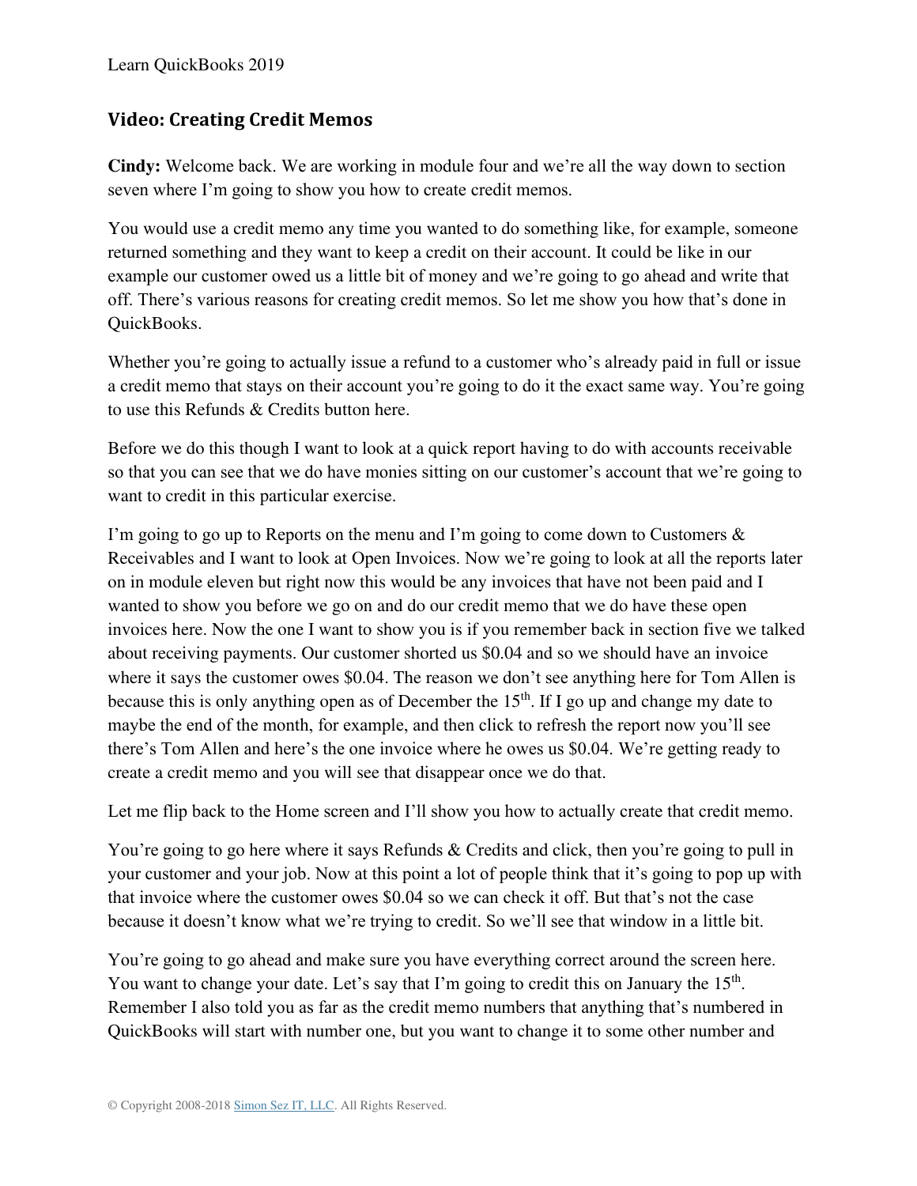## Video: Creating Credit Memos

**Cindy:** Welcome back. We are working in module four and we're all the way down to section seven where I'm going to show you how to create credit memos.

You would use a credit memo any time you wanted to do something like, for example, someone returned something and they want to keep a credit on their account. It could be like in our example our customer owed us a little bit of money and we're going to go ahead and write that off. There's various reasons for creating credit memos. So let me show you how that's done in QuickBooks.

Whether you're going to actually issue a refund to a customer who's already paid in full or issue a credit memo that stays on their account you're going to do it the exact same way. You're going to use this Refunds & Credits button here.

Before we do this though I want to look at a quick report having to do with accounts receivable so that you can see that we do have monies sitting on our customer's account that we're going to want to credit in this particular exercise.

I'm going to go up to Reports on the menu and I'm going to come down to Customers & Receivables and I want to look at Open Invoices. Now we're going to look at all the reports later on in module eleven but right now this would be any invoices that have not been paid and I wanted to show you before we go on and do our credit memo that we do have these open invoices here. Now the one I want to show you is if you remember back in section five we talked about receiving payments. Our customer shorted us $0.04 and so we should have an invoice where it says the customer owes $0.04. The reason we don't see anything here for Tom Allen is because this is only anything open as of December the 15th. If I go up and change my date to maybe the end of the month, for example, and then click to refresh the report now you'll see there's Tom Allen and here's the one invoice where he owes us $0.04. We're getting ready to create a credit memo and you will see that disappear once we do that.

Let me flip back to the Home screen and I'll show you how to actually create that credit memo.

You're going to go here where it says Refunds & Credits and click, then you're going to pull in your customer and your job. Now at this point a lot of people think that it's going to pop up with that invoice where the customer owes $0.04 so we can check it off. But that's not the case because it doesn't know what we're trying to credit. So we'll see that window in a little bit.

You're going to go ahead and make sure you have everything correct around the screen here. You want to change your date. Let's say that I'm going to credit this on January the 15th. Remember I also told you as far as the credit memo numbers that anything that's numbered in QuickBooks will start with number one, but you want to change it to some other number and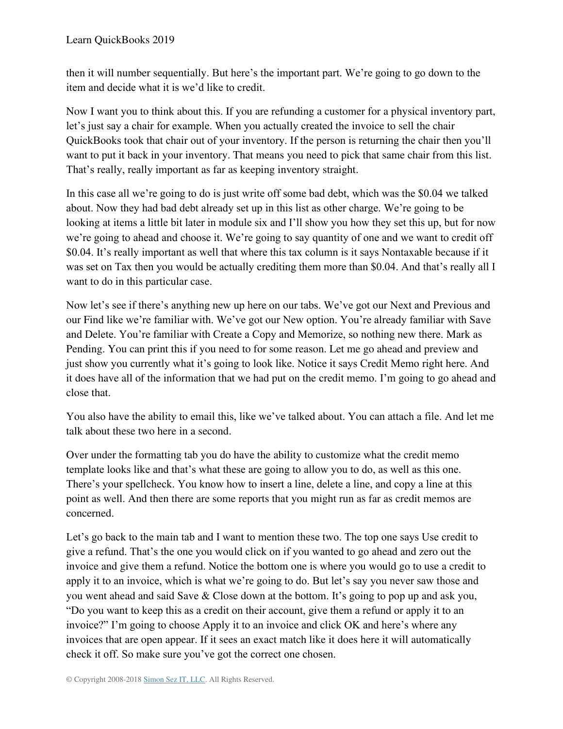then it will number sequentially. But here's the important part. We're going to go down to the item and decide what it is we'd like to credit.

Now I want you to think about this. If you are refunding a customer for a physical inventory part, let's just say a chair for example. When you actually created the invoice to sell the chair QuickBooks took that chair out of your inventory. If the person is returning the chair then you'll want to put it back in your inventory. That means you need to pick that same chair from this list. That's really, really important as far as keeping inventory straight.

In this case all we're going to do is just write off some bad debt, which was the $0.04 we talked about. Now they had bad debt already set up in this list as other charge. We're going to be looking at items a little bit later in module six and I'll show you how they set this up, but for now we're going to ahead and choose it. We're going to say quantity of one and we want to credit off $0.04. It's really important as well that where this tax column is it says Nontaxable because if it was set on Tax then you would be actually crediting them more than $0.04. And that's really all I want to do in this particular case.

Now let's see if there's anything new up here on our tabs. We've got our Next and Previous and our Find like we're familiar with. We've got our New option. You're already familiar with Save and Delete. You're familiar with Create a Copy and Memorize, so nothing new there. Mark as Pending. You can print this if you need to for some reason. Let me go ahead and preview and just show you currently what it's going to look like. Notice it says Credit Memo right here. And it does have all of the information that we had put on the credit memo. I'm going to go ahead and close that.

You also have the ability to email this, like we've talked about. You can attach a file. And let me talk about these two here in a second.

Over under the formatting tab you do have the ability to customize what the credit memo template looks like and that's what these are going to allow you to do, as well as this one. There's your spellcheck. You know how to insert a line, delete a line, and copy a line at this point as well. And then there are some reports that you might run as far as credit memos are concerned.

Let's go back to the main tab and I want to mention these two. The top one says Use credit to give a refund. That's the one you would click on if you wanted to go ahead and zero out the invoice and give them a refund. Notice the bottom one is where you would go to use a credit to apply it to an invoice, which is what we're going to do. But let's say you never saw those and you went ahead and said Save & Close down at the bottom. It's going to pop up and ask you, "Do you want to keep this as a credit on their account, give them a refund or apply it to an invoice?" I'm going to choose Apply it to an invoice and click OK and here's where any invoices that are open appear. If it sees an exact match like it does here it will automatically check it off. So make sure you've got the correct one chosen.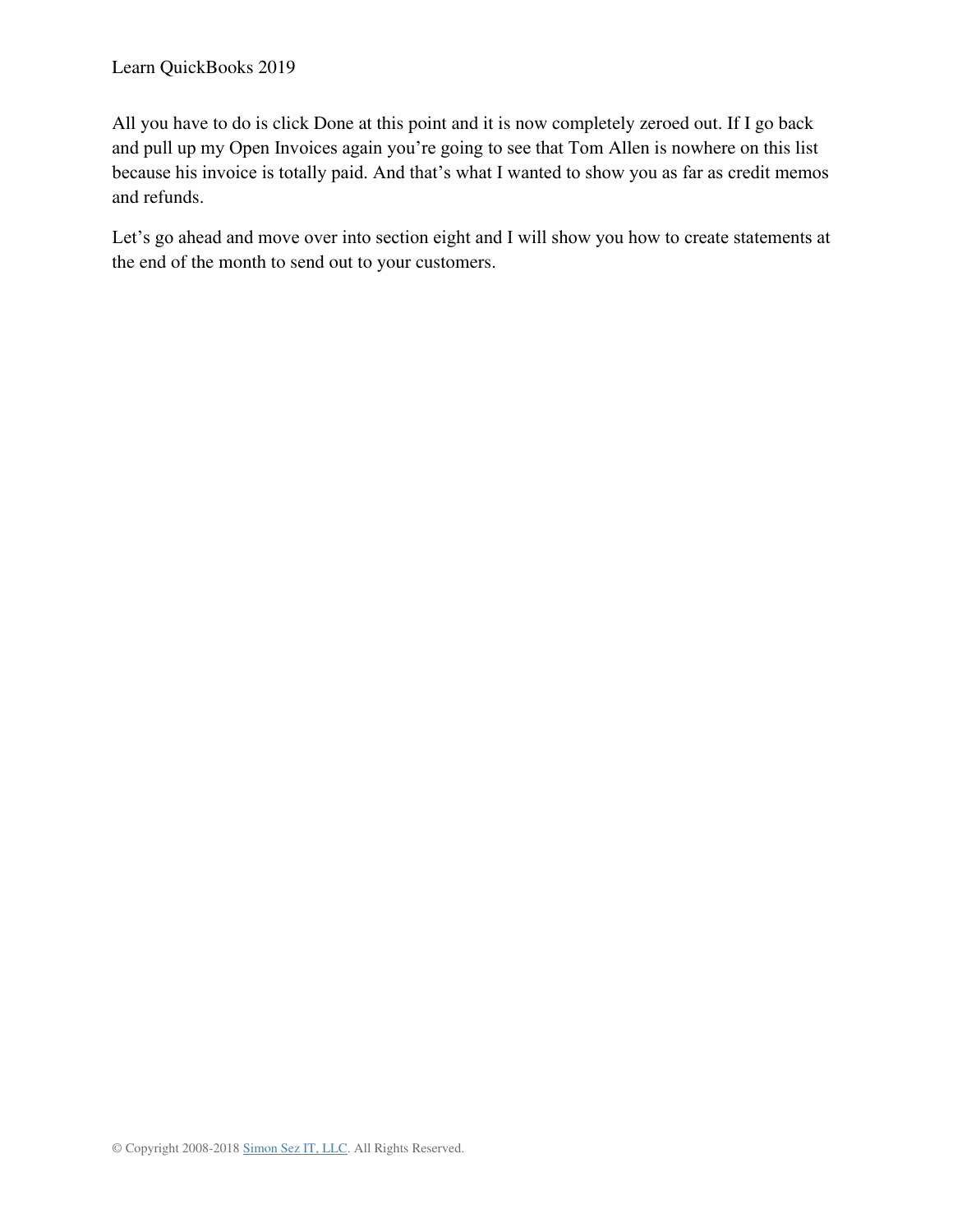All you have to do is click Done at this point and it is now completely zeroed out. If I go back and pull up my Open Invoices again you're going to see that Tom Allen is nowhere on this list because his invoice is totally paid. And that's what I wanted to show you as far as credit memos and refunds.

Let's go ahead and move over into section eight and I will show you how to create statements at the end of the month to send out to your customers.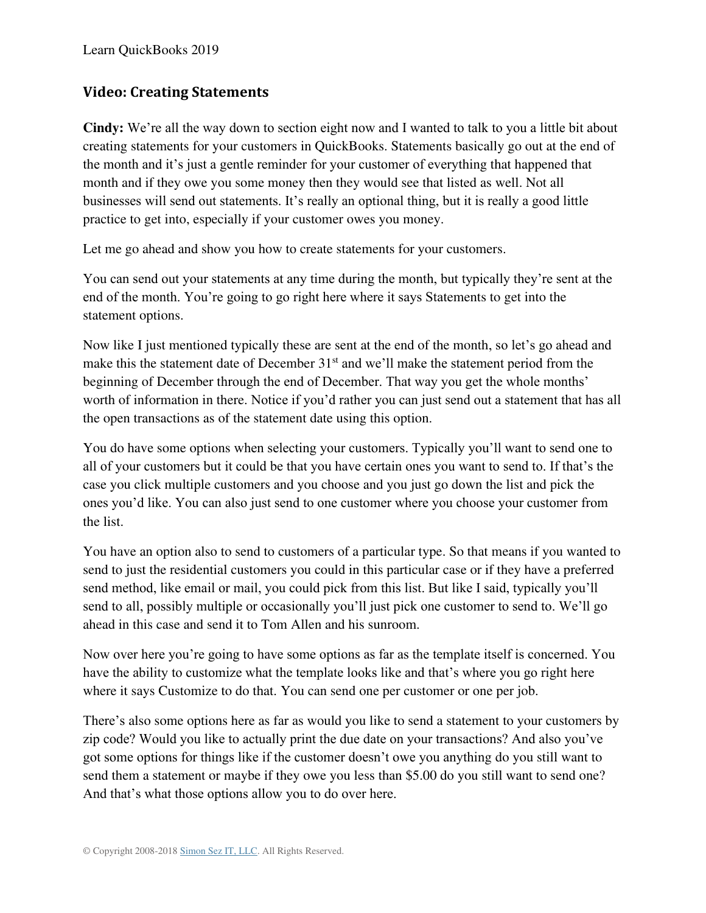## Video: Creating Statements

**Cindy:** We're all the way down to section eight now and I wanted to talk to you a little bit about creating statements for your customers in QuickBooks. Statements basically go out at the end of the month and it's just a gentle reminder for your customer of everything that happened that month and if they owe you some money then they would see that listed as well. Not all businesses will send out statements. It's really an optional thing, but it is really a good little practice to get into, especially if your customer owes you money.

Let me go ahead and show you how to create statements for your customers.

You can send out your statements at any time during the month, but typically they're sent at the end of the month. You're going to go right here where it says Statements to get into the statement options.

Now like I just mentioned typically these are sent at the end of the month, so let's go ahead and make this the statement date of December 31st and we'll make the statement period from the beginning of December through the end of December. That way you get the whole months' worth of information in there. Notice if you'd rather you can just send out a statement that has all the open transactions as of the statement date using this option.

You do have some options when selecting your customers. Typically you'll want to send one to all of your customers but it could be that you have certain ones you want to send to. If that's the case you click multiple customers and you choose and you just go down the list and pick the ones you'd like. You can also just send to one customer where you choose your customer from the list.

You have an option also to send to customers of a particular type. So that means if you wanted to send to just the residential customers you could in this particular case or if they have a preferred send method, like email or mail, you could pick from this list. But like I said, typically you'll send to all, possibly multiple or occasionally you'll just pick one customer to send to. We'll go ahead in this case and send it to Tom Allen and his sunroom.

Now over here you're going to have some options as far as the template itself is concerned. You have the ability to customize what the template looks like and that's where you go right here where it says Customize to do that. You can send one per customer or one per job.

There's also some options here as far as would you like to send a statement to your customers by zip code? Would you like to actually print the due date on your transactions? And also you've got some options for things like if the customer doesn't owe you anything do you still want to send them a statement or maybe if they owe you less than $5.00 do you still want to send one? And that's what those options allow you to do over here.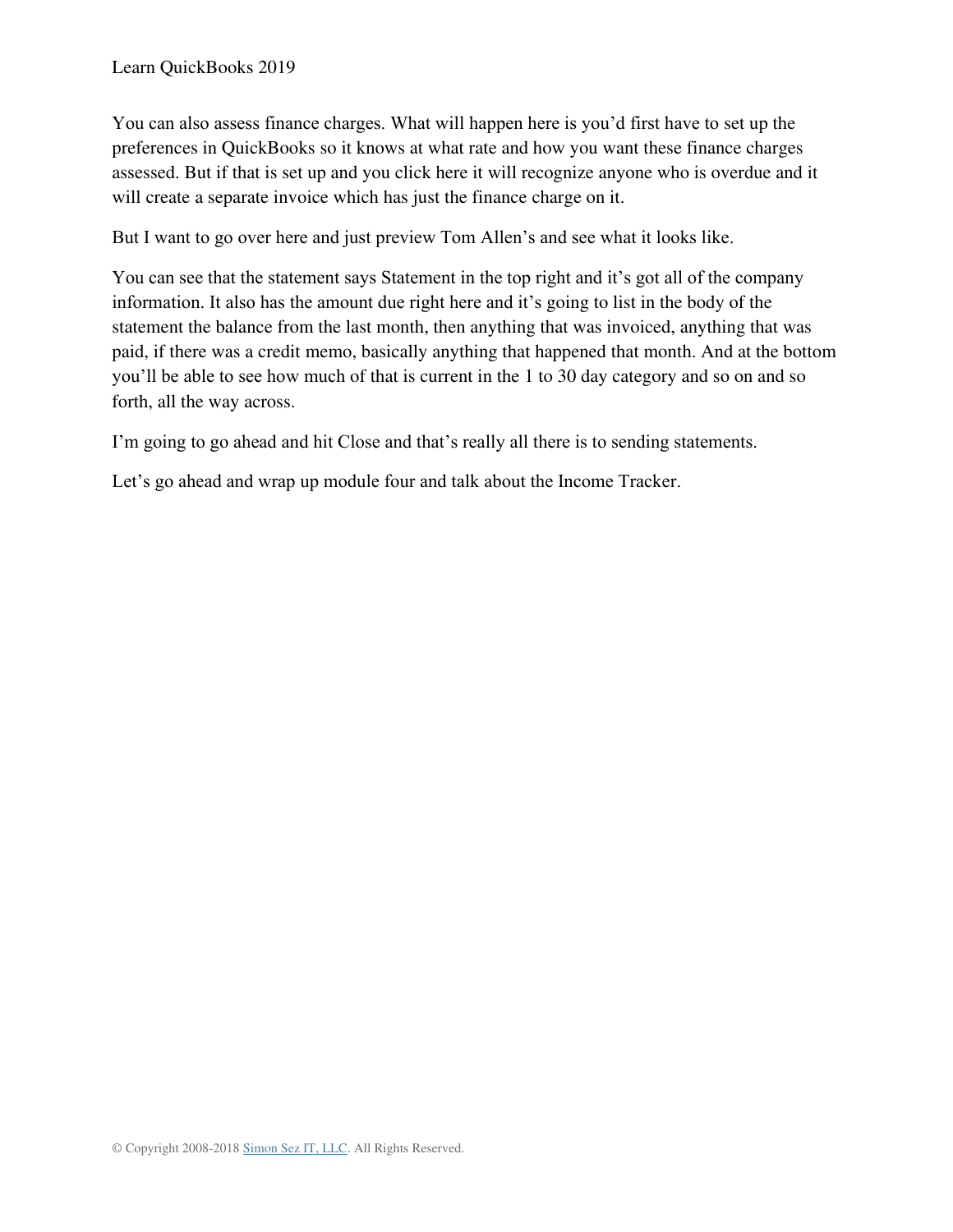You can also assess finance charges. What will happen here is you'd first have to set up the preferences in QuickBooks so it knows at what rate and how you want these finance charges assessed. But if that is set up and you click here it will recognize anyone who is overdue and it will create a separate invoice which has just the finance charge on it.

But I want to go over here and just preview Tom Allen's and see what it looks like.

You can see that the statement says Statement in the top right and it's got all of the company information. It also has the amount due right here and it's going to list in the body of the statement the balance from the last month, then anything that was invoiced, anything that was paid, if there was a credit memo, basically anything that happened that month. And at the bottom you'll be able to see how much of that is current in the 1 to 30 day category and so on and so forth, all the way across.

I'm going to go ahead and hit Close and that's really all there is to sending statements.

Let's go ahead and wrap up module four and talk about the Income Tracker.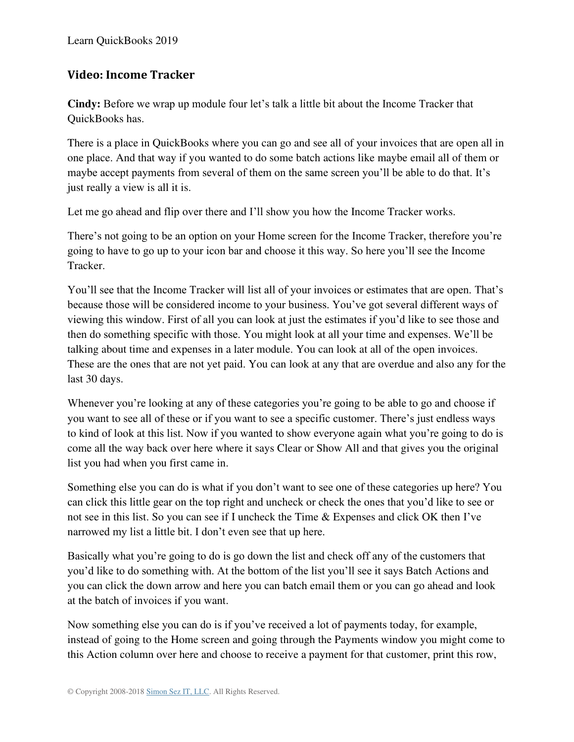## Video: Income Tracker

**Cindy:** Before we wrap up module four let's talk a little bit about the Income Tracker that QuickBooks has.

There is a place in QuickBooks where you can go and see all of your invoices that are open all in one place. And that way if you wanted to do some batch actions like maybe email all of them or maybe accept payments from several of them on the same screen you'll be able to do that. It's just really a view is all it is.

Let me go ahead and flip over there and I'll show you how the Income Tracker works.

There's not going to be an option on your Home screen for the Income Tracker, therefore you're going to have to go up to your icon bar and choose it this way. So here you'll see the Income Tracker.

You'll see that the Income Tracker will list all of your invoices or estimates that are open. That's because those will be considered income to your business. You've got several different ways of viewing this window. First of all you can look at just the estimates if you'd like to see those and then do something specific with those. You might look at all your time and expenses. We'll be talking about time and expenses in a later module. You can look at all of the open invoices. These are the ones that are not yet paid. You can look at any that are overdue and also any for the last 30 days.

Whenever you're looking at any of these categories you're going to be able to go and choose if you want to see all of these or if you want to see a specific customer. There's just endless ways to kind of look at this list. Now if you wanted to show everyone again what you're going to do is come all the way back over here where it says Clear or Show All and that gives you the original list you had when you first came in.

Something else you can do is what if you don't want to see one of these categories up here? You can click this little gear on the top right and uncheck or check the ones that you'd like to see or not see in this list. So you can see if I uncheck the Time & Expenses and click OK then I've narrowed my list a little bit. I don't even see that up here.

Basically what you're going to do is go down the list and check off any of the customers that you'd like to do something with. At the bottom of the list you'll see it says Batch Actions and you can click the down arrow and here you can batch email them or you can go ahead and look at the batch of invoices if you want.

Now something else you can do is if you've received a lot of payments today, for example, instead of going to the Home screen and going through the Payments window you might come to this Action column over here and choose to receive a payment for that customer, print this row,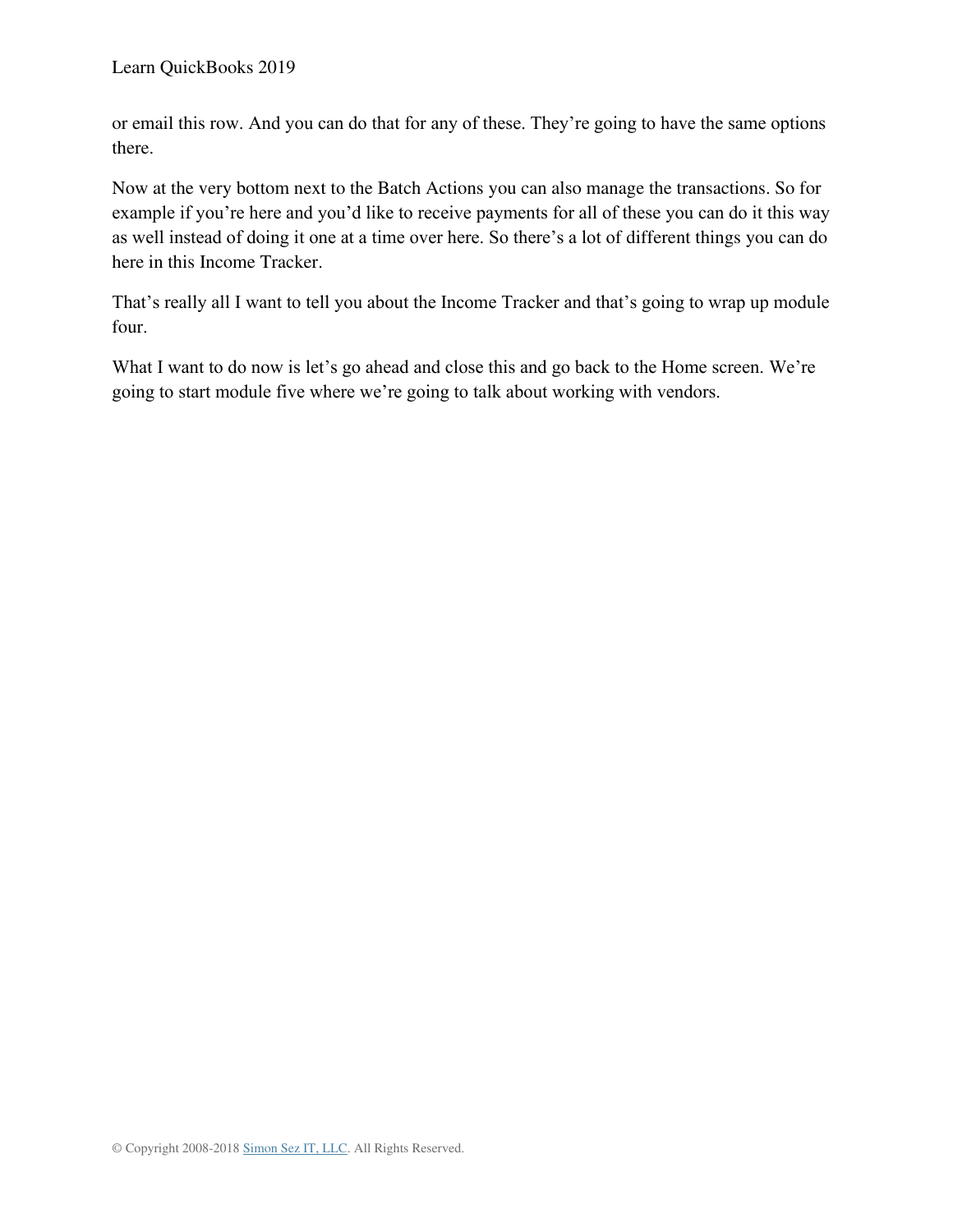or email this row. And you can do that for any of these. They're going to have the same options there.

Now at the very bottom next to the Batch Actions you can also manage the transactions. So for example if you're here and you'd like to receive payments for all of these you can do it this way as well instead of doing it one at a time over here. So there's a lot of different things you can do here in this Income Tracker.

That's really all I want to tell you about the Income Tracker and that's going to wrap up module four.

What I want to do now is let's go ahead and close this and go back to the Home screen. We're going to start module five where we're going to talk about working with vendors.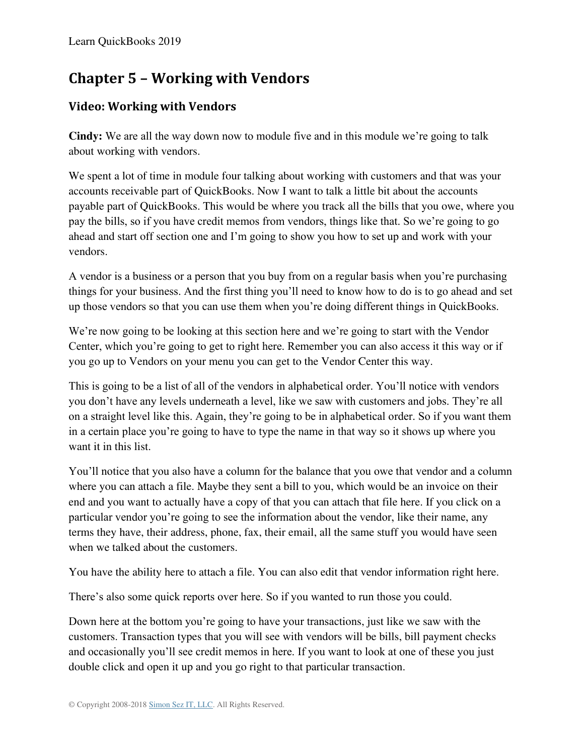## Chapter 5 – Working with Vendors

### Video: Working with Vendors

**Cindy:** We are all the way down now to module five and in this module we're going to talk about working with vendors.

We spent a lot of time in module four talking about working with customers and that was your accounts receivable part of QuickBooks. Now I want to talk a little bit about the accounts payable part of QuickBooks. This would be where you track all the bills that you owe, where you pay the bills, so if you have credit memos from vendors, things like that. So we're going to go ahead and start off section one and I'm going to show you how to set up and work with your vendors.

A vendor is a business or a person that you buy from on a regular basis when you're purchasing things for your business. And the first thing you'll need to know how to do is to go ahead and set up those vendors so that you can use them when you're doing different things in QuickBooks.

We're now going to be looking at this section here and we're going to start with the Vendor Center, which you're going to get to right here. Remember you can also access it this way or if you go up to Vendors on your menu you can get to the Vendor Center this way.

This is going to be a list of all of the vendors in alphabetical order. You'll notice with vendors you don't have any levels underneath a level, like we saw with customers and jobs. They're all on a straight level like this. Again, they're going to be in alphabetical order. So if you want them in a certain place you're going to have to type the name in that way so it shows up where you want it in this list.

You'll notice that you also have a column for the balance that you owe that vendor and a column where you can attach a file. Maybe they sent a bill to you, which would be an invoice on their end and you want to actually have a copy of that you can attach that file here. If you click on a particular vendor you're going to see the information about the vendor, like their name, any terms they have, their address, phone, fax, their email, all the same stuff you would have seen when we talked about the customers.

You have the ability here to attach a file. You can also edit that vendor information right here.

There's also some quick reports over here. So if you wanted to run those you could.

Down here at the bottom you're going to have your transactions, just like we saw with the customers. Transaction types that you will see with vendors will be bills, bill payment checks and occasionally you'll see credit memos in here. If you want to look at one of these you just double click and open it up and you go right to that particular transaction.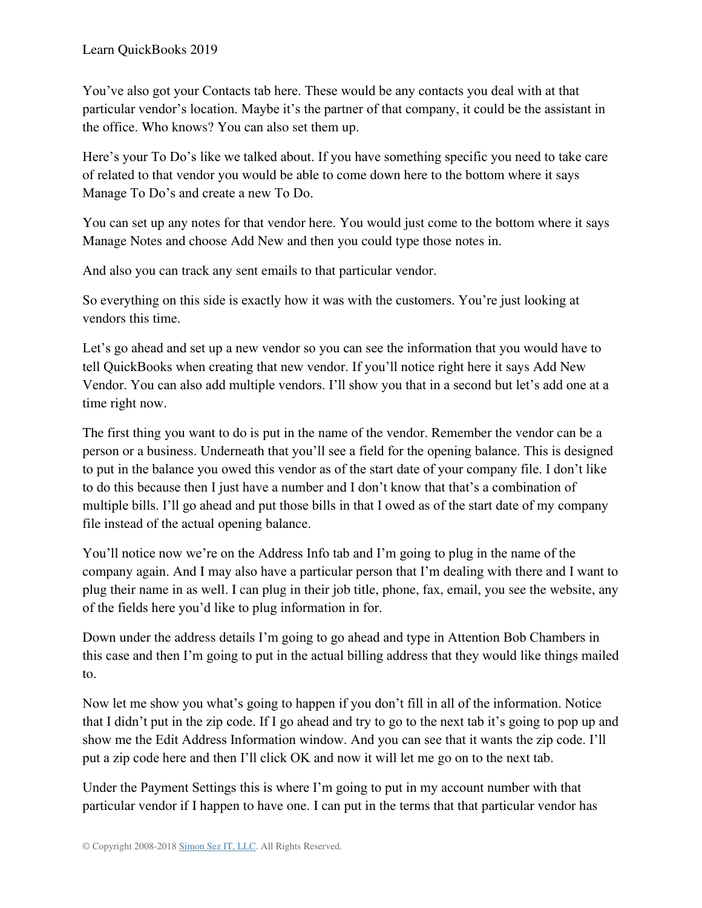You've also got your Contacts tab here. These would be any contacts you deal with at that particular vendor's location. Maybe it's the partner of that company, it could be the assistant in the office. Who knows? You can also set them up.

Here's your To Do's like we talked about. If you have something specific you need to take care of related to that vendor you would be able to come down here to the bottom where it says Manage To Do's and create a new To Do.

You can set up any notes for that vendor here. You would just come to the bottom where it says Manage Notes and choose Add New and then you could type those notes in.

And also you can track any sent emails to that particular vendor.

So everything on this side is exactly how it was with the customers. You're just looking at vendors this time.

Let's go ahead and set up a new vendor so you can see the information that you would have to tell QuickBooks when creating that new vendor. If you'll notice right here it says Add New Vendor. You can also add multiple vendors. I'll show you that in a second but let's add one at a time right now.

The first thing you want to do is put in the name of the vendor. Remember the vendor can be a person or a business. Underneath that you'll see a field for the opening balance. This is designed to put in the balance you owed this vendor as of the start date of your company file. I don't like to do this because then I just have a number and I don't know that that's a combination of multiple bills. I'll go ahead and put those bills in that I owed as of the start date of my company file instead of the actual opening balance.

You'll notice now we're on the Address Info tab and I'm going to plug in the name of the company again. And I may also have a particular person that I'm dealing with there and I want to plug their name in as well. I can plug in their job title, phone, fax, email, you see the website, any of the fields here you'd like to plug information in for.

Down under the address details I'm going to go ahead and type in Attention Bob Chambers in this case and then I'm going to put in the actual billing address that they would like things mailed to.

Now let me show you what's going to happen if you don't fill in all of the information. Notice that I didn't put in the zip code. If I go ahead and try to go to the next tab it's going to pop up and show me the Edit Address Information window. And you can see that it wants the zip code. I'll put a zip code here and then I'll click OK and now it will let me go on to the next tab.

Under the Payment Settings this is where I'm going to put in my account number with that particular vendor if I happen to have one. I can put in the terms that that particular vendor has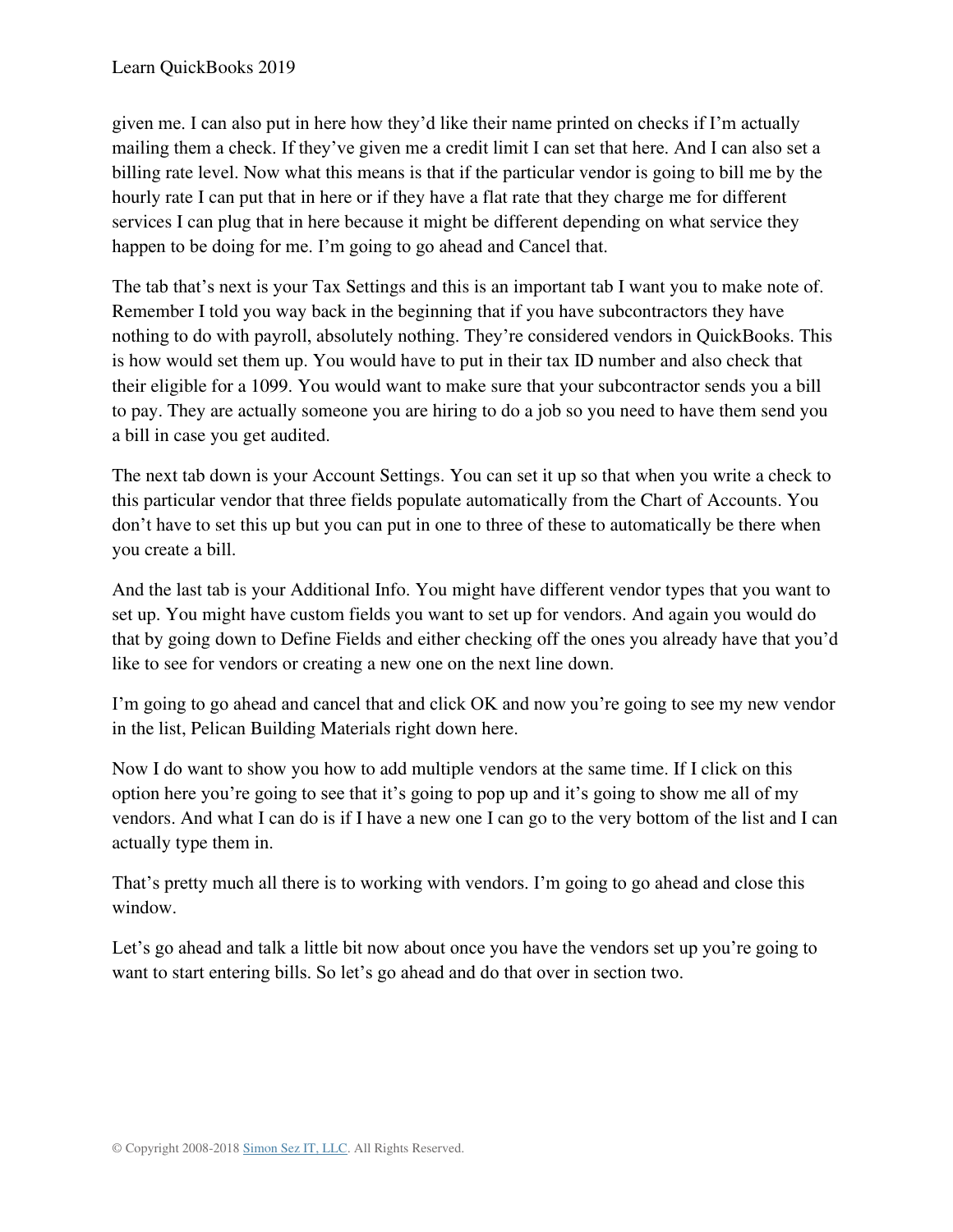given me. I can also put in here how they'd like their name printed on checks if I'm actually mailing them a check. If they've given me a credit limit I can set that here. And I can also set a billing rate level. Now what this means is that if the particular vendor is going to bill me by the hourly rate I can put that in here or if they have a flat rate that they charge me for different services I can plug that in here because it might be different depending on what service they happen to be doing for me. I'm going to go ahead and Cancel that.

The tab that's next is your Tax Settings and this is an important tab I want you to make note of. Remember I told you way back in the beginning that if you have subcontractors they have nothing to do with payroll, absolutely nothing. They're considered vendors in QuickBooks. This is how would set them up. You would have to put in their tax ID number and also check that their eligible for a 1099. You would want to make sure that your subcontractor sends you a bill to pay. They are actually someone you are hiring to do a job so you need to have them send you a bill in case you get audited.

The next tab down is your Account Settings. You can set it up so that when you write a check to this particular vendor that three fields populate automatically from the Chart of Accounts. You don't have to set this up but you can put in one to three of these to automatically be there when you create a bill.

And the last tab is your Additional Info. You might have different vendor types that you want to set up. You might have custom fields you want to set up for vendors. And again you would do that by going down to Define Fields and either checking off the ones you already have that you'd like to see for vendors or creating a new one on the next line down.

I'm going to go ahead and cancel that and click OK and now you're going to see my new vendor in the list, Pelican Building Materials right down here.

Now I do want to show you how to add multiple vendors at the same time. If I click on this option here you're going to see that it's going to pop up and it's going to show me all of my vendors. And what I can do is if I have a new one I can go to the very bottom of the list and I can actually type them in.

That's pretty much all there is to working with vendors. I'm going to go ahead and close this window.

Let's go ahead and talk a little bit now about once you have the vendors set up you're going to want to start entering bills. So let's go ahead and do that over in section two.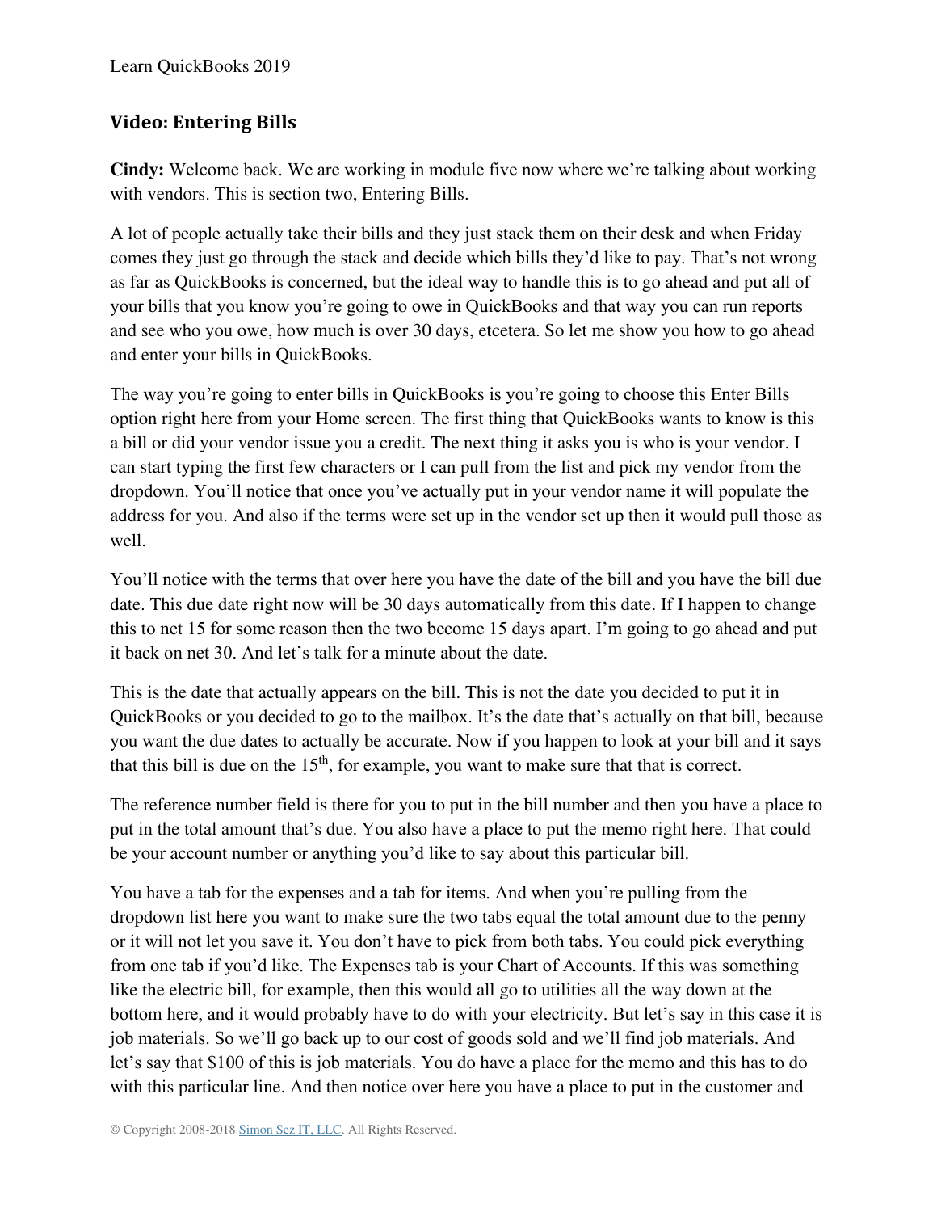## Video: Entering Bills

**Cindy:** Welcome back. We are working in module five now where we're talking about working with vendors. This is section two, Entering Bills.

A lot of people actually take their bills and they just stack them on their desk and when Friday comes they just go through the stack and decide which bills they'd like to pay. That's not wrong as far as QuickBooks is concerned, but the ideal way to handle this is to go ahead and put all of your bills that you know you're going to owe in QuickBooks and that way you can run reports and see who you owe, how much is over 30 days, etcetera. So let me show you how to go ahead and enter your bills in QuickBooks.

The way you're going to enter bills in QuickBooks is you're going to choose this Enter Bills option right here from your Home screen. The first thing that QuickBooks wants to know is this a bill or did your vendor issue you a credit. The next thing it asks you is who is your vendor. I can start typing the first few characters or I can pull from the list and pick my vendor from the dropdown. You'll notice that once you've actually put in your vendor name it will populate the address for you. And also if the terms were set up in the vendor set up then it would pull those as well.

You'll notice with the terms that over here you have the date of the bill and you have the bill due date. This due date right now will be 30 days automatically from this date. If I happen to change this to net 15 for some reason then the two become 15 days apart. I'm going to go ahead and put it back on net 30. And let's talk for a minute about the date.

This is the date that actually appears on the bill. This is not the date you decided to put it in QuickBooks or you decided to go to the mailbox. It's the date that's actually on that bill, because you want the due dates to actually be accurate. Now if you happen to look at your bill and it says that this bill is due on the 15th, for example, you want to make sure that that is correct.

The reference number field is there for you to put in the bill number and then you have a place to put in the total amount that's due. You also have a place to put the memo right here. That could be your account number or anything you'd like to say about this particular bill.

You have a tab for the expenses and a tab for items. And when you're pulling from the dropdown list here you want to make sure the two tabs equal the total amount due to the penny or it will not let you save it. You don't have to pick from both tabs. You could pick everything from one tab if you'd like. The Expenses tab is your Chart of Accounts. If this was something like the electric bill, for example, then this would all go to utilities all the way down at the bottom here, and it would probably have to do with your electricity. But let's say in this case it is job materials. So we'll go back up to our cost of goods sold and we'll find job materials. And let's say that $100 of this is job materials. You do have a place for the memo and this has to do with this particular line. And then notice over here you have a place to put in the customer and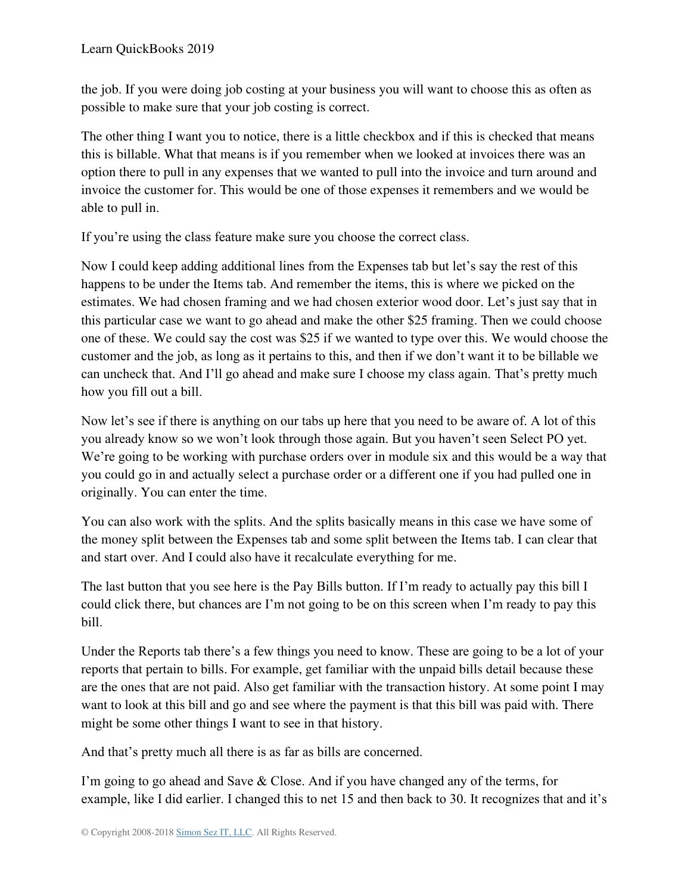the job. If you were doing job costing at your business you will want to choose this as often as possible to make sure that your job costing is correct.

The other thing I want you to notice, there is a little checkbox and if this is checked that means this is billable. What that means is if you remember when we looked at invoices there was an option there to pull in any expenses that we wanted to pull into the invoice and turn around and invoice the customer for. This would be one of those expenses it remembers and we would be able to pull in.

If you're using the class feature make sure you choose the correct class.

Now I could keep adding additional lines from the Expenses tab but let's say the rest of this happens to be under the Items tab. And remember the items, this is where we picked on the estimates. We had chosen framing and we had chosen exterior wood door. Let's just say that in this particular case we want to go ahead and make the other $25 framing. Then we could choose one of these. We could say the cost was $25 if we wanted to type over this. We would choose the customer and the job, as long as it pertains to this, and then if we don't want it to be billable we can uncheck that. And I'll go ahead and make sure I choose my class again. That's pretty much how you fill out a bill.

Now let's see if there is anything on our tabs up here that you need to be aware of. A lot of this you already know so we won't look through those again. But you haven't seen Select PO yet. We're going to be working with purchase orders over in module six and this would be a way that you could go in and actually select a purchase order or a different one if you had pulled one in originally. You can enter the time.

You can also work with the splits. And the splits basically means in this case we have some of the money split between the Expenses tab and some split between the Items tab. I can clear that and start over. And I could also have it recalculate everything for me.

The last button that you see here is the Pay Bills button. If I'm ready to actually pay this bill I could click there, but chances are I'm not going to be on this screen when I'm ready to pay this bill.

Under the Reports tab there's a few things you need to know. These are going to be a lot of your reports that pertain to bills. For example, get familiar with the unpaid bills detail because these are the ones that are not paid. Also get familiar with the transaction history. At some point I may want to look at this bill and go and see where the payment is that this bill was paid with. There might be some other things I want to see in that history.

And that's pretty much all there is as far as bills are concerned.

I'm going to go ahead and Save & Close. And if you have changed any of the terms, for example, like I did earlier. I changed this to net 15 and then back to 30. It recognizes that and it's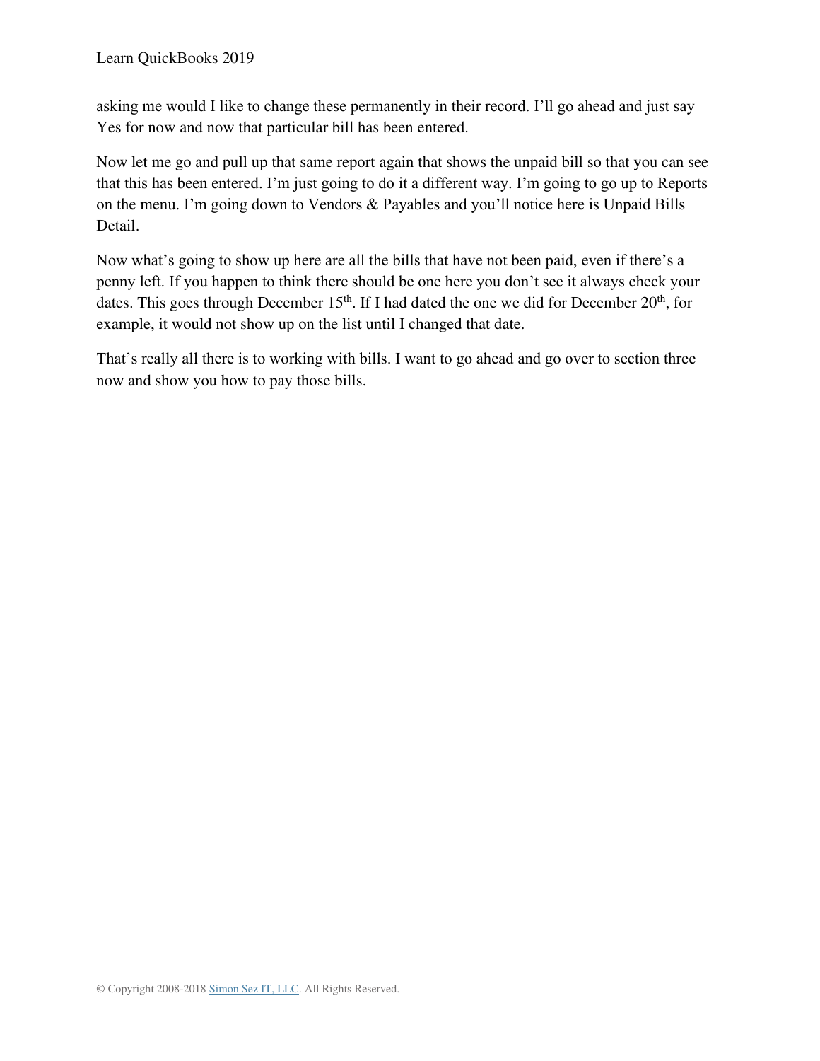asking me would I like to change these permanently in their record. I'll go ahead and just say Yes for now and now that particular bill has been entered.

Now let me go and pull up that same report again that shows the unpaid bill so that you can see that this has been entered. I'm just going to do it a different way. I'm going to go up to Reports on the menu. I'm going down to Vendors & Payables and you'll notice here is Unpaid Bills Detail.

Now what's going to show up here are all the bills that have not been paid, even if there's a penny left. If you happen to think there should be one here you don't see it always check your dates. This goes through December 15th. If I had dated the one we did for December 20th, for example, it would not show up on the list until I changed that date.

That's really all there is to working with bills. I want to go ahead and go over to section three now and show you how to pay those bills.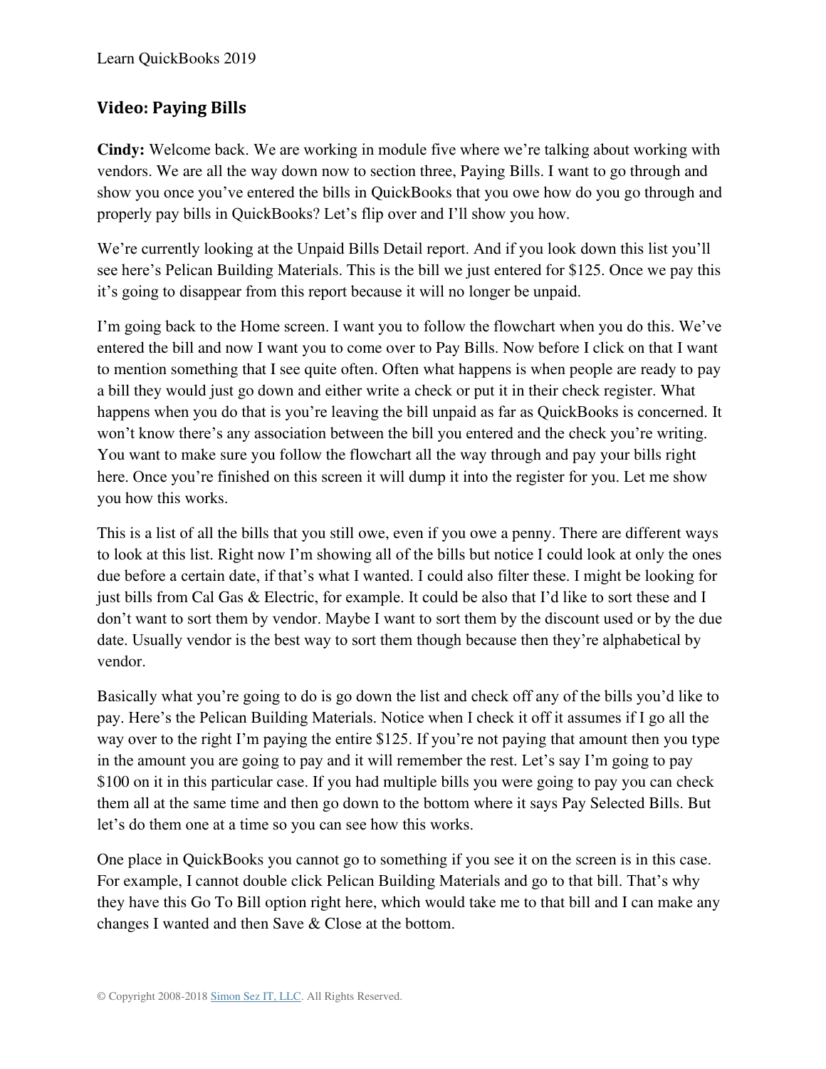## Video: Paying Bills

**Cindy:** Welcome back. We are working in module five where we're talking about working with vendors. We are all the way down now to section three, Paying Bills. I want to go through and show you once you've entered the bills in QuickBooks that you owe how do you go through and properly pay bills in QuickBooks? Let's flip over and I'll show you how.

We're currently looking at the Unpaid Bills Detail report. And if you look down this list you'll see here's Pelican Building Materials. This is the bill we just entered for $125. Once we pay this it's going to disappear from this report because it will no longer be unpaid.

I'm going back to the Home screen. I want you to follow the flowchart when you do this. We've entered the bill and now I want you to come over to Pay Bills. Now before I click on that I want to mention something that I see quite often. Often what happens is when people are ready to pay a bill they would just go down and either write a check or put it in their check register. What happens when you do that is you're leaving the bill unpaid as far as QuickBooks is concerned. It won't know there's any association between the bill you entered and the check you're writing. You want to make sure you follow the flowchart all the way through and pay your bills right here. Once you're finished on this screen it will dump it into the register for you. Let me show you how this works.

This is a list of all the bills that you still owe, even if you owe a penny. There are different ways to look at this list. Right now I'm showing all of the bills but notice I could look at only the ones due before a certain date, if that's what I wanted. I could also filter these. I might be looking for just bills from Cal Gas & Electric, for example. It could be also that I'd like to sort these and I don't want to sort them by vendor. Maybe I want to sort them by the discount used or by the due date. Usually vendor is the best way to sort them though because then they're alphabetical by vendor.

Basically what you're going to do is go down the list and check off any of the bills you'd like to pay. Here's the Pelican Building Materials. Notice when I check it off it assumes if I go all the way over to the right I'm paying the entire $125. If you're not paying that amount then you type in the amount you are going to pay and it will remember the rest. Let's say I'm going to pay $100 on it in this particular case. If you had multiple bills you were going to pay you can check them all at the same time and then go down to the bottom where it says Pay Selected Bills. But let's do them one at a time so you can see how this works.

One place in QuickBooks you cannot go to something if you see it on the screen is in this case. For example, I cannot double click Pelican Building Materials and go to that bill. That's why they have this Go To Bill option right here, which would take me to that bill and I can make any changes I wanted and then Save & Close at the bottom.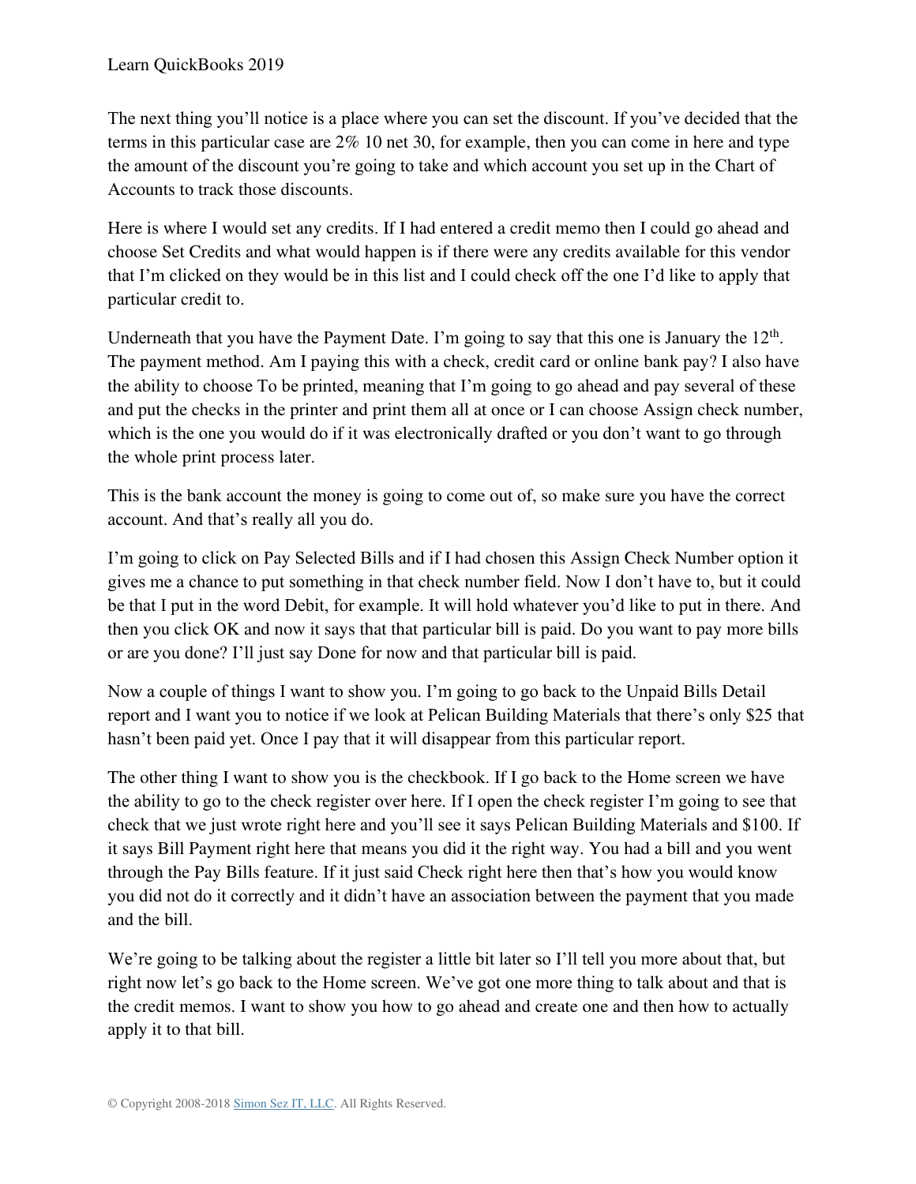The next thing you'll notice is a place where you can set the discount. If you've decided that the terms in this particular case are 2% 10 net 30, for example, then you can come in here and type the amount of the discount you're going to take and which account you set up in the Chart of Accounts to track those discounts.

Here is where I would set any credits. If I had entered a credit memo then I could go ahead and choose Set Credits and what would happen is if there were any credits available for this vendor that I'm clicked on they would be in this list and I could check off the one I'd like to apply that particular credit to.

Underneath that you have the Payment Date. I'm going to say that this one is January the 12th. The payment method. Am I paying this with a check, credit card or online bank pay? I also have the ability to choose To be printed, meaning that I'm going to go ahead and pay several of these and put the checks in the printer and print them all at once or I can choose Assign check number, which is the one you would do if it was electronically drafted or you don't want to go through the whole print process later.

This is the bank account the money is going to come out of, so make sure you have the correct account. And that's really all you do.

I'm going to click on Pay Selected Bills and if I had chosen this Assign Check Number option it gives me a chance to put something in that check number field. Now I don't have to, but it could be that I put in the word Debit, for example. It will hold whatever you'd like to put in there. And then you click OK and now it says that that particular bill is paid. Do you want to pay more bills or are you done? I'll just say Done for now and that particular bill is paid.

Now a couple of things I want to show you. I'm going to go back to the Unpaid Bills Detail report and I want you to notice if we look at Pelican Building Materials that there's only $25 that hasn't been paid yet. Once I pay that it will disappear from this particular report.

The other thing I want to show you is the checkbook. If I go back to the Home screen we have the ability to go to the check register over here. If I open the check register I'm going to see that check that we just wrote right here and you'll see it says Pelican Building Materials and $100. If it says Bill Payment right here that means you did it the right way. You had a bill and you went through the Pay Bills feature. If it just said Check right here then that's how you would know you did not do it correctly and it didn't have an association between the payment that you made and the bill.

We're going to be talking about the register a little bit later so I'll tell you more about that, but right now let's go back to the Home screen. We've got one more thing to talk about and that is the credit memos. I want to show you how to go ahead and create one and then how to actually apply it to that bill.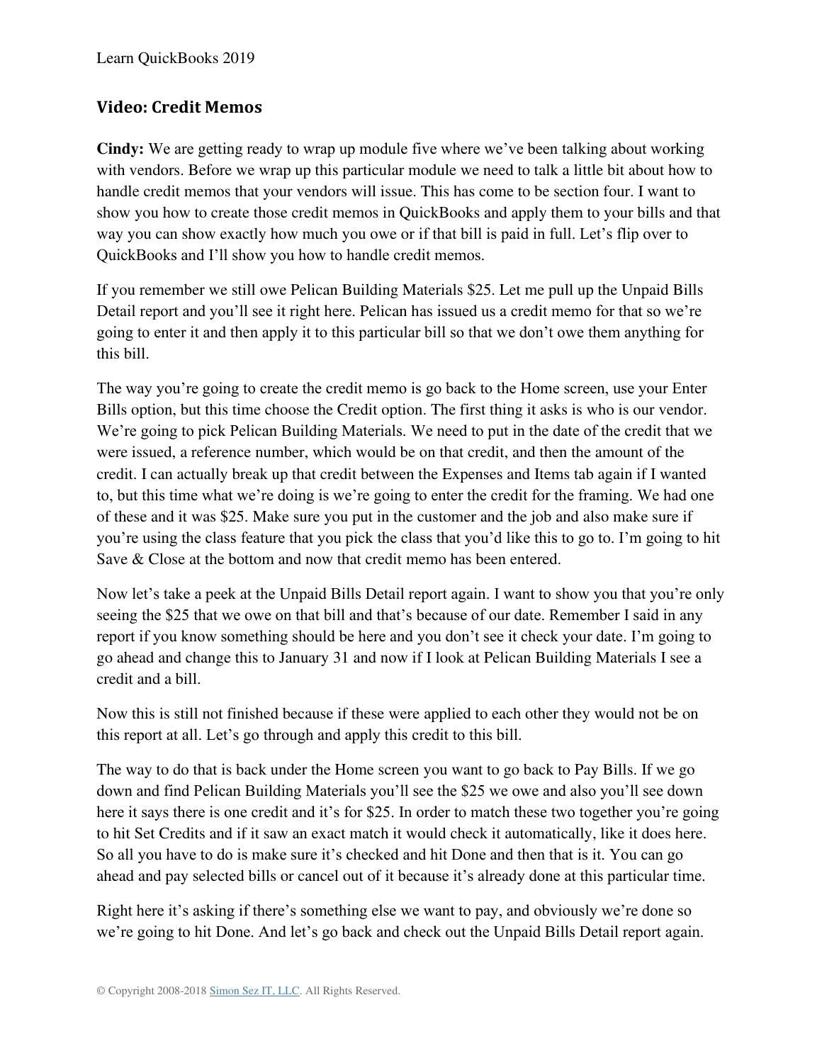## Video: Credit Memos

**Cindy:** We are getting ready to wrap up module five where we've been talking about working with vendors. Before we wrap up this particular module we need to talk a little bit about how to handle credit memos that your vendors will issue. This has come to be section four. I want to show you how to create those credit memos in QuickBooks and apply them to your bills and that way you can show exactly how much you owe or if that bill is paid in full. Let's flip over to QuickBooks and I'll show you how to handle credit memos.

If you remember we still owe Pelican Building Materials $25. Let me pull up the Unpaid Bills Detail report and you'll see it right here. Pelican has issued us a credit memo for that so we're going to enter it and then apply it to this particular bill so that we don't owe them anything for this bill.

The way you're going to create the credit memo is go back to the Home screen, use your Enter Bills option, but this time choose the Credit option. The first thing it asks is who is our vendor. We're going to pick Pelican Building Materials. We need to put in the date of the credit that we were issued, a reference number, which would be on that credit, and then the amount of the credit. I can actually break up that credit between the Expenses and Items tab again if I wanted to, but this time what we're doing is we're going to enter the credit for the framing. We had one of these and it was $25. Make sure you put in the customer and the job and also make sure if you're using the class feature that you pick the class that you'd like this to go to. I'm going to hit Save & Close at the bottom and now that credit memo has been entered.

Now let's take a peek at the Unpaid Bills Detail report again. I want to show you that you're only seeing the $25 that we owe on that bill and that's because of our date. Remember I said in any report if you know something should be here and you don't see it check your date. I'm going to go ahead and change this to January 31 and now if I look at Pelican Building Materials I see a credit and a bill.

Now this is still not finished because if these were applied to each other they would not be on this report at all. Let's go through and apply this credit to this bill.

The way to do that is back under the Home screen you want to go back to Pay Bills. If we go down and find Pelican Building Materials you'll see the $25 we owe and also you'll see down here it says there is one credit and it's for $25. In order to match these two together you're going to hit Set Credits and if it saw an exact match it would check it automatically, like it does here. So all you have to do is make sure it's checked and hit Done and then that is it. You can go ahead and pay selected bills or cancel out of it because it's already done at this particular time.

Right here it's asking if there's something else we want to pay, and obviously we're done so we're going to hit Done. And let's go back and check out the Unpaid Bills Detail report again.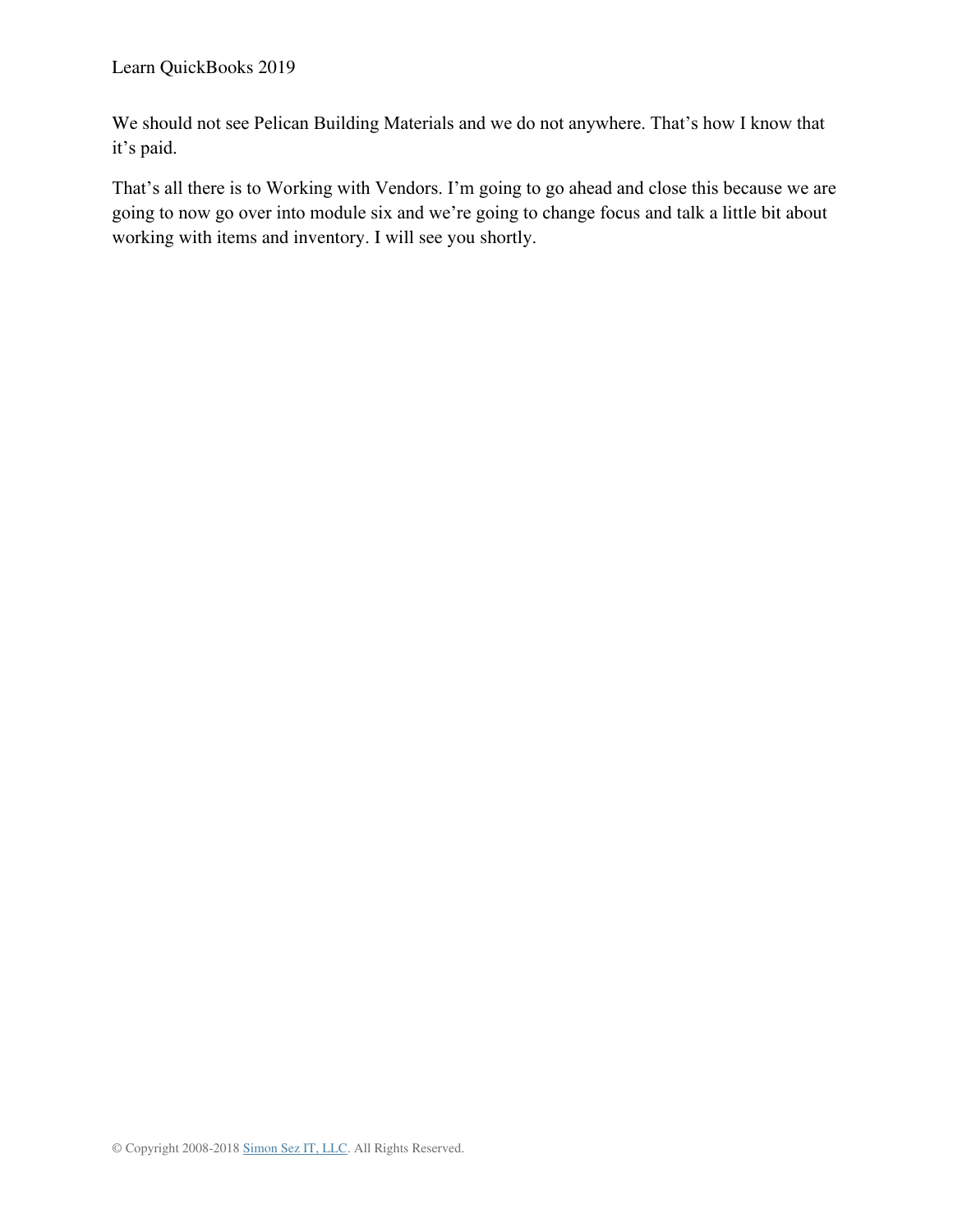We should not see Pelican Building Materials and we do not anywhere. That's how I know that it's paid.

That's all there is to Working with Vendors. I'm going to go ahead and close this because we are going to now go over into module six and we're going to change focus and talk a little bit about working with items and inventory. I will see you shortly.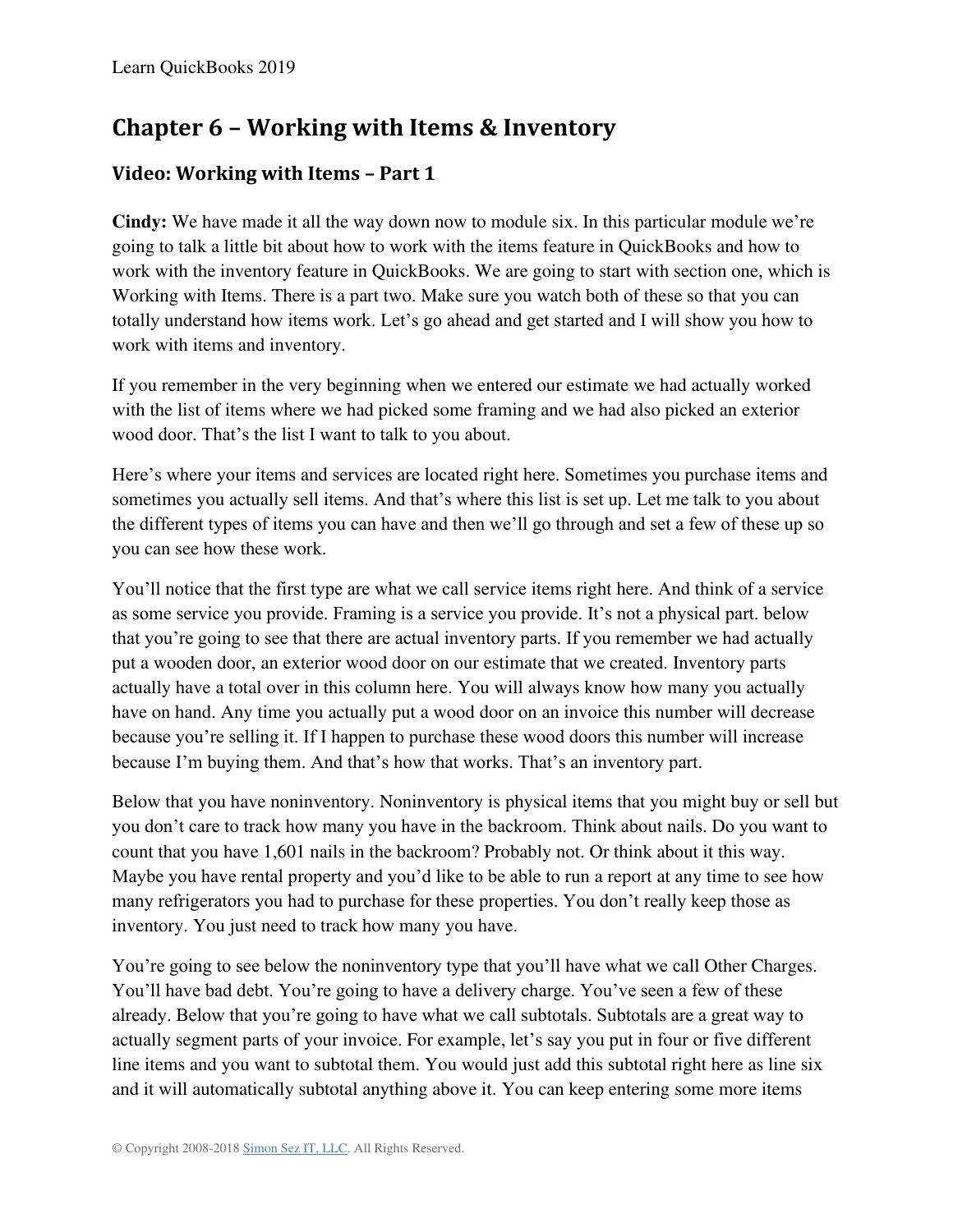# Chapter 6 – Working with Items & Inventory

## Video: Working with Items – Part 1

**Cindy:** We have made it all the way down now to module six. In this particular module we're going to talk a little bit about how to work with the items feature in QuickBooks and how to work with the inventory feature in QuickBooks. We are going to start with section one, which is Working with Items. There is a part two. Make sure you watch both of these so that you can totally understand how items work. Let's go ahead and get started and I will show you how to work with items and inventory.

If you remember in the very beginning when we entered our estimate we had actually worked with the list of items where we had picked some framing and we had also picked an exterior wood door. That's the list I want to talk to you about.

Here's where your items and services are located right here. Sometimes you purchase items and sometimes you actually sell items. And that's where this list is set up. Let me talk to you about the different types of items you can have and then we'll go through and set a few of these up so you can see how these work.

You'll notice that the first type are what we call service items right here. And think of a service as some service you provide. Framing is a service you provide. It's not a physical part. below that you're going to see that there are actual inventory parts. If you remember we had actually put a wooden door, an exterior wood door on our estimate that we created. Inventory parts actually have a total over in this column here. You will always know how many you actually have on hand. Any time you actually put a wood door on an invoice this number will decrease because you're selling it. If I happen to purchase these wood doors this number will increase because I'm buying them. And that's how that works. That's an inventory part.

Below that you have noninventory. Noninventory is physical items that you might buy or sell but you don't care to track how many you have in the backroom. Think about nails. Do you want to count that you have 1,601 nails in the backroom? Probably not. Or think about it this way. Maybe you have rental property and you'd like to be able to run a report at any time to see how many refrigerators you had to purchase for these properties. You don't really keep those as inventory. You just need to track how many you have.

You're going to see below the noninventory type that you'll have what we call Other Charges. You'll have bad debt. You're going to have a delivery charge. You've seen a few of these already. Below that you're going to have what we call subtotals. Subtotals are a great way to actually segment parts of your invoice. For example, let's say you put in four or five different line items and you want to subtotal them. You would just add this subtotal right here as line six and it will automatically subtotal anything above it. You can keep entering some more items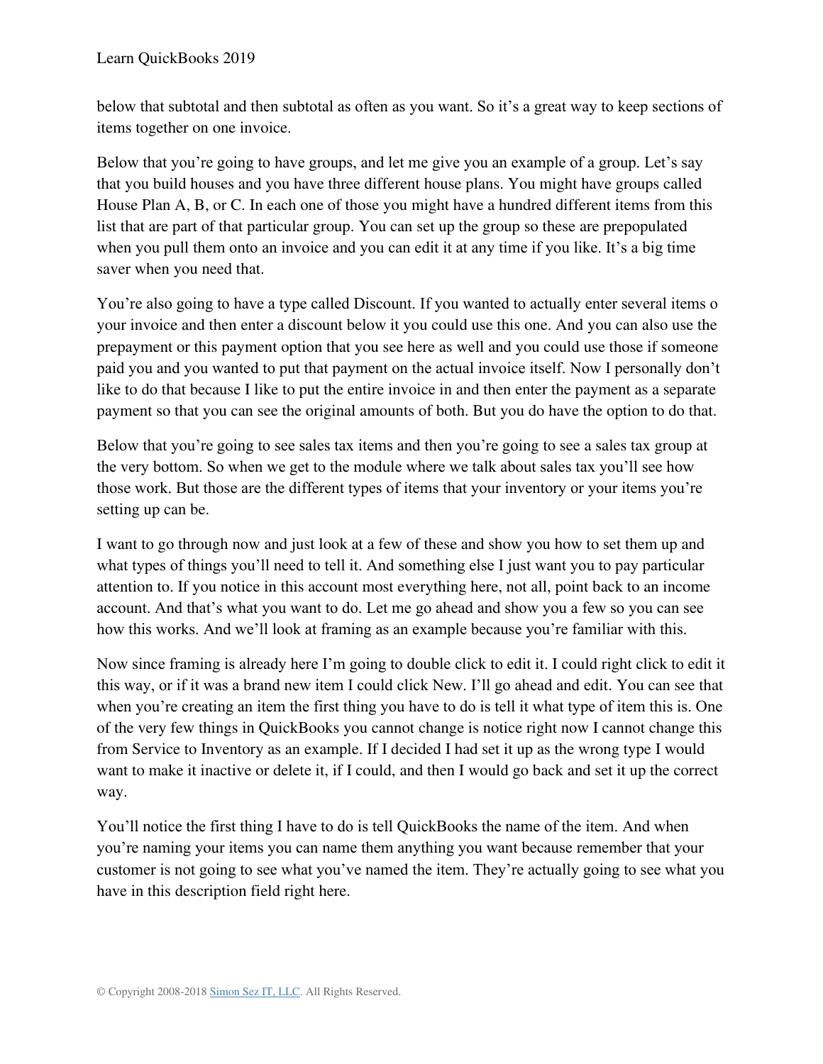below that subtotal and then subtotal as often as you want. So it's a great way to keep sections of items together on one invoice.

Below that you're going to have groups, and let me give you an example of a group. Let's say that you build houses and you have three different house plans. You might have groups called House Plan A, B, or C. In each one of those you might have a hundred different items from this list that are part of that particular group. You can set up the group so these are prepopulated when you pull them onto an invoice and you can edit it at any time if you like. It's a big time saver when you need that.

You're also going to have a type called Discount. If you wanted to actually enter several items o your invoice and then enter a discount below it you could use this one. And you can also use the prepayment or this payment option that you see here as well and you could use those if someone paid you and you wanted to put that payment on the actual invoice itself. Now I personally don't like to do that because I like to put the entire invoice in and then enter the payment as a separate payment so that you can see the original amounts of both. But you do have the option to do that.

Below that you're going to see sales tax items and then you're going to see a sales tax group at the very bottom. So when we get to the module where we talk about sales tax you'll see how those work. But those are the different types of items that your inventory or your items you're setting up can be.

I want to go through now and just look at a few of these and show you how to set them up and what types of things you'll need to tell it. And something else I just want you to pay particular attention to. If you notice in this account most everything here, not all, point back to an income account. And that's what you want to do. Let me go ahead and show you a few so you can see how this works. And we'll look at framing as an example because you're familiar with this.

Now since framing is already here I'm going to double click to edit it. I could right click to edit it this way, or if it was a brand new item I could click New. I'll go ahead and edit. You can see that when you're creating an item the first thing you have to do is tell it what type of item this is. One of the very few things in QuickBooks you cannot change is notice right now I cannot change this from Service to Inventory as an example. If I decided I had set it up as the wrong type I would want to make it inactive or delete it, if I could, and then I would go back and set it up the correct way.

You'll notice the first thing I have to do is tell QuickBooks the name of the item. And when you're naming your items you can name them anything you want because remember that your customer is not going to see what you've named the item. They're actually going to see what you have in this description field right here.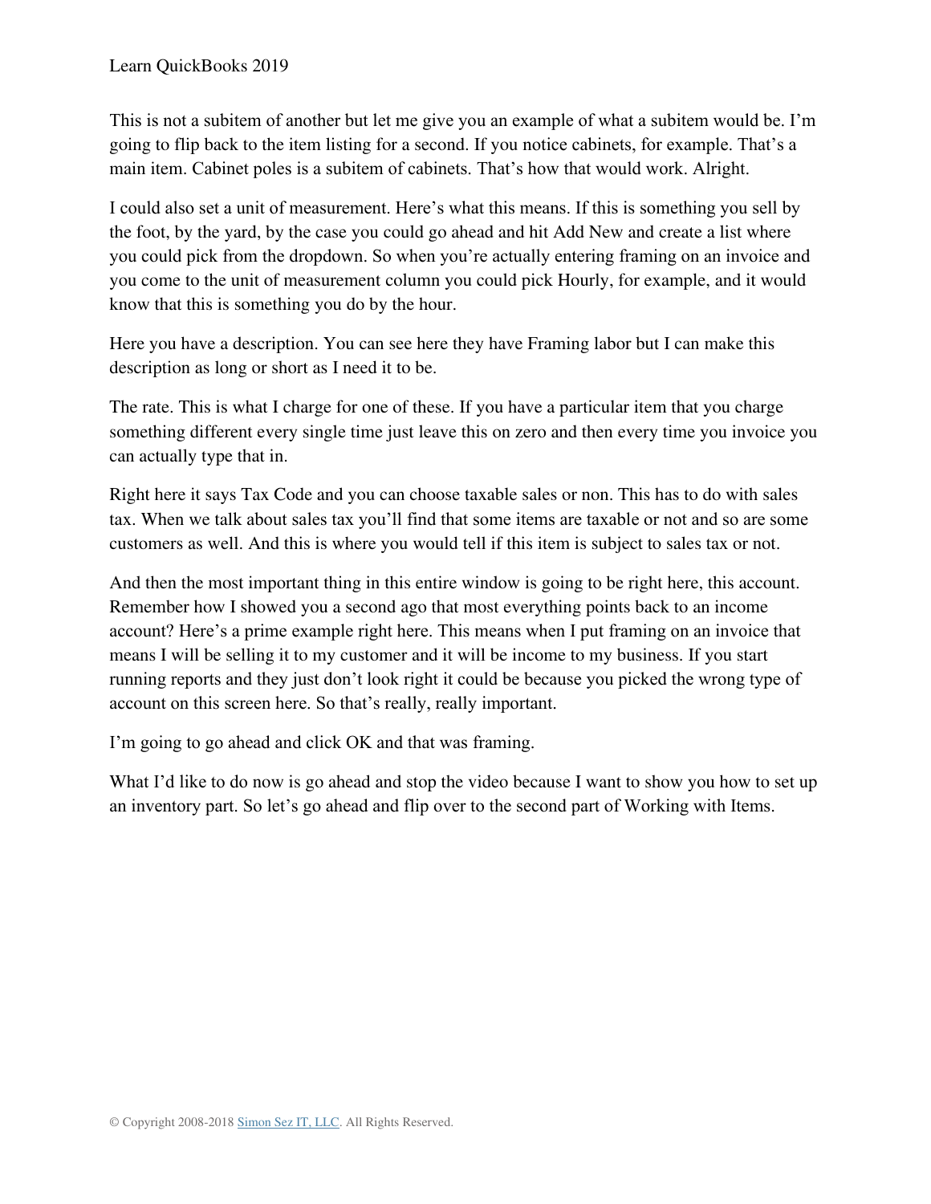This is not a subitem of another but let me give you an example of what a subitem would be. I'm going to flip back to the item listing for a second. If you notice cabinets, for example. That's a main item. Cabinet poles is a subitem of cabinets. That's how that would work. Alright.

I could also set a unit of measurement. Here's what this means. If this is something you sell by the foot, by the yard, by the case you could go ahead and hit Add New and create a list where you could pick from the dropdown. So when you're actually entering framing on an invoice and you come to the unit of measurement column you could pick Hourly, for example, and it would know that this is something you do by the hour.

Here you have a description. You can see here they have Framing labor but I can make this description as long or short as I need it to be.

The rate. This is what I charge for one of these. If you have a particular item that you charge something different every single time just leave this on zero and then every time you invoice you can actually type that in.

Right here it says Tax Code and you can choose taxable sales or non. This has to do with sales tax. When we talk about sales tax you'll find that some items are taxable or not and so are some customers as well. And this is where you would tell if this item is subject to sales tax or not.

And then the most important thing in this entire window is going to be right here, this account. Remember how I showed you a second ago that most everything points back to an income account? Here's a prime example right here. This means when I put framing on an invoice that means I will be selling it to my customer and it will be income to my business. If you start running reports and they just don't look right it could be because you picked the wrong type of account on this screen here. So that's really, really important.

I'm going to go ahead and click OK and that was framing.

What I'd like to do now is go ahead and stop the video because I want to show you how to set up an inventory part. So let's go ahead and flip over to the second part of Working with Items.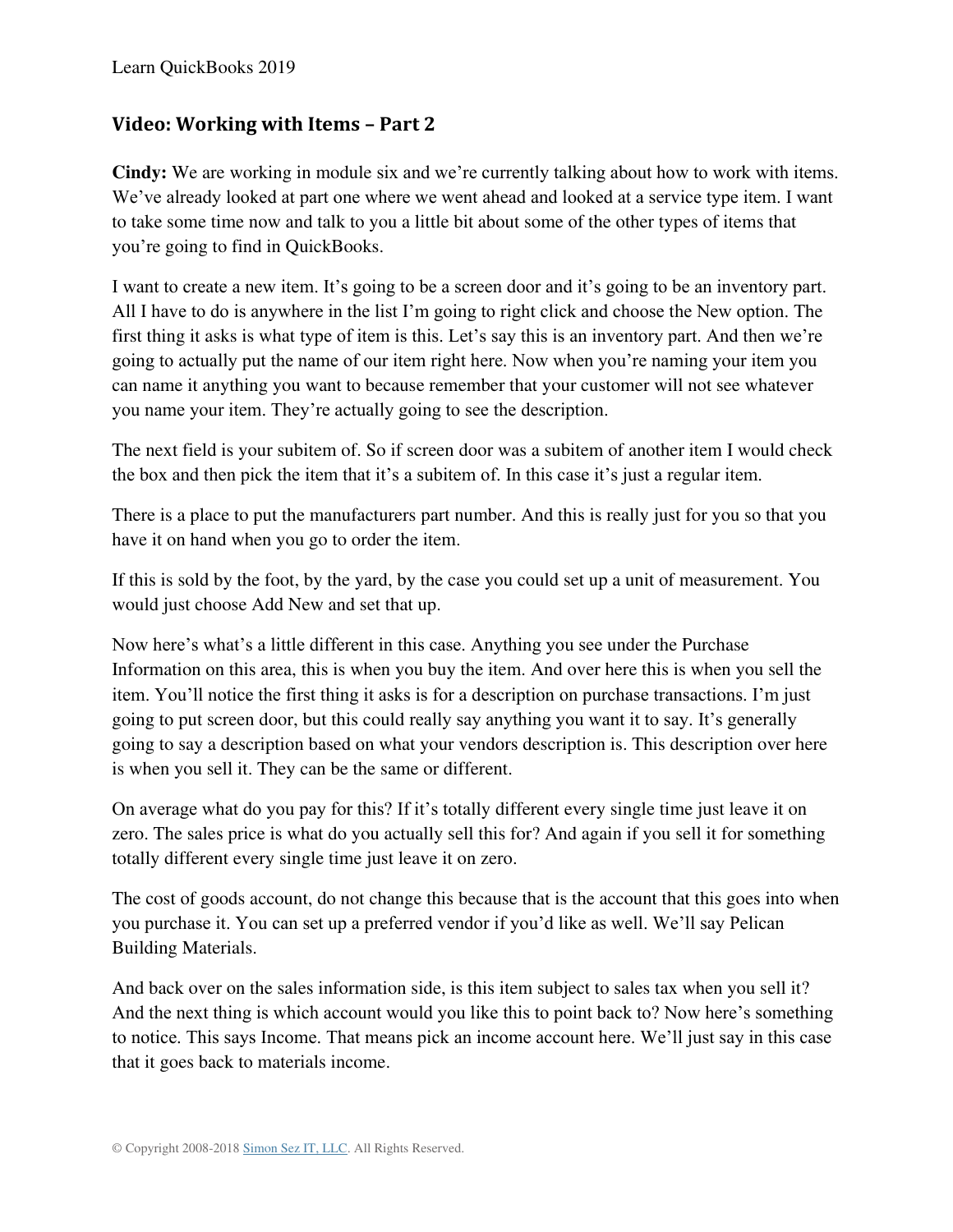## Video: Working with Items – Part 2

**Cindy:** We are working in module six and we're currently talking about how to work with items. We've already looked at part one where we went ahead and looked at a service type item. I want to take some time now and talk to you a little bit about some of the other types of items that you're going to find in QuickBooks.

I want to create a new item. It's going to be a screen door and it's going to be an inventory part. All I have to do is anywhere in the list I'm going to right click and choose the New option. The first thing it asks is what type of item is this. Let's say this is an inventory part. And then we're going to actually put the name of our item right here. Now when you're naming your item you can name it anything you want to because remember that your customer will not see whatever you name your item. They're actually going to see the description.

The next field is your subitem of. So if screen door was a subitem of another item I would check the box and then pick the item that it's a subitem of. In this case it's just a regular item.

There is a place to put the manufacturers part number. And this is really just for you so that you have it on hand when you go to order the item.

If this is sold by the foot, by the yard, by the case you could set up a unit of measurement. You would just choose Add New and set that up.

Now here's what's a little different in this case. Anything you see under the Purchase Information on this area, this is when you buy the item. And over here this is when you sell the item. You'll notice the first thing it asks is for a description on purchase transactions. I'm just going to put screen door, but this could really say anything you want it to say. It's generally going to say a description based on what your vendors description is. This description over here is when you sell it. They can be the same or different.

On average what do you pay for this? If it's totally different every single time just leave it on zero. The sales price is what do you actually sell this for? And again if you sell it for something totally different every single time just leave it on zero.

The cost of goods account, do not change this because that is the account that this goes into when you purchase it. You can set up a preferred vendor if you'd like as well. We'll say Pelican Building Materials.

And back over on the sales information side, is this item subject to sales tax when you sell it? And the next thing is which account would you like this to point back to? Now here's something to notice. This says Income. That means pick an income account here. We'll just say in this case that it goes back to materials income.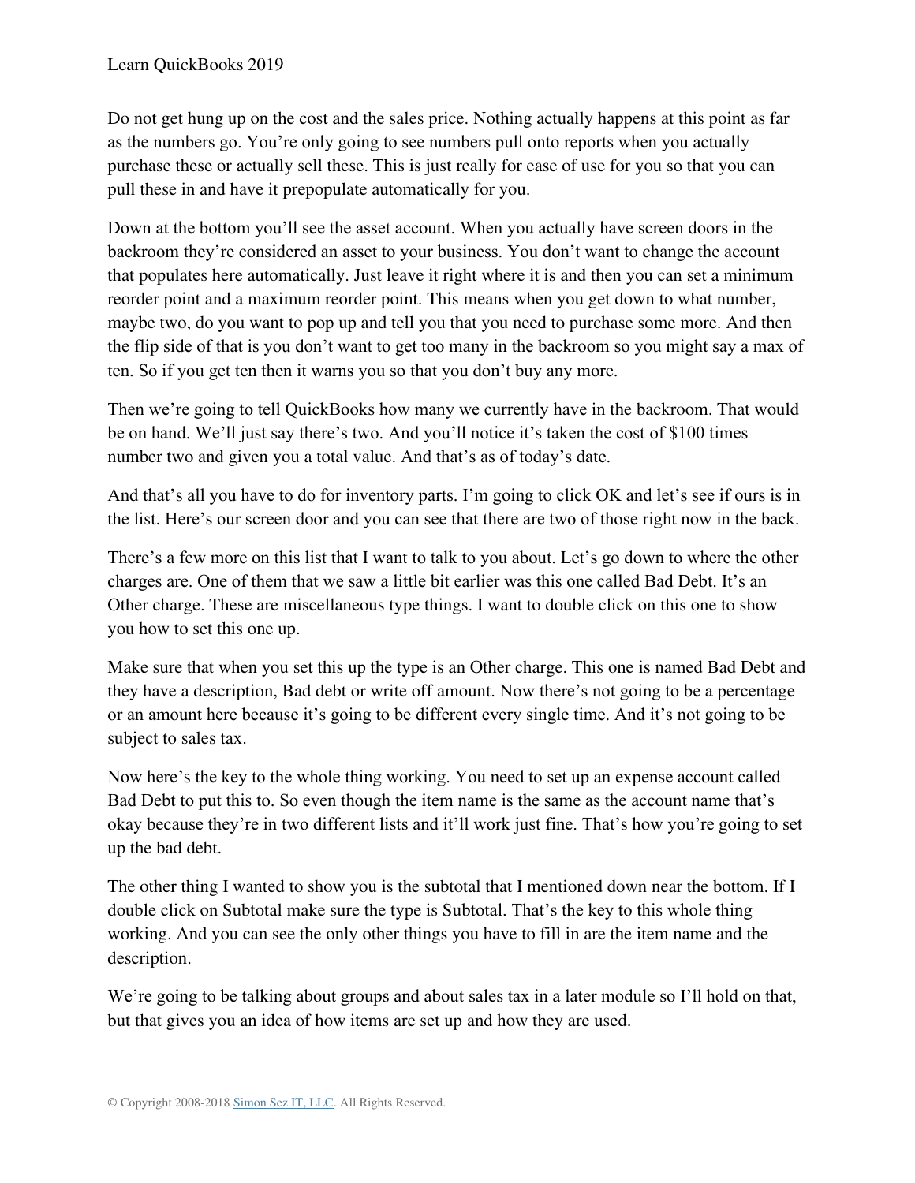Do not get hung up on the cost and the sales price. Nothing actually happens at this point as far as the numbers go. You're only going to see numbers pull onto reports when you actually purchase these or actually sell these. This is just really for ease of use for you so that you can pull these in and have it prepopulate automatically for you.

Down at the bottom you'll see the asset account. When you actually have screen doors in the backroom they're considered an asset to your business. You don't want to change the account that populates here automatically. Just leave it right where it is and then you can set a minimum reorder point and a maximum reorder point. This means when you get down to what number, maybe two, do you want to pop up and tell you that you need to purchase some more. And then the flip side of that is you don't want to get too many in the backroom so you might say a max of ten. So if you get ten then it warns you so that you don't buy any more.

Then we're going to tell QuickBooks how many we currently have in the backroom. That would be on hand. We'll just say there's two. And you'll notice it's taken the cost of $100 times number two and given you a total value. And that's as of today's date.

And that's all you have to do for inventory parts. I'm going to click OK and let's see if ours is in the list. Here's our screen door and you can see that there are two of those right now in the back.

There's a few more on this list that I want to talk to you about. Let's go down to where the other charges are. One of them that we saw a little bit earlier was this one called Bad Debt. It's an Other charge. These are miscellaneous type things. I want to double click on this one to show you how to set this one up.

Make sure that when you set this up the type is an Other charge. This one is named Bad Debt and they have a description, Bad debt or write off amount. Now there's not going to be a percentage or an amount here because it's going to be different every single time. And it's not going to be subject to sales tax.

Now here's the key to the whole thing working. You need to set up an expense account called Bad Debt to put this to. So even though the item name is the same as the account name that's okay because they're in two different lists and it'll work just fine. That's how you're going to set up the bad debt.

The other thing I wanted to show you is the subtotal that I mentioned down near the bottom. If I double click on Subtotal make sure the type is Subtotal. That's the key to this whole thing working. And you can see the only other things you have to fill in are the item name and the description.

We're going to be talking about groups and about sales tax in a later module so I'll hold on that, but that gives you an idea of how items are set up and how they are used.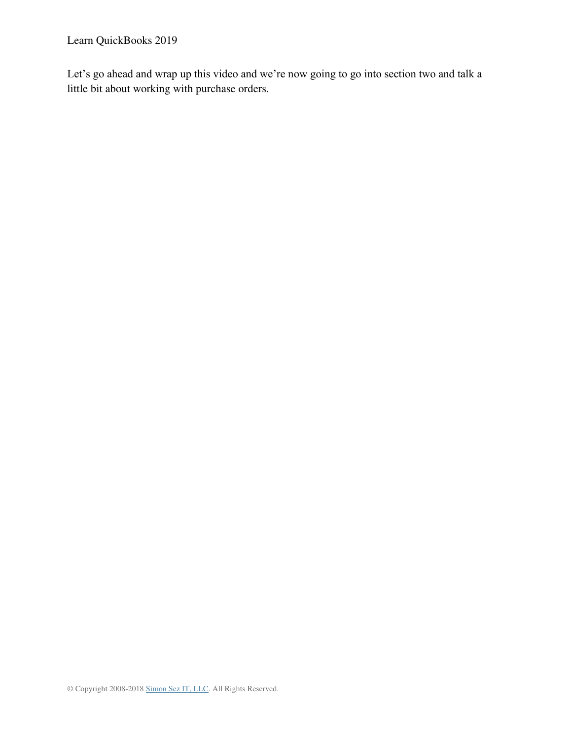Let's go ahead and wrap up this video and we're now going to go into section two and talk a little bit about working with purchase orders.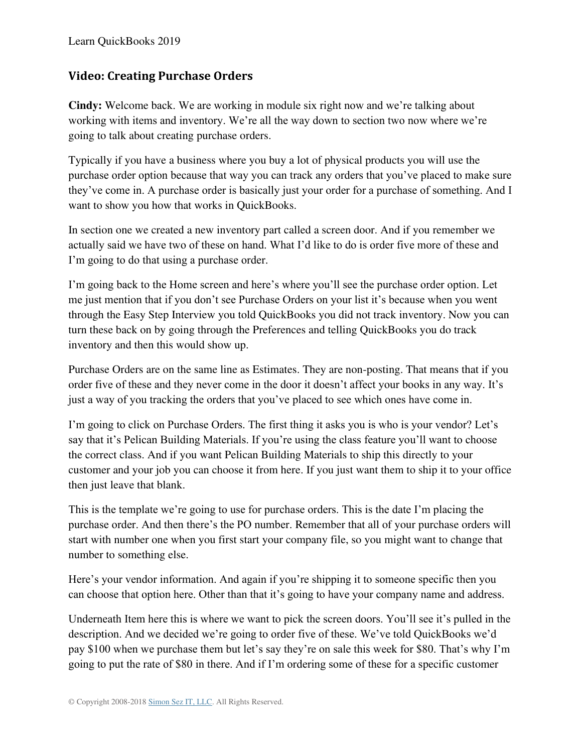## Video: Creating Purchase Orders

**Cindy:** Welcome back. We are working in module six right now and we're talking about working with items and inventory. We're all the way down to section two now where we're going to talk about creating purchase orders.

Typically if you have a business where you buy a lot of physical products you will use the purchase order option because that way you can track any orders that you've placed to make sure they've come in. A purchase order is basically just your order for a purchase of something. And I want to show you how that works in QuickBooks.

In section one we created a new inventory part called a screen door. And if you remember we actually said we have two of these on hand. What I'd like to do is order five more of these and I'm going to do that using a purchase order.

I'm going back to the Home screen and here's where you'll see the purchase order option. Let me just mention that if you don't see Purchase Orders on your list it's because when you went through the Easy Step Interview you told QuickBooks you did not track inventory. Now you can turn these back on by going through the Preferences and telling QuickBooks you do track inventory and then this would show up.

Purchase Orders are on the same line as Estimates. They are non-posting. That means that if you order five of these and they never come in the door it doesn't affect your books in any way. It's just a way of you tracking the orders that you've placed to see which ones have come in.

I'm going to click on Purchase Orders. The first thing it asks you is who is your vendor? Let's say that it's Pelican Building Materials. If you're using the class feature you'll want to choose the correct class. And if you want Pelican Building Materials to ship this directly to your customer and your job you can choose it from here. If you just want them to ship it to your office then just leave that blank.

This is the template we're going to use for purchase orders. This is the date I'm placing the purchase order. And then there's the PO number. Remember that all of your purchase orders will start with number one when you first start your company file, so you might want to change that number to something else.

Here's your vendor information. And again if you're shipping it to someone specific then you can choose that option here. Other than that it's going to have your company name and address.

Underneath Item here this is where we want to pick the screen doors. You'll see it's pulled in the description. And we decided we're going to order five of these. We've told QuickBooks we'd pay $100 when we purchase them but let's say they're on sale this week for $80. That's why I'm going to put the rate of $80 in there. And if I'm ordering some of these for a specific customer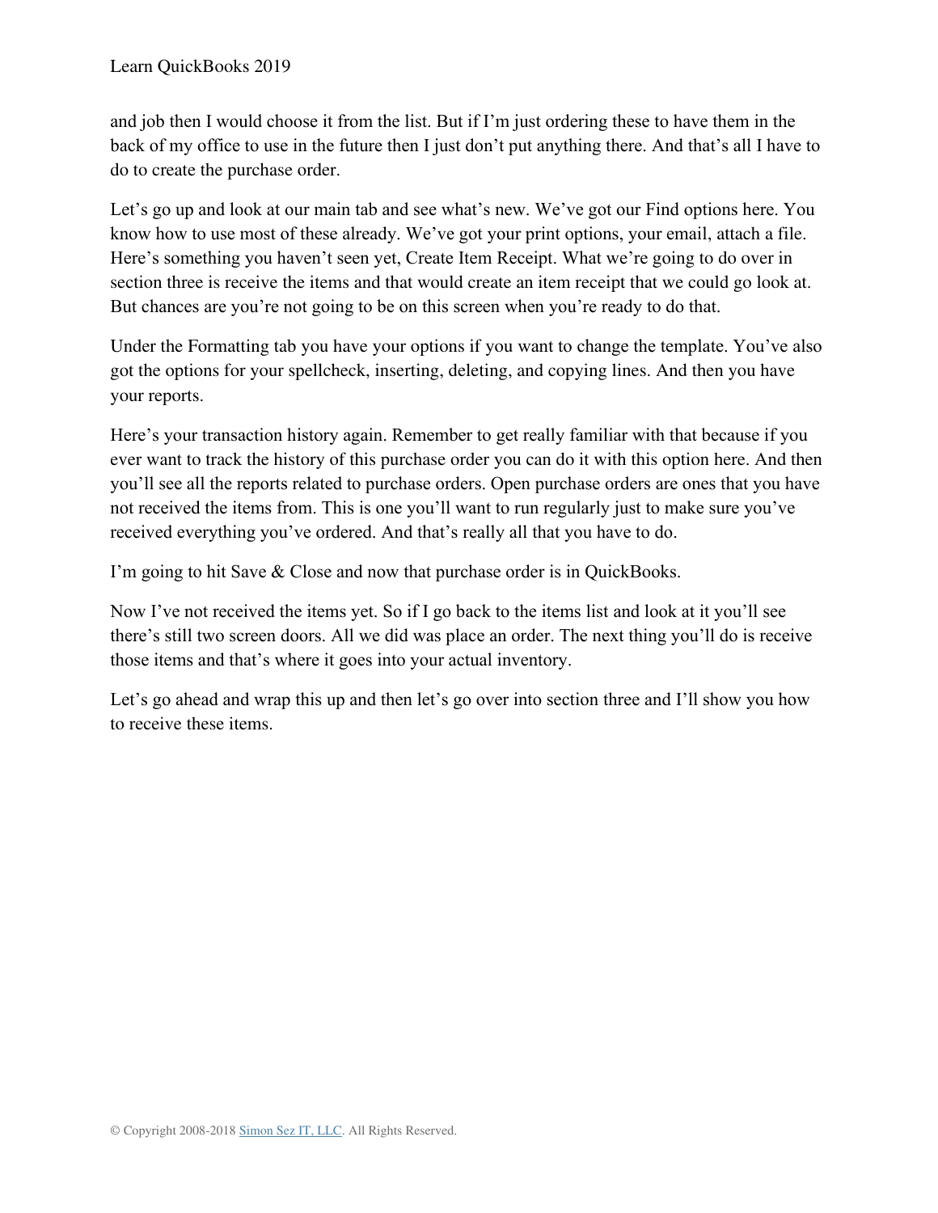and job then I would choose it from the list. But if I'm just ordering these to have them in the back of my office to use in the future then I just don't put anything there. And that's all I have to do to create the purchase order.

Let's go up and look at our main tab and see what's new. We've got our Find options here. You know how to use most of these already. We've got your print options, your email, attach a file. Here's something you haven't seen yet, Create Item Receipt. What we're going to do over in section three is receive the items and that would create an item receipt that we could go look at. But chances are you're not going to be on this screen when you're ready to do that.

Under the Formatting tab you have your options if you want to change the template. You've also got the options for your spellcheck, inserting, deleting, and copying lines. And then you have your reports.

Here's your transaction history again. Remember to get really familiar with that because if you ever want to track the history of this purchase order you can do it with this option here. And then you'll see all the reports related to purchase orders. Open purchase orders are ones that you have not received the items from. This is one you'll want to run regularly just to make sure you've received everything you've ordered. And that's really all that you have to do.

I'm going to hit Save & Close and now that purchase order is in QuickBooks.

Now I've not received the items yet. So if I go back to the items list and look at it you'll see there's still two screen doors. All we did was place an order. The next thing you'll do is receive those items and that's where it goes into your actual inventory.

Let's go ahead and wrap this up and then let's go over into section three and I'll show you how to receive these items.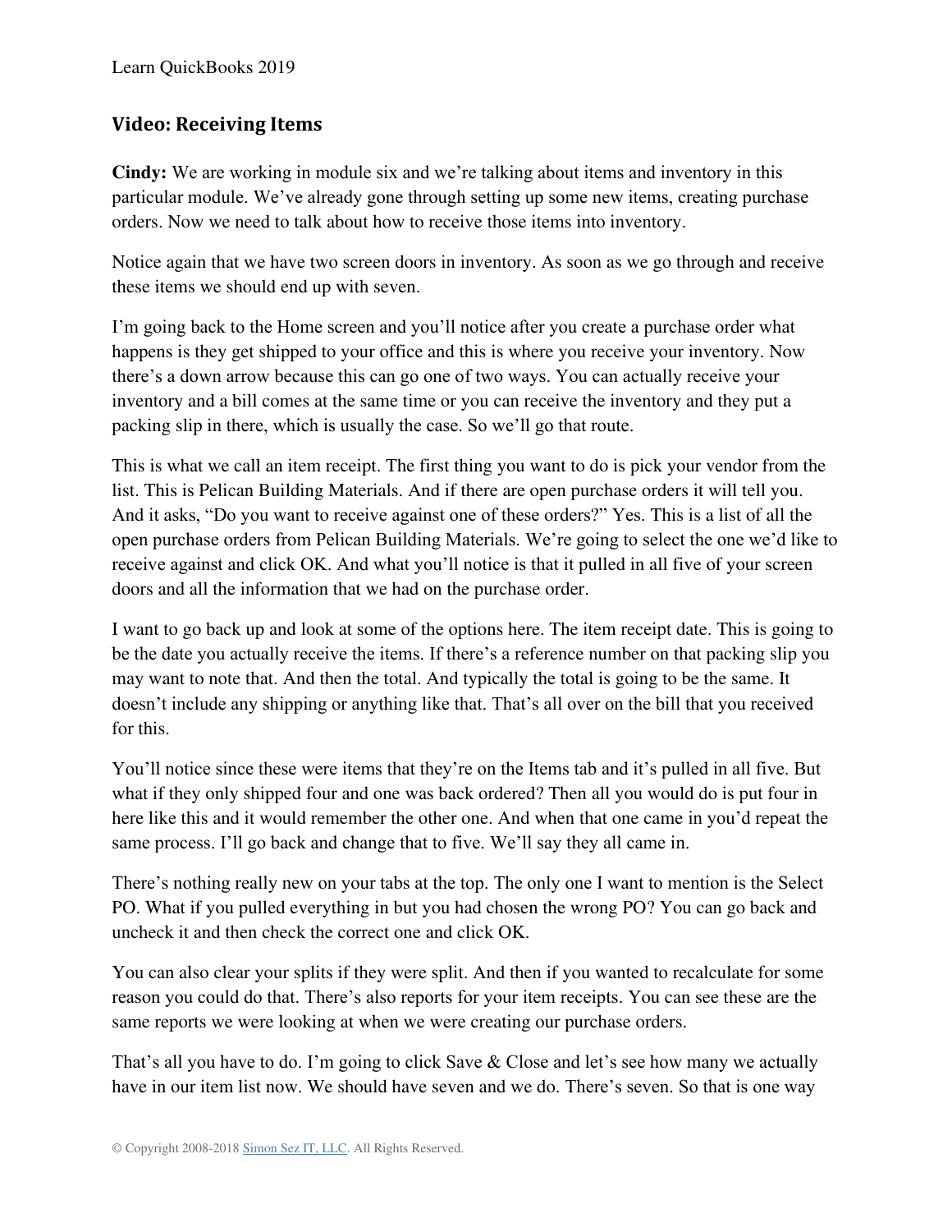## Video: Receiving Items

**Cindy:** We are working in module six and we're talking about items and inventory in this particular module. We've already gone through setting up some new items, creating purchase orders. Now we need to talk about how to receive those items into inventory.

Notice again that we have two screen doors in inventory. As soon as we go through and receive these items we should end up with seven.

I'm going back to the Home screen and you'll notice after you create a purchase order what happens is they get shipped to your office and this is where you receive your inventory. Now there's a down arrow because this can go one of two ways. You can actually receive your inventory and a bill comes at the same time or you can receive the inventory and they put a packing slip in there, which is usually the case. So we'll go that route.

This is what we call an item receipt. The first thing you want to do is pick your vendor from the list. This is Pelican Building Materials. And if there are open purchase orders it will tell you. And it asks, "Do you want to receive against one of these orders?" Yes. This is a list of all the open purchase orders from Pelican Building Materials. We're going to select the one we'd like to receive against and click OK. And what you'll notice is that it pulled in all five of your screen doors and all the information that we had on the purchase order.

I want to go back up and look at some of the options here. The item receipt date. This is going to be the date you actually receive the items. If there's a reference number on that packing slip you may want to note that. And then the total. And typically the total is going to be the same. It doesn't include any shipping or anything like that. That's all over on the bill that you received for this.

You'll notice since these were items that they're on the Items tab and it's pulled in all five. But what if they only shipped four and one was back ordered? Then all you would do is put four in here like this and it would remember the other one. And when that one came in you'd repeat the same process. I'll go back and change that to five. We'll say they all came in.

There's nothing really new on your tabs at the top. The only one I want to mention is the Select PO. What if you pulled everything in but you had chosen the wrong PO? You can go back and uncheck it and then check the correct one and click OK.

You can also clear your splits if they were split. And then if you wanted to recalculate for some reason you could do that. There's also reports for your item receipts. You can see these are the same reports we were looking at when we were creating our purchase orders.

That's all you have to do. I'm going to click Save & Close and let's see how many we actually have in our item list now. We should have seven and we do. There's seven. So that is one way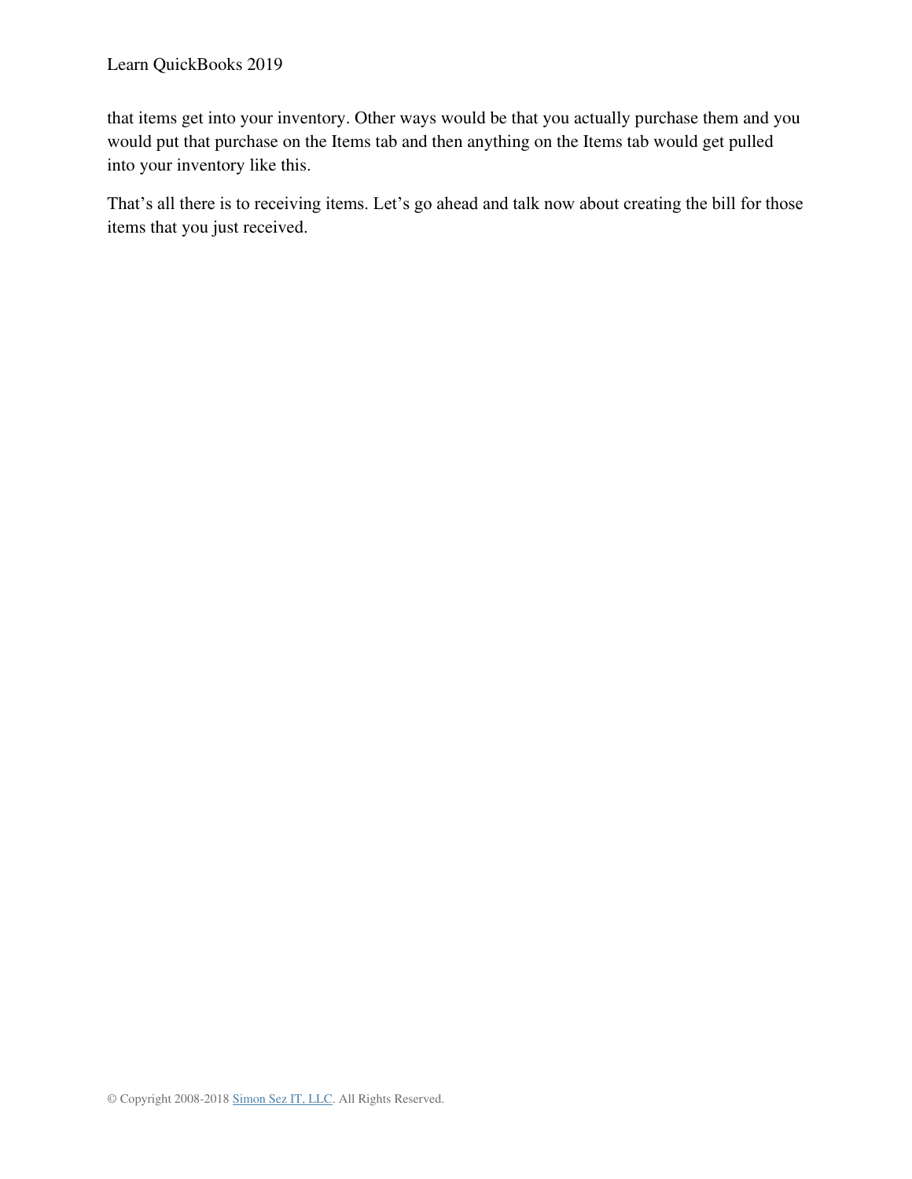that items get into your inventory. Other ways would be that you actually purchase them and you would put that purchase on the Items tab and then anything on the Items tab would get pulled into your inventory like this.

That's all there is to receiving items. Let's go ahead and talk now about creating the bill for those items that you just received.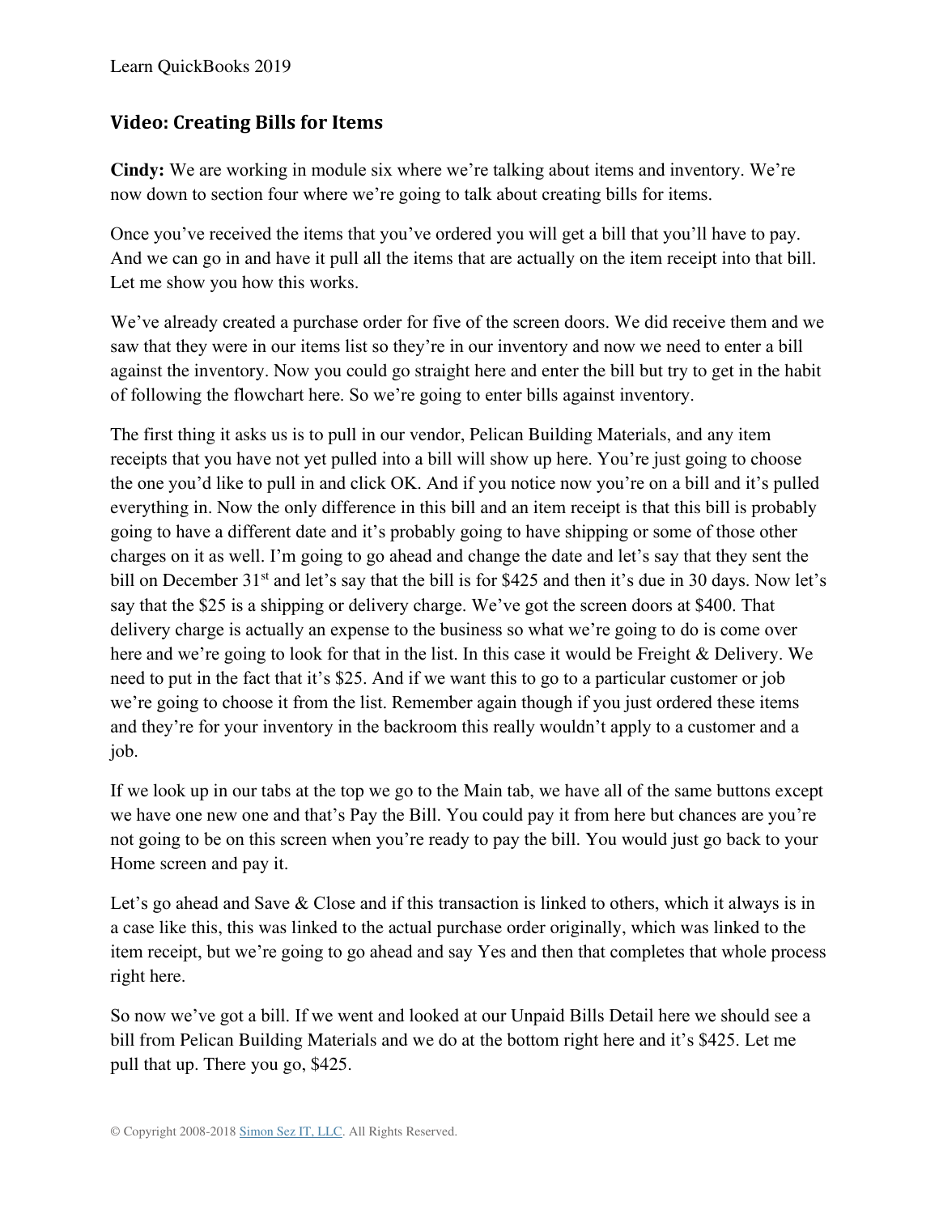## Video: Creating Bills for Items

**Cindy:** We are working in module six where we're talking about items and inventory. We're now down to section four where we're going to talk about creating bills for items.

Once you've received the items that you've ordered you will get a bill that you'll have to pay. And we can go in and have it pull all the items that are actually on the item receipt into that bill. Let me show you how this works.

We've already created a purchase order for five of the screen doors. We did receive them and we saw that they were in our items list so they're in our inventory and now we need to enter a bill against the inventory. Now you could go straight here and enter the bill but try to get in the habit of following the flowchart here. So we're going to enter bills against inventory.

The first thing it asks us is to pull in our vendor, Pelican Building Materials, and any item receipts that you have not yet pulled into a bill will show up here. You're just going to choose the one you'd like to pull in and click OK. And if you notice now you're on a bill and it's pulled everything in. Now the only difference in this bill and an item receipt is that this bill is probably going to have a different date and it's probably going to have shipping or some of those other charges on it as well. I'm going to go ahead and change the date and let's say that they sent the bill on December 31st and let's say that the bill is for $425 and then it's due in 30 days. Now let's say that the $25 is a shipping or delivery charge. We've got the screen doors at $400. That delivery charge is actually an expense to the business so what we're going to do is come over here and we're going to look for that in the list. In this case it would be Freight & Delivery. We need to put in the fact that it's $25. And if we want this to go to a particular customer or job we're going to choose it from the list. Remember again though if you just ordered these items and they're for your inventory in the backroom this really wouldn't apply to a customer and a job.

If we look up in our tabs at the top we go to the Main tab, we have all of the same buttons except we have one new one and that's Pay the Bill. You could pay it from here but chances are you're not going to be on this screen when you're ready to pay the bill. You would just go back to your Home screen and pay it.

Let's go ahead and Save & Close and if this transaction is linked to others, which it always is in a case like this, this was linked to the actual purchase order originally, which was linked to the item receipt, but we're going to go ahead and say Yes and then that completes that whole process right here.

So now we've got a bill. If we went and looked at our Unpaid Bills Detail here we should see a bill from Pelican Building Materials and we do at the bottom right here and it's $425. Let me pull that up. There you go, $425.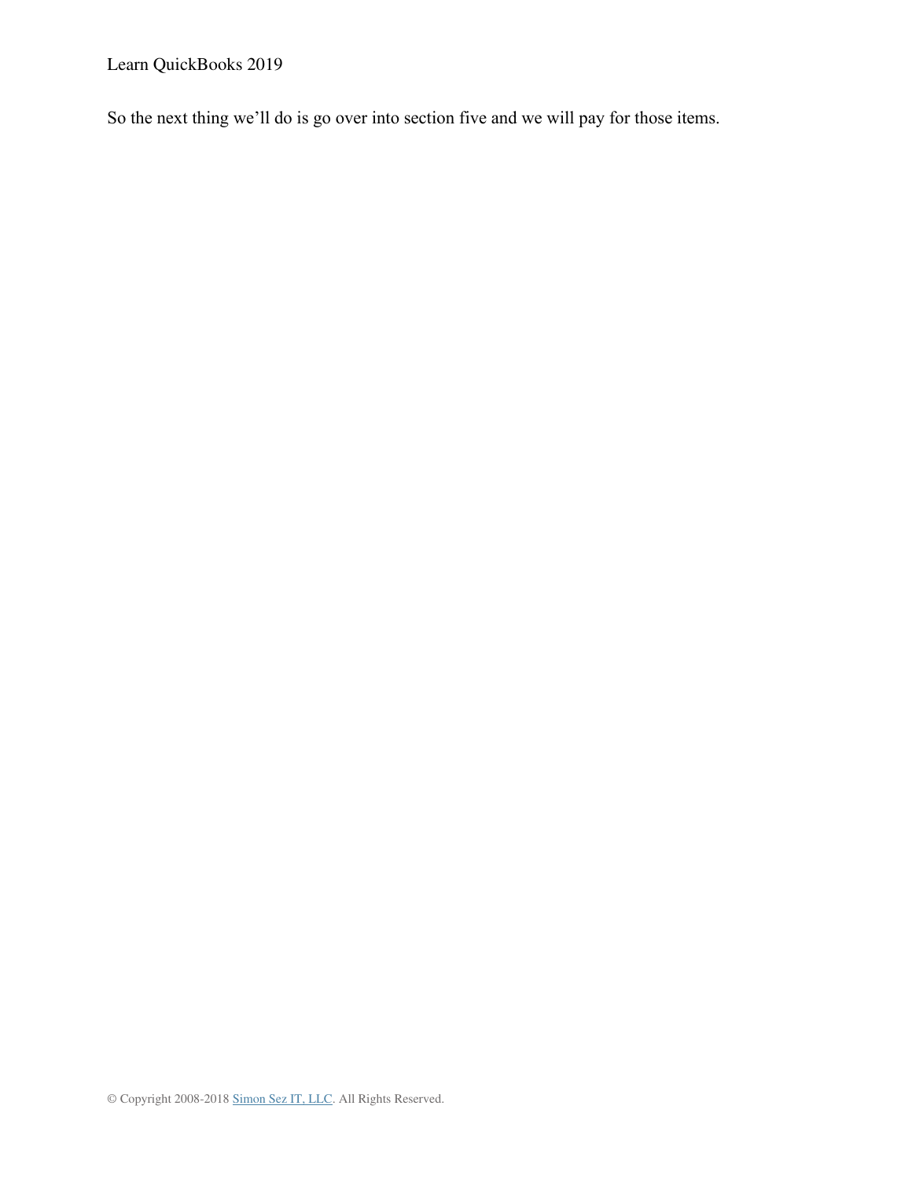So the next thing we'll do is go over into section five and we will pay for those items.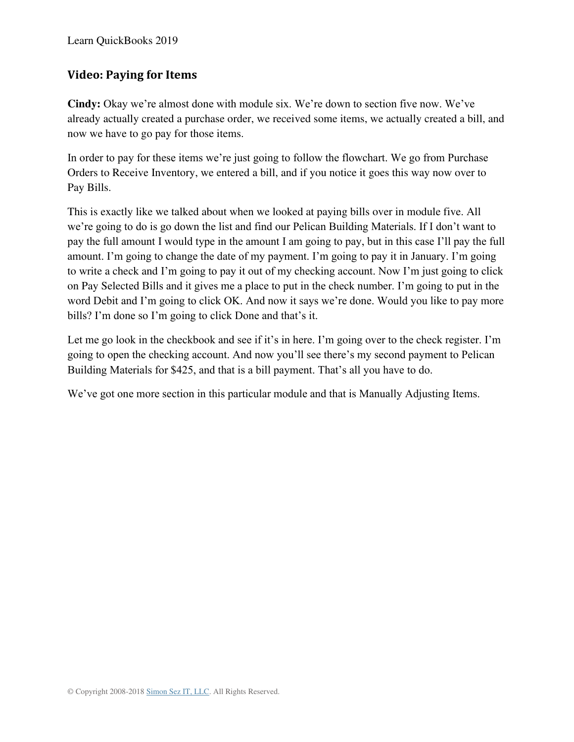## Video: Paying for Items

**Cindy:** Okay we're almost done with module six. We're down to section five now. We've already actually created a purchase order, we received some items, we actually created a bill, and now we have to go pay for those items.

In order to pay for these items we're just going to follow the flowchart. We go from Purchase Orders to Receive Inventory, we entered a bill, and if you notice it goes this way now over to Pay Bills.

This is exactly like we talked about when we looked at paying bills over in module five. All we're going to do is go down the list and find our Pelican Building Materials. If I don't want to pay the full amount I would type in the amount I am going to pay, but in this case I'll pay the full amount. I'm going to change the date of my payment. I'm going to pay it in January. I'm going to write a check and I'm going to pay it out of my checking account. Now I'm just going to click on Pay Selected Bills and it gives me a place to put in the check number. I'm going to put in the word Debit and I'm going to click OK. And now it says we're done. Would you like to pay more bills? I'm done so I'm going to click Done and that's it.

Let me go look in the checkbook and see if it's in here. I'm going over to the check register. I'm going to open the checking account. And now you'll see there's my second payment to Pelican Building Materials for $425, and that is a bill payment. That's all you have to do.

We've got one more section in this particular module and that is Manually Adjusting Items.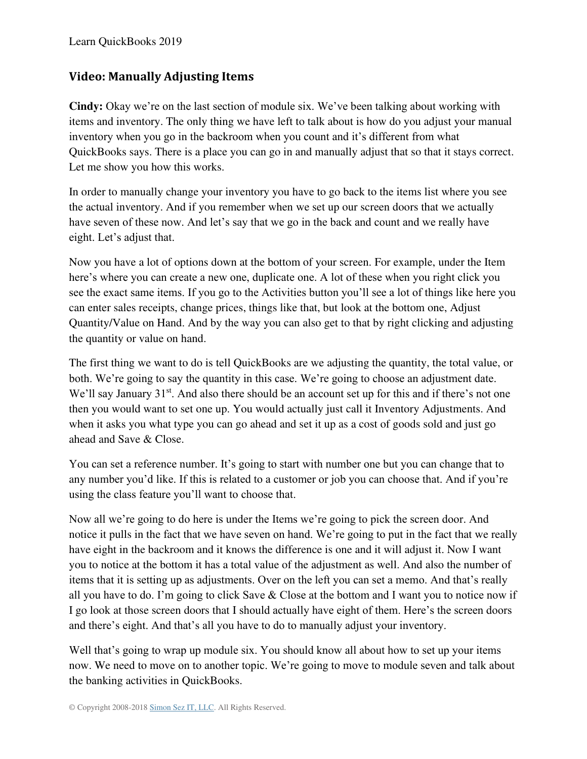## Video: Manually Adjusting Items

**Cindy:** Okay we're on the last section of module six. We've been talking about working with items and inventory. The only thing we have left to talk about is how do you adjust your manual inventory when you go in the backroom when you count and it's different from what QuickBooks says. There is a place you can go in and manually adjust that so that it stays correct. Let me show you how this works.

In order to manually change your inventory you have to go back to the items list where you see the actual inventory. And if you remember when we set up our screen doors that we actually have seven of these now. And let's say that we go in the back and count and we really have eight. Let's adjust that.

Now you have a lot of options down at the bottom of your screen. For example, under the Item here's where you can create a new one, duplicate one. A lot of these when you right click you see the exact same items. If you go to the Activities button you'll see a lot of things like here you can enter sales receipts, change prices, things like that, but look at the bottom one, Adjust Quantity/Value on Hand. And by the way you can also get to that by right clicking and adjusting the quantity or value on hand.

The first thing we want to do is tell QuickBooks are we adjusting the quantity, the total value, or both. We're going to say the quantity in this case. We're going to choose an adjustment date. We'll say January 31st. And also there should be an account set up for this and if there's not one then you would want to set one up. You would actually just call it Inventory Adjustments. And when it asks you what type you can go ahead and set it up as a cost of goods sold and just go ahead and Save & Close.

You can set a reference number. It's going to start with number one but you can change that to any number you'd like. If this is related to a customer or job you can choose that. And if you're using the class feature you'll want to choose that.

Now all we're going to do here is under the Items we're going to pick the screen door. And notice it pulls in the fact that we have seven on hand. We're going to put in the fact that we really have eight in the backroom and it knows the difference is one and it will adjust it. Now I want you to notice at the bottom it has a total value of the adjustment as well. And also the number of items that it is setting up as adjustments. Over on the left you can set a memo. And that's really all you have to do. I'm going to click Save & Close at the bottom and I want you to notice now if I go look at those screen doors that I should actually have eight of them. Here's the screen doors and there's eight. And that's all you have to do to manually adjust your inventory.

Well that's going to wrap up module six. You should know all about how to set up your items now. We need to move on to another topic. We're going to move to module seven and talk about the banking activities in QuickBooks.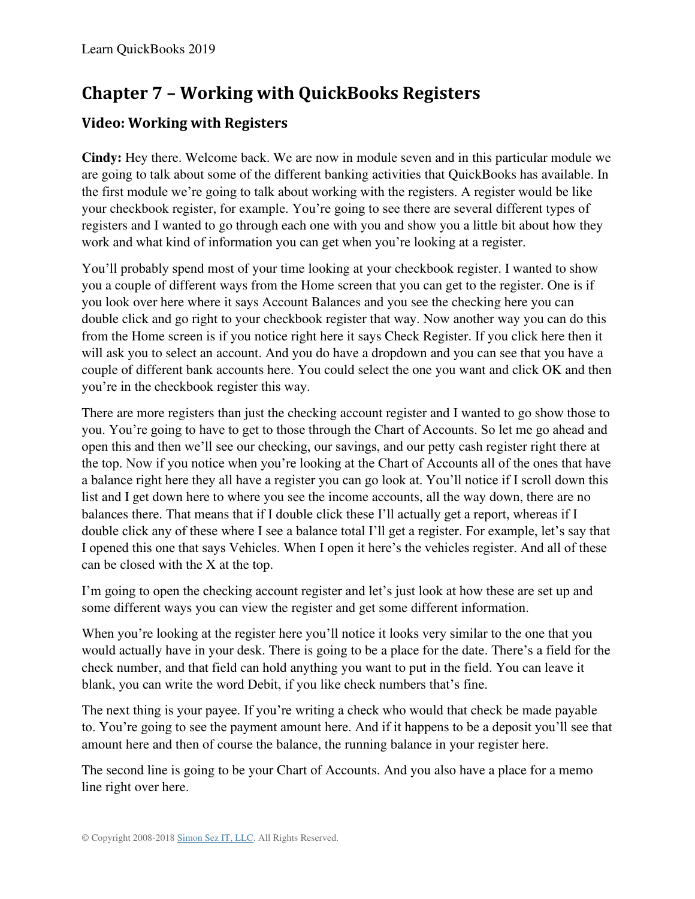# Chapter 7 – Working with QuickBooks Registers

## Video: Working with Registers

**Cindy:** Hey there. Welcome back. We are now in module seven and in this particular module we are going to talk about some of the different banking activities that QuickBooks has available. In the first module we're going to talk about working with the registers. A register would be like your checkbook register, for example. You're going to see there are several different types of registers and I wanted to go through each one with you and show you a little bit about how they work and what kind of information you can get when you're looking at a register.

You'll probably spend most of your time looking at your checkbook register. I wanted to show you a couple of different ways from the Home screen that you can get to the register. One is if you look over here where it says Account Balances and you see the checking here you can double click and go right to your checkbook register that way. Now another way you can do this from the Home screen is if you notice right here it says Check Register. If you click here then it will ask you to select an account. And you do have a dropdown and you can see that you have a couple of different bank accounts here. You could select the one you want and click OK and then you're in the checkbook register this way.

There are more registers than just the checking account register and I wanted to go show those to you. You're going to have to get to those through the Chart of Accounts. So let me go ahead and open this and then we'll see our checking, our savings, and our petty cash register right there at the top. Now if you notice when you're looking at the Chart of Accounts all of the ones that have a balance right here they all have a register you can go look at. You'll notice if I scroll down this list and I get down here to where you see the income accounts, all the way down, there are no balances there. That means that if I double click these I'll actually get a report, whereas if I double click any of these where I see a balance total I'll get a register. For example, let's say that I opened this one that says Vehicles. When I open it here's the vehicles register. And all of these can be closed with the X at the top.

I'm going to open the checking account register and let's just look at how these are set up and some different ways you can view the register and get some different information.

When you're looking at the register here you'll notice it looks very similar to the one that you would actually have in your desk. There is going to be a place for the date. There's a field for the check number, and that field can hold anything you want to put in the field. You can leave it blank, you can write the word Debit, if you like check numbers that's fine.

The next thing is your payee. If you're writing a check who would that check be made payable to. You're going to see the payment amount here. And if it happens to be a deposit you'll see that amount here and then of course the balance, the running balance in your register here.

The second line is going to be your Chart of Accounts. And you also have a place for a memo line right over here.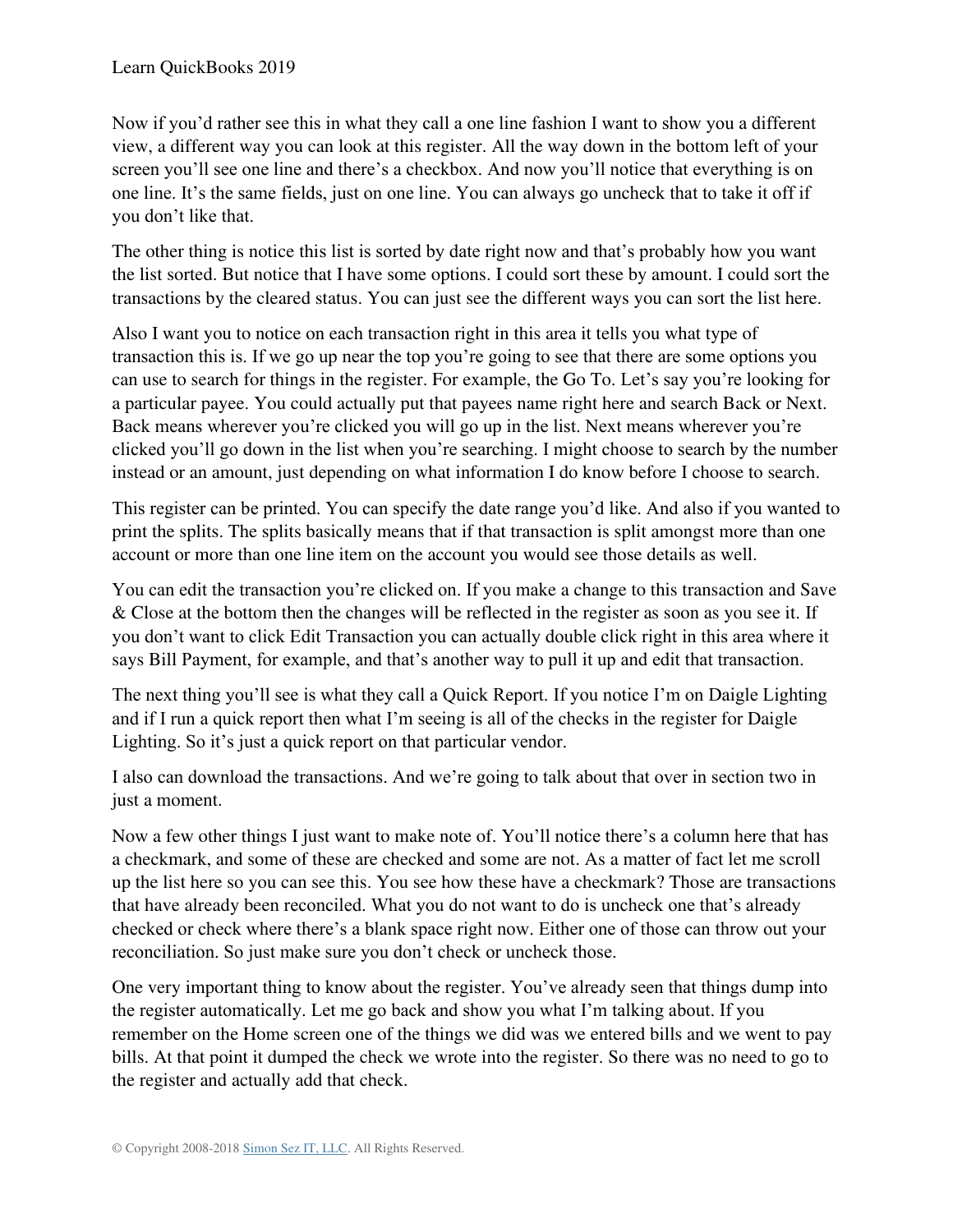Now if you'd rather see this in what they call a one line fashion I want to show you a different view, a different way you can look at this register. All the way down in the bottom left of your screen you'll see one line and there's a checkbox. And now you'll notice that everything is on one line. It's the same fields, just on one line. You can always go uncheck that to take it off if you don't like that.

The other thing is notice this list is sorted by date right now and that's probably how you want the list sorted. But notice that I have some options. I could sort these by amount. I could sort the transactions by the cleared status. You can just see the different ways you can sort the list here.

Also I want you to notice on each transaction right in this area it tells you what type of transaction this is. If we go up near the top you're going to see that there are some options you can use to search for things in the register. For example, the Go To. Let's say you're looking for a particular payee. You could actually put that payees name right here and search Back or Next. Back means wherever you're clicked you will go up in the list. Next means wherever you're clicked you'll go down in the list when you're searching. I might choose to search by the number instead or an amount, just depending on what information I do know before I choose to search.

This register can be printed. You can specify the date range you'd like. And also if you wanted to print the splits. The splits basically means that if that transaction is split amongst more than one account or more than one line item on the account you would see those details as well.

You can edit the transaction you're clicked on. If you make a change to this transaction and Save & Close at the bottom then the changes will be reflected in the register as soon as you see it. If you don't want to click Edit Transaction you can actually double click right in this area where it says Bill Payment, for example, and that's another way to pull it up and edit that transaction.

The next thing you'll see is what they call a Quick Report. If you notice I'm on Daigle Lighting and if I run a quick report then what I'm seeing is all of the checks in the register for Daigle Lighting. So it's just a quick report on that particular vendor.

I also can download the transactions. And we're going to talk about that over in section two in just a moment.

Now a few other things I just want to make note of. You'll notice there's a column here that has a checkmark, and some of these are checked and some are not. As a matter of fact let me scroll up the list here so you can see this. You see how these have a checkmark? Those are transactions that have already been reconciled. What you do not want to do is uncheck one that's already checked or check where there's a blank space right now. Either one of those can throw out your reconciliation. So just make sure you don't check or uncheck those.

One very important thing to know about the register. You've already seen that things dump into the register automatically. Let me go back and show you what I'm talking about. If you remember on the Home screen one of the things we did was we entered bills and we went to pay bills. At that point it dumped the check we wrote into the register. So there was no need to go to the register and actually add that check.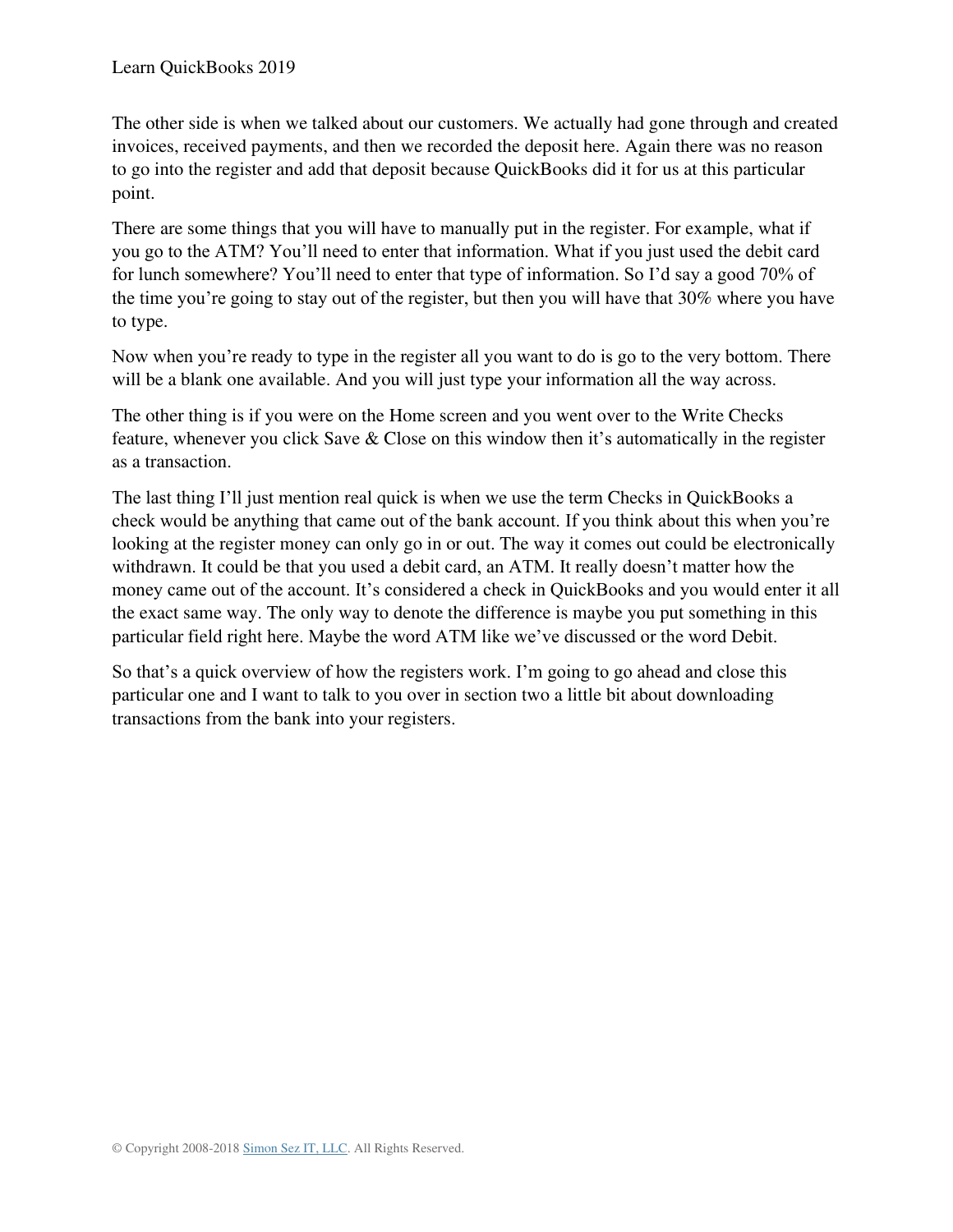The other side is when we talked about our customers. We actually had gone through and created invoices, received payments, and then we recorded the deposit here. Again there was no reason to go into the register and add that deposit because QuickBooks did it for us at this particular point.

There are some things that you will have to manually put in the register. For example, what if you go to the ATM? You'll need to enter that information. What if you just used the debit card for lunch somewhere? You'll need to enter that type of information. So I'd say a good 70% of the time you're going to stay out of the register, but then you will have that 30% where you have to type.

Now when you're ready to type in the register all you want to do is go to the very bottom. There will be a blank one available. And you will just type your information all the way across.

The other thing is if you were on the Home screen and you went over to the Write Checks feature, whenever you click Save & Close on this window then it's automatically in the register as a transaction.

The last thing I'll just mention real quick is when we use the term Checks in QuickBooks a check would be anything that came out of the bank account. If you think about this when you're looking at the register money can only go in or out. The way it comes out could be electronically withdrawn. It could be that you used a debit card, an ATM. It really doesn't matter how the money came out of the account. It's considered a check in QuickBooks and you would enter it all the exact same way. The only way to denote the difference is maybe you put something in this particular field right here. Maybe the word ATM like we've discussed or the word Debit.

So that's a quick overview of how the registers work. I'm going to go ahead and close this particular one and I want to talk to you over in section two a little bit about downloading transactions from the bank into your registers.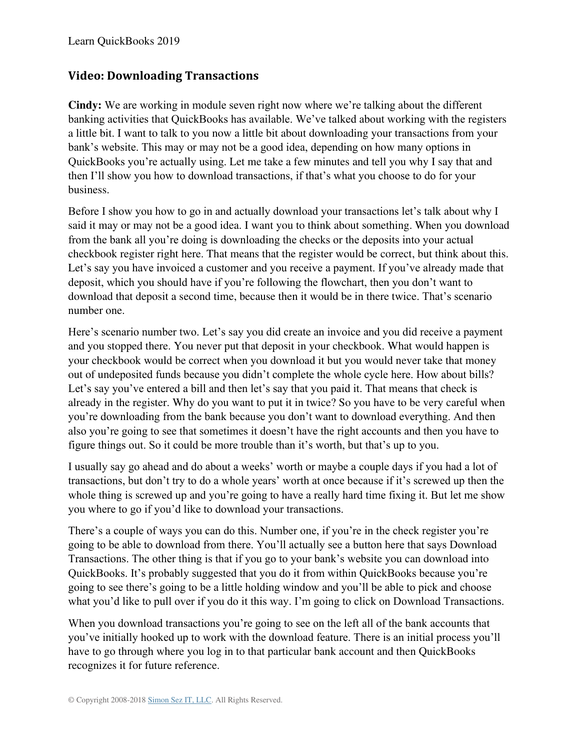## Video: Downloading Transactions

**Cindy:** We are working in module seven right now where we're talking about the different banking activities that QuickBooks has available. We've talked about working with the registers a little bit. I want to talk to you now a little bit about downloading your transactions from your bank's website. This may or may not be a good idea, depending on how many options in QuickBooks you're actually using. Let me take a few minutes and tell you why I say that and then I'll show you how to download transactions, if that's what you choose to do for your business.

Before I show you how to go in and actually download your transactions let's talk about why I said it may or may not be a good idea. I want you to think about something. When you download from the bank all you're doing is downloading the checks or the deposits into your actual checkbook register right here. That means that the register would be correct, but think about this. Let's say you have invoiced a customer and you receive a payment. If you've already made that deposit, which you should have if you're following the flowchart, then you don't want to download that deposit a second time, because then it would be in there twice. That's scenario number one.

Here's scenario number two. Let's say you did create an invoice and you did receive a payment and you stopped there. You never put that deposit in your checkbook. What would happen is your checkbook would be correct when you download it but you would never take that money out of undeposited funds because you didn't complete the whole cycle here. How about bills? Let's say you've entered a bill and then let's say that you paid it. That means that check is already in the register. Why do you want to put it in twice? So you have to be very careful when you're downloading from the bank because you don't want to download everything. And then also you're going to see that sometimes it doesn't have the right accounts and then you have to figure things out. So it could be more trouble than it's worth, but that's up to you.

I usually say go ahead and do about a weeks' worth or maybe a couple days if you had a lot of transactions, but don't try to do a whole years' worth at once because if it's screwed up then the whole thing is screwed up and you're going to have a really hard time fixing it. But let me show you where to go if you'd like to download your transactions.

There's a couple of ways you can do this. Number one, if you're in the check register you're going to be able to download from there. You'll actually see a button here that says Download Transactions. The other thing is that if you go to your bank's website you can download into QuickBooks. It's probably suggested that you do it from within QuickBooks because you're going to see there's going to be a little holding window and you'll be able to pick and choose what you'd like to pull over if you do it this way. I'm going to click on Download Transactions.

When you download transactions you're going to see on the left all of the bank accounts that you've initially hooked up to work with the download feature. There is an initial process you'll have to go through where you log in to that particular bank account and then QuickBooks recognizes it for future reference.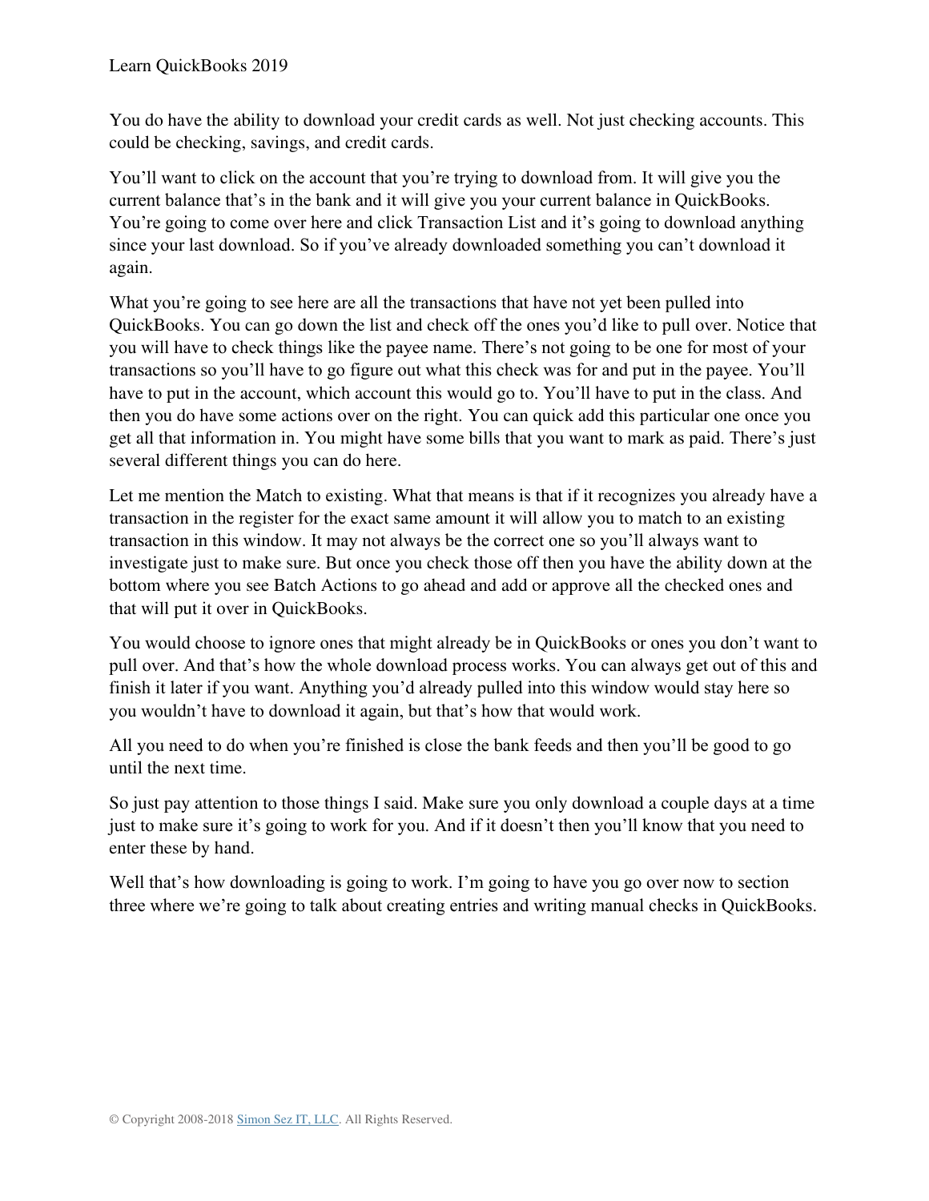You do have the ability to download your credit cards as well. Not just checking accounts. This could be checking, savings, and credit cards.

You'll want to click on the account that you're trying to download from. It will give you the current balance that's in the bank and it will give you your current balance in QuickBooks. You're going to come over here and click Transaction List and it's going to download anything since your last download. So if you've already downloaded something you can't download it again.

What you're going to see here are all the transactions that have not yet been pulled into QuickBooks. You can go down the list and check off the ones you'd like to pull over. Notice that you will have to check things like the payee name. There's not going to be one for most of your transactions so you'll have to go figure out what this check was for and put in the payee. You'll have to put in the account, which account this would go to. You'll have to put in the class. And then you do have some actions over on the right. You can quick add this particular one once you get all that information in. You might have some bills that you want to mark as paid. There's just several different things you can do here.

Let me mention the Match to existing. What that means is that if it recognizes you already have a transaction in the register for the exact same amount it will allow you to match to an existing transaction in this window. It may not always be the correct one so you'll always want to investigate just to make sure. But once you check those off then you have the ability down at the bottom where you see Batch Actions to go ahead and add or approve all the checked ones and that will put it over in QuickBooks.

You would choose to ignore ones that might already be in QuickBooks or ones you don't want to pull over. And that's how the whole download process works. You can always get out of this and finish it later if you want. Anything you'd already pulled into this window would stay here so you wouldn't have to download it again, but that's how that would work.

All you need to do when you're finished is close the bank feeds and then you'll be good to go until the next time.

So just pay attention to those things I said. Make sure you only download a couple days at a time just to make sure it's going to work for you. And if it doesn't then you'll know that you need to enter these by hand.

Well that's how downloading is going to work. I'm going to have you go over now to section three where we're going to talk about creating entries and writing manual checks in QuickBooks.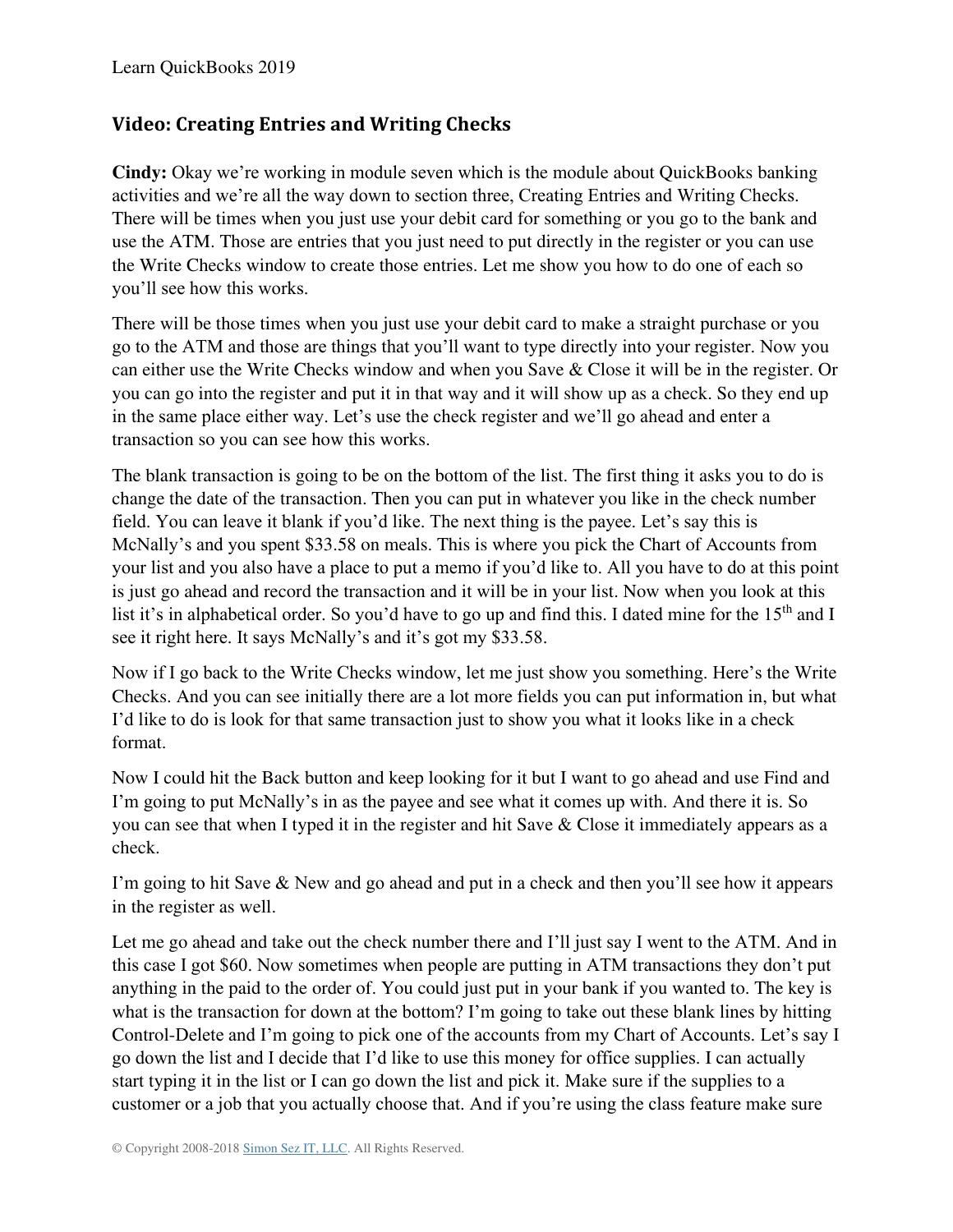## Video: Creating Entries and Writing Checks

**Cindy:** Okay we're working in module seven which is the module about QuickBooks banking activities and we're all the way down to section three, Creating Entries and Writing Checks. There will be times when you just use your debit card for something or you go to the bank and use the ATM. Those are entries that you just need to put directly in the register or you can use the Write Checks window to create those entries. Let me show you how to do one of each so you'll see how this works.

There will be those times when you just use your debit card to make a straight purchase or you go to the ATM and those are things that you'll want to type directly into your register. Now you can either use the Write Checks window and when you Save & Close it will be in the register. Or you can go into the register and put it in that way and it will show up as a check. So they end up in the same place either way. Let's use the check register and we'll go ahead and enter a transaction so you can see how this works.

The blank transaction is going to be on the bottom of the list. The first thing it asks you to do is change the date of the transaction. Then you can put in whatever you like in the check number field. You can leave it blank if you'd like. The next thing is the payee. Let's say this is McNally's and you spent $33.58 on meals. This is where you pick the Chart of Accounts from your list and you also have a place to put a memo if you'd like to. All you have to do at this point is just go ahead and record the transaction and it will be in your list. Now when you look at this list it's in alphabetical order. So you'd have to go up and find this. I dated mine for the 15th and I see it right here. It says McNally's and it's got my $33.58.

Now if I go back to the Write Checks window, let me just show you something. Here's the Write Checks. And you can see initially there are a lot more fields you can put information in, but what I'd like to do is look for that same transaction just to show you what it looks like in a check format.

Now I could hit the Back button and keep looking for it but I want to go ahead and use Find and I'm going to put McNally's in as the payee and see what it comes up with. And there it is. So you can see that when I typed it in the register and hit Save & Close it immediately appears as a check.

I'm going to hit Save & New and go ahead and put in a check and then you'll see how it appears in the register as well.

Let me go ahead and take out the check number there and I'll just say I went to the ATM. And in this case I got $60. Now sometimes when people are putting in ATM transactions they don't put anything in the paid to the order of. You could just put in your bank if you wanted to. The key is what is the transaction for down at the bottom? I'm going to take out these blank lines by hitting Control-Delete and I'm going to pick one of the accounts from my Chart of Accounts. Let's say I go down the list and I decide that I'd like to use this money for office supplies. I can actually start typing it in the list or I can go down the list and pick it. Make sure if the supplies to a customer or a job that you actually choose that. And if you're using the class feature make sure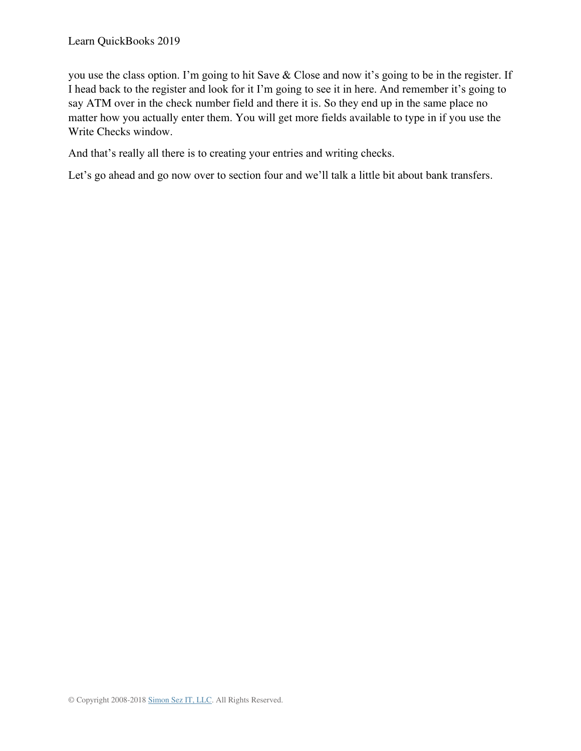you use the class option. I'm going to hit Save & Close and now it's going to be in the register. If I head back to the register and look for it I'm going to see it in here. And remember it's going to say ATM over in the check number field and there it is. So they end up in the same place no matter how you actually enter them. You will get more fields available to type in if you use the Write Checks window.

And that's really all there is to creating your entries and writing checks.

Let's go ahead and go now over to section four and we'll talk a little bit about bank transfers.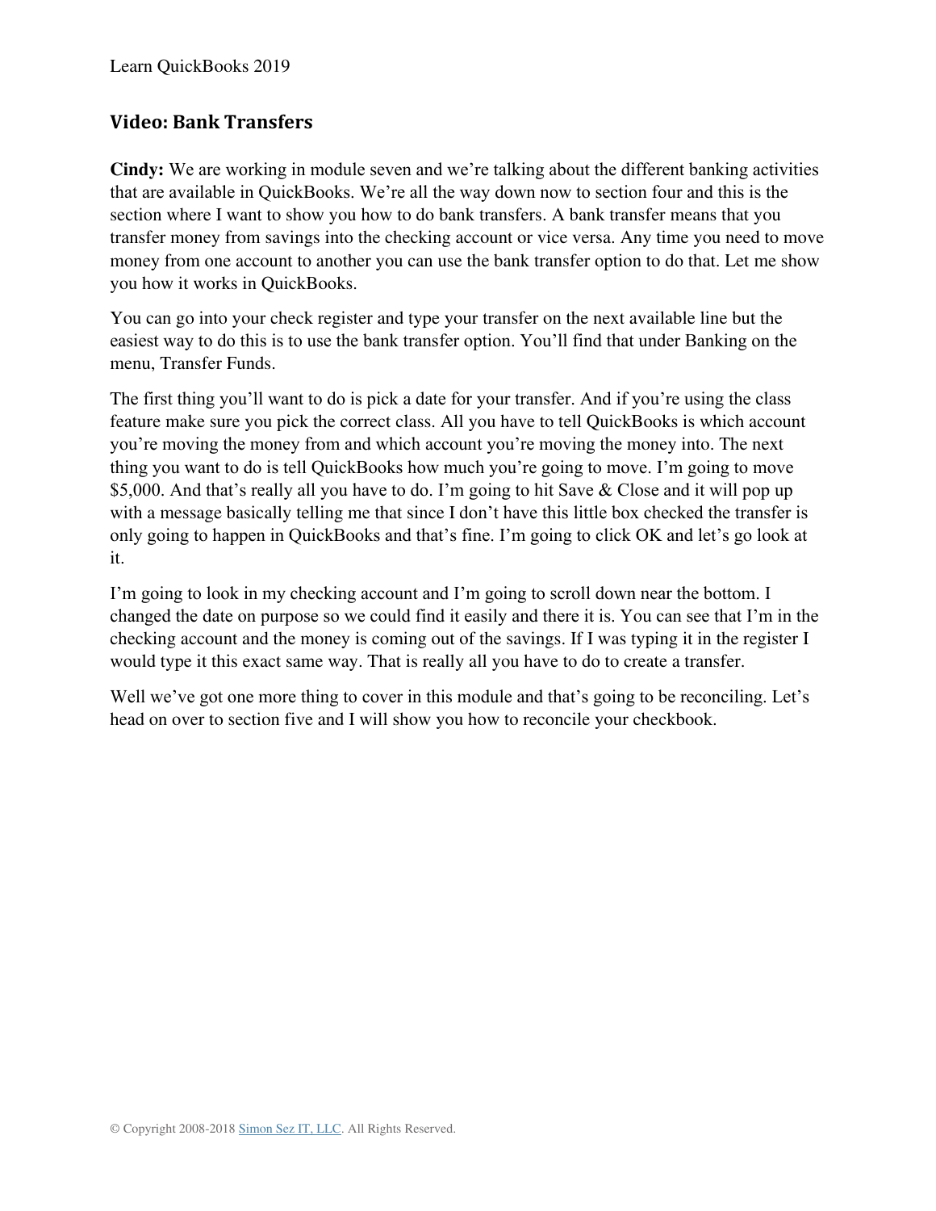## Video: Bank Transfers

**Cindy:** We are working in module seven and we're talking about the different banking activities that are available in QuickBooks. We're all the way down now to section four and this is the section where I want to show you how to do bank transfers. A bank transfer means that you transfer money from savings into the checking account or vice versa. Any time you need to move money from one account to another you can use the bank transfer option to do that. Let me show you how it works in QuickBooks.

You can go into your check register and type your transfer on the next available line but the easiest way to do this is to use the bank transfer option. You'll find that under Banking on the menu, Transfer Funds.

The first thing you'll want to do is pick a date for your transfer. And if you're using the class feature make sure you pick the correct class. All you have to tell QuickBooks is which account you're moving the money from and which account you're moving the money into. The next thing you want to do is tell QuickBooks how much you're going to move. I'm going to move $5,000. And that's really all you have to do. I'm going to hit Save & Close and it will pop up with a message basically telling me that since I don't have this little box checked the transfer is only going to happen in QuickBooks and that's fine. I'm going to click OK and let's go look at it.

I'm going to look in my checking account and I'm going to scroll down near the bottom. I changed the date on purpose so we could find it easily and there it is. You can see that I'm in the checking account and the money is coming out of the savings. If I was typing it in the register I would type it this exact same way. That is really all you have to do to create a transfer.

Well we've got one more thing to cover in this module and that's going to be reconciling. Let's head on over to section five and I will show you how to reconcile your checkbook.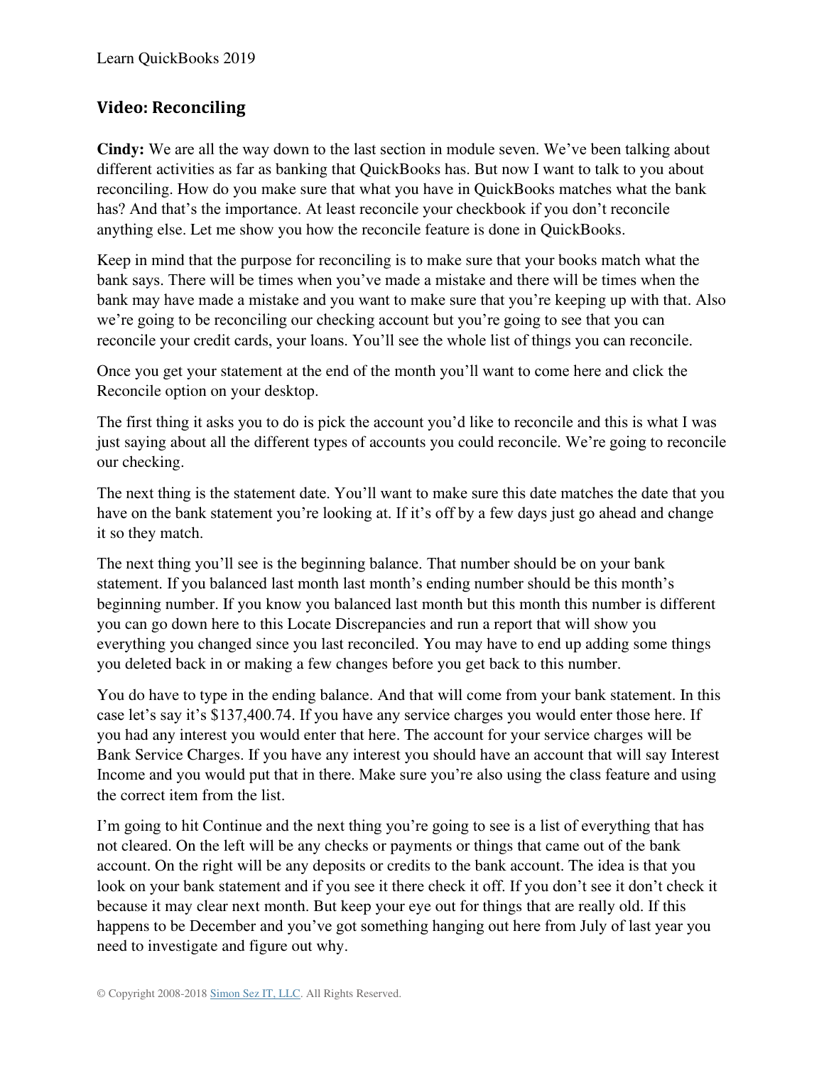## Video: Reconciling

**Cindy:** We are all the way down to the last section in module seven. We've been talking about different activities as far as banking that QuickBooks has. But now I want to talk to you about reconciling. How do you make sure that what you have in QuickBooks matches what the bank has? And that's the importance. At least reconcile your checkbook if you don't reconcile anything else. Let me show you how the reconcile feature is done in QuickBooks.

Keep in mind that the purpose for reconciling is to make sure that your books match what the bank says. There will be times when you've made a mistake and there will be times when the bank may have made a mistake and you want to make sure that you're keeping up with that. Also we're going to be reconciling our checking account but you're going to see that you can reconcile your credit cards, your loans. You'll see the whole list of things you can reconcile.

Once you get your statement at the end of the month you'll want to come here and click the Reconcile option on your desktop.

The first thing it asks you to do is pick the account you'd like to reconcile and this is what I was just saying about all the different types of accounts you could reconcile. We're going to reconcile our checking.

The next thing is the statement date. You'll want to make sure this date matches the date that you have on the bank statement you're looking at. If it's off by a few days just go ahead and change it so they match.

The next thing you'll see is the beginning balance. That number should be on your bank statement. If you balanced last month last month's ending number should be this month's beginning number. If you know you balanced last month but this month this number is different you can go down here to this Locate Discrepancies and run a report that will show you everything you changed since you last reconciled. You may have to end up adding some things you deleted back in or making a few changes before you get back to this number.

You do have to type in the ending balance. And that will come from your bank statement. In this case let's say it's $137,400.74. If you have any service charges you would enter those here. If you had any interest you would enter that here. The account for your service charges will be Bank Service Charges. If you have any interest you should have an account that will say Interest Income and you would put that in there. Make sure you're also using the class feature and using the correct item from the list.

I'm going to hit Continue and the next thing you're going to see is a list of everything that has not cleared. On the left will be any checks or payments or things that came out of the bank account. On the right will be any deposits or credits to the bank account. The idea is that you look on your bank statement and if you see it there check it off. If you don't see it don't check it because it may clear next month. But keep your eye out for things that are really old. If this happens to be December and you've got something hanging out here from July of last year you need to investigate and figure out why.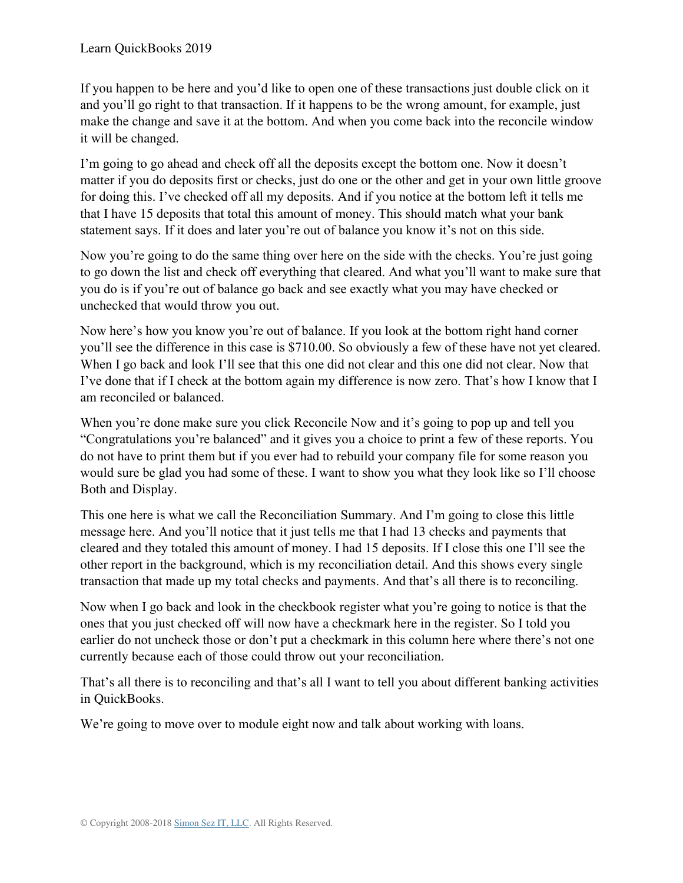If you happen to be here and you'd like to open one of these transactions just double click on it and you'll go right to that transaction. If it happens to be the wrong amount, for example, just make the change and save it at the bottom. And when you come back into the reconcile window it will be changed.

I'm going to go ahead and check off all the deposits except the bottom one. Now it doesn't matter if you do deposits first or checks, just do one or the other and get in your own little groove for doing this. I've checked off all my deposits. And if you notice at the bottom left it tells me that I have 15 deposits that total this amount of money. This should match what your bank statement says. If it does and later you're out of balance you know it's not on this side.

Now you're going to do the same thing over here on the side with the checks. You're just going to go down the list and check off everything that cleared. And what you'll want to make sure that you do is if you're out of balance go back and see exactly what you may have checked or unchecked that would throw you out.

Now here's how you know you're out of balance. If you look at the bottom right hand corner you'll see the difference in this case is $710.00. So obviously a few of these have not yet cleared. When I go back and look I'll see that this one did not clear and this one did not clear. Now that I've done that if I check at the bottom again my difference is now zero. That's how I know that I am reconciled or balanced.

When you're done make sure you click Reconcile Now and it's going to pop up and tell you "Congratulations you're balanced" and it gives you a choice to print a few of these reports. You do not have to print them but if you ever had to rebuild your company file for some reason you would sure be glad you had some of these. I want to show you what they look like so I'll choose Both and Display.

This one here is what we call the Reconciliation Summary. And I'm going to close this little message here. And you'll notice that it just tells me that I had 13 checks and payments that cleared and they totaled this amount of money. I had 15 deposits. If I close this one I'll see the other report in the background, which is my reconciliation detail. And this shows every single transaction that made up my total checks and payments. And that's all there is to reconciling.

Now when I go back and look in the checkbook register what you're going to notice is that the ones that you just checked off will now have a checkmark here in the register. So I told you earlier do not uncheck those or don't put a checkmark in this column here where there's not one currently because each of those could throw out your reconciliation.

That's all there is to reconciling and that's all I want to tell you about different banking activities in QuickBooks.

We're going to move over to module eight now and talk about working with loans.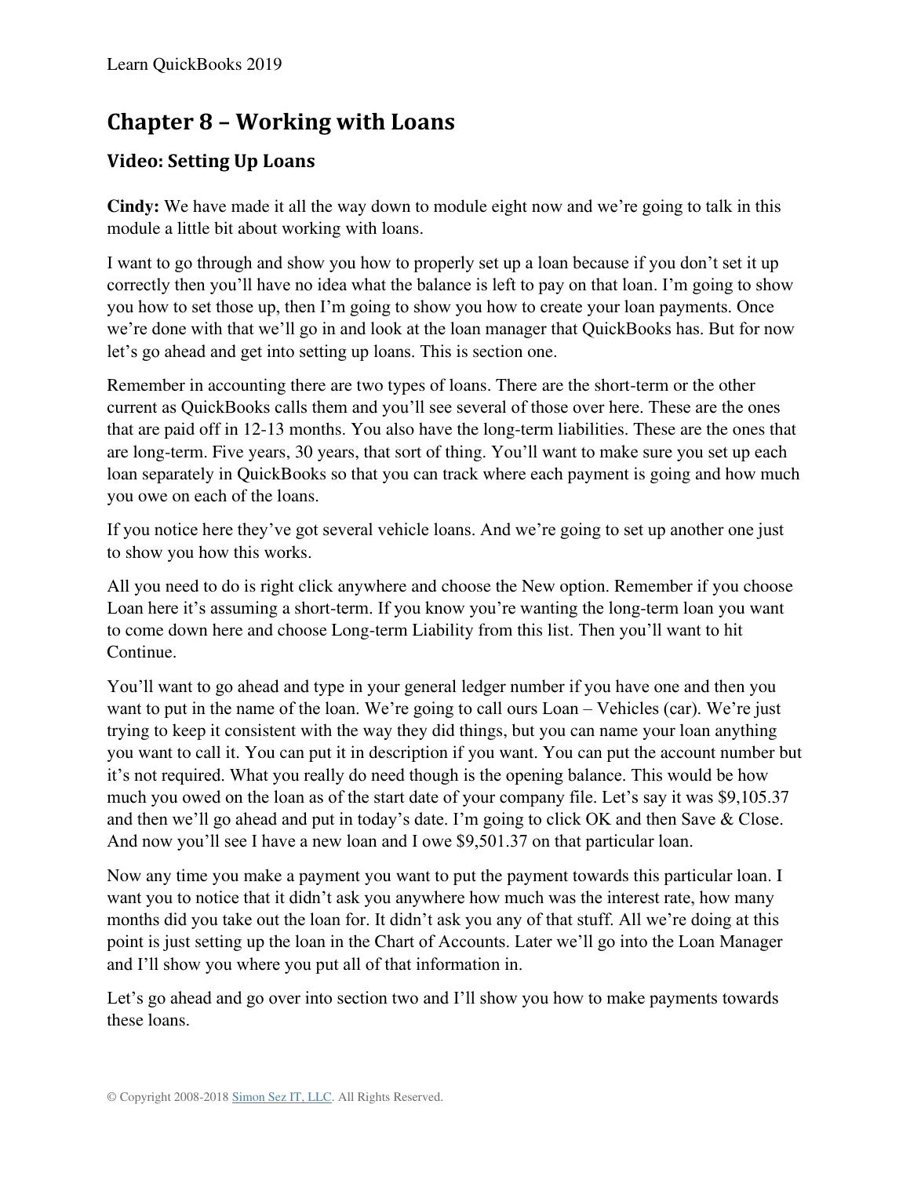# Chapter 8 – Working with Loans

## Video: Setting Up Loans

**Cindy:** We have made it all the way down to module eight now and we're going to talk in this module a little bit about working with loans.

I want to go through and show you how to properly set up a loan because if you don't set it up correctly then you'll have no idea what the balance is left to pay on that loan. I'm going to show you how to set those up, then I'm going to show you how to create your loan payments. Once we're done with that we'll go in and look at the loan manager that QuickBooks has. But for now let's go ahead and get into setting up loans. This is section one.

Remember in accounting there are two types of loans. There are the short-term or the other current as QuickBooks calls them and you'll see several of those over here. These are the ones that are paid off in 12-13 months. You also have the long-term liabilities. These are the ones that are long-term. Five years, 30 years, that sort of thing. You'll want to make sure you set up each loan separately in QuickBooks so that you can track where each payment is going and how much you owe on each of the loans.

If you notice here they've got several vehicle loans. And we're going to set up another one just to show you how this works.

All you need to do is right click anywhere and choose the New option. Remember if you choose Loan here it's assuming a short-term. If you know you're wanting the long-term loan you want to come down here and choose Long-term Liability from this list. Then you'll want to hit Continue.

You'll want to go ahead and type in your general ledger number if you have one and then you want to put in the name of the loan. We're going to call ours Loan – Vehicles (car). We're just trying to keep it consistent with the way they did things, but you can name your loan anything you want to call it. You can put it in description if you want. You can put the account number but it's not required. What you really do need though is the opening balance. This would be how much you owed on the loan as of the start date of your company file. Let's say it was $9,105.37 and then we'll go ahead and put in today's date. I'm going to click OK and then Save & Close. And now you'll see I have a new loan and I owe $9,501.37 on that particular loan.

Now any time you make a payment you want to put the payment towards this particular loan. I want you to notice that it didn't ask you anywhere how much was the interest rate, how many months did you take out the loan for. It didn't ask you any of that stuff. All we're doing at this point is just setting up the loan in the Chart of Accounts. Later we'll go into the Loan Manager and I'll show you where you put all of that information in.

Let's go ahead and go over into section two and I'll show you how to make payments towards these loans.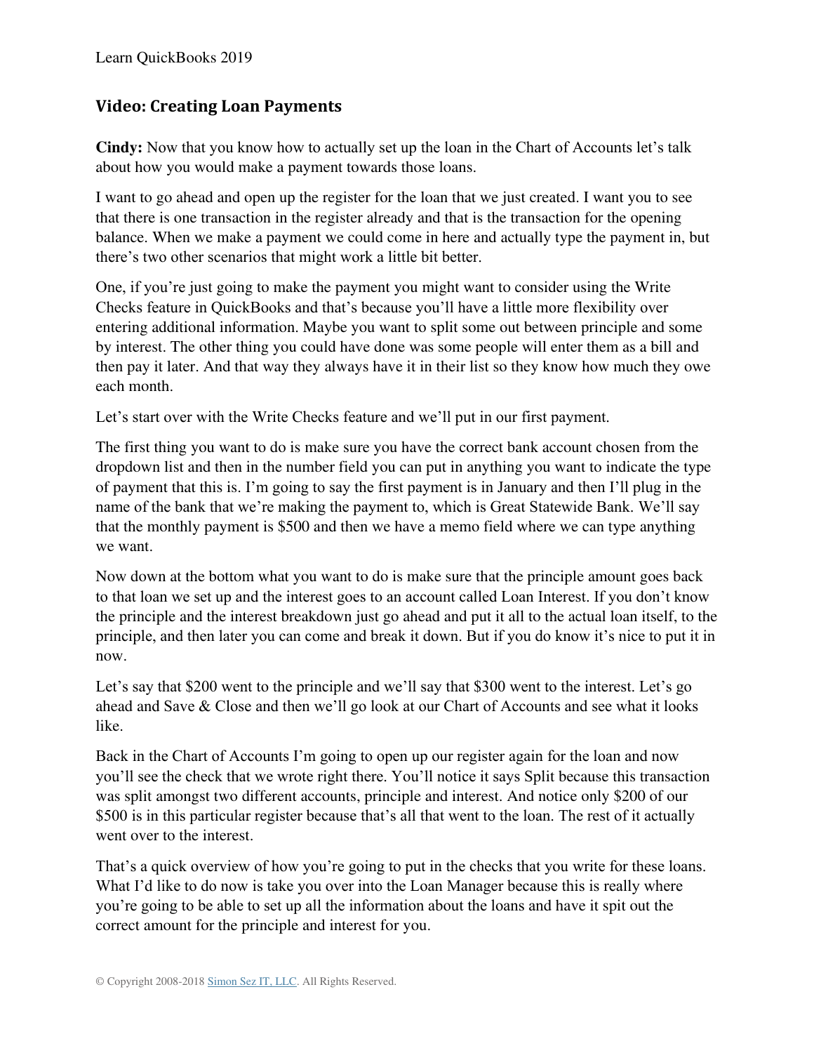## Video: Creating Loan Payments

**Cindy:** Now that you know how to actually set up the loan in the Chart of Accounts let's talk about how you would make a payment towards those loans.

I want to go ahead and open up the register for the loan that we just created. I want you to see that there is one transaction in the register already and that is the transaction for the opening balance. When we make a payment we could come in here and actually type the payment in, but there's two other scenarios that might work a little bit better.

One, if you're just going to make the payment you might want to consider using the Write Checks feature in QuickBooks and that's because you'll have a little more flexibility over entering additional information. Maybe you want to split some out between principle and some by interest. The other thing you could have done was some people will enter them as a bill and then pay it later. And that way they always have it in their list so they know how much they owe each month.

Let's start over with the Write Checks feature and we'll put in our first payment.

The first thing you want to do is make sure you have the correct bank account chosen from the dropdown list and then in the number field you can put in anything you want to indicate the type of payment that this is. I'm going to say the first payment is in January and then I'll plug in the name of the bank that we're making the payment to, which is Great Statewide Bank. We'll say that the monthly payment is $500 and then we have a memo field where we can type anything we want.

Now down at the bottom what you want to do is make sure that the principle amount goes back to that loan we set up and the interest goes to an account called Loan Interest. If you don't know the principle and the interest breakdown just go ahead and put it all to the actual loan itself, to the principle, and then later you can come and break it down. But if you do know it's nice to put it in now.

Let's say that $200 went to the principle and we'll say that $300 went to the interest. Let's go ahead and Save & Close and then we'll go look at our Chart of Accounts and see what it looks like.

Back in the Chart of Accounts I'm going to open up our register again for the loan and now you'll see the check that we wrote right there. You'll notice it says Split because this transaction was split amongst two different accounts, principle and interest. And notice only $200 of our $500 is in this particular register because that's all that went to the loan. The rest of it actually went over to the interest.

That's a quick overview of how you're going to put in the checks that you write for these loans. What I'd like to do now is take you over into the Loan Manager because this is really where you're going to be able to set up all the information about the loans and have it spit out the correct amount for the principle and interest for you.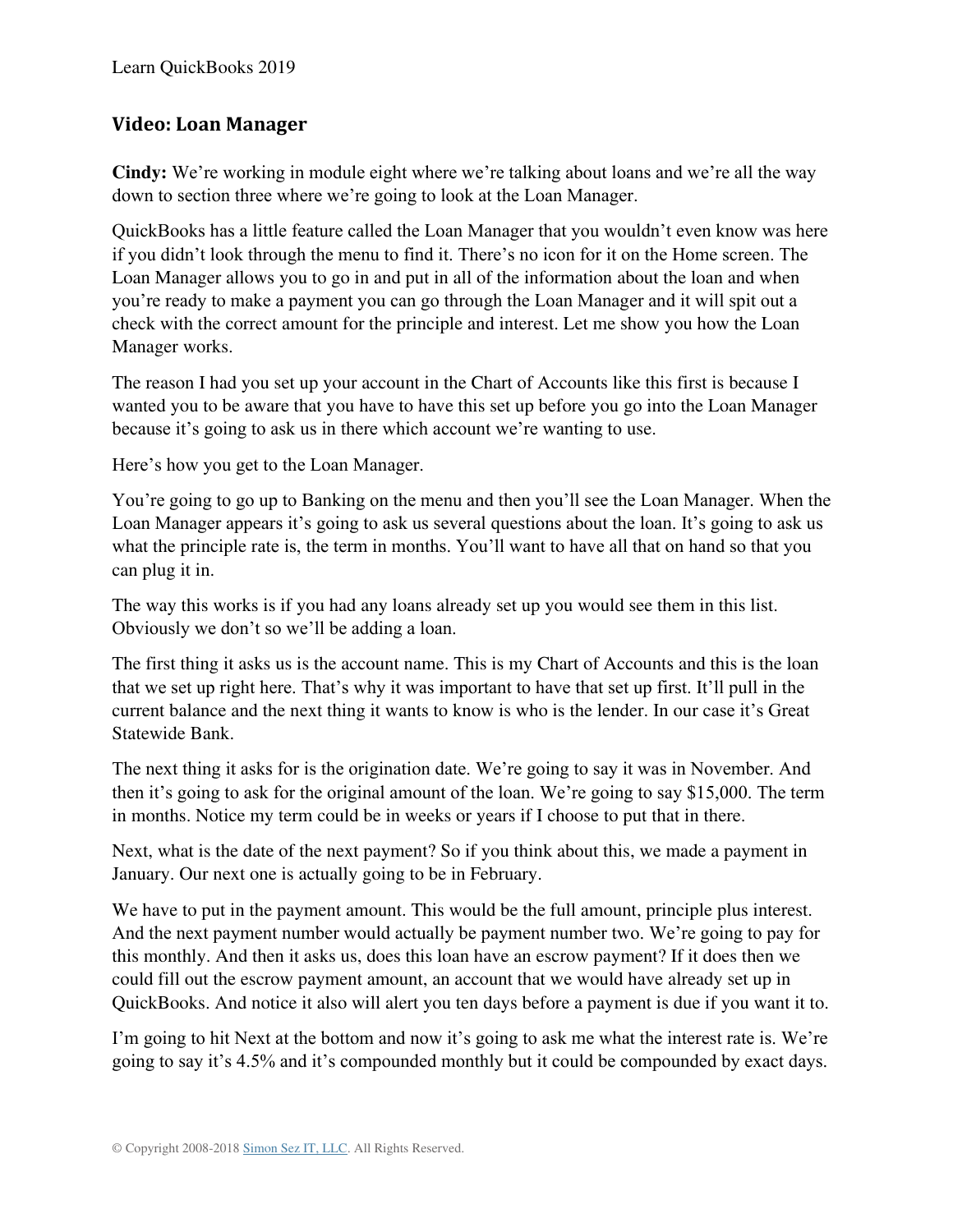## Video: Loan Manager

**Cindy:** We're working in module eight where we're talking about loans and we're all the way down to section three where we're going to look at the Loan Manager.

QuickBooks has a little feature called the Loan Manager that you wouldn't even know was here if you didn't look through the menu to find it. There's no icon for it on the Home screen. The Loan Manager allows you to go in and put in all of the information about the loan and when you're ready to make a payment you can go through the Loan Manager and it will spit out a check with the correct amount for the principle and interest. Let me show you how the Loan Manager works.

The reason I had you set up your account in the Chart of Accounts like this first is because I wanted you to be aware that you have to have this set up before you go into the Loan Manager because it's going to ask us in there which account we're wanting to use.

Here's how you get to the Loan Manager.

You're going to go up to Banking on the menu and then you'll see the Loan Manager. When the Loan Manager appears it's going to ask us several questions about the loan. It's going to ask us what the principle rate is, the term in months. You'll want to have all that on hand so that you can plug it in.

The way this works is if you had any loans already set up you would see them in this list. Obviously we don't so we'll be adding a loan.

The first thing it asks us is the account name. This is my Chart of Accounts and this is the loan that we set up right here. That's why it was important to have that set up first. It'll pull in the current balance and the next thing it wants to know is who is the lender. In our case it's Great Statewide Bank.

The next thing it asks for is the origination date. We're going to say it was in November. And then it's going to ask for the original amount of the loan. We're going to say $15,000. The term in months. Notice my term could be in weeks or years if I choose to put that in there.

Next, what is the date of the next payment? So if you think about this, we made a payment in January. Our next one is actually going to be in February.

We have to put in the payment amount. This would be the full amount, principle plus interest. And the next payment number would actually be payment number two. We're going to pay for this monthly. And then it asks us, does this loan have an escrow payment? If it does then we could fill out the escrow payment amount, an account that we would have already set up in QuickBooks. And notice it also will alert you ten days before a payment is due if you want it to.

I'm going to hit Next at the bottom and now it's going to ask me what the interest rate is. We're going to say it's 4.5% and it's compounded monthly but it could be compounded by exact days.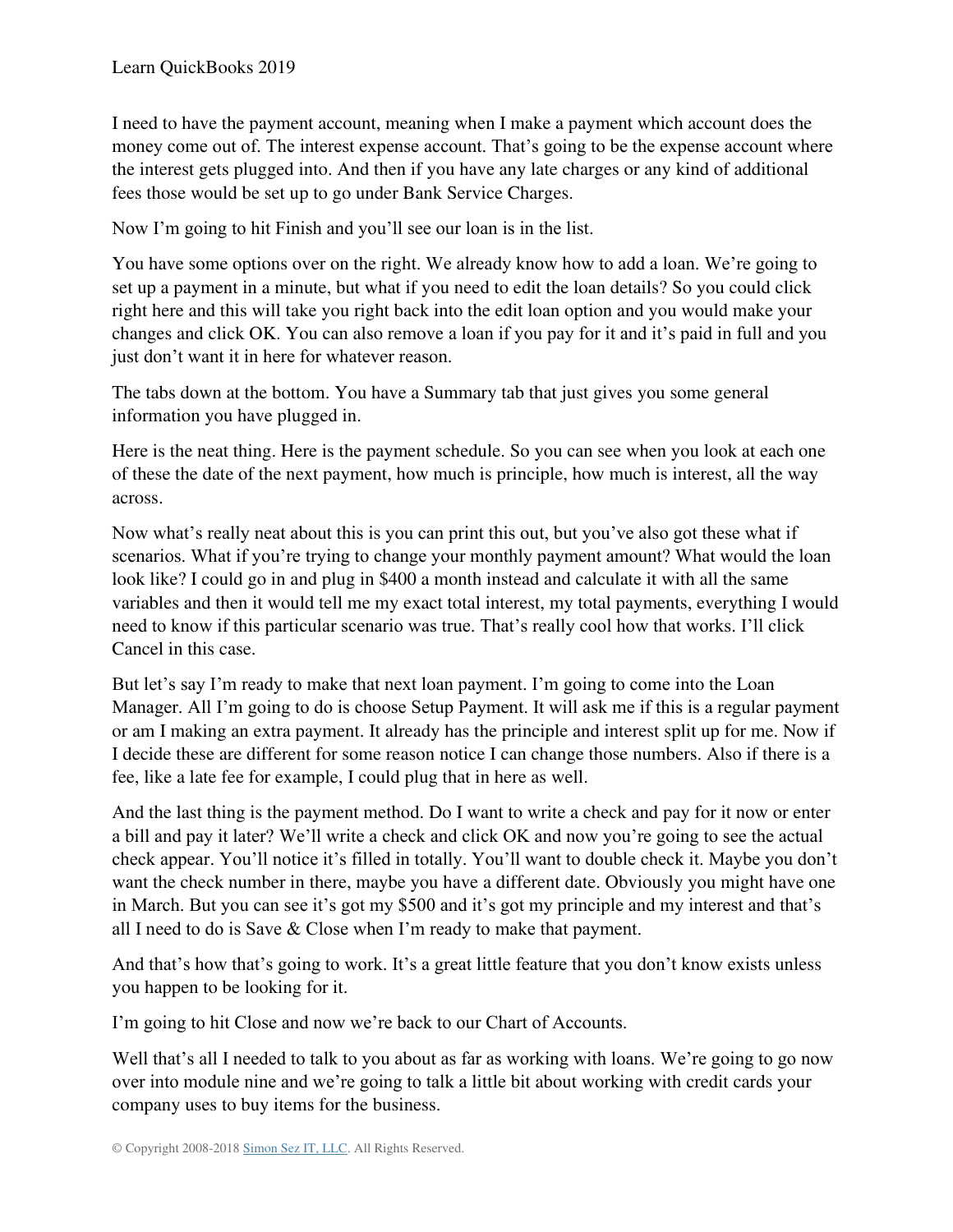I need to have the payment account, meaning when I make a payment which account does the money come out of. The interest expense account. That's going to be the expense account where the interest gets plugged into. And then if you have any late charges or any kind of additional fees those would be set up to go under Bank Service Charges.

Now I'm going to hit Finish and you'll see our loan is in the list.

You have some options over on the right. We already know how to add a loan. We're going to set up a payment in a minute, but what if you need to edit the loan details? So you could click right here and this will take you right back into the edit loan option and you would make your changes and click OK. You can also remove a loan if you pay for it and it's paid in full and you just don't want it in here for whatever reason.

The tabs down at the bottom. You have a Summary tab that just gives you some general information you have plugged in.

Here is the neat thing. Here is the payment schedule. So you can see when you look at each one of these the date of the next payment, how much is principle, how much is interest, all the way across.

Now what's really neat about this is you can print this out, but you've also got these what if scenarios. What if you're trying to change your monthly payment amount? What would the loan look like? I could go in and plug in $400 a month instead and calculate it with all the same variables and then it would tell me my exact total interest, my total payments, everything I would need to know if this particular scenario was true. That's really cool how that works. I'll click Cancel in this case.

But let's say I'm ready to make that next loan payment. I'm going to come into the Loan Manager. All I'm going to do is choose Setup Payment. It will ask me if this is a regular payment or am I making an extra payment. It already has the principle and interest split up for me. Now if I decide these are different for some reason notice I can change those numbers. Also if there is a fee, like a late fee for example, I could plug that in here as well.

And the last thing is the payment method. Do I want to write a check and pay for it now or enter a bill and pay it later? We'll write a check and click OK and now you're going to see the actual check appear. You'll notice it's filled in totally. You'll want to double check it. Maybe you don't want the check number in there, maybe you have a different date. Obviously you might have one in March. But you can see it's got my $500 and it's got my principle and my interest and that's all I need to do is Save & Close when I'm ready to make that payment.

And that's how that's going to work. It's a great little feature that you don't know exists unless you happen to be looking for it.

I'm going to hit Close and now we're back to our Chart of Accounts.

Well that's all I needed to talk to you about as far as working with loans. We're going to go now over into module nine and we're going to talk a little bit about working with credit cards your company uses to buy items for the business.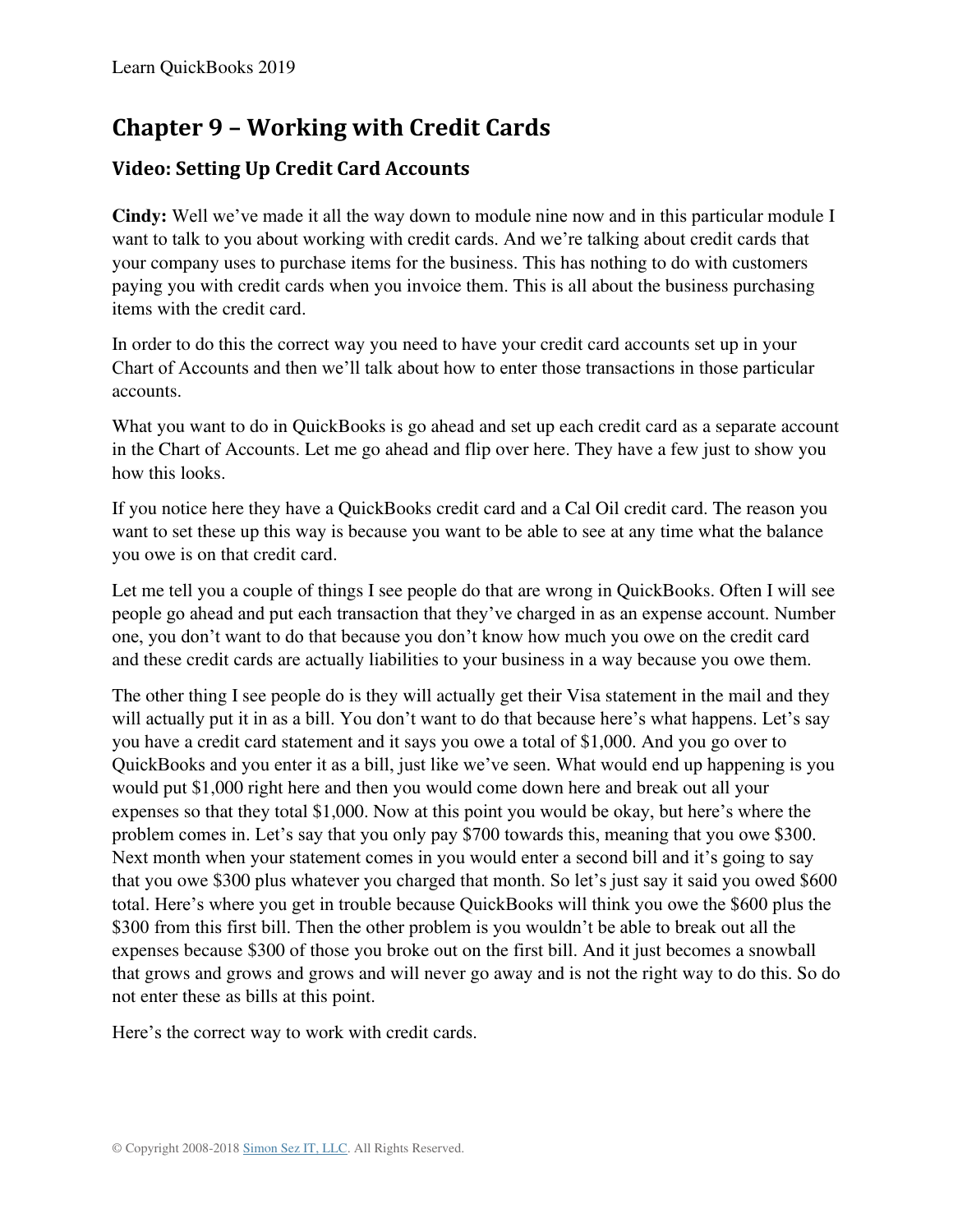# Chapter 9 – Working with Credit Cards

## Video: Setting Up Credit Card Accounts

**Cindy:** Well we've made it all the way down to module nine now and in this particular module I want to talk to you about working with credit cards. And we're talking about credit cards that your company uses to purchase items for the business. This has nothing to do with customers paying you with credit cards when you invoice them. This is all about the business purchasing items with the credit card.

In order to do this the correct way you need to have your credit card accounts set up in your Chart of Accounts and then we'll talk about how to enter those transactions in those particular accounts.

What you want to do in QuickBooks is go ahead and set up each credit card as a separate account in the Chart of Accounts. Let me go ahead and flip over here. They have a few just to show you how this looks.

If you notice here they have a QuickBooks credit card and a Cal Oil credit card. The reason you want to set these up this way is because you want to be able to see at any time what the balance you owe is on that credit card.

Let me tell you a couple of things I see people do that are wrong in QuickBooks. Often I will see people go ahead and put each transaction that they've charged in as an expense account. Number one, you don't want to do that because you don't know how much you owe on the credit card and these credit cards are actually liabilities to your business in a way because you owe them.

The other thing I see people do is they will actually get their Visa statement in the mail and they will actually put it in as a bill. You don't want to do that because here's what happens. Let's say you have a credit card statement and it says you owe a total of $1,000. And you go over to QuickBooks and you enter it as a bill, just like we've seen. What would end up happening is you would put $1,000 right here and then you would come down here and break out all your expenses so that they total $1,000. Now at this point you would be okay, but here's where the problem comes in. Let's say that you only pay $700 towards this, meaning that you owe $300. Next month when your statement comes in you would enter a second bill and it's going to say that you owe $300 plus whatever you charged that month. So let's just say it said you owed $600 total. Here's where you get in trouble because QuickBooks will think you owe the $600 plus the $300 from this first bill. Then the other problem is you wouldn't be able to break out all the expenses because $300 of those you broke out on the first bill. And it just becomes a snowball that grows and grows and grows and will never go away and is not the right way to do this. So do not enter these as bills at this point.

Here's the correct way to work with credit cards.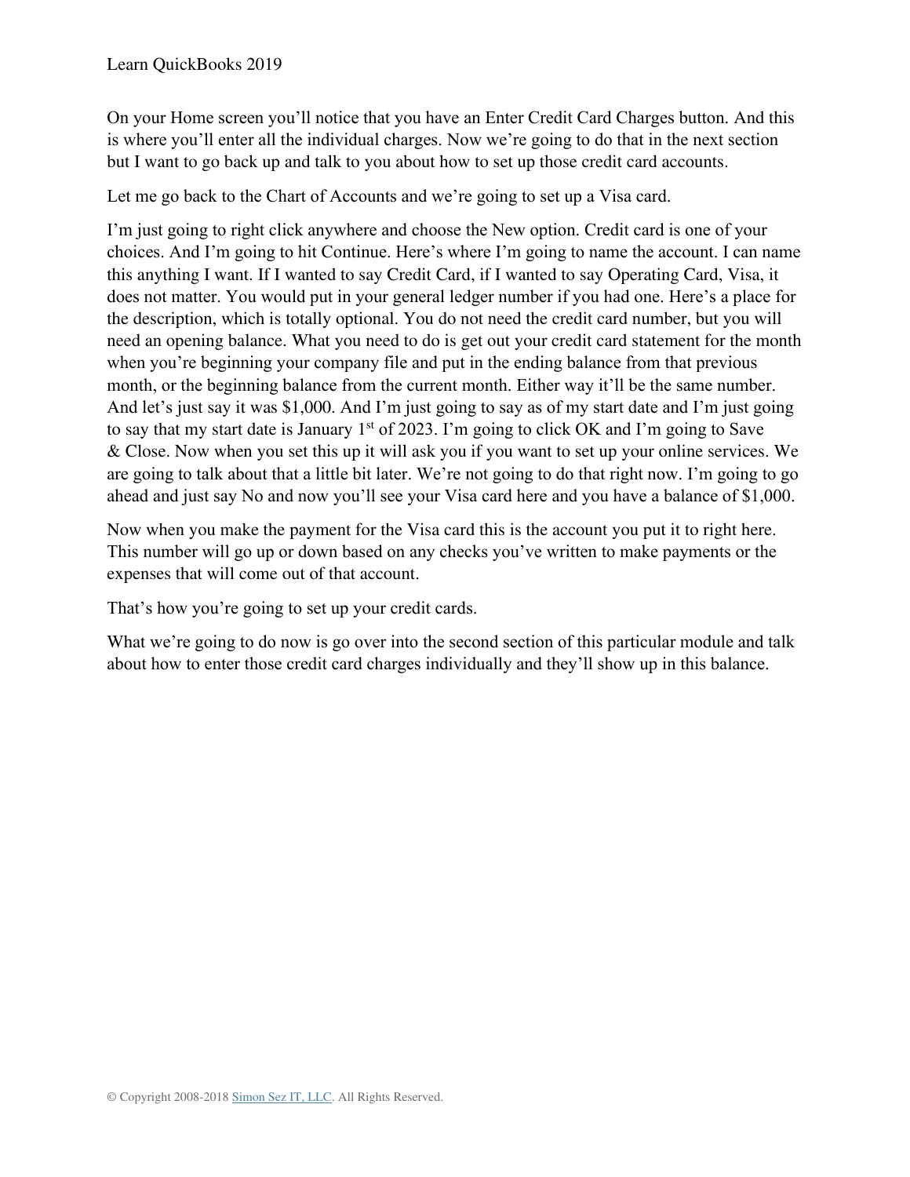On your Home screen you'll notice that you have an Enter Credit Card Charges button. And this is where you'll enter all the individual charges. Now we're going to do that in the next section but I want to go back up and talk to you about how to set up those credit card accounts.

Let me go back to the Chart of Accounts and we're going to set up a Visa card.

I'm just going to right click anywhere and choose the New option. Credit card is one of your choices. And I'm going to hit Continue. Here's where I'm going to name the account. I can name this anything I want. If I wanted to say Credit Card, if I wanted to say Operating Card, Visa, it does not matter. You would put in your general ledger number if you had one. Here's a place for the description, which is totally optional. You do not need the credit card number, but you will need an opening balance. What you need to do is get out your credit card statement for the month when you're beginning your company file and put in the ending balance from that previous month, or the beginning balance from the current month. Either way it'll be the same number. And let's just say it was $1,000. And I'm just going to say as of my start date and I'm just going to say that my start date is January 1st of 2023. I'm going to click OK and I'm going to Save & Close. Now when you set this up it will ask you if you want to set up your online services. We are going to talk about that a little bit later. We're not going to do that right now. I'm going to go ahead and just say No and now you'll see your Visa card here and you have a balance of $1,000.

Now when you make the payment for the Visa card this is the account you put it to right here. This number will go up or down based on any checks you've written to make payments or the expenses that will come out of that account.

That's how you're going to set up your credit cards.

What we're going to do now is go over into the second section of this particular module and talk about how to enter those credit card charges individually and they'll show up in this balance.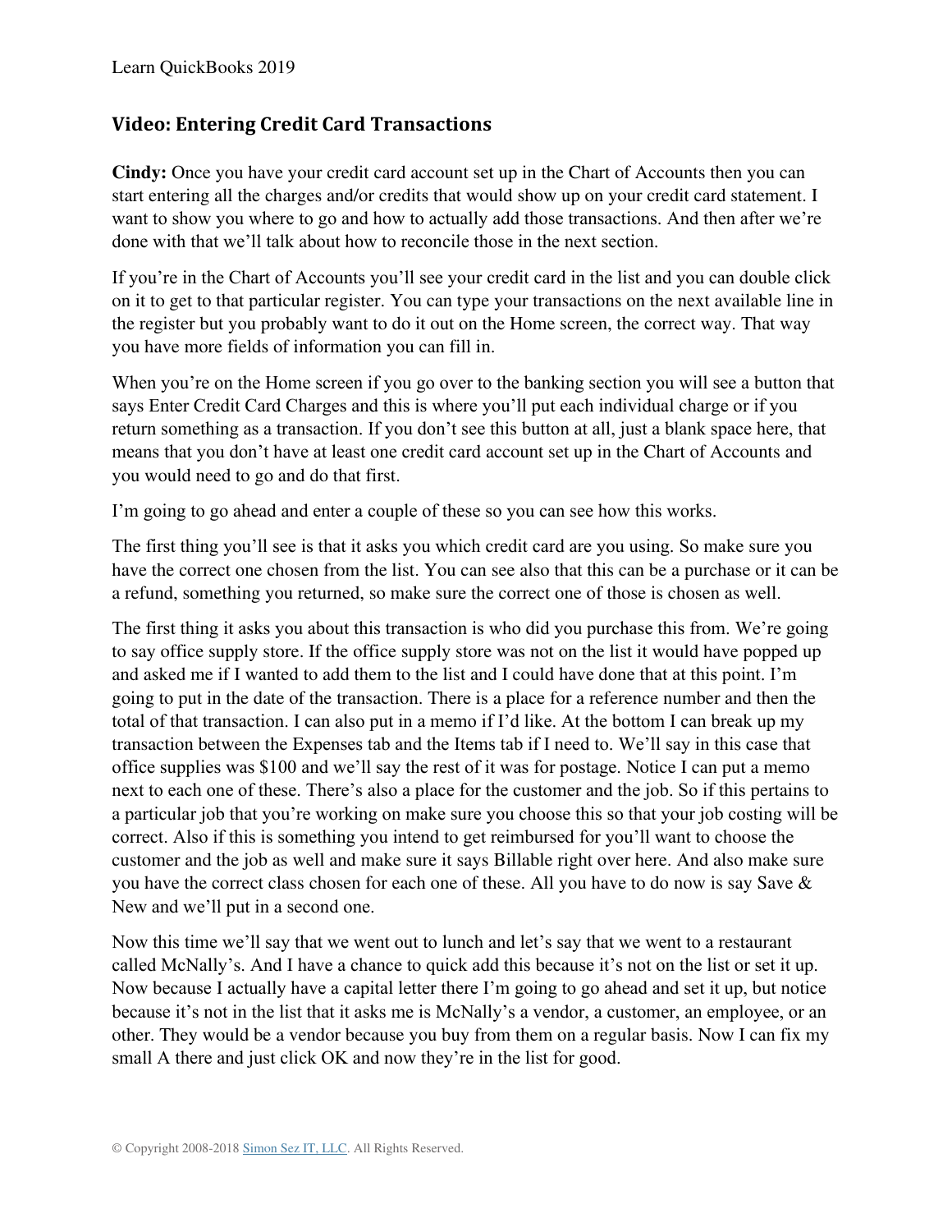## Video: Entering Credit Card Transactions

**Cindy:** Once you have your credit card account set up in the Chart of Accounts then you can start entering all the charges and/or credits that would show up on your credit card statement. I want to show you where to go and how to actually add those transactions. And then after we're done with that we'll talk about how to reconcile those in the next section.

If you're in the Chart of Accounts you'll see your credit card in the list and you can double click on it to get to that particular register. You can type your transactions on the next available line in the register but you probably want to do it out on the Home screen, the correct way. That way you have more fields of information you can fill in.

When you're on the Home screen if you go over to the banking section you will see a button that says Enter Credit Card Charges and this is where you'll put each individual charge or if you return something as a transaction. If you don't see this button at all, just a blank space here, that means that you don't have at least one credit card account set up in the Chart of Accounts and you would need to go and do that first.

I'm going to go ahead and enter a couple of these so you can see how this works.

The first thing you'll see is that it asks you which credit card are you using. So make sure you have the correct one chosen from the list. You can see also that this can be a purchase or it can be a refund, something you returned, so make sure the correct one of those is chosen as well.

The first thing it asks you about this transaction is who did you purchase this from. We're going to say office supply store. If the office supply store was not on the list it would have popped up and asked me if I wanted to add them to the list and I could have done that at this point. I'm going to put in the date of the transaction. There is a place for a reference number and then the total of that transaction. I can also put in a memo if I'd like. At the bottom I can break up my transaction between the Expenses tab and the Items tab if I need to. We'll say in this case that office supplies was $100 and we'll say the rest of it was for postage. Notice I can put a memo next to each one of these. There's also a place for the customer and the job. So if this pertains to a particular job that you're working on make sure you choose this so that your job costing will be correct. Also if this is something you intend to get reimbursed for you'll want to choose the customer and the job as well and make sure it says Billable right over here. And also make sure you have the correct class chosen for each one of these. All you have to do now is say Save & New and we'll put in a second one.

Now this time we'll say that we went out to lunch and let's say that we went to a restaurant called McNally's. And I have a chance to quick add this because it's not on the list or set it up. Now because I actually have a capital letter there I'm going to go ahead and set it up, but notice because it's not in the list that it asks me is McNally's a vendor, a customer, an employee, or an other. They would be a vendor because you buy from them on a regular basis. Now I can fix my small A there and just click OK and now they're in the list for good.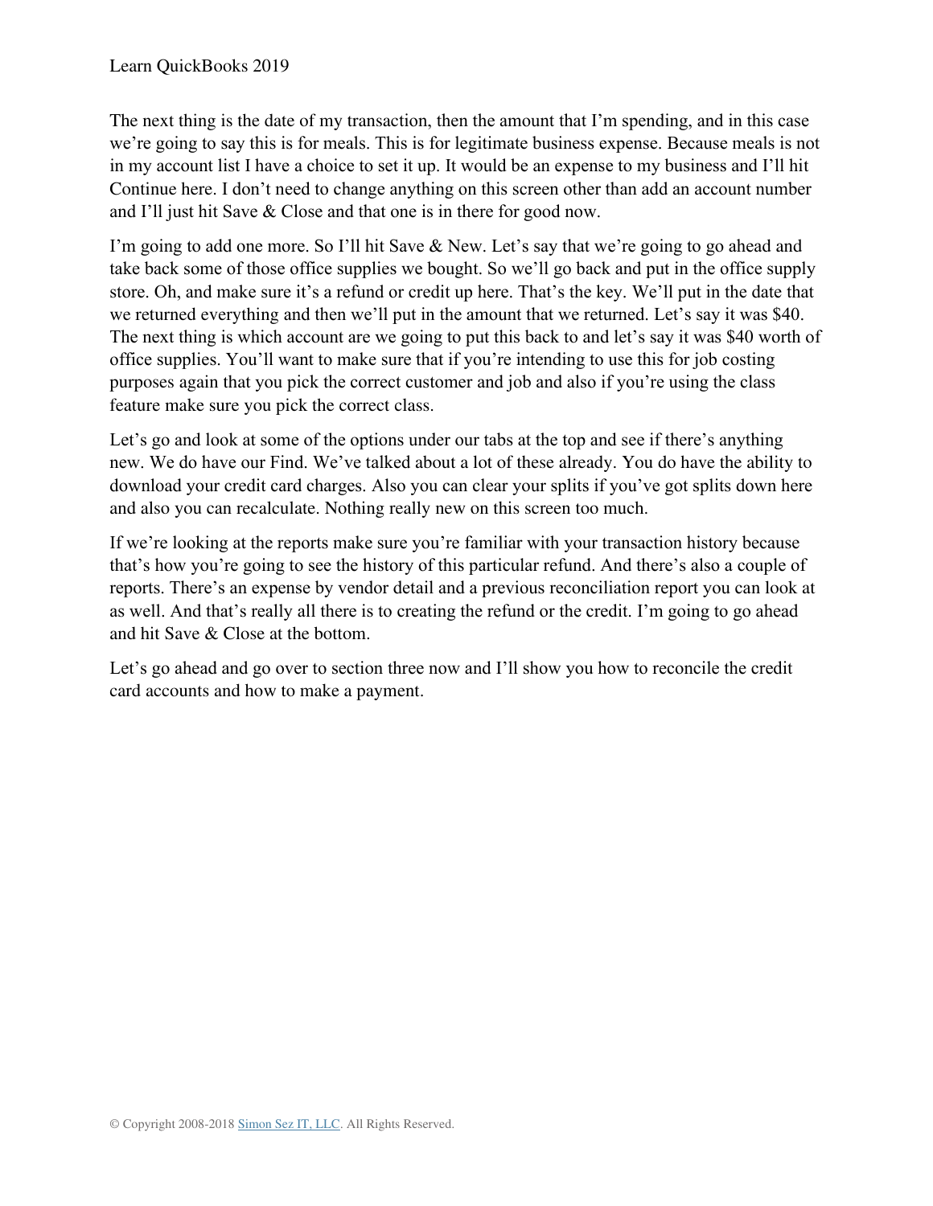The next thing is the date of my transaction, then the amount that I'm spending, and in this case we're going to say this is for meals. This is for legitimate business expense. Because meals is not in my account list I have a choice to set it up. It would be an expense to my business and I'll hit Continue here. I don't need to change anything on this screen other than add an account number and I'll just hit Save & Close and that one is in there for good now.

I'm going to add one more. So I'll hit Save & New. Let's say that we're going to go ahead and take back some of those office supplies we bought. So we'll go back and put in the office supply store. Oh, and make sure it's a refund or credit up here. That's the key. We'll put in the date that we returned everything and then we'll put in the amount that we returned. Let's say it was $40. The next thing is which account are we going to put this back to and let's say it was $40 worth of office supplies. You'll want to make sure that if you're intending to use this for job costing purposes again that you pick the correct customer and job and also if you're using the class feature make sure you pick the correct class.

Let's go and look at some of the options under our tabs at the top and see if there's anything new. We do have our Find. We've talked about a lot of these already. You do have the ability to download your credit card charges. Also you can clear your splits if you've got splits down here and also you can recalculate. Nothing really new on this screen too much.

If we're looking at the reports make sure you're familiar with your transaction history because that's how you're going to see the history of this particular refund. And there's also a couple of reports. There's an expense by vendor detail and a previous reconciliation report you can look at as well. And that's really all there is to creating the refund or the credit. I'm going to go ahead and hit Save & Close at the bottom.

Let's go ahead and go over to section three now and I'll show you how to reconcile the credit card accounts and how to make a payment.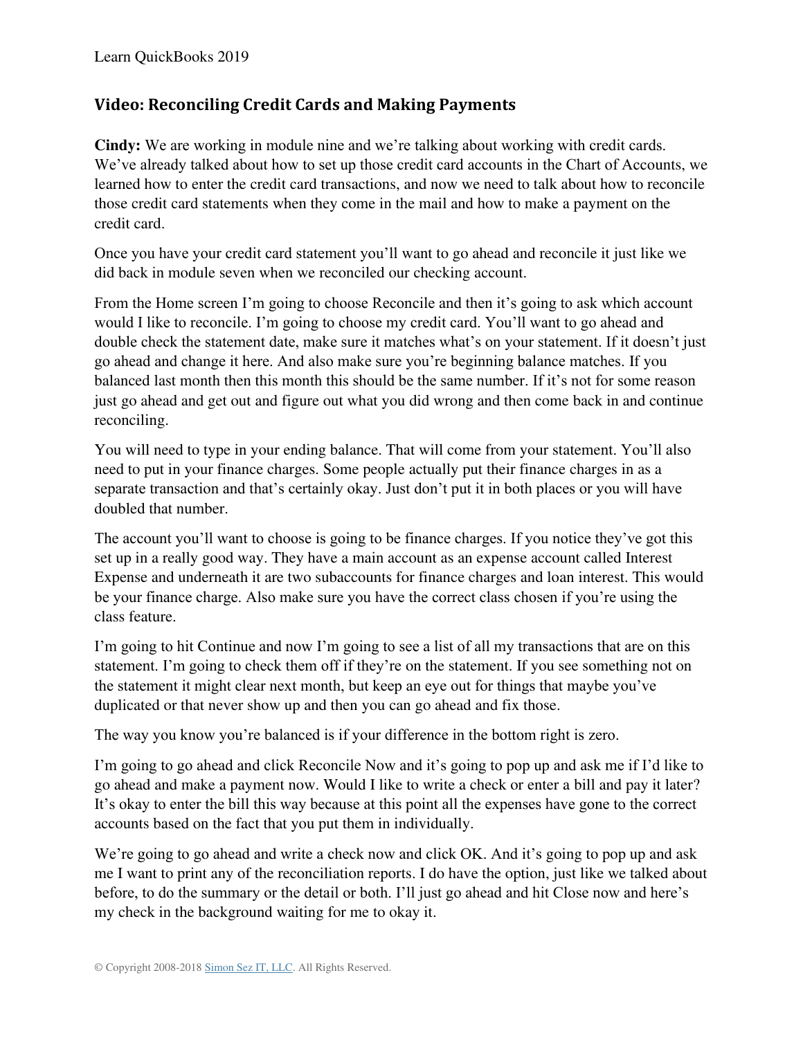## Video: Reconciling Credit Cards and Making Payments

**Cindy:** We are working in module nine and we're talking about working with credit cards. We've already talked about how to set up those credit card accounts in the Chart of Accounts, we learned how to enter the credit card transactions, and now we need to talk about how to reconcile those credit card statements when they come in the mail and how to make a payment on the credit card.

Once you have your credit card statement you'll want to go ahead and reconcile it just like we did back in module seven when we reconciled our checking account.

From the Home screen I'm going to choose Reconcile and then it's going to ask which account would I like to reconcile. I'm going to choose my credit card. You'll want to go ahead and double check the statement date, make sure it matches what's on your statement. If it doesn't just go ahead and change it here. And also make sure you're beginning balance matches. If you balanced last month then this month this should be the same number. If it's not for some reason just go ahead and get out and figure out what you did wrong and then come back in and continue reconciling.

You will need to type in your ending balance. That will come from your statement. You'll also need to put in your finance charges. Some people actually put their finance charges in as a separate transaction and that's certainly okay. Just don't put it in both places or you will have doubled that number.

The account you'll want to choose is going to be finance charges. If you notice they've got this set up in a really good way. They have a main account as an expense account called Interest Expense and underneath it are two subaccounts for finance charges and loan interest. This would be your finance charge. Also make sure you have the correct class chosen if you're using the class feature.

I'm going to hit Continue and now I'm going to see a list of all my transactions that are on this statement. I'm going to check them off if they're on the statement. If you see something not on the statement it might clear next month, but keep an eye out for things that maybe you've duplicated or that never show up and then you can go ahead and fix those.

The way you know you're balanced is if your difference in the bottom right is zero.

I'm going to go ahead and click Reconcile Now and it's going to pop up and ask me if I'd like to go ahead and make a payment now. Would I like to write a check or enter a bill and pay it later? It's okay to enter the bill this way because at this point all the expenses have gone to the correct accounts based on the fact that you put them in individually.

We're going to go ahead and write a check now and click OK. And it's going to pop up and ask me I want to print any of the reconciliation reports. I do have the option, just like we talked about before, to do the summary or the detail or both. I'll just go ahead and hit Close now and here's my check in the background waiting for me to okay it.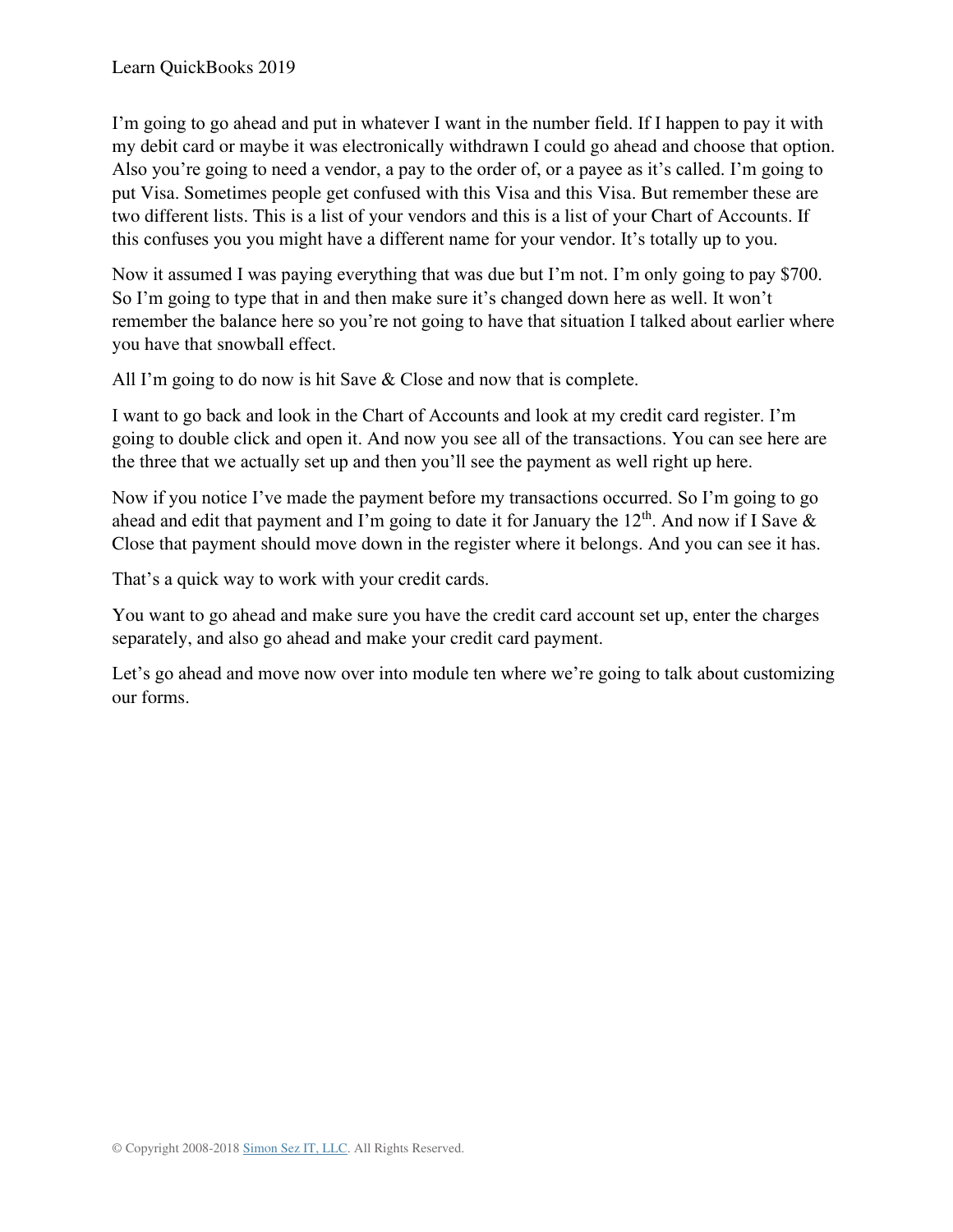I'm going to go ahead and put in whatever I want in the number field. If I happen to pay it with my debit card or maybe it was electronically withdrawn I could go ahead and choose that option. Also you're going to need a vendor, a pay to the order of, or a payee as it's called. I'm going to put Visa. Sometimes people get confused with this Visa and this Visa. But remember these are two different lists. This is a list of your vendors and this is a list of your Chart of Accounts. If this confuses you you might have a different name for your vendor. It's totally up to you.

Now it assumed I was paying everything that was due but I'm not. I'm only going to pay $700. So I'm going to type that in and then make sure it's changed down here as well. It won't remember the balance here so you're not going to have that situation I talked about earlier where you have that snowball effect.

All I'm going to do now is hit Save & Close and now that is complete.

I want to go back and look in the Chart of Accounts and look at my credit card register. I'm going to double click and open it. And now you see all of the transactions. You can see here are the three that we actually set up and then you'll see the payment as well right up here.

Now if you notice I've made the payment before my transactions occurred. So I'm going to go ahead and edit that payment and I'm going to date it for January the 12th. And now if I Save & Close that payment should move down in the register where it belongs. And you can see it has.

That's a quick way to work with your credit cards.

You want to go ahead and make sure you have the credit card account set up, enter the charges separately, and also go ahead and make your credit card payment.

Let's go ahead and move now over into module ten where we're going to talk about customizing our forms.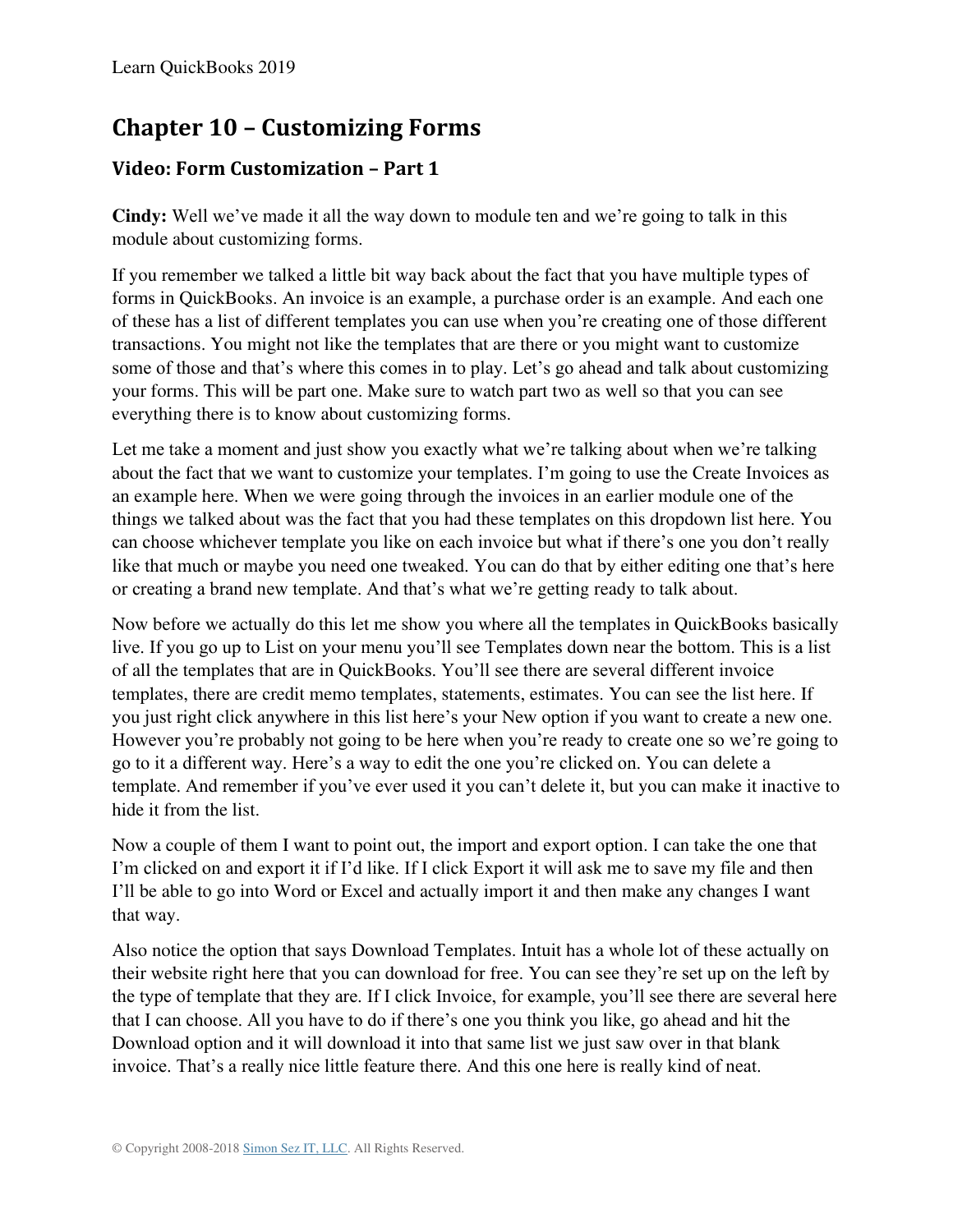# Chapter 10 – Customizing Forms

## Video: Form Customization – Part 1

**Cindy:** Well we've made it all the way down to module ten and we're going to talk in this module about customizing forms.

If you remember we talked a little bit way back about the fact that you have multiple types of forms in QuickBooks. An invoice is an example, a purchase order is an example. And each one of these has a list of different templates you can use when you're creating one of those different transactions. You might not like the templates that are there or you might want to customize some of those and that's where this comes in to play. Let's go ahead and talk about customizing your forms. This will be part one. Make sure to watch part two as well so that you can see everything there is to know about customizing forms.

Let me take a moment and just show you exactly what we're talking about when we're talking about the fact that we want to customize your templates. I'm going to use the Create Invoices as an example here. When we were going through the invoices in an earlier module one of the things we talked about was the fact that you had these templates on this dropdown list here. You can choose whichever template you like on each invoice but what if there's one you don't really like that much or maybe you need one tweaked. You can do that by either editing one that's here or creating a brand new template. And that's what we're getting ready to talk about.

Now before we actually do this let me show you where all the templates in QuickBooks basically live. If you go up to List on your menu you'll see Templates down near the bottom. This is a list of all the templates that are in QuickBooks. You'll see there are several different invoice templates, there are credit memo templates, statements, estimates. You can see the list here. If you just right click anywhere in this list here's your New option if you want to create a new one. However you're probably not going to be here when you're ready to create one so we're going to go to it a different way. Here's a way to edit the one you're clicked on. You can delete a template. And remember if you've ever used it you can't delete it, but you can make it inactive to hide it from the list.

Now a couple of them I want to point out, the import and export option. I can take the one that I'm clicked on and export it if I'd like. If I click Export it will ask me to save my file and then I'll be able to go into Word or Excel and actually import it and then make any changes I want that way.

Also notice the option that says Download Templates. Intuit has a whole lot of these actually on their website right here that you can download for free. You can see they're set up on the left by the type of template that they are. If I click Invoice, for example, you'll see there are several here that I can choose. All you have to do if there's one you think you like, go ahead and hit the Download option and it will download it into that same list we just saw over in that blank invoice. That's a really nice little feature there. And this one here is really kind of neat.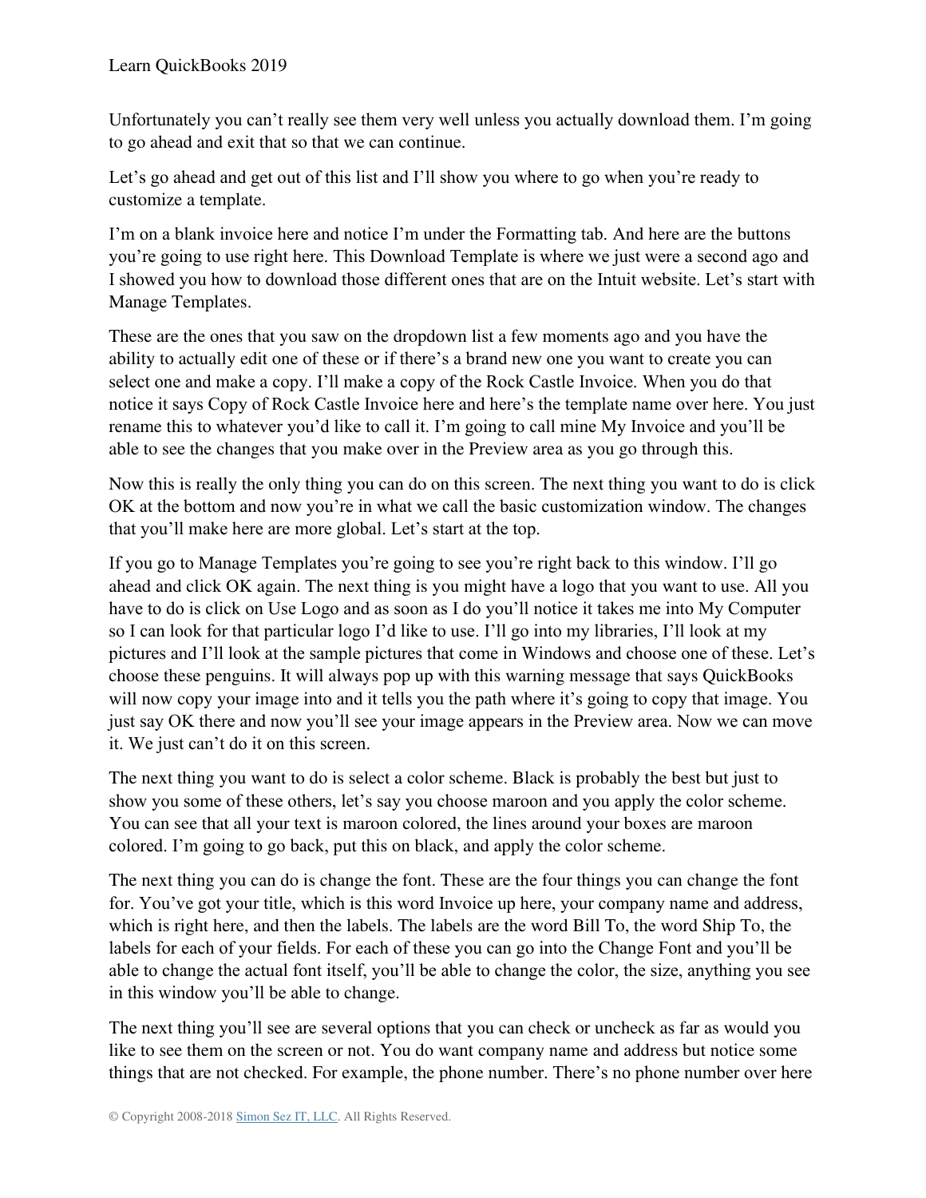Unfortunately you can't really see them very well unless you actually download them. I'm going to go ahead and exit that so that we can continue.

Let's go ahead and get out of this list and I'll show you where to go when you're ready to customize a template.

I'm on a blank invoice here and notice I'm under the Formatting tab. And here are the buttons you're going to use right here. This Download Template is where we just were a second ago and I showed you how to download those different ones that are on the Intuit website. Let's start with Manage Templates.

These are the ones that you saw on the dropdown list a few moments ago and you have the ability to actually edit one of these or if there's a brand new one you want to create you can select one and make a copy. I'll make a copy of the Rock Castle Invoice. When you do that notice it says Copy of Rock Castle Invoice here and here's the template name over here. You just rename this to whatever you'd like to call it. I'm going to call mine My Invoice and you'll be able to see the changes that you make over in the Preview area as you go through this.

Now this is really the only thing you can do on this screen. The next thing you want to do is click OK at the bottom and now you're in what we call the basic customization window. The changes that you'll make here are more global. Let's start at the top.

If you go to Manage Templates you're going to see you're right back to this window. I'll go ahead and click OK again. The next thing is you might have a logo that you want to use. All you have to do is click on Use Logo and as soon as I do you'll notice it takes me into My Computer so I can look for that particular logo I'd like to use. I'll go into my libraries, I'll look at my pictures and I'll look at the sample pictures that come in Windows and choose one of these. Let's choose these penguins. It will always pop up with this warning message that says QuickBooks will now copy your image into and it tells you the path where it's going to copy that image. You just say OK there and now you'll see your image appears in the Preview area. Now we can move it. We just can't do it on this screen.

The next thing you want to do is select a color scheme. Black is probably the best but just to show you some of these others, let's say you choose maroon and you apply the color scheme. You can see that all your text is maroon colored, the lines around your boxes are maroon colored. I'm going to go back, put this on black, and apply the color scheme.

The next thing you can do is change the font. These are the four things you can change the font for. You've got your title, which is this word Invoice up here, your company name and address, which is right here, and then the labels. The labels are the word Bill To, the word Ship To, the labels for each of your fields. For each of these you can go into the Change Font and you'll be able to change the actual font itself, you'll be able to change the color, the size, anything you see in this window you'll be able to change.

The next thing you'll see are several options that you can check or uncheck as far as would you like to see them on the screen or not. You do want company name and address but notice some things that are not checked. For example, the phone number. There's no phone number over here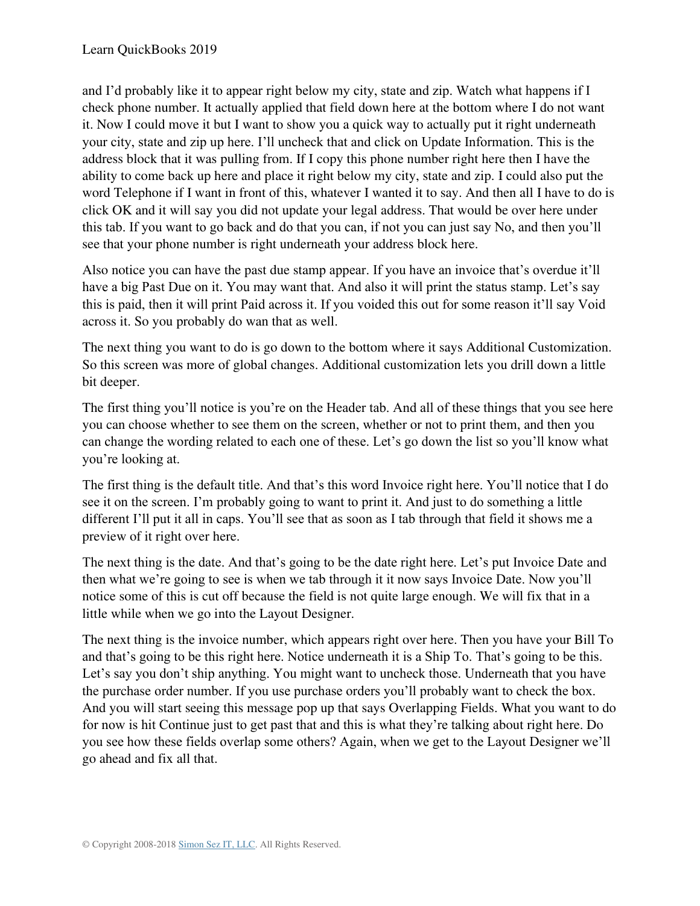and I'd probably like it to appear right below my city, state and zip. Watch what happens if I check phone number. It actually applied that field down here at the bottom where I do not want it. Now I could move it but I want to show you a quick way to actually put it right underneath your city, state and zip up here. I'll uncheck that and click on Update Information. This is the address block that it was pulling from. If I copy this phone number right here then I have the ability to come back up here and place it right below my city, state and zip. I could also put the word Telephone if I want in front of this, whatever I wanted it to say. And then all I have to do is click OK and it will say you did not update your legal address. That would be over here under this tab. If you want to go back and do that you can, if not you can just say No, and then you'll see that your phone number is right underneath your address block here.

Also notice you can have the past due stamp appear. If you have an invoice that's overdue it'll have a big Past Due on it. You may want that. And also it will print the status stamp. Let's say this is paid, then it will print Paid across it. If you voided this out for some reason it'll say Void across it. So you probably do wan that as well.

The next thing you want to do is go down to the bottom where it says Additional Customization. So this screen was more of global changes. Additional customization lets you drill down a little bit deeper.

The first thing you'll notice is you're on the Header tab. And all of these things that you see here you can choose whether to see them on the screen, whether or not to print them, and then you can change the wording related to each one of these. Let's go down the list so you'll know what you're looking at.

The first thing is the default title. And that's this word Invoice right here. You'll notice that I do see it on the screen. I'm probably going to want to print it. And just to do something a little different I'll put it all in caps. You'll see that as soon as I tab through that field it shows me a preview of it right over here.

The next thing is the date. And that's going to be the date right here. Let's put Invoice Date and then what we're going to see is when we tab through it it now says Invoice Date. Now you'll notice some of this is cut off because the field is not quite large enough. We will fix that in a little while when we go into the Layout Designer.

The next thing is the invoice number, which appears right over here. Then you have your Bill To and that's going to be this right here. Notice underneath it is a Ship To. That's going to be this. Let's say you don't ship anything. You might want to uncheck those. Underneath that you have the purchase order number. If you use purchase orders you'll probably want to check the box. And you will start seeing this message pop up that says Overlapping Fields. What you want to do for now is hit Continue just to get past that and this is what they're talking about right here. Do you see how these fields overlap some others? Again, when we get to the Layout Designer we'll go ahead and fix all that.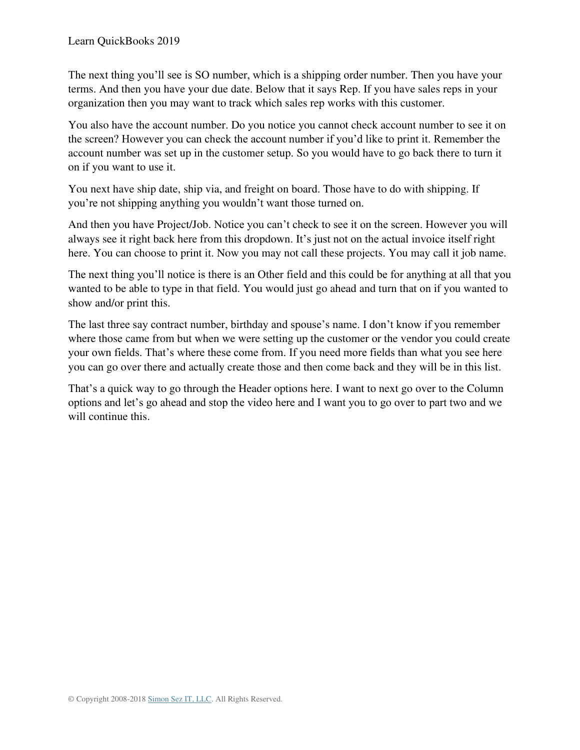The next thing you'll see is SO number, which is a shipping order number. Then you have your terms. And then you have your due date. Below that it says Rep. If you have sales reps in your organization then you may want to track which sales rep works with this customer.

You also have the account number. Do you notice you cannot check account number to see it on the screen? However you can check the account number if you'd like to print it. Remember the account number was set up in the customer setup. So you would have to go back there to turn it on if you want to use it.

You next have ship date, ship via, and freight on board. Those have to do with shipping. If you're not shipping anything you wouldn't want those turned on.

And then you have Project/Job. Notice you can't check to see it on the screen. However you will always see it right back here from this dropdown. It's just not on the actual invoice itself right here. You can choose to print it. Now you may not call these projects. You may call it job name.

The next thing you'll notice is there is an Other field and this could be for anything at all that you wanted to be able to type in that field. You would just go ahead and turn that on if you wanted to show and/or print this.

The last three say contract number, birthday and spouse's name. I don't know if you remember where those came from but when we were setting up the customer or the vendor you could create your own fields. That's where these come from. If you need more fields than what you see here you can go over there and actually create those and then come back and they will be in this list.

That's a quick way to go through the Header options here. I want to next go over to the Column options and let's go ahead and stop the video here and I want you to go over to part two and we will continue this.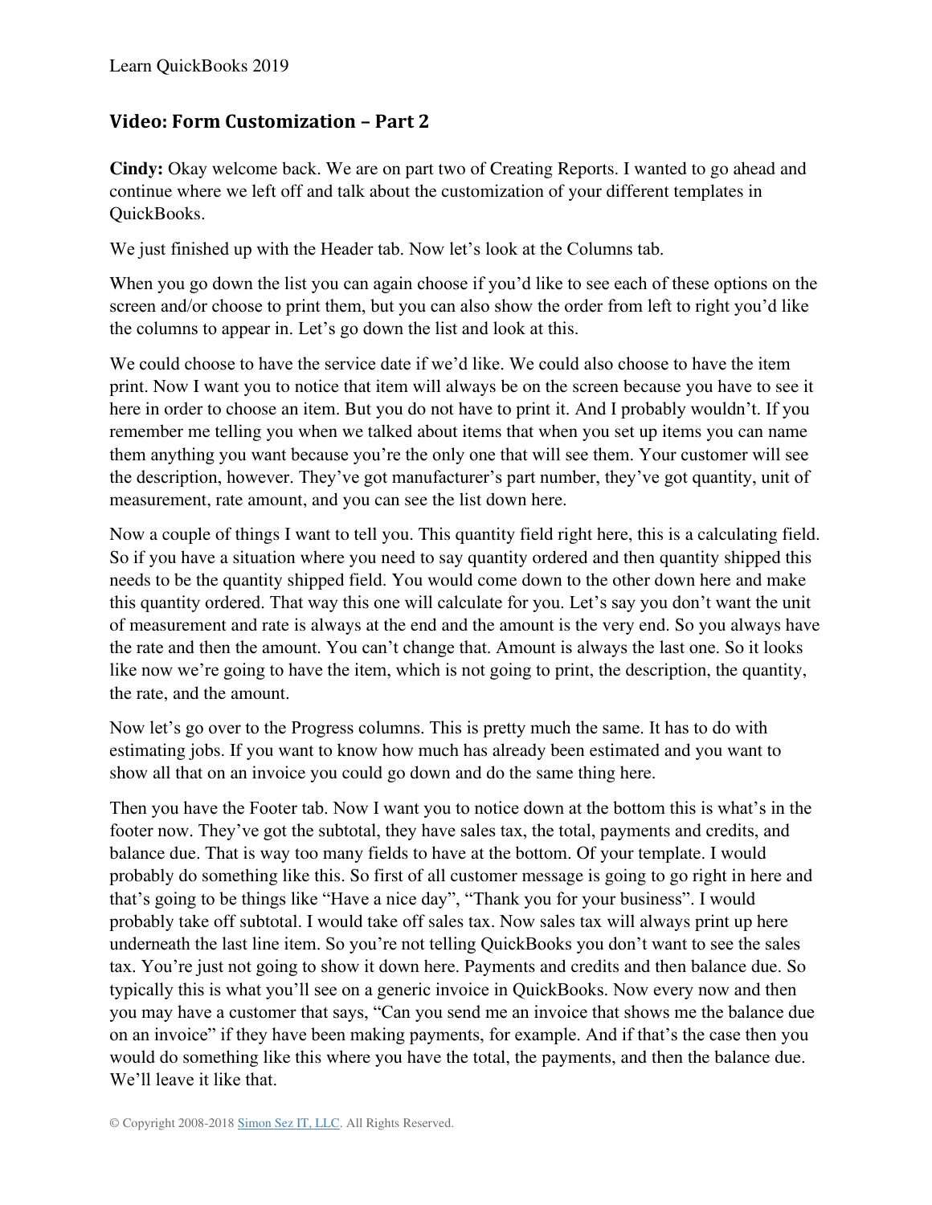## Video: Form Customization – Part 2

**Cindy:** Okay welcome back. We are on part two of Creating Reports. I wanted to go ahead and continue where we left off and talk about the customization of your different templates in QuickBooks.

We just finished up with the Header tab. Now let's look at the Columns tab.

When you go down the list you can again choose if you'd like to see each of these options on the screen and/or choose to print them, but you can also show the order from left to right you'd like the columns to appear in. Let's go down the list and look at this.

We could choose to have the service date if we'd like. We could also choose to have the item print. Now I want you to notice that item will always be on the screen because you have to see it here in order to choose an item. But you do not have to print it. And I probably wouldn't. If you remember me telling you when we talked about items that when you set up items you can name them anything you want because you're the only one that will see them. Your customer will see the description, however. They've got manufacturer's part number, they've got quantity, unit of measurement, rate amount, and you can see the list down here.

Now a couple of things I want to tell you. This quantity field right here, this is a calculating field. So if you have a situation where you need to say quantity ordered and then quantity shipped this needs to be the quantity shipped field. You would come down to the other down here and make this quantity ordered. That way this one will calculate for you. Let's say you don't want the unit of measurement and rate is always at the end and the amount is the very end. So you always have the rate and then the amount. You can't change that. Amount is always the last one. So it looks like now we're going to have the item, which is not going to print, the description, the quantity, the rate, and the amount.

Now let's go over to the Progress columns. This is pretty much the same. It has to do with estimating jobs. If you want to know how much has already been estimated and you want to show all that on an invoice you could go down and do the same thing here.

Then you have the Footer tab. Now I want you to notice down at the bottom this is what's in the footer now. They've got the subtotal, they have sales tax, the total, payments and credits, and balance due. That is way too many fields to have at the bottom. Of your template. I would probably do something like this. So first of all customer message is going to go right in here and that's going to be things like "Have a nice day", "Thank you for your business". I would probably take off subtotal. I would take off sales tax. Now sales tax will always print up here underneath the last line item. So you're not telling QuickBooks you don't want to see the sales tax. You're just not going to show it down here. Payments and credits and then balance due. So typically this is what you'll see on a generic invoice in QuickBooks. Now every now and then you may have a customer that says, "Can you send me an invoice that shows me the balance due on an invoice" if they have been making payments, for example. And if that's the case then you would do something like this where you have the total, the payments, and then the balance due. We'll leave it like that.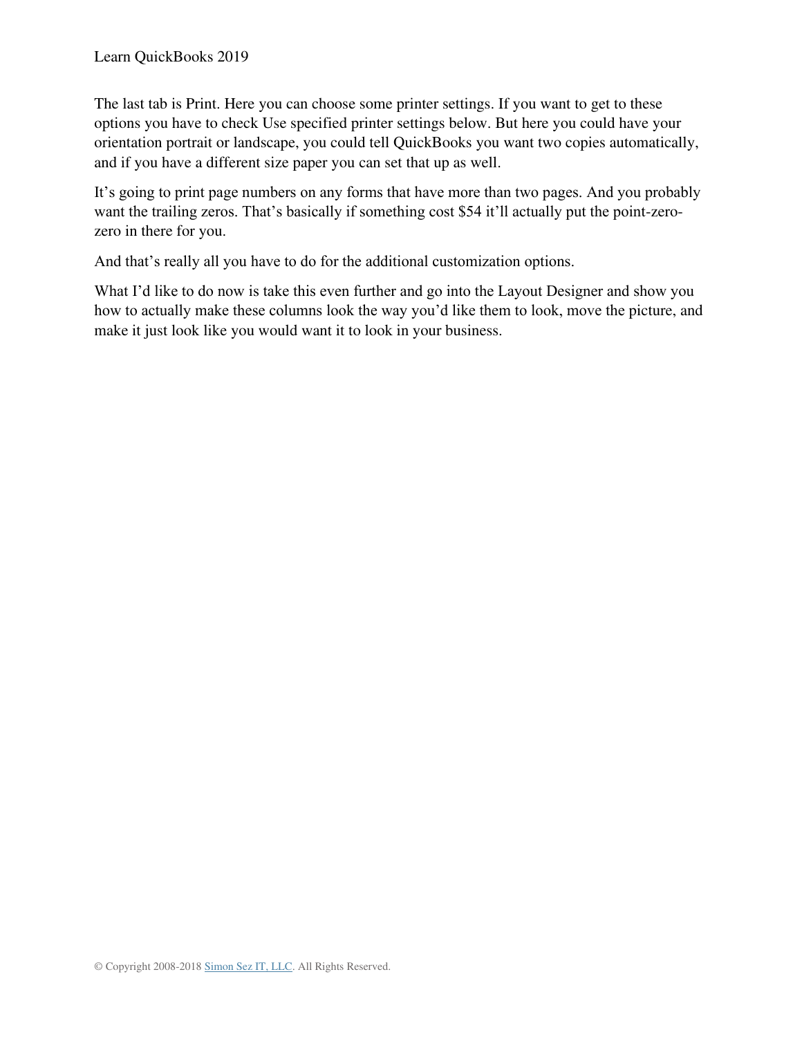The last tab is Print. Here you can choose some printer settings. If you want to get to these options you have to check Use specified printer settings below. But here you could have your orientation portrait or landscape, you could tell QuickBooks you want two copies automatically, and if you have a different size paper you can set that up as well.

It's going to print page numbers on any forms that have more than two pages. And you probably want the trailing zeros. That's basically if something cost $54 it'll actually put the point-zero-zero in there for you.

And that's really all you have to do for the additional customization options.

What I'd like to do now is take this even further and go into the Layout Designer and show you how to actually make these columns look the way you'd like them to look, move the picture, and make it just look like you would want it to look in your business.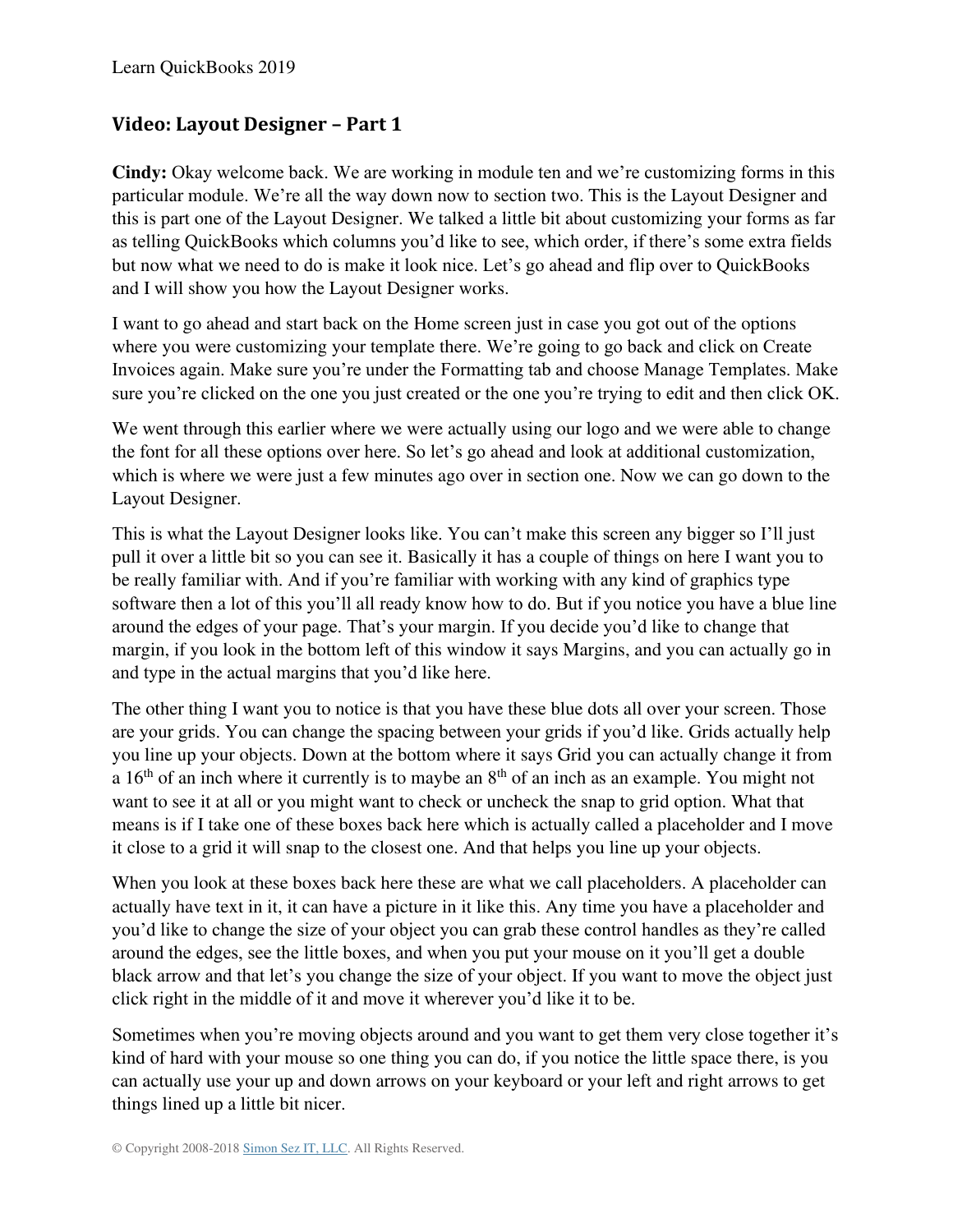## Video: Layout Designer – Part 1

**Cindy:** Okay welcome back. We are working in module ten and we're customizing forms in this particular module. We're all the way down now to section two. This is the Layout Designer and this is part one of the Layout Designer. We talked a little bit about customizing your forms as far as telling QuickBooks which columns you'd like to see, which order, if there's some extra fields but now what we need to do is make it look nice. Let's go ahead and flip over to QuickBooks and I will show you how the Layout Designer works.

I want to go ahead and start back on the Home screen just in case you got out of the options where you were customizing your template there. We're going to go back and click on Create Invoices again. Make sure you're under the Formatting tab and choose Manage Templates. Make sure you're clicked on the one you just created or the one you're trying to edit and then click OK.

We went through this earlier where we were actually using our logo and we were able to change the font for all these options over here. So let's go ahead and look at additional customization, which is where we were just a few minutes ago over in section one. Now we can go down to the Layout Designer.

This is what the Layout Designer looks like. You can't make this screen any bigger so I'll just pull it over a little bit so you can see it. Basically it has a couple of things on here I want you to be really familiar with. And if you're familiar with working with any kind of graphics type software then a lot of this you'll all ready know how to do. But if you notice you have a blue line around the edges of your page. That's your margin. If you decide you'd like to change that margin, if you look in the bottom left of this window it says Margins, and you can actually go in and type in the actual margins that you'd like here.

The other thing I want you to notice is that you have these blue dots all over your screen. Those are your grids. You can change the spacing between your grids if you'd like. Grids actually help you line up your objects. Down at the bottom where it says Grid you can actually change it from a 16th of an inch where it currently is to maybe an 8th of an inch as an example. You might not want to see it at all or you might want to check or uncheck the snap to grid option. What that means is if I take one of these boxes back here which is actually called a placeholder and I move it close to a grid it will snap to the closest one. And that helps you line up your objects.

When you look at these boxes back here these are what we call placeholders. A placeholder can actually have text in it, it can have a picture in it like this. Any time you have a placeholder and you'd like to change the size of your object you can grab these control handles as they're called around the edges, see the little boxes, and when you put your mouse on it you'll get a double black arrow and that let's you change the size of your object. If you want to move the object just click right in the middle of it and move it wherever you'd like it to be.

Sometimes when you're moving objects around and you want to get them very close together it's kind of hard with your mouse so one thing you can do, if you notice the little space there, is you can actually use your up and down arrows on your keyboard or your left and right arrows to get things lined up a little bit nicer.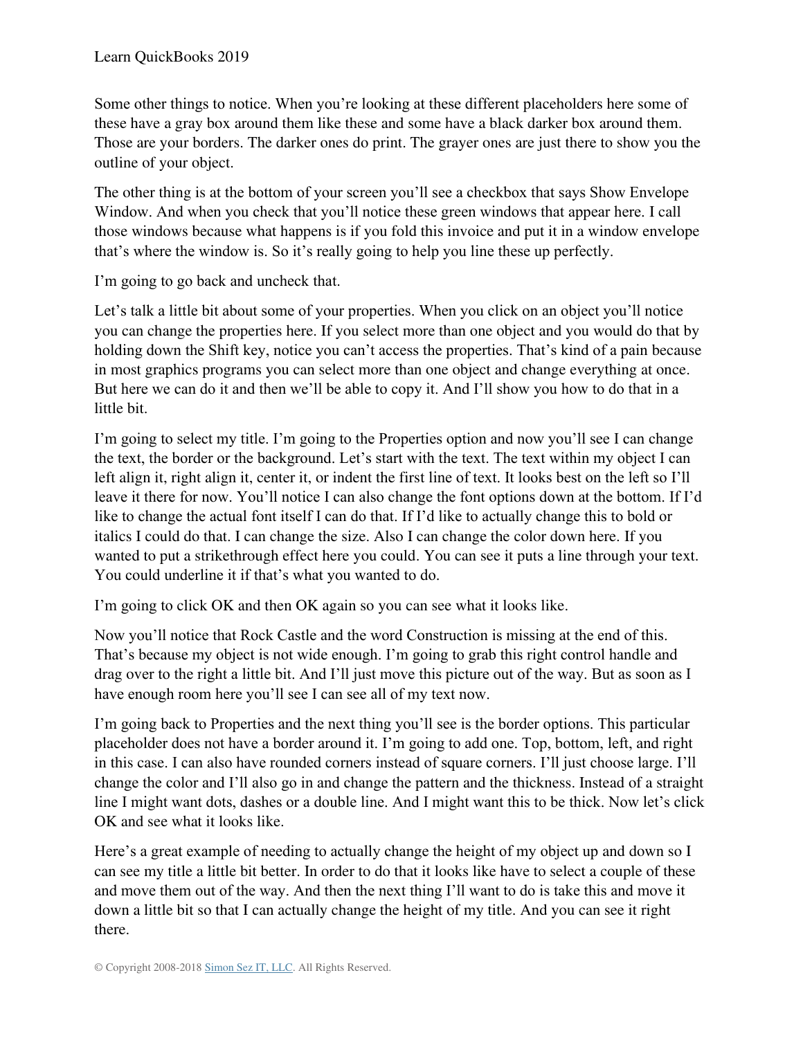Some other things to notice. When you're looking at these different placeholders here some of these have a gray box around them like these and some have a black darker box around them. Those are your borders. The darker ones do print. The grayer ones are just there to show you the outline of your object.

The other thing is at the bottom of your screen you'll see a checkbox that says Show Envelope Window. And when you check that you'll notice these green windows that appear here. I call those windows because what happens is if you fold this invoice and put it in a window envelope that's where the window is. So it's really going to help you line these up perfectly.

I'm going to go back and uncheck that.

Let's talk a little bit about some of your properties. When you click on an object you'll notice you can change the properties here. If you select more than one object and you would do that by holding down the Shift key, notice you can't access the properties. That's kind of a pain because in most graphics programs you can select more than one object and change everything at once. But here we can do it and then we'll be able to copy it. And I'll show you how to do that in a little bit.

I'm going to select my title. I'm going to the Properties option and now you'll see I can change the text, the border or the background. Let's start with the text. The text within my object I can left align it, right align it, center it, or indent the first line of text. It looks best on the left so I'll leave it there for now. You'll notice I can also change the font options down at the bottom. If I'd like to change the actual font itself I can do that. If I'd like to actually change this to bold or italics I could do that. I can change the size. Also I can change the color down here. If you wanted to put a strikethrough effect here you could. You can see it puts a line through your text. You could underline it if that's what you wanted to do.

I'm going to click OK and then OK again so you can see what it looks like.

Now you'll notice that Rock Castle and the word Construction is missing at the end of this. That's because my object is not wide enough. I'm going to grab this right control handle and drag over to the right a little bit. And I'll just move this picture out of the way. But as soon as I have enough room here you'll see I can see all of my text now.

I'm going back to Properties and the next thing you'll see is the border options. This particular placeholder does not have a border around it. I'm going to add one. Top, bottom, left, and right in this case. I can also have rounded corners instead of square corners. I'll just choose large. I'll change the color and I'll also go in and change the pattern and the thickness. Instead of a straight line I might want dots, dashes or a double line. And I might want this to be thick. Now let's click OK and see what it looks like.

Here's a great example of needing to actually change the height of my object up and down so I can see my title a little bit better. In order to do that it looks like have to select a couple of these and move them out of the way. And then the next thing I'll want to do is take this and move it down a little bit so that I can actually change the height of my title. And you can see it right there.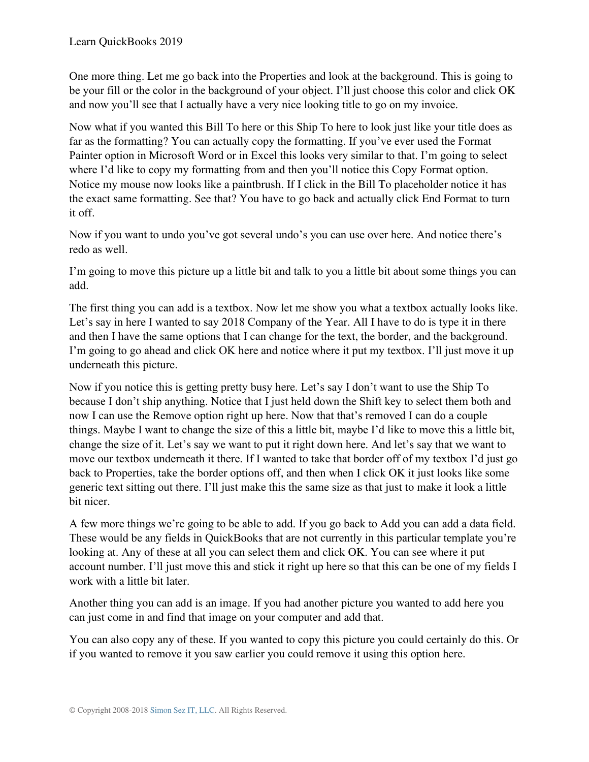One more thing. Let me go back into the Properties and look at the background. This is going to be your fill or the color in the background of your object. I'll just choose this color and click OK and now you'll see that I actually have a very nice looking title to go on my invoice.

Now what if you wanted this Bill To here or this Ship To here to look just like your title does as far as the formatting? You can actually copy the formatting. If you've ever used the Format Painter option in Microsoft Word or in Excel this looks very similar to that. I'm going to select where I'd like to copy my formatting from and then you'll notice this Copy Format option. Notice my mouse now looks like a paintbrush. If I click in the Bill To placeholder notice it has the exact same formatting. See that? You have to go back and actually click End Format to turn it off.

Now if you want to undo you've got several undo's you can use over here. And notice there's redo as well.

I'm going to move this picture up a little bit and talk to you a little bit about some things you can add.

The first thing you can add is a textbox. Now let me show you what a textbox actually looks like. Let's say in here I wanted to say 2018 Company of the Year. All I have to do is type it in there and then I have the same options that I can change for the text, the border, and the background. I'm going to go ahead and click OK here and notice where it put my textbox. I'll just move it up underneath this picture.

Now if you notice this is getting pretty busy here. Let's say I don't want to use the Ship To because I don't ship anything. Notice that I just held down the Shift key to select them both and now I can use the Remove option right up here. Now that that's removed I can do a couple things. Maybe I want to change the size of this a little bit, maybe I'd like to move this a little bit, change the size of it. Let's say we want to put it right down here. And let's say that we want to move our textbox underneath it there. If I wanted to take that border off of my textbox I'd just go back to Properties, take the border options off, and then when I click OK it just looks like some generic text sitting out there. I'll just make this the same size as that just to make it look a little bit nicer.

A few more things we're going to be able to add. If you go back to Add you can add a data field. These would be any fields in QuickBooks that are not currently in this particular template you're looking at. Any of these at all you can select them and click OK. You can see where it put account number. I'll just move this and stick it right up here so that this can be one of my fields I work with a little bit later.

Another thing you can add is an image. If you had another picture you wanted to add here you can just come in and find that image on your computer and add that.

You can also copy any of these. If you wanted to copy this picture you could certainly do this. Or if you wanted to remove it you saw earlier you could remove it using this option here.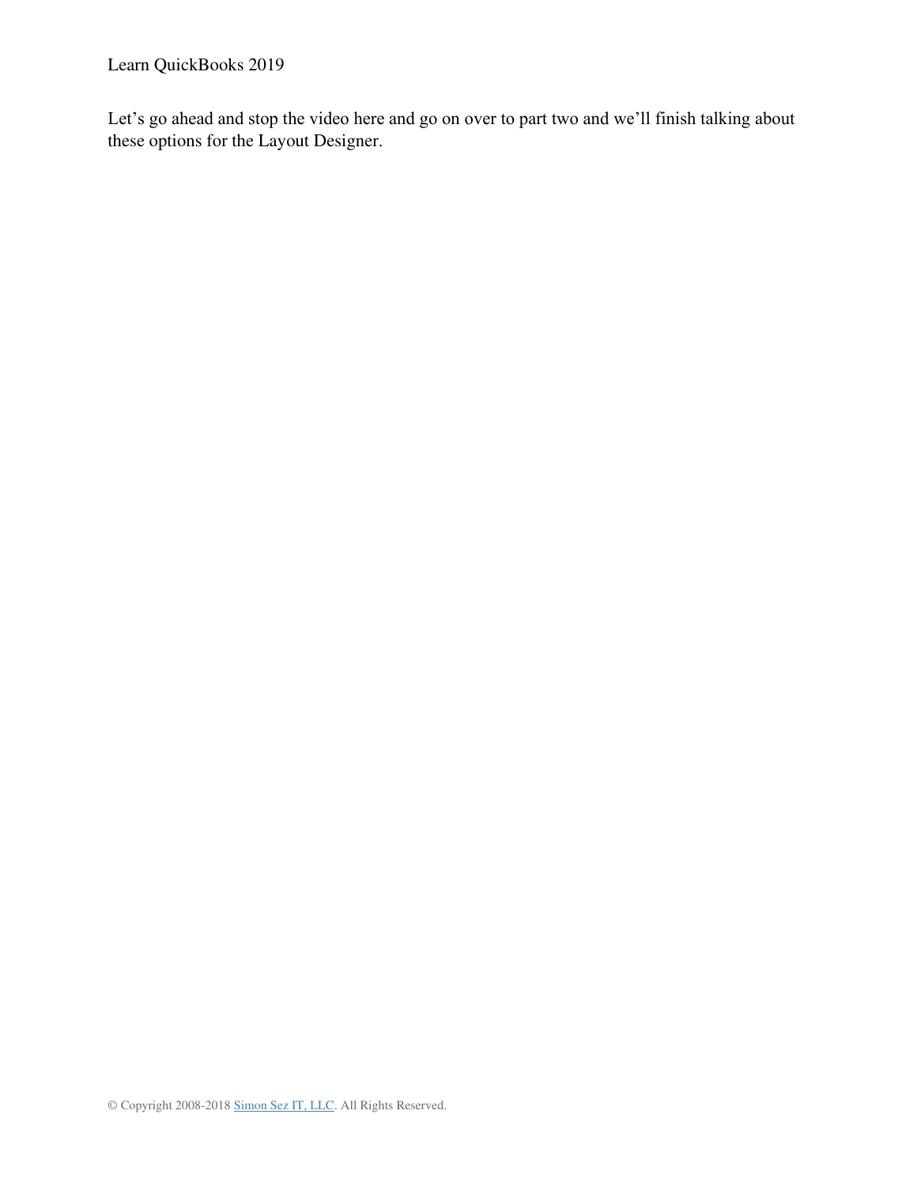Let's go ahead and stop the video here and go on over to part two and we'll finish talking about these options for the Layout Designer.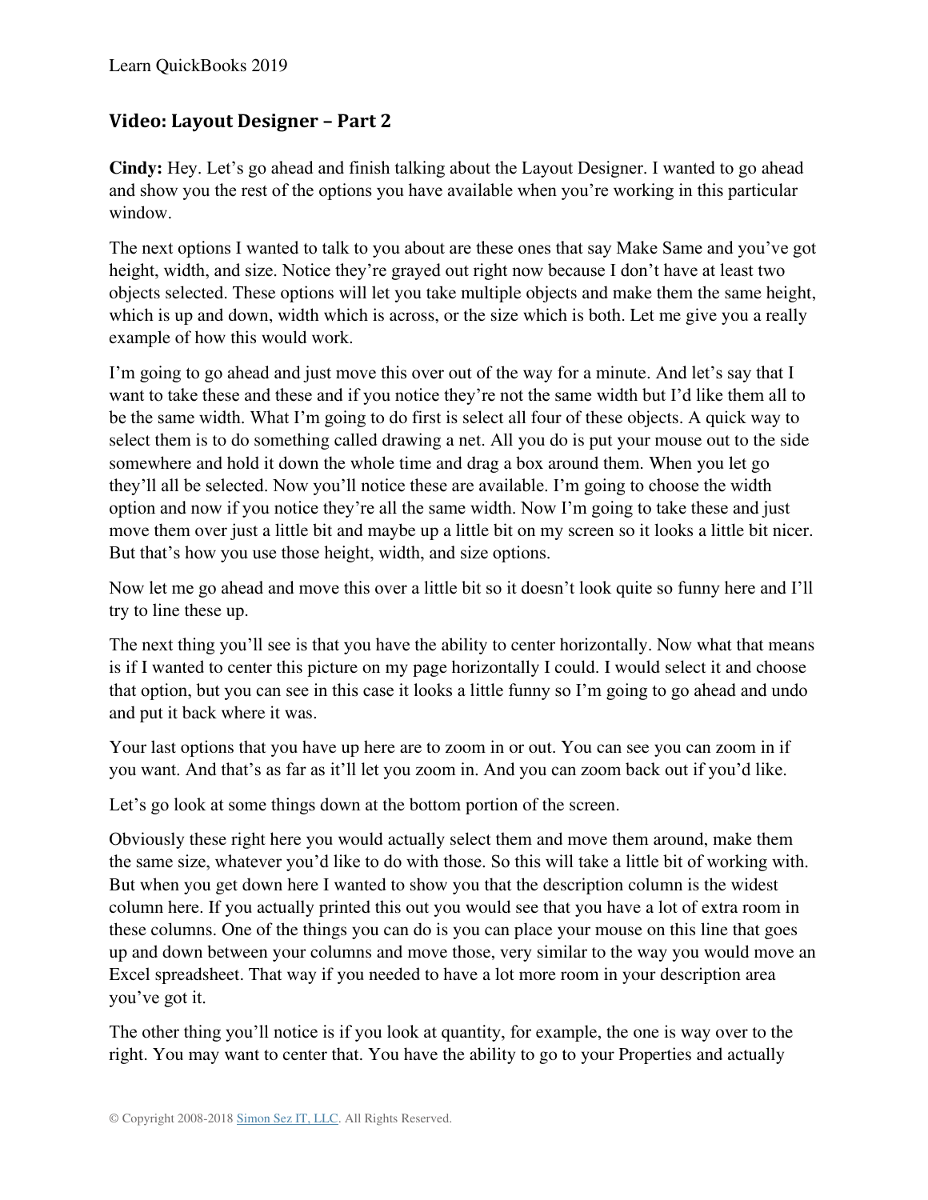## Video: Layout Designer – Part 2

**Cindy:** Hey. Let's go ahead and finish talking about the Layout Designer. I wanted to go ahead and show you the rest of the options you have available when you're working in this particular window.

The next options I wanted to talk to you about are these ones that say Make Same and you've got height, width, and size. Notice they're grayed out right now because I don't have at least two objects selected. These options will let you take multiple objects and make them the same height, which is up and down, width which is across, or the size which is both. Let me give you a really example of how this would work.

I'm going to go ahead and just move this over out of the way for a minute. And let's say that I want to take these and these and if you notice they're not the same width but I'd like them all to be the same width. What I'm going to do first is select all four of these objects. A quick way to select them is to do something called drawing a net. All you do is put your mouse out to the side somewhere and hold it down the whole time and drag a box around them. When you let go they'll all be selected. Now you'll notice these are available. I'm going to choose the width option and now if you notice they're all the same width. Now I'm going to take these and just move them over just a little bit and maybe up a little bit on my screen so it looks a little bit nicer. But that's how you use those height, width, and size options.

Now let me go ahead and move this over a little bit so it doesn't look quite so funny here and I'll try to line these up.

The next thing you'll see is that you have the ability to center horizontally. Now what that means is if I wanted to center this picture on my page horizontally I could. I would select it and choose that option, but you can see in this case it looks a little funny so I'm going to go ahead and undo and put it back where it was.

Your last options that you have up here are to zoom in or out. You can see you can zoom in if you want. And that's as far as it'll let you zoom in. And you can zoom back out if you'd like.

Let's go look at some things down at the bottom portion of the screen.

Obviously these right here you would actually select them and move them around, make them the same size, whatever you'd like to do with those. So this will take a little bit of working with. But when you get down here I wanted to show you that the description column is the widest column here. If you actually printed this out you would see that you have a lot of extra room in these columns. One of the things you can do is you can place your mouse on this line that goes up and down between your columns and move those, very similar to the way you would move an Excel spreadsheet. That way if you needed to have a lot more room in your description area you've got it.

The other thing you'll notice is if you look at quantity, for example, the one is way over to the right. You may want to center that. You have the ability to go to your Properties and actually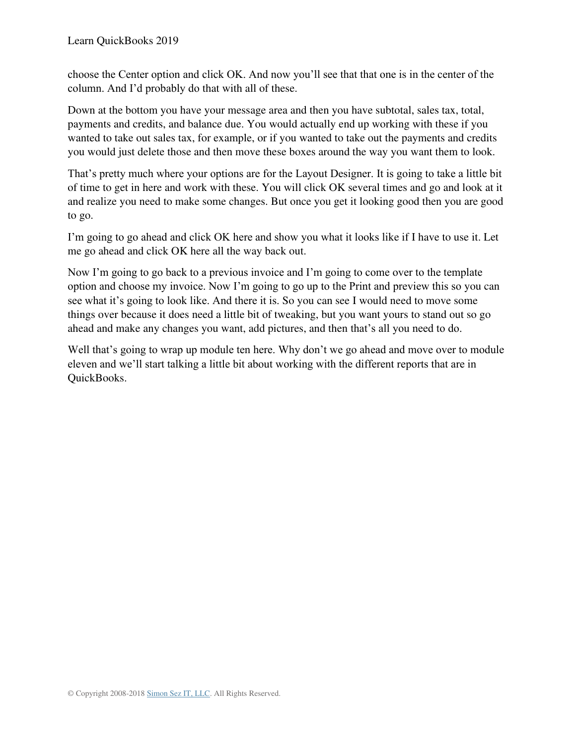choose the Center option and click OK. And now you'll see that that one is in the center of the column. And I'd probably do that with all of these.

Down at the bottom you have your message area and then you have subtotal, sales tax, total, payments and credits, and balance due. You would actually end up working with these if you wanted to take out sales tax, for example, or if you wanted to take out the payments and credits you would just delete those and then move these boxes around the way you want them to look.

That's pretty much where your options are for the Layout Designer. It is going to take a little bit of time to get in here and work with these. You will click OK several times and go and look at it and realize you need to make some changes. But once you get it looking good then you are good to go.

I'm going to go ahead and click OK here and show you what it looks like if I have to use it. Let me go ahead and click OK here all the way back out.

Now I'm going to go back to a previous invoice and I'm going to come over to the template option and choose my invoice. Now I'm going to go up to the Print and preview this so you can see what it's going to look like. And there it is. So you can see I would need to move some things over because it does need a little bit of tweaking, but you want yours to stand out so go ahead and make any changes you want, add pictures, and then that's all you need to do.

Well that's going to wrap up module ten here. Why don't we go ahead and move over to module eleven and we'll start talking a little bit about working with the different reports that are in QuickBooks.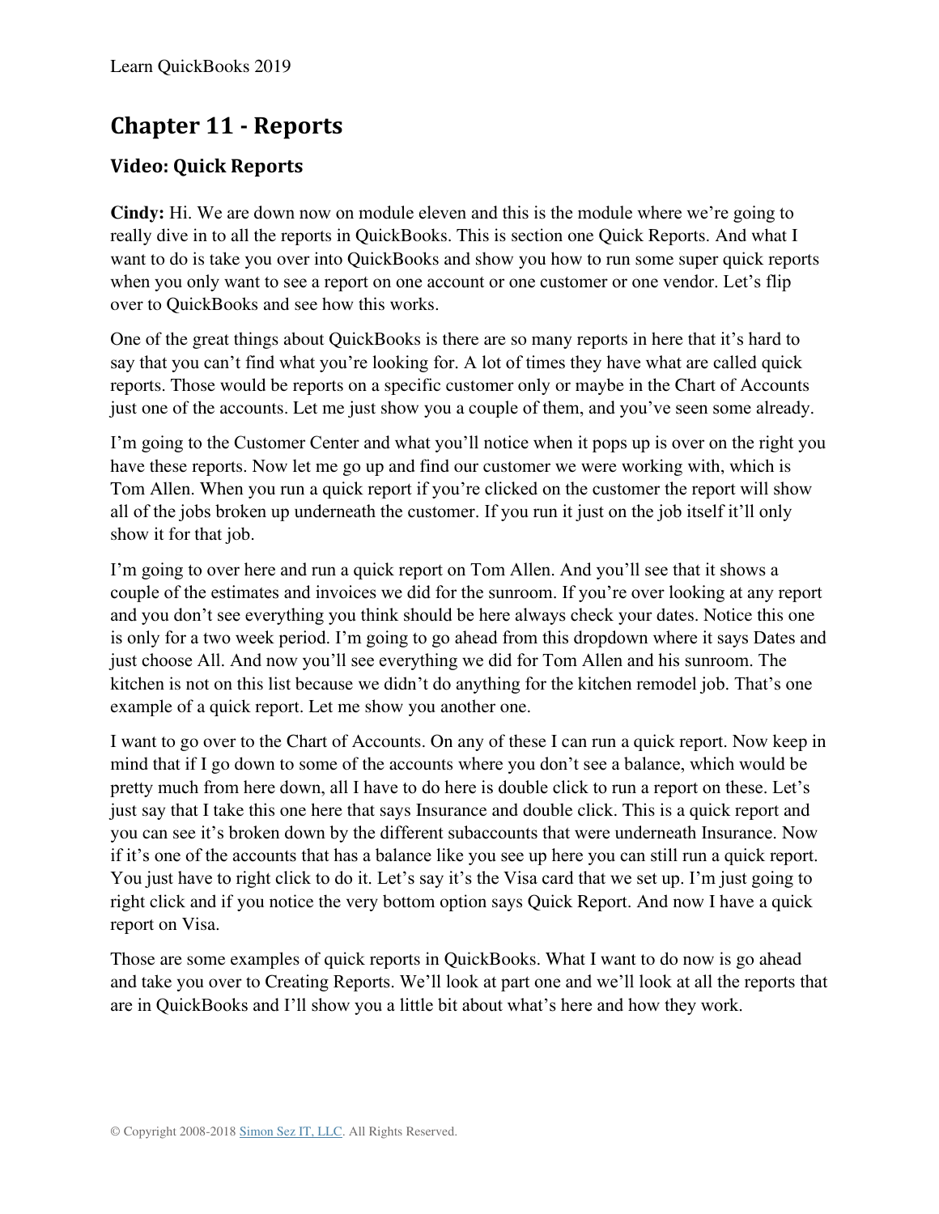# Chapter 11 - Reports

## Video: Quick Reports

**Cindy:** Hi. We are down now on module eleven and this is the module where we're going to really dive in to all the reports in QuickBooks. This is section one Quick Reports. And what I want to do is take you over into QuickBooks and show you how to run some super quick reports when you only want to see a report on one account or one customer or one vendor. Let's flip over to QuickBooks and see how this works.

One of the great things about QuickBooks is there are so many reports in here that it's hard to say that you can't find what you're looking for. A lot of times they have what are called quick reports. Those would be reports on a specific customer only or maybe in the Chart of Accounts just one of the accounts. Let me just show you a couple of them, and you've seen some already.

I'm going to the Customer Center and what you'll notice when it pops up is over on the right you have these reports. Now let me go up and find our customer we were working with, which is Tom Allen. When you run a quick report if you're clicked on the customer the report will show all of the jobs broken up underneath the customer. If you run it just on the job itself it'll only show it for that job.

I'm going to over here and run a quick report on Tom Allen. And you'll see that it shows a couple of the estimates and invoices we did for the sunroom. If you're over looking at any report and you don't see everything you think should be here always check your dates. Notice this one is only for a two week period. I'm going to go ahead from this dropdown where it says Dates and just choose All. And now you'll see everything we did for Tom Allen and his sunroom. The kitchen is not on this list because we didn't do anything for the kitchen remodel job. That's one example of a quick report. Let me show you another one.

I want to go over to the Chart of Accounts. On any of these I can run a quick report. Now keep in mind that if I go down to some of the accounts where you don't see a balance, which would be pretty much from here down, all I have to do here is double click to run a report on these. Let's just say that I take this one here that says Insurance and double click. This is a quick report and you can see it's broken down by the different subaccounts that were underneath Insurance. Now if it's one of the accounts that has a balance like you see up here you can still run a quick report. You just have to right click to do it. Let's say it's the Visa card that we set up. I'm just going to right click and if you notice the very bottom option says Quick Report. And now I have a quick report on Visa.

Those are some examples of quick reports in QuickBooks. What I want to do now is go ahead and take you over to Creating Reports. We'll look at part one and we'll look at all the reports that are in QuickBooks and I'll show you a little bit about what's here and how they work.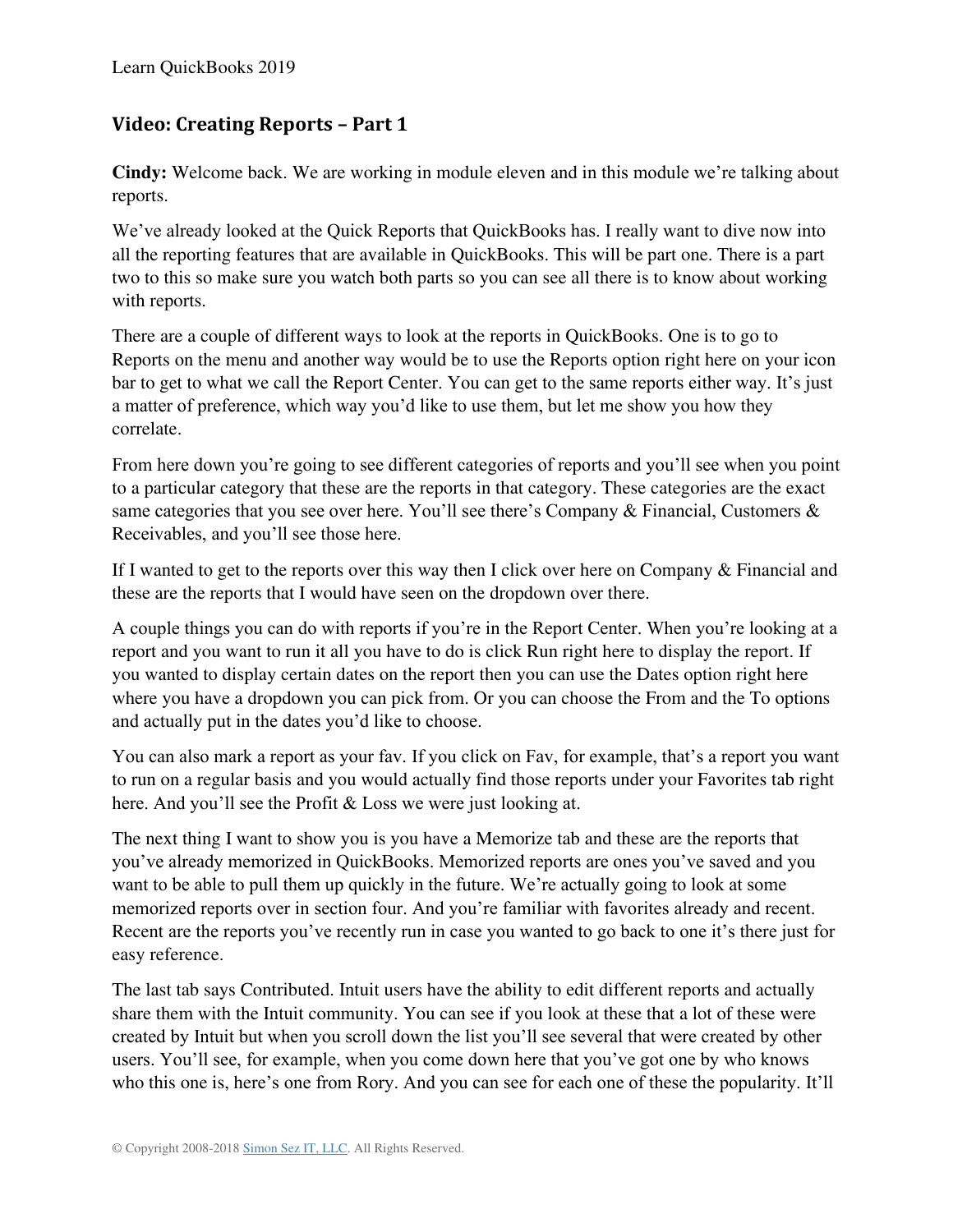## Video: Creating Reports – Part 1

**Cindy:** Welcome back. We are working in module eleven and in this module we're talking about reports.

We've already looked at the Quick Reports that QuickBooks has. I really want to dive now into all the reporting features that are available in QuickBooks. This will be part one. There is a part two to this so make sure you watch both parts so you can see all there is to know about working with reports.

There are a couple of different ways to look at the reports in QuickBooks. One is to go to Reports on the menu and another way would be to use the Reports option right here on your icon bar to get to what we call the Report Center. You can get to the same reports either way. It's just a matter of preference, which way you'd like to use them, but let me show you how they correlate.

From here down you're going to see different categories of reports and you'll see when you point to a particular category that these are the reports in that category. These categories are the exact same categories that you see over here. You'll see there's Company & Financial, Customers & Receivables, and you'll see those here.

If I wanted to get to the reports over this way then I click over here on Company & Financial and these are the reports that I would have seen on the dropdown over there.

A couple things you can do with reports if you're in the Report Center. When you're looking at a report and you want to run it all you have to do is click Run right here to display the report. If you wanted to display certain dates on the report then you can use the Dates option right here where you have a dropdown you can pick from. Or you can choose the From and the To options and actually put in the dates you'd like to choose.

You can also mark a report as your fav. If you click on Fav, for example, that's a report you want to run on a regular basis and you would actually find those reports under your Favorites tab right here. And you'll see the Profit & Loss we were just looking at.

The next thing I want to show you is you have a Memorize tab and these are the reports that you've already memorized in QuickBooks. Memorized reports are ones you've saved and you want to be able to pull them up quickly in the future. We're actually going to look at some memorized reports over in section four. And you're familiar with favorites already and recent. Recent are the reports you've recently run in case you wanted to go back to one it's there just for easy reference.

The last tab says Contributed. Intuit users have the ability to edit different reports and actually share them with the Intuit community. You can see if you look at these that a lot of these were created by Intuit but when you scroll down the list you'll see several that were created by other users. You'll see, for example, when you come down here that you've got one by who knows who this one is, here's one from Rory. And you can see for each one of these the popularity. It'll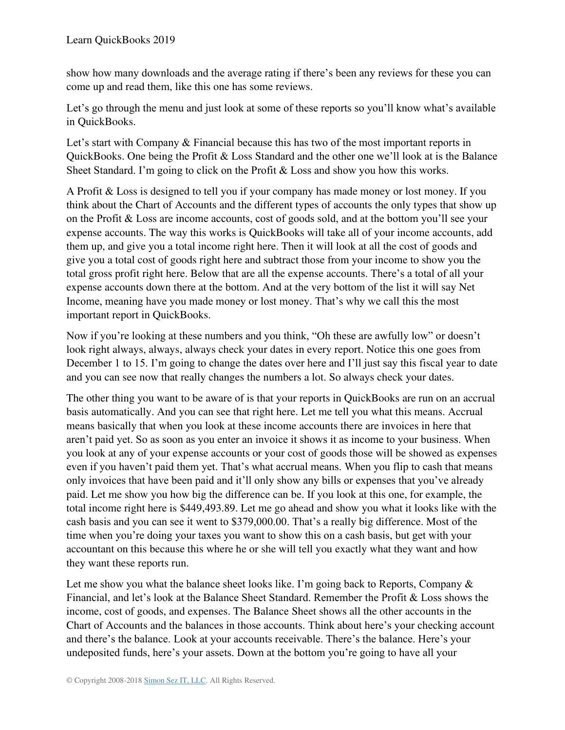show how many downloads and the average rating if there's been any reviews for these you can come up and read them, like this one has some reviews.

Let's go through the menu and just look at some of these reports so you'll know what's available in QuickBooks.

Let's start with Company & Financial because this has two of the most important reports in QuickBooks. One being the Profit & Loss Standard and the other one we'll look at is the Balance Sheet Standard. I'm going to click on the Profit & Loss and show you how this works.

A Profit & Loss is designed to tell you if your company has made money or lost money. If you think about the Chart of Accounts and the different types of accounts the only types that show up on the Profit & Loss are income accounts, cost of goods sold, and at the bottom you'll see your expense accounts. The way this works is QuickBooks will take all of your income accounts, add them up, and give you a total income right here. Then it will look at all the cost of goods and give you a total cost of goods right here and subtract those from your income to show you the total gross profit right here. Below that are all the expense accounts. There's a total of all your expense accounts down there at the bottom. And at the very bottom of the list it will say Net Income, meaning have you made money or lost money. That's why we call this the most important report in QuickBooks.

Now if you're looking at these numbers and you think, "Oh these are awfully low" or doesn't look right always, always, always check your dates in every report. Notice this one goes from December 1 to 15. I'm going to change the dates over here and I'll just say this fiscal year to date and you can see now that really changes the numbers a lot. So always check your dates.

The other thing you want to be aware of is that your reports in QuickBooks are run on an accrual basis automatically. And you can see that right here. Let me tell you what this means. Accrual means basically that when you look at these income accounts there are invoices in here that aren't paid yet. So as soon as you enter an invoice it shows it as income to your business. When you look at any of your expense accounts or your cost of goods those will be showed as expenses even if you haven't paid them yet. That's what accrual means. When you flip to cash that means only invoices that have been paid and it'll only show any bills or expenses that you've already paid. Let me show you how big the difference can be. If you look at this one, for example, the total income right here is $449,493.89. Let me go ahead and show you what it looks like with the cash basis and you can see it went to $379,000.00. That's a really big difference. Most of the time when you're doing your taxes you want to show this on a cash basis, but get with your accountant on this because this where he or she will tell you exactly what they want and how they want these reports run.

Let me show you what the balance sheet looks like. I'm going back to Reports, Company & Financial, and let's look at the Balance Sheet Standard. Remember the Profit & Loss shows the income, cost of goods, and expenses. The Balance Sheet shows all the other accounts in the Chart of Accounts and the balances in those accounts. Think about here's your checking account and there's the balance. Look at your accounts receivable. There's the balance. Here's your undeposited funds, here's your assets. Down at the bottom you're going to have all your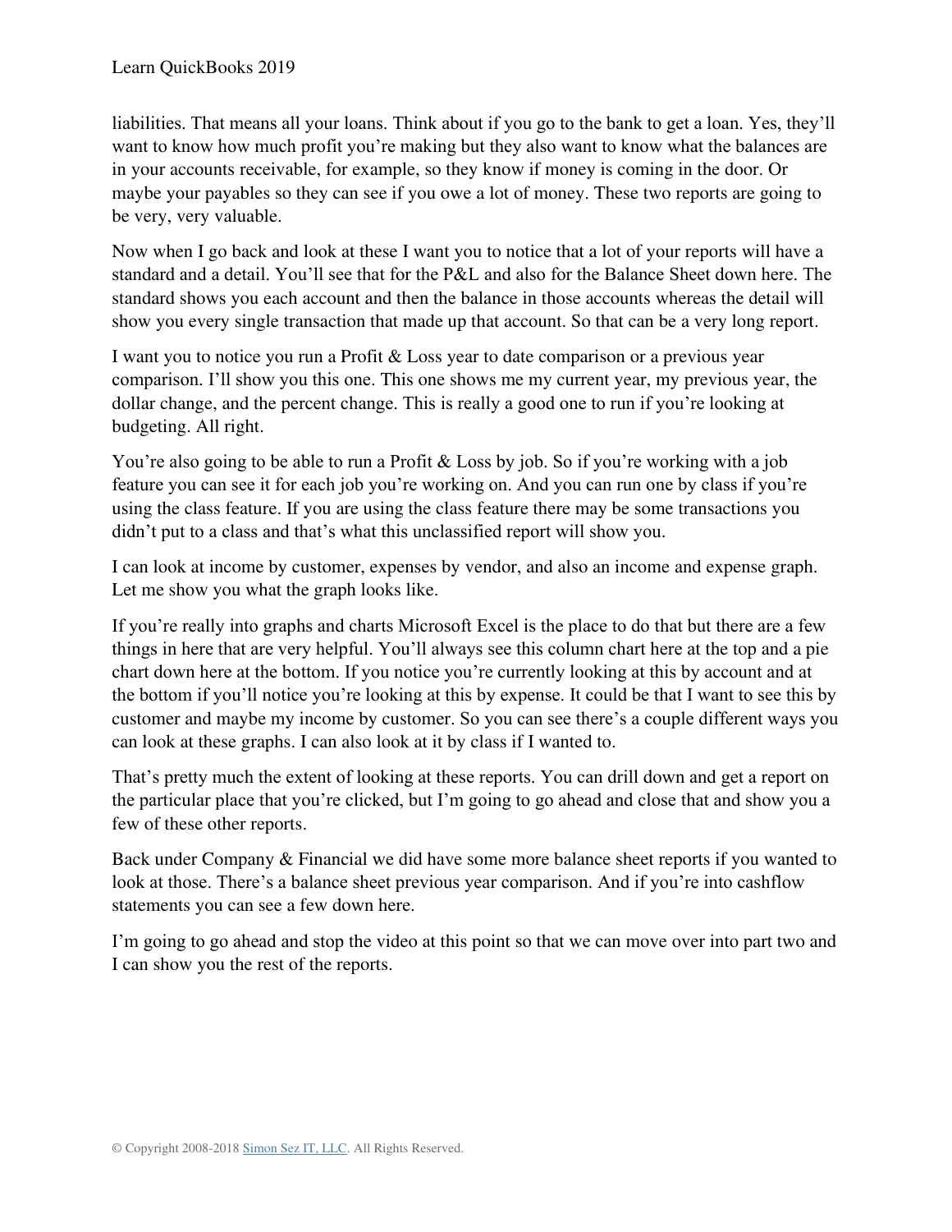liabilities. That means all your loans. Think about if you go to the bank to get a loan. Yes, they'll want to know how much profit you're making but they also want to know what the balances are in your accounts receivable, for example, so they know if money is coming in the door. Or maybe your payables so they can see if you owe a lot of money. These two reports are going to be very, very valuable.

Now when I go back and look at these I want you to notice that a lot of your reports will have a standard and a detail. You'll see that for the P&L and also for the Balance Sheet down here. The standard shows you each account and then the balance in those accounts whereas the detail will show you every single transaction that made up that account. So that can be a very long report.

I want you to notice you run a Profit & Loss year to date comparison or a previous year comparison. I'll show you this one. This one shows me my current year, my previous year, the dollar change, and the percent change. This is really a good one to run if you're looking at budgeting. All right.

You're also going to be able to run a Profit & Loss by job. So if you're working with a job feature you can see it for each job you're working on. And you can run one by class if you're using the class feature. If you are using the class feature there may be some transactions you didn't put to a class and that's what this unclassified report will show you.

I can look at income by customer, expenses by vendor, and also an income and expense graph. Let me show you what the graph looks like.

If you're really into graphs and charts Microsoft Excel is the place to do that but there are a few things in here that are very helpful. You'll always see this column chart here at the top and a pie chart down here at the bottom. If you notice you're currently looking at this by account and at the bottom if you'll notice you're looking at this by expense. It could be that I want to see this by customer and maybe my income by customer. So you can see there's a couple different ways you can look at these graphs. I can also look at it by class if I wanted to.

That's pretty much the extent of looking at these reports. You can drill down and get a report on the particular place that you're clicked, but I'm going to go ahead and close that and show you a few of these other reports.

Back under Company & Financial we did have some more balance sheet reports if you wanted to look at those. There's a balance sheet previous year comparison. And if you're into cashflow statements you can see a few down here.

I'm going to go ahead and stop the video at this point so that we can move over into part two and I can show you the rest of the reports.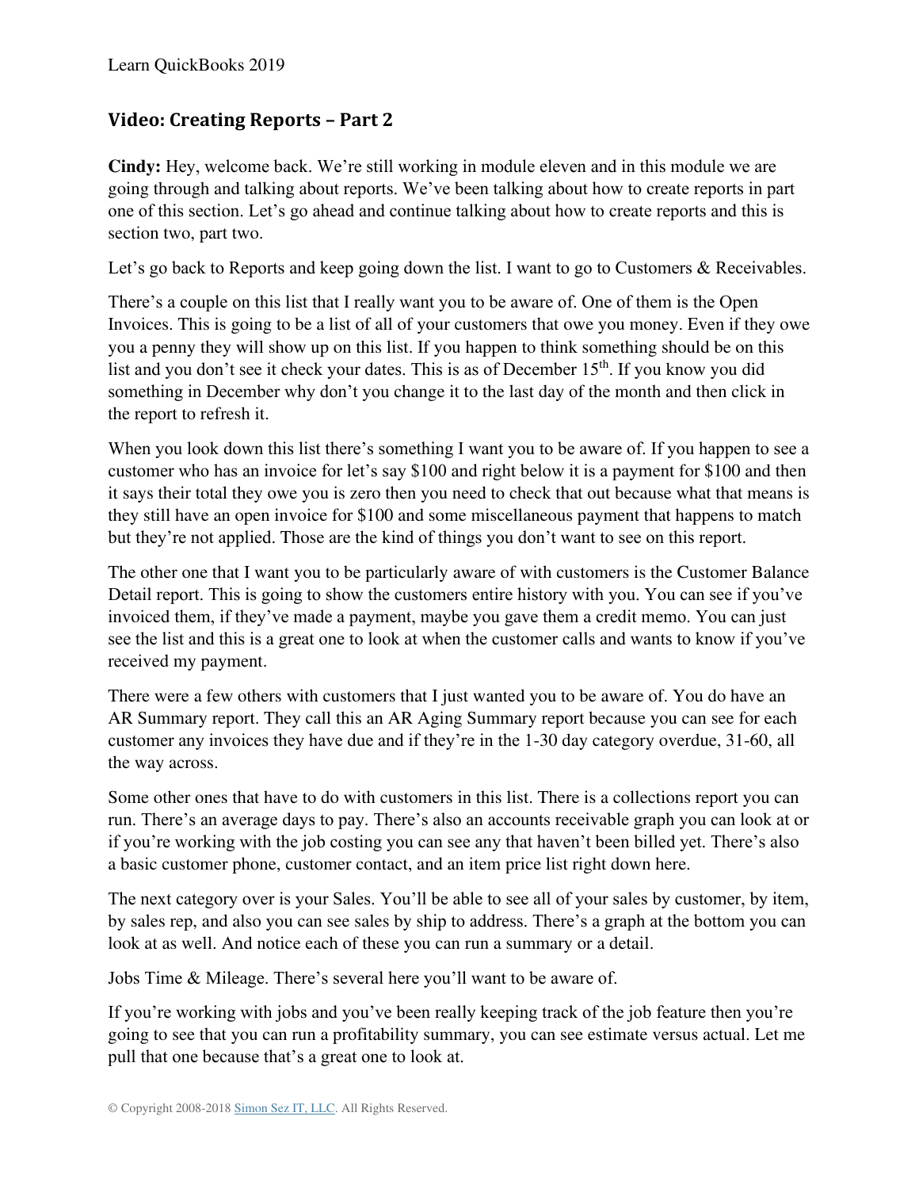## Video: Creating Reports – Part 2

**Cindy:** Hey, welcome back. We're still working in module eleven and in this module we are going through and talking about reports. We've been talking about how to create reports in part one of this section. Let's go ahead and continue talking about how to create reports and this is section two, part two.

Let's go back to Reports and keep going down the list. I want to go to Customers & Receivables.

There's a couple on this list that I really want you to be aware of. One of them is the Open Invoices. This is going to be a list of all of your customers that owe you money. Even if they owe you a penny they will show up on this list. If you happen to think something should be on this list and you don't see it check your dates. This is as of December 15th. If you know you did something in December why don't you change it to the last day of the month and then click in the report to refresh it.

When you look down this list there's something I want you to be aware of. If you happen to see a customer who has an invoice for let's say $100 and right below it is a payment for $100 and then it says their total they owe you is zero then you need to check that out because what that means is they still have an open invoice for $100 and some miscellaneous payment that happens to match but they're not applied. Those are the kind of things you don't want to see on this report.

The other one that I want you to be particularly aware of with customers is the Customer Balance Detail report. This is going to show the customers entire history with you. You can see if you've invoiced them, if they've made a payment, maybe you gave them a credit memo. You can just see the list and this is a great one to look at when the customer calls and wants to know if you've received my payment.

There were a few others with customers that I just wanted you to be aware of. You do have an AR Summary report. They call this an AR Aging Summary report because you can see for each customer any invoices they have due and if they're in the 1-30 day category overdue, 31-60, all the way across.

Some other ones that have to do with customers in this list. There is a collections report you can run. There's an average days to pay. There's also an accounts receivable graph you can look at or if you're working with the job costing you can see any that haven't been billed yet. There's also a basic customer phone, customer contact, and an item price list right down here.

The next category over is your Sales. You'll be able to see all of your sales by customer, by item, by sales rep, and also you can see sales by ship to address. There's a graph at the bottom you can look at as well. And notice each of these you can run a summary or a detail.

Jobs Time & Mileage. There's several here you'll want to be aware of.

If you're working with jobs and you've been really keeping track of the job feature then you're going to see that you can run a profitability summary, you can see estimate versus actual. Let me pull that one because that's a great one to look at.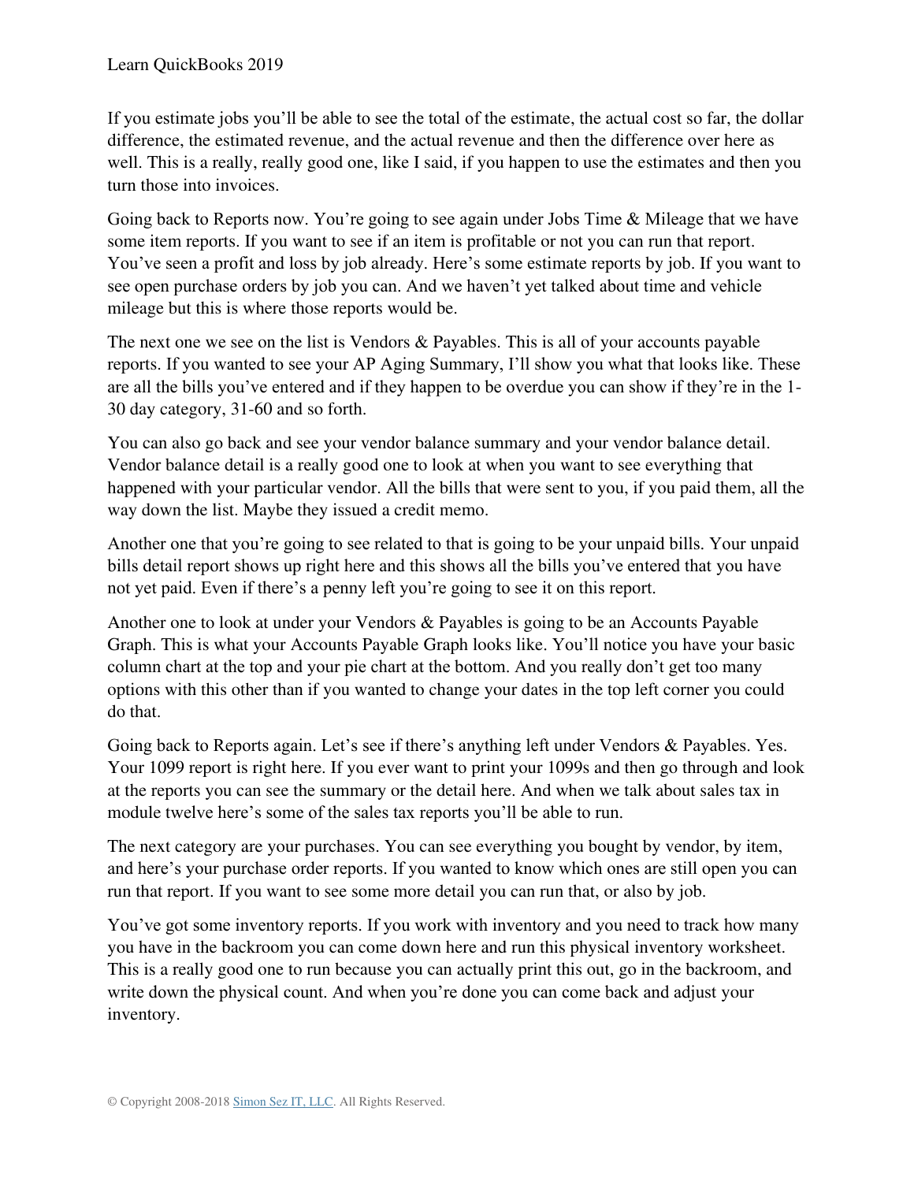If you estimate jobs you'll be able to see the total of the estimate, the actual cost so far, the dollar difference, the estimated revenue, and the actual revenue and then the difference over here as well. This is a really, really good one, like I said, if you happen to use the estimates and then you turn those into invoices.

Going back to Reports now. You're going to see again under Jobs Time & Mileage that we have some item reports. If you want to see if an item is profitable or not you can run that report. You've seen a profit and loss by job already. Here's some estimate reports by job. If you want to see open purchase orders by job you can. And we haven't yet talked about time and vehicle mileage but this is where those reports would be.

The next one we see on the list is Vendors & Payables. This is all of your accounts payable reports. If you wanted to see your AP Aging Summary, I'll show you what that looks like. These are all the bills you've entered and if they happen to be overdue you can show if they're in the 1-30 day category, 31-60 and so forth.

You can also go back and see your vendor balance summary and your vendor balance detail. Vendor balance detail is a really good one to look at when you want to see everything that happened with your particular vendor. All the bills that were sent to you, if you paid them, all the way down the list. Maybe they issued a credit memo.

Another one that you're going to see related to that is going to be your unpaid bills. Your unpaid bills detail report shows up right here and this shows all the bills you've entered that you have not yet paid. Even if there's a penny left you're going to see it on this report.

Another one to look at under your Vendors & Payables is going to be an Accounts Payable Graph. This is what your Accounts Payable Graph looks like. You'll notice you have your basic column chart at the top and your pie chart at the bottom. And you really don't get too many options with this other than if you wanted to change your dates in the top left corner you could do that.

Going back to Reports again. Let's see if there's anything left under Vendors & Payables. Yes. Your 1099 report is right here. If you ever want to print your 1099s and then go through and look at the reports you can see the summary or the detail here. And when we talk about sales tax in module twelve here's some of the sales tax reports you'll be able to run.

The next category are your purchases. You can see everything you bought by vendor, by item, and here's your purchase order reports. If you wanted to know which ones are still open you can run that report. If you want to see some more detail you can run that, or also by job.

You've got some inventory reports. If you work with inventory and you need to track how many you have in the backroom you can come down here and run this physical inventory worksheet. This is a really good one to run because you can actually print this out, go in the backroom, and write down the physical count. And when you're done you can come back and adjust your inventory.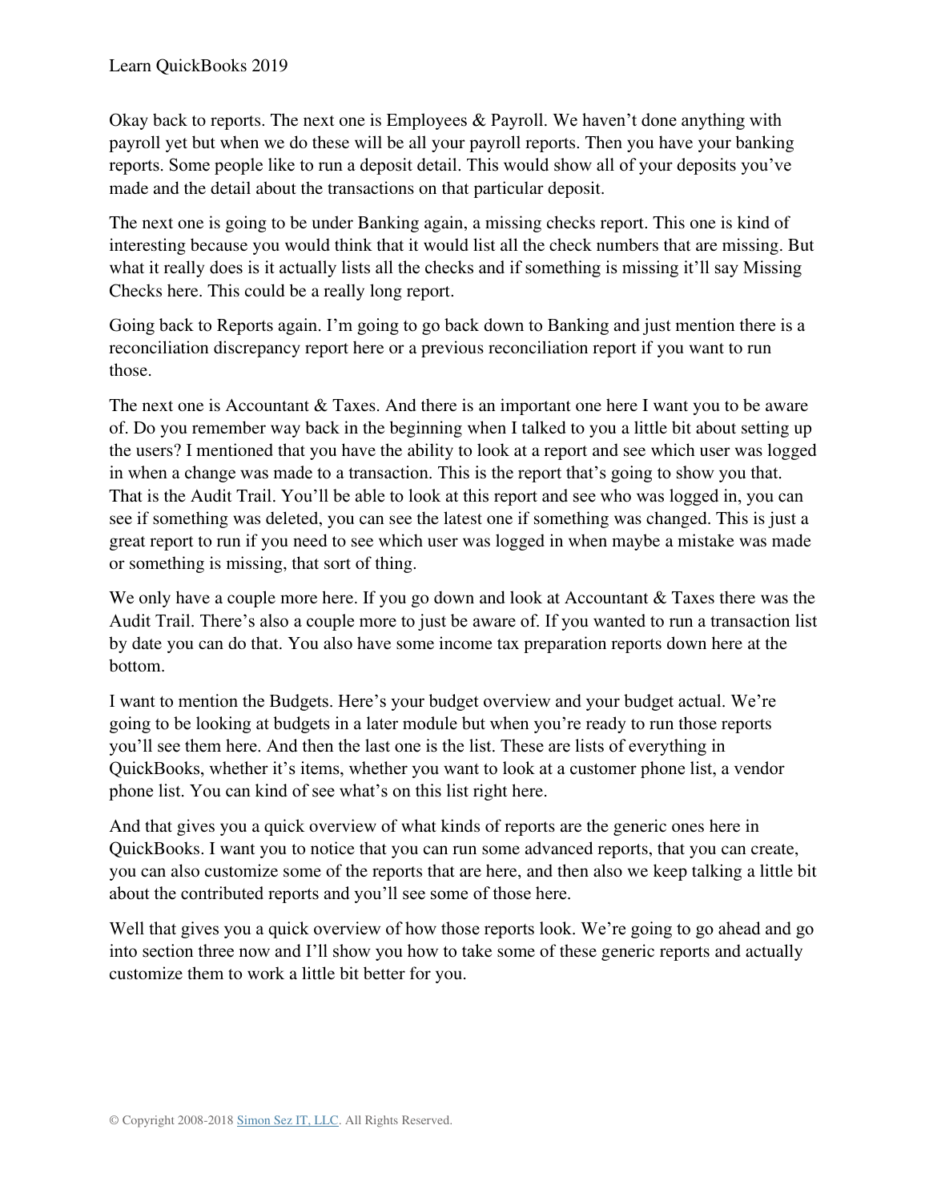Okay back to reports. The next one is Employees & Payroll. We haven't done anything with payroll yet but when we do these will be all your payroll reports. Then you have your banking reports. Some people like to run a deposit detail. This would show all of your deposits you've made and the detail about the transactions on that particular deposit.

The next one is going to be under Banking again, a missing checks report. This one is kind of interesting because you would think that it would list all the check numbers that are missing. But what it really does is it actually lists all the checks and if something is missing it'll say Missing Checks here. This could be a really long report.

Going back to Reports again. I'm going to go back down to Banking and just mention there is a reconciliation discrepancy report here or a previous reconciliation report if you want to run those.

The next one is Accountant & Taxes. And there is an important one here I want you to be aware of. Do you remember way back in the beginning when I talked to you a little bit about setting up the users? I mentioned that you have the ability to look at a report and see which user was logged in when a change was made to a transaction. This is the report that's going to show you that. That is the Audit Trail. You'll be able to look at this report and see who was logged in, you can see if something was deleted, you can see the latest one if something was changed. This is just a great report to run if you need to see which user was logged in when maybe a mistake was made or something is missing, that sort of thing.

We only have a couple more here. If you go down and look at Accountant & Taxes there was the Audit Trail. There's also a couple more to just be aware of. If you wanted to run a transaction list by date you can do that. You also have some income tax preparation reports down here at the bottom.

I want to mention the Budgets. Here's your budget overview and your budget actual. We're going to be looking at budgets in a later module but when you're ready to run those reports you'll see them here. And then the last one is the list. These are lists of everything in QuickBooks, whether it's items, whether you want to look at a customer phone list, a vendor phone list. You can kind of see what's on this list right here.

And that gives you a quick overview of what kinds of reports are the generic ones here in QuickBooks. I want you to notice that you can run some advanced reports, that you can create, you can also customize some of the reports that are here, and then also we keep talking a little bit about the contributed reports and you'll see some of those here.

Well that gives you a quick overview of how those reports look. We're going to go ahead and go into section three now and I'll show you how to take some of these generic reports and actually customize them to work a little bit better for you.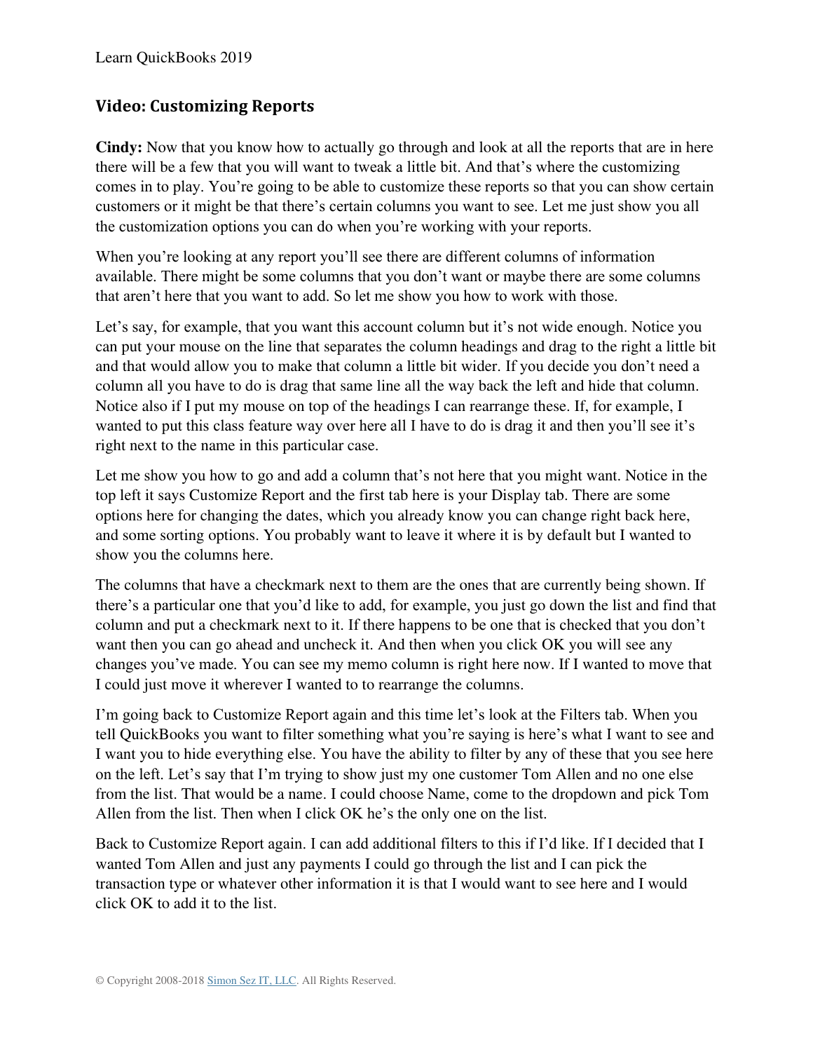## Video: Customizing Reports

**Cindy:** Now that you know how to actually go through and look at all the reports that are in here there will be a few that you will want to tweak a little bit. And that's where the customizing comes in to play. You're going to be able to customize these reports so that you can show certain customers or it might be that there's certain columns you want to see. Let me just show you all the customization options you can do when you're working with your reports.

When you're looking at any report you'll see there are different columns of information available. There might be some columns that you don't want or maybe there are some columns that aren't here that you want to add. So let me show you how to work with those.

Let's say, for example, that you want this account column but it's not wide enough. Notice you can put your mouse on the line that separates the column headings and drag to the right a little bit and that would allow you to make that column a little bit wider. If you decide you don't need a column all you have to do is drag that same line all the way back the left and hide that column. Notice also if I put my mouse on top of the headings I can rearrange these. If, for example, I wanted to put this class feature way over here all I have to do is drag it and then you'll see it's right next to the name in this particular case.

Let me show you how to go and add a column that's not here that you might want. Notice in the top left it says Customize Report and the first tab here is your Display tab. There are some options here for changing the dates, which you already know you can change right back here, and some sorting options. You probably want to leave it where it is by default but I wanted to show you the columns here.

The columns that have a checkmark next to them are the ones that are currently being shown. If there's a particular one that you'd like to add, for example, you just go down the list and find that column and put a checkmark next to it. If there happens to be one that is checked that you don't want then you can go ahead and uncheck it. And then when you click OK you will see any changes you've made. You can see my memo column is right here now. If I wanted to move that I could just move it wherever I wanted to to rearrange the columns.

I'm going back to Customize Report again and this time let's look at the Filters tab. When you tell QuickBooks you want to filter something what you're saying is here's what I want to see and I want you to hide everything else. You have the ability to filter by any of these that you see here on the left. Let's say that I'm trying to show just my one customer Tom Allen and no one else from the list. That would be a name. I could choose Name, come to the dropdown and pick Tom Allen from the list. Then when I click OK he's the only one on the list.

Back to Customize Report again. I can add additional filters to this if I'd like. If I decided that I wanted Tom Allen and just any payments I could go through the list and I can pick the transaction type or whatever other information it is that I would want to see here and I would click OK to add it to the list.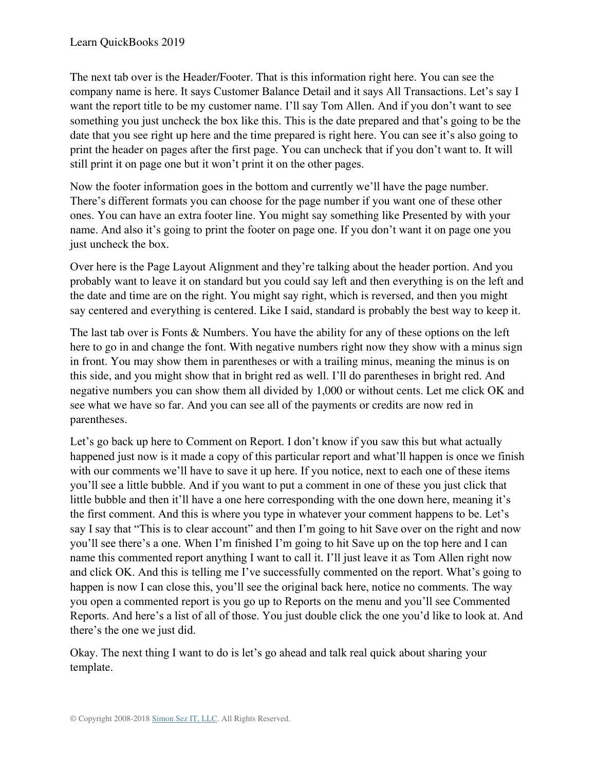The next tab over is the Header/Footer. That is this information right here. You can see the company name is here. It says Customer Balance Detail and it says All Transactions. Let's say I want the report title to be my customer name. I'll say Tom Allen. And if you don't want to see something you just uncheck the box like this. This is the date prepared and that's going to be the date that you see right up here and the time prepared is right here. You can see it's also going to print the header on pages after the first page. You can uncheck that if you don't want to. It will still print it on page one but it won't print it on the other pages.

Now the footer information goes in the bottom and currently we'll have the page number. There's different formats you can choose for the page number if you want one of these other ones. You can have an extra footer line. You might say something like Presented by with your name. And also it's going to print the footer on page one. If you don't want it on page one you just uncheck the box.

Over here is the Page Layout Alignment and they're talking about the header portion. And you probably want to leave it on standard but you could say left and then everything is on the left and the date and time are on the right. You might say right, which is reversed, and then you might say centered and everything is centered. Like I said, standard is probably the best way to keep it.

The last tab over is Fonts & Numbers. You have the ability for any of these options on the left here to go in and change the font. With negative numbers right now they show with a minus sign in front. You may show them in parentheses or with a trailing minus, meaning the minus is on this side, and you might show that in bright red as well. I'll do parentheses in bright red. And negative numbers you can show them all divided by 1,000 or without cents. Let me click OK and see what we have so far. And you can see all of the payments or credits are now red in parentheses.

Let's go back up here to Comment on Report. I don't know if you saw this but what actually happened just now is it made a copy of this particular report and what'll happen is once we finish with our comments we'll have to save it up here. If you notice, next to each one of these items you'll see a little bubble. And if you want to put a comment in one of these you just click that little bubble and then it'll have a one here corresponding with the one down here, meaning it's the first comment. And this is where you type in whatever your comment happens to be. Let's say I say that "This is to clear account" and then I'm going to hit Save over on the right and now you'll see there's a one. When I'm finished I'm going to hit Save up on the top here and I can name this commented report anything I want to call it. I'll just leave it as Tom Allen right now and click OK. And this is telling me I've successfully commented on the report. What's going to happen is now I can close this, you'll see the original back here, notice no comments. The way you open a commented report is you go up to Reports on the menu and you'll see Commented Reports. And here's a list of all of those. You just double click the one you'd like to look at. And there's the one we just did.

Okay. The next thing I want to do is let's go ahead and talk real quick about sharing your template.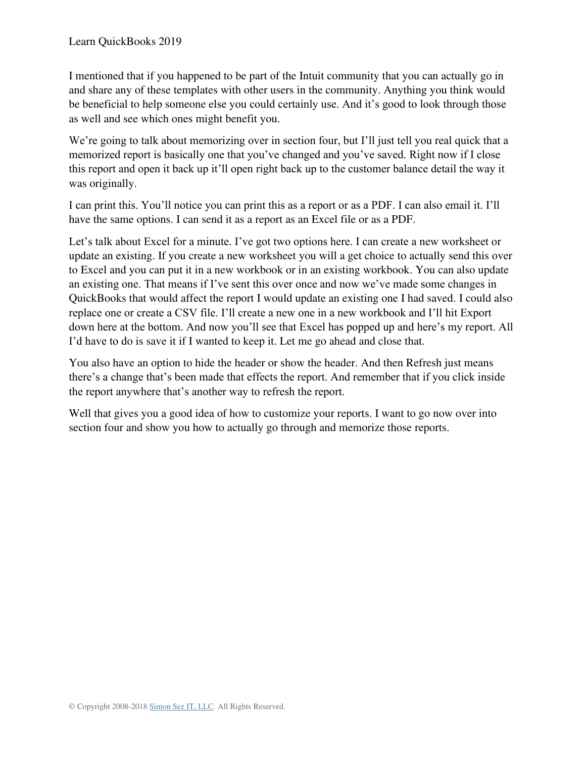I mentioned that if you happened to be part of the Intuit community that you can actually go in and share any of these templates with other users in the community. Anything you think would be beneficial to help someone else you could certainly use. And it's good to look through those as well and see which ones might benefit you.

We're going to talk about memorizing over in section four, but I'll just tell you real quick that a memorized report is basically one that you've changed and you've saved. Right now if I close this report and open it back up it'll open right back up to the customer balance detail the way it was originally.

I can print this. You'll notice you can print this as a report or as a PDF. I can also email it. I'll have the same options. I can send it as a report as an Excel file or as a PDF.

Let's talk about Excel for a minute. I've got two options here. I can create a new worksheet or update an existing. If you create a new worksheet you will a get choice to actually send this over to Excel and you can put it in a new workbook or in an existing workbook. You can also update an existing one. That means if I've sent this over once and now we've made some changes in QuickBooks that would affect the report I would update an existing one I had saved. I could also replace one or create a CSV file. I'll create a new one in a new workbook and I'll hit Export down here at the bottom. And now you'll see that Excel has popped up and here's my report. All I'd have to do is save it if I wanted to keep it. Let me go ahead and close that.

You also have an option to hide the header or show the header. And then Refresh just means there's a change that's been made that effects the report. And remember that if you click inside the report anywhere that's another way to refresh the report.

Well that gives you a good idea of how to customize your reports. I want to go now over into section four and show you how to actually go through and memorize those reports.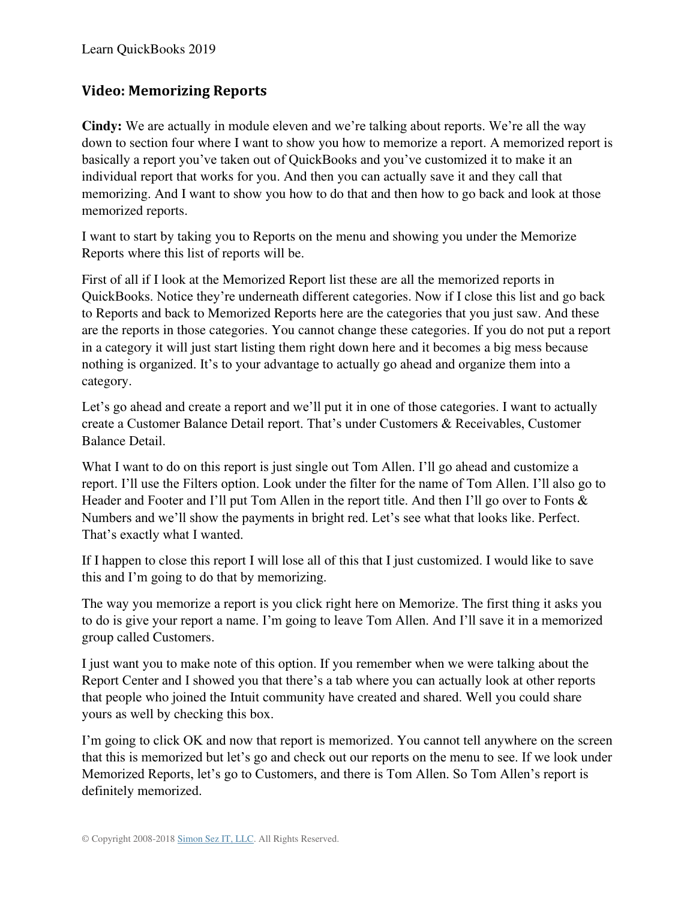## Video: Memorizing Reports

**Cindy:** We are actually in module eleven and we're talking about reports. We're all the way down to section four where I want to show you how to memorize a report. A memorized report is basically a report you've taken out of QuickBooks and you've customized it to make it an individual report that works for you. And then you can actually save it and they call that memorizing. And I want to show you how to do that and then how to go back and look at those memorized reports.

I want to start by taking you to Reports on the menu and showing you under the Memorize Reports where this list of reports will be.

First of all if I look at the Memorized Report list these are all the memorized reports in QuickBooks. Notice they're underneath different categories. Now if I close this list and go back to Reports and back to Memorized Reports here are the categories that you just saw. And these are the reports in those categories. You cannot change these categories. If you do not put a report in a category it will just start listing them right down here and it becomes a big mess because nothing is organized. It's to your advantage to actually go ahead and organize them into a category.

Let's go ahead and create a report and we'll put it in one of those categories. I want to actually create a Customer Balance Detail report. That's under Customers & Receivables, Customer Balance Detail.

What I want to do on this report is just single out Tom Allen. I'll go ahead and customize a report. I'll use the Filters option. Look under the filter for the name of Tom Allen. I'll also go to Header and Footer and I'll put Tom Allen in the report title. And then I'll go over to Fonts & Numbers and we'll show the payments in bright red. Let's see what that looks like. Perfect. That's exactly what I wanted.

If I happen to close this report I will lose all of this that I just customized. I would like to save this and I'm going to do that by memorizing.

The way you memorize a report is you click right here on Memorize. The first thing it asks you to do is give your report a name. I'm going to leave Tom Allen. And I'll save it in a memorized group called Customers.

I just want you to make note of this option. If you remember when we were talking about the Report Center and I showed you that there's a tab where you can actually look at other reports that people who joined the Intuit community have created and shared. Well you could share yours as well by checking this box.

I'm going to click OK and now that report is memorized. You cannot tell anywhere on the screen that this is memorized but let's go and check out our reports on the menu to see. If we look under Memorized Reports, let's go to Customers, and there is Tom Allen. So Tom Allen's report is definitely memorized.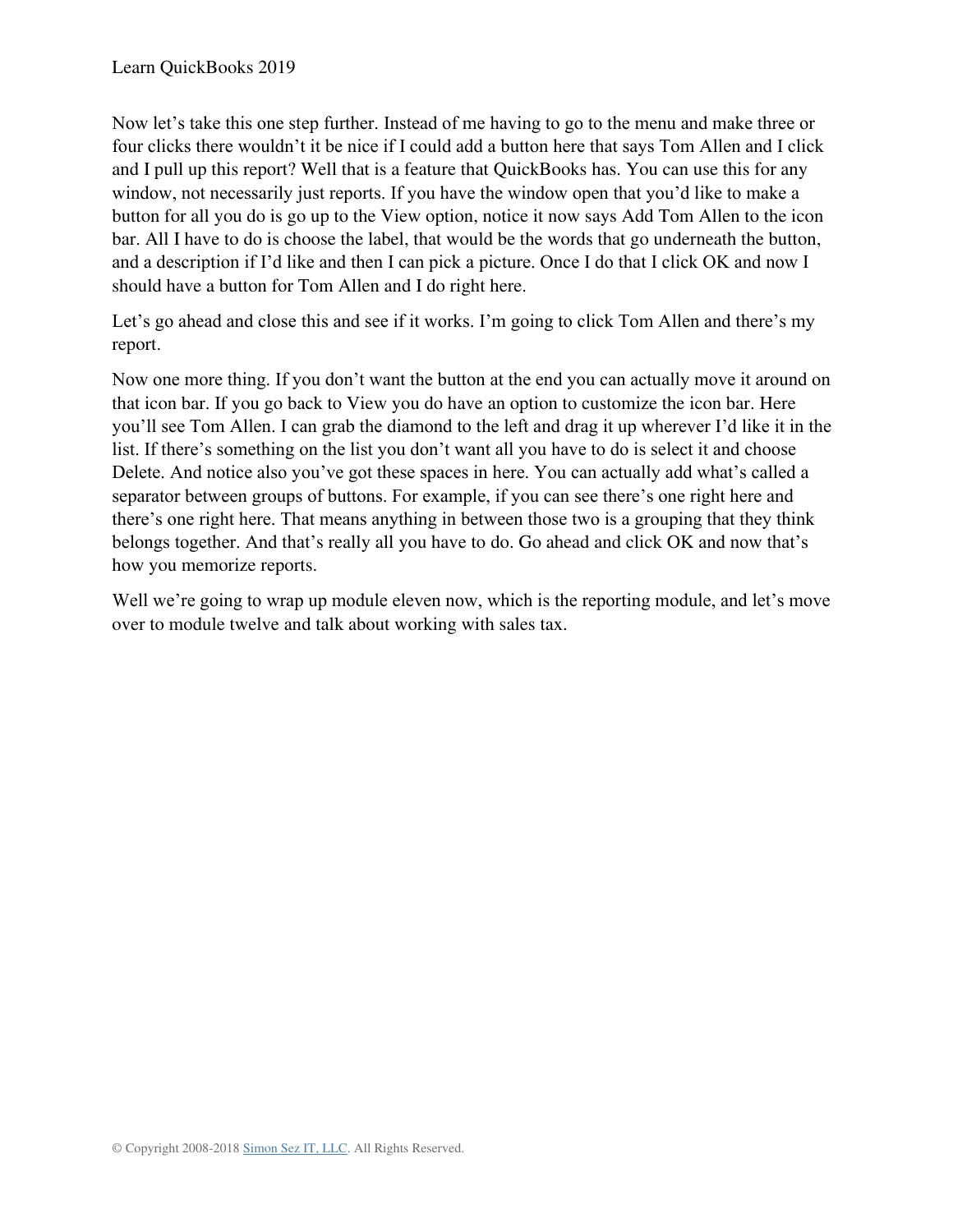Now let's take this one step further. Instead of me having to go to the menu and make three or four clicks there wouldn't it be nice if I could add a button here that says Tom Allen and I click and I pull up this report? Well that is a feature that QuickBooks has. You can use this for any window, not necessarily just reports. If you have the window open that you'd like to make a button for all you do is go up to the View option, notice it now says Add Tom Allen to the icon bar. All I have to do is choose the label, that would be the words that go underneath the button, and a description if I'd like and then I can pick a picture. Once I do that I click OK and now I should have a button for Tom Allen and I do right here.

Let's go ahead and close this and see if it works. I'm going to click Tom Allen and there's my report.

Now one more thing. If you don't want the button at the end you can actually move it around on that icon bar. If you go back to View you do have an option to customize the icon bar. Here you'll see Tom Allen. I can grab the diamond to the left and drag it up wherever I'd like it in the list. If there's something on the list you don't want all you have to do is select it and choose Delete. And notice also you've got these spaces in here. You can actually add what's called a separator between groups of buttons. For example, if you can see there's one right here and there's one right here. That means anything in between those two is a grouping that they think belongs together. And that's really all you have to do. Go ahead and click OK and now that's how you memorize reports.

Well we're going to wrap up module eleven now, which is the reporting module, and let's move over to module twelve and talk about working with sales tax.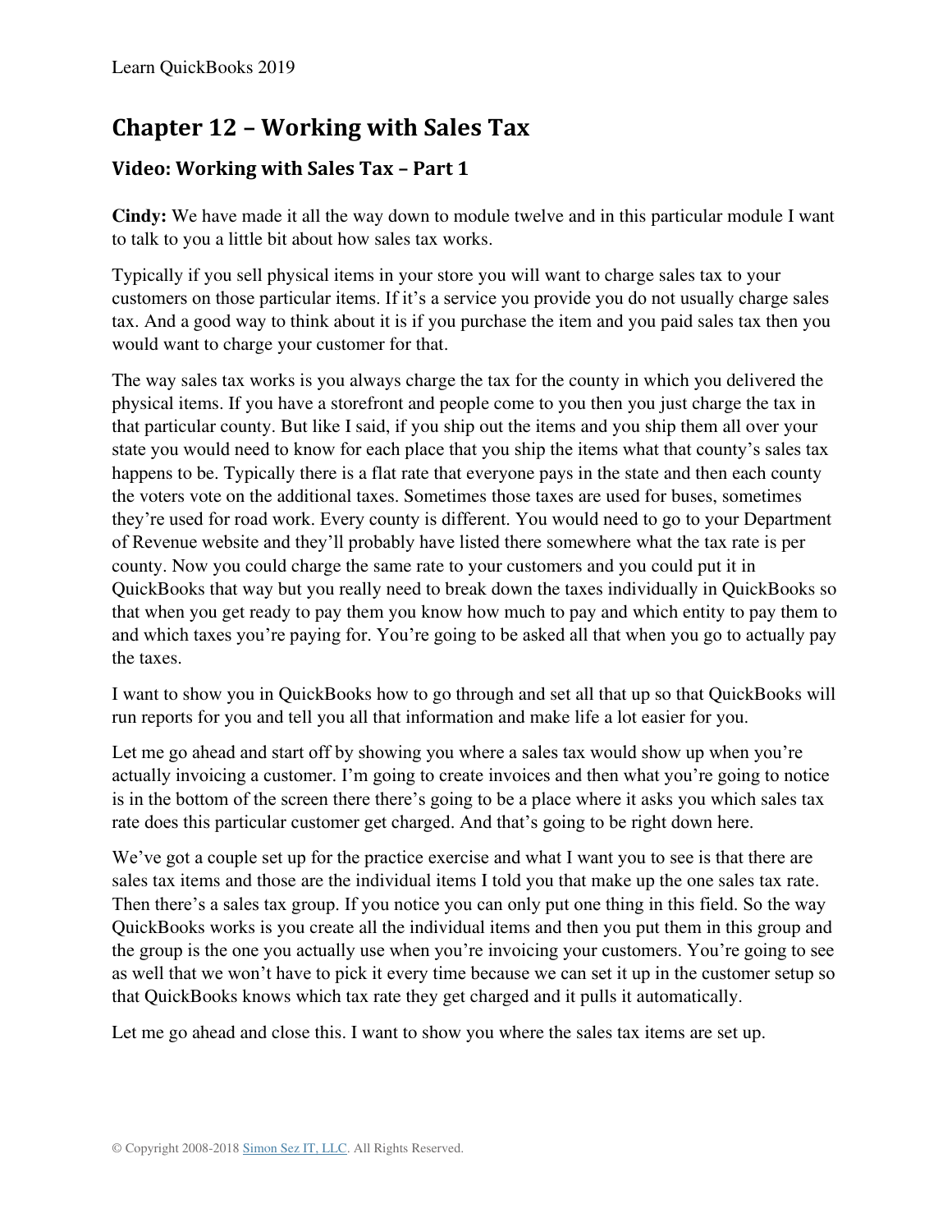# Chapter 12 – Working with Sales Tax

## Video: Working with Sales Tax – Part 1

**Cindy:** We have made it all the way down to module twelve and in this particular module I want to talk to you a little bit about how sales tax works.

Typically if you sell physical items in your store you will want to charge sales tax to your customers on those particular items. If it's a service you provide you do not usually charge sales tax. And a good way to think about it is if you purchase the item and you paid sales tax then you would want to charge your customer for that.

The way sales tax works is you always charge the tax for the county in which you delivered the physical items. If you have a storefront and people come to you then you just charge the tax in that particular county. But like I said, if you ship out the items and you ship them all over your state you would need to know for each place that you ship the items what that county's sales tax happens to be. Typically there is a flat rate that everyone pays in the state and then each county the voters vote on the additional taxes. Sometimes those taxes are used for buses, sometimes they're used for road work. Every county is different. You would need to go to your Department of Revenue website and they'll probably have listed there somewhere what the tax rate is per county. Now you could charge the same rate to your customers and you could put it in QuickBooks that way but you really need to break down the taxes individually in QuickBooks so that when you get ready to pay them you know how much to pay and which entity to pay them to and which taxes you're paying for. You're going to be asked all that when you go to actually pay the taxes.

I want to show you in QuickBooks how to go through and set all that up so that QuickBooks will run reports for you and tell you all that information and make life a lot easier for you.

Let me go ahead and start off by showing you where a sales tax would show up when you're actually invoicing a customer. I'm going to create invoices and then what you're going to notice is in the bottom of the screen there there's going to be a place where it asks you which sales tax rate does this particular customer get charged. And that's going to be right down here.

We've got a couple set up for the practice exercise and what I want you to see is that there are sales tax items and those are the individual items I told you that make up the one sales tax rate. Then there's a sales tax group. If you notice you can only put one thing in this field. So the way QuickBooks works is you create all the individual items and then you put them in this group and the group is the one you actually use when you're invoicing your customers. You're going to see as well that we won't have to pick it every time because we can set it up in the customer setup so that QuickBooks knows which tax rate they get charged and it pulls it automatically.

Let me go ahead and close this. I want to show you where the sales tax items are set up.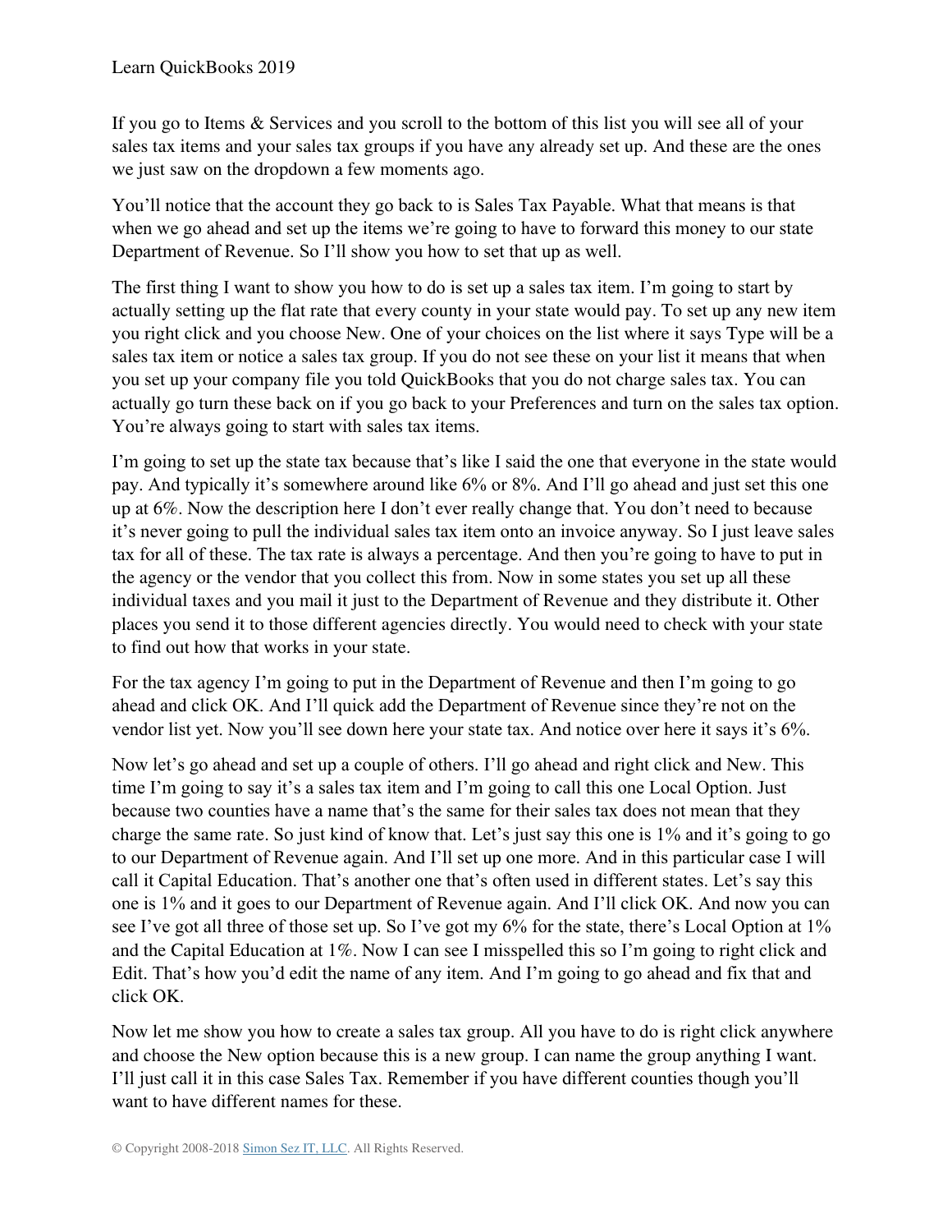If you go to Items & Services and you scroll to the bottom of this list you will see all of your sales tax items and your sales tax groups if you have any already set up. And these are the ones we just saw on the dropdown a few moments ago.

You'll notice that the account they go back to is Sales Tax Payable. What that means is that when we go ahead and set up the items we're going to have to forward this money to our state Department of Revenue. So I'll show you how to set that up as well.

The first thing I want to show you how to do is set up a sales tax item. I'm going to start by actually setting up the flat rate that every county in your state would pay. To set up any new item you right click and you choose New. One of your choices on the list where it says Type will be a sales tax item or notice a sales tax group. If you do not see these on your list it means that when you set up your company file you told QuickBooks that you do not charge sales tax. You can actually go turn these back on if you go back to your Preferences and turn on the sales tax option. You're always going to start with sales tax items.

I'm going to set up the state tax because that's like I said the one that everyone in the state would pay. And typically it's somewhere around like 6% or 8%. And I'll go ahead and just set this one up at 6%. Now the description here I don't ever really change that. You don't need to because it's never going to pull the individual sales tax item onto an invoice anyway. So I just leave sales tax for all of these. The tax rate is always a percentage. And then you're going to have to put in the agency or the vendor that you collect this from. Now in some states you set up all these individual taxes and you mail it just to the Department of Revenue and they distribute it. Other places you send it to those different agencies directly. You would need to check with your state to find out how that works in your state.

For the tax agency I'm going to put in the Department of Revenue and then I'm going to go ahead and click OK. And I'll quick add the Department of Revenue since they're not on the vendor list yet. Now you'll see down here your state tax. And notice over here it says it's 6%.

Now let's go ahead and set up a couple of others. I'll go ahead and right click and New. This time I'm going to say it's a sales tax item and I'm going to call this one Local Option. Just because two counties have a name that's the same for their sales tax does not mean that they charge the same rate. So just kind of know that. Let's just say this one is 1% and it's going to go to our Department of Revenue again. And I'll set up one more. And in this particular case I will call it Capital Education. That's another one that's often used in different states. Let's say this one is 1% and it goes to our Department of Revenue again. And I'll click OK. And now you can see I've got all three of those set up. So I've got my 6% for the state, there's Local Option at 1% and the Capital Education at 1%. Now I can see I misspelled this so I'm going to right click and Edit. That's how you'd edit the name of any item. And I'm going to go ahead and fix that and click OK.

Now let me show you how to create a sales tax group. All you have to do is right click anywhere and choose the New option because this is a new group. I can name the group anything I want. I'll just call it in this case Sales Tax. Remember if you have different counties though you'll want to have different names for these.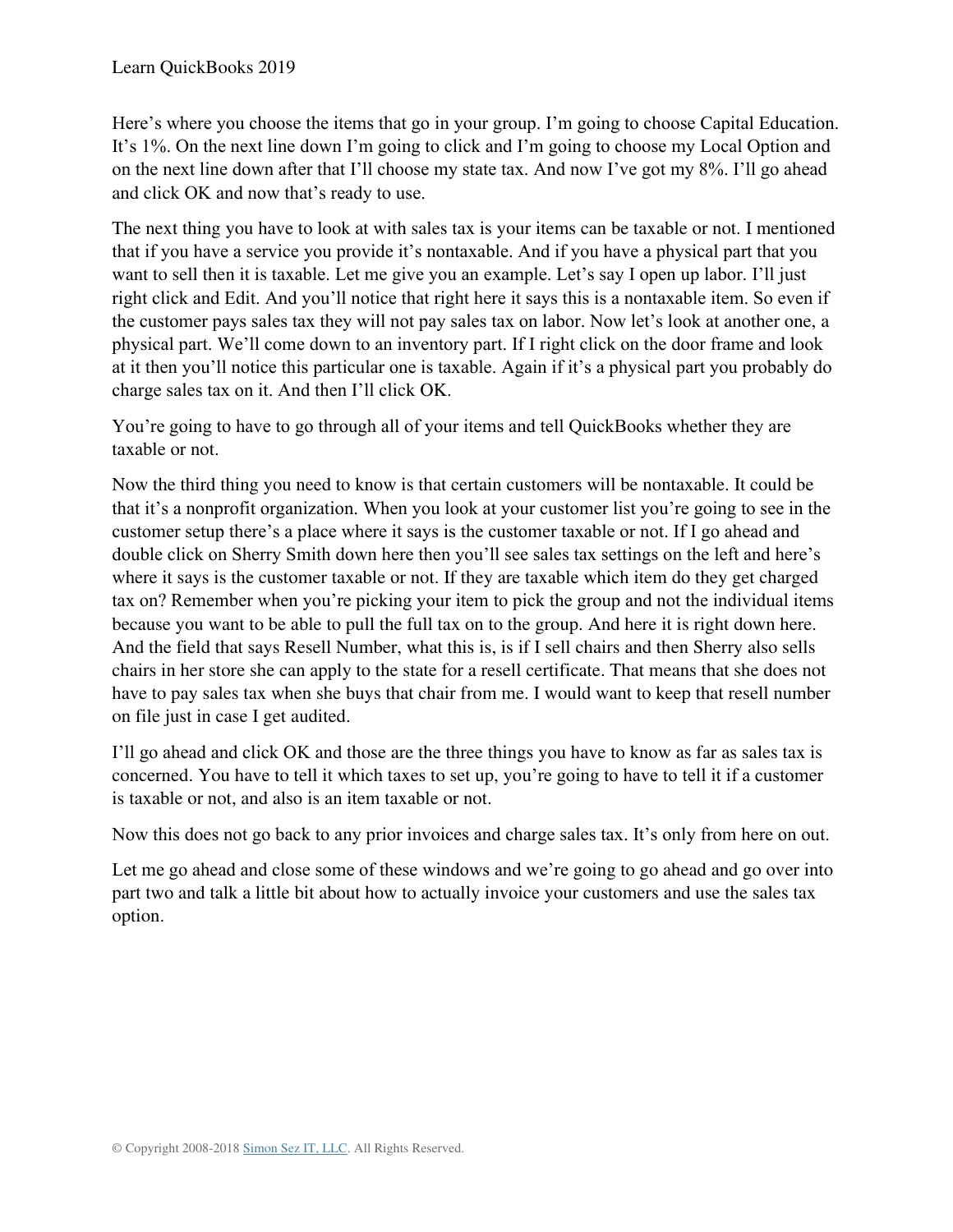Here's where you choose the items that go in your group. I'm going to choose Capital Education. It's 1%. On the next line down I'm going to click and I'm going to choose my Local Option and on the next line down after that I'll choose my state tax. And now I've got my 8%. I'll go ahead and click OK and now that's ready to use.

The next thing you have to look at with sales tax is your items can be taxable or not. I mentioned that if you have a service you provide it's nontaxable. And if you have a physical part that you want to sell then it is taxable. Let me give you an example. Let's say I open up labor. I'll just right click and Edit. And you'll notice that right here it says this is a nontaxable item. So even if the customer pays sales tax they will not pay sales tax on labor. Now let's look at another one, a physical part. We'll come down to an inventory part. If I right click on the door frame and look at it then you'll notice this particular one is taxable. Again if it's a physical part you probably do charge sales tax on it. And then I'll click OK.

You're going to have to go through all of your items and tell QuickBooks whether they are taxable or not.

Now the third thing you need to know is that certain customers will be nontaxable. It could be that it's a nonprofit organization. When you look at your customer list you're going to see in the customer setup there's a place where it says is the customer taxable or not. If I go ahead and double click on Sherry Smith down here then you'll see sales tax settings on the left and here's where it says is the customer taxable or not. If they are taxable which item do they get charged tax on? Remember when you're picking your item to pick the group and not the individual items because you want to be able to pull the full tax on to the group. And here it is right down here. And the field that says Resell Number, what this is, is if I sell chairs and then Sherry also sells chairs in her store she can apply to the state for a resell certificate. That means that she does not have to pay sales tax when she buys that chair from me. I would want to keep that resell number on file just in case I get audited.

I'll go ahead and click OK and those are the three things you have to know as far as sales tax is concerned. You have to tell it which taxes to set up, you're going to have to tell it if a customer is taxable or not, and also is an item taxable or not.

Now this does not go back to any prior invoices and charge sales tax. It's only from here on out.

Let me go ahead and close some of these windows and we're going to go ahead and go over into part two and talk a little bit about how to actually invoice your customers and use the sales tax option.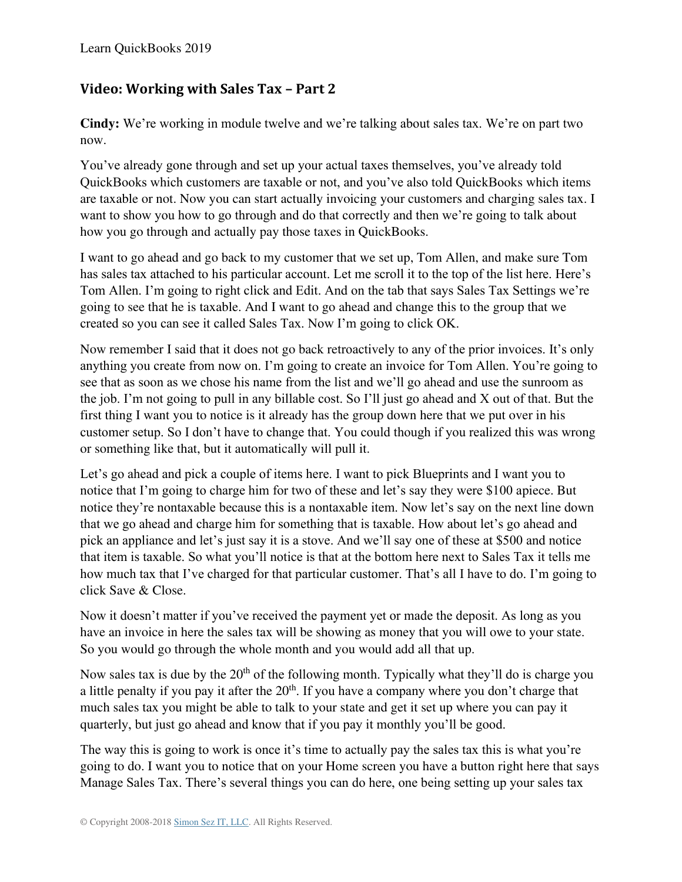## Video: Working with Sales Tax – Part 2

**Cindy:** We're working in module twelve and we're talking about sales tax. We're on part two now.

You've already gone through and set up your actual taxes themselves, you've already told QuickBooks which customers are taxable or not, and you've also told QuickBooks which items are taxable or not. Now you can start actually invoicing your customers and charging sales tax. I want to show you how to go through and do that correctly and then we're going to talk about how you go through and actually pay those taxes in QuickBooks.

I want to go ahead and go back to my customer that we set up, Tom Allen, and make sure Tom has sales tax attached to his particular account. Let me scroll it to the top of the list here. Here's Tom Allen. I'm going to right click and Edit. And on the tab that says Sales Tax Settings we're going to see that he is taxable. And I want to go ahead and change this to the group that we created so you can see it called Sales Tax. Now I'm going to click OK.

Now remember I said that it does not go back retroactively to any of the prior invoices. It's only anything you create from now on. I'm going to create an invoice for Tom Allen. You're going to see that as soon as we chose his name from the list and we'll go ahead and use the sunroom as the job. I'm not going to pull in any billable cost. So I'll just go ahead and X out of that. But the first thing I want you to notice is it already has the group down here that we put over in his customer setup. So I don't have to change that. You could though if you realized this was wrong or something like that, but it automatically will pull it.

Let's go ahead and pick a couple of items here. I want to pick Blueprints and I want you to notice that I'm going to charge him for two of these and let's say they were $100 apiece. But notice they're nontaxable because this is a nontaxable item. Now let's say on the next line down that we go ahead and charge him for something that is taxable. How about let's go ahead and pick an appliance and let's just say it is a stove. And we'll say one of these at $500 and notice that item is taxable. So what you'll notice is that at the bottom here next to Sales Tax it tells me how much tax that I've charged for that particular customer. That's all I have to do. I'm going to click Save & Close.

Now it doesn't matter if you've received the payment yet or made the deposit. As long as you have an invoice in here the sales tax will be showing as money that you will owe to your state. So you would go through the whole month and you would add all that up.

Now sales tax is due by the 20th of the following month. Typically what they'll do is charge you a little penalty if you pay it after the 20th. If you have a company where you don't charge that much sales tax you might be able to talk to your state and get it set up where you can pay it quarterly, but just go ahead and know that if you pay it monthly you'll be good.

The way this is going to work is once it's time to actually pay the sales tax this is what you're going to do. I want you to notice that on your Home screen you have a button right here that says Manage Sales Tax. There's several things you can do here, one being setting up your sales tax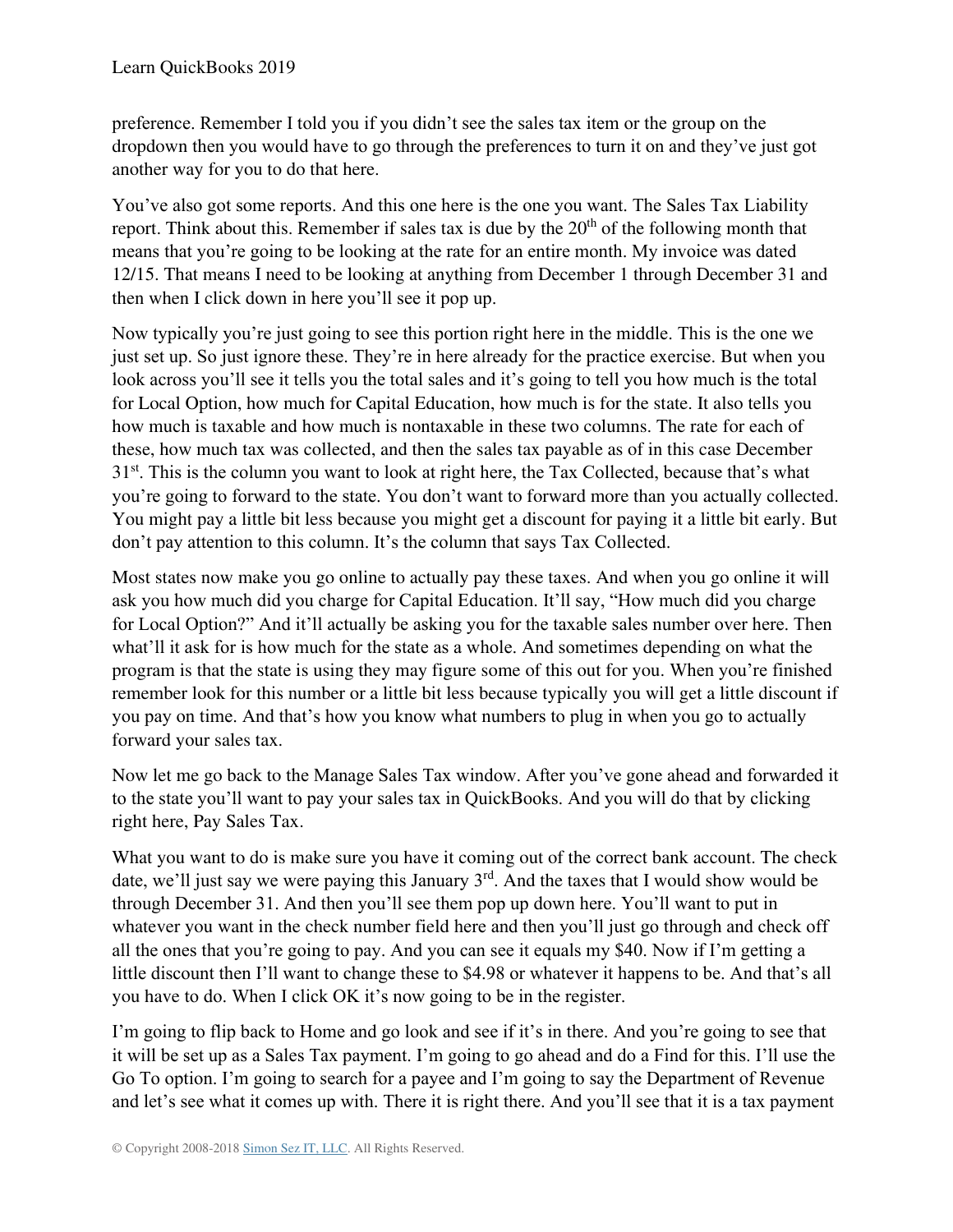preference. Remember I told you if you didn't see the sales tax item or the group on the dropdown then you would have to go through the preferences to turn it on and they've just got another way for you to do that here.

You've also got some reports. And this one here is the one you want. The Sales Tax Liability report. Think about this. Remember if sales tax is due by the 20th of the following month that means that you're going to be looking at the rate for an entire month. My invoice was dated 12/15. That means I need to be looking at anything from December 1 through December 31 and then when I click down in here you'll see it pop up.

Now typically you're just going to see this portion right here in the middle. This is the one we just set up. So just ignore these. They're in here already for the practice exercise. But when you look across you'll see it tells you the total sales and it's going to tell you how much is the total for Local Option, how much for Capital Education, how much is for the state. It also tells you how much is taxable and how much is nontaxable in these two columns. The rate for each of these, how much tax was collected, and then the sales tax payable as of in this case December 31st. This is the column you want to look at right here, the Tax Collected, because that's what you're going to forward to the state. You don't want to forward more than you actually collected. You might pay a little bit less because you might get a discount for paying it a little bit early. But don't pay attention to this column. It's the column that says Tax Collected.

Most states now make you go online to actually pay these taxes. And when you go online it will ask you how much did you charge for Capital Education. It'll say, "How much did you charge for Local Option?" And it'll actually be asking you for the taxable sales number over here. Then what'll it ask for is how much for the state as a whole. And sometimes depending on what the program is that the state is using they may figure some of this out for you. When you're finished remember look for this number or a little bit less because typically you will get a little discount if you pay on time. And that's how you know what numbers to plug in when you go to actually forward your sales tax.

Now let me go back to the Manage Sales Tax window. After you've gone ahead and forwarded it to the state you'll want to pay your sales tax in QuickBooks. And you will do that by clicking right here, Pay Sales Tax.

What you want to do is make sure you have it coming out of the correct bank account. The check date, we'll just say we were paying this January 3rd. And the taxes that I would show would be through December 31. And then you'll see them pop up down here. You'll want to put in whatever you want in the check number field here and then you'll just go through and check off all the ones that you're going to pay. And you can see it equals my $40. Now if I'm getting a little discount then I'll want to change these to $4.98 or whatever it happens to be. And that's all you have to do. When I click OK it's now going to be in the register.

I'm going to flip back to Home and go look and see if it's in there. And you're going to see that it will be set up as a Sales Tax payment. I'm going to go ahead and do a Find for this. I'll use the Go To option. I'm going to search for a payee and I'm going to say the Department of Revenue and let's see what it comes up with. There it is right there. And you'll see that it is a tax payment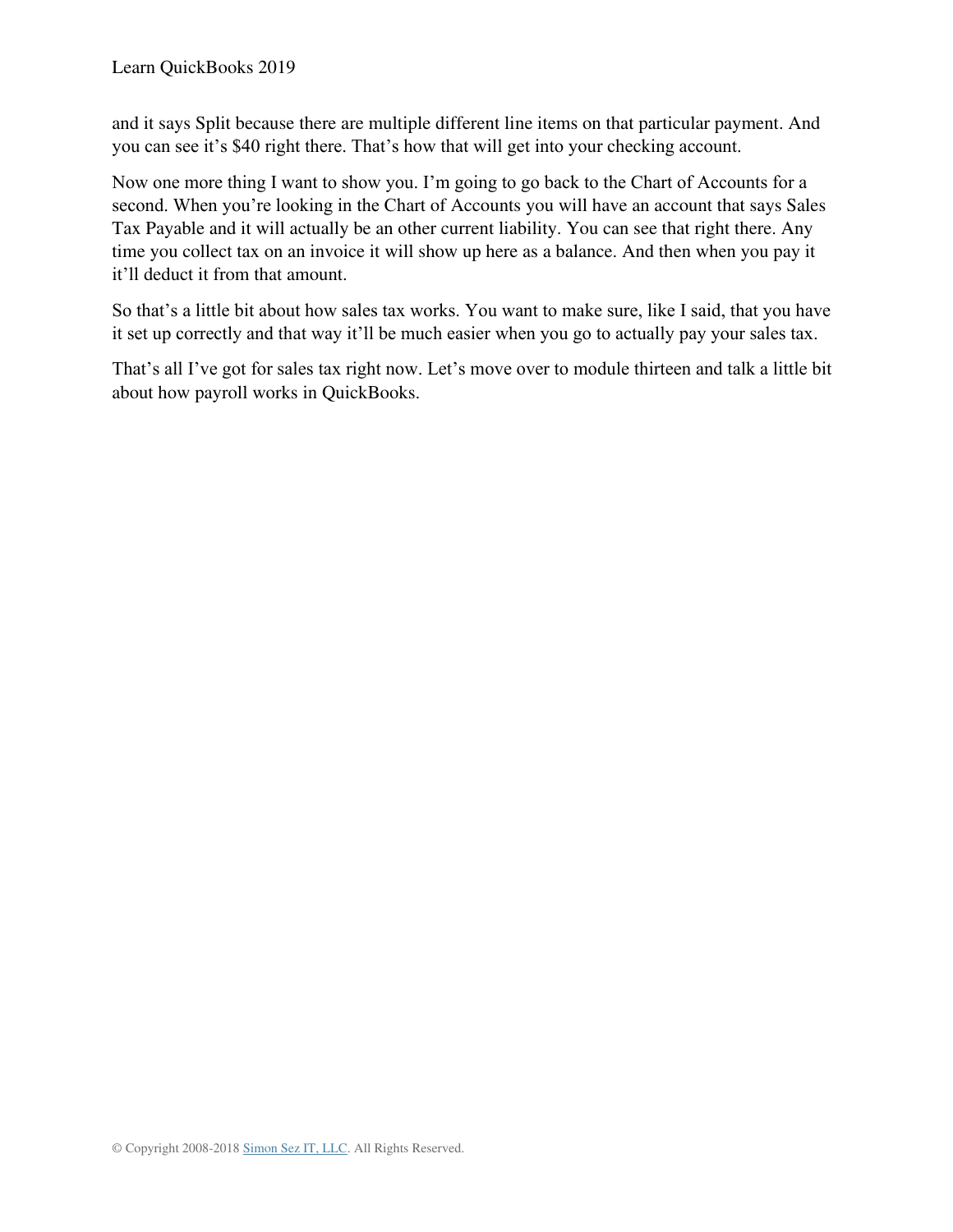and it says Split because there are multiple different line items on that particular payment. And you can see it's $40 right there. That's how that will get into your checking account.

Now one more thing I want to show you. I'm going to go back to the Chart of Accounts for a second. When you're looking in the Chart of Accounts you will have an account that says Sales Tax Payable and it will actually be an other current liability. You can see that right there. Any time you collect tax on an invoice it will show up here as a balance. And then when you pay it it'll deduct it from that amount.

So that's a little bit about how sales tax works. You want to make sure, like I said, that you have it set up correctly and that way it'll be much easier when you go to actually pay your sales tax.

That's all I've got for sales tax right now. Let's move over to module thirteen and talk a little bit about how payroll works in QuickBooks.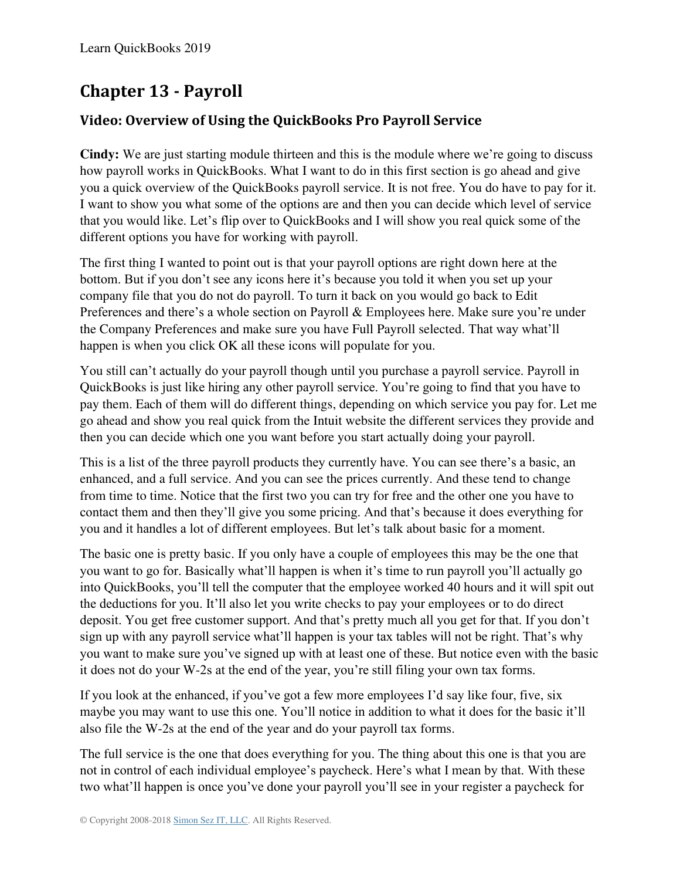## Chapter 13 - Payroll

### Video: Overview of Using the QuickBooks Pro Payroll Service

**Cindy:** We are just starting module thirteen and this is the module where we're going to discuss how payroll works in QuickBooks. What I want to do in this first section is go ahead and give you a quick overview of the QuickBooks payroll service. It is not free. You do have to pay for it. I want to show you what some of the options are and then you can decide which level of service that you would like. Let's flip over to QuickBooks and I will show you real quick some of the different options you have for working with payroll.

The first thing I wanted to point out is that your payroll options are right down here at the bottom. But if you don't see any icons here it's because you told it when you set up your company file that you do not do payroll. To turn it back on you would go back to Edit Preferences and there's a whole section on Payroll & Employees here. Make sure you're under the Company Preferences and make sure you have Full Payroll selected. That way what'll happen is when you click OK all these icons will populate for you.

You still can't actually do your payroll though until you purchase a payroll service. Payroll in QuickBooks is just like hiring any other payroll service. You're going to find that you have to pay them. Each of them will do different things, depending on which service you pay for. Let me go ahead and show you real quick from the Intuit website the different services they provide and then you can decide which one you want before you start actually doing your payroll.

This is a list of the three payroll products they currently have. You can see there's a basic, an enhanced, and a full service. And you can see the prices currently. And these tend to change from time to time. Notice that the first two you can try for free and the other one you have to contact them and then they'll give you some pricing. And that's because it does everything for you and it handles a lot of different employees. But let's talk about basic for a moment.

The basic one is pretty basic. If you only have a couple of employees this may be the one that you want to go for. Basically what'll happen is when it's time to run payroll you'll actually go into QuickBooks, you'll tell the computer that the employee worked 40 hours and it will spit out the deductions for you. It'll also let you write checks to pay your employees or to do direct deposit. You get free customer support. And that's pretty much all you get for that. If you don't sign up with any payroll service what'll happen is your tax tables will not be right. That's why you want to make sure you've signed up with at least one of these. But notice even with the basic it does not do your W-2s at the end of the year, you're still filing your own tax forms.

If you look at the enhanced, if you've got a few more employees I'd say like four, five, six maybe you may want to use this one. You'll notice in addition to what it does for the basic it'll also file the W-2s at the end of the year and do your payroll tax forms.

The full service is the one that does everything for you. The thing about this one is that you are not in control of each individual employee's paycheck. Here's what I mean by that. With these two what'll happen is once you've done your payroll you'll see in your register a paycheck for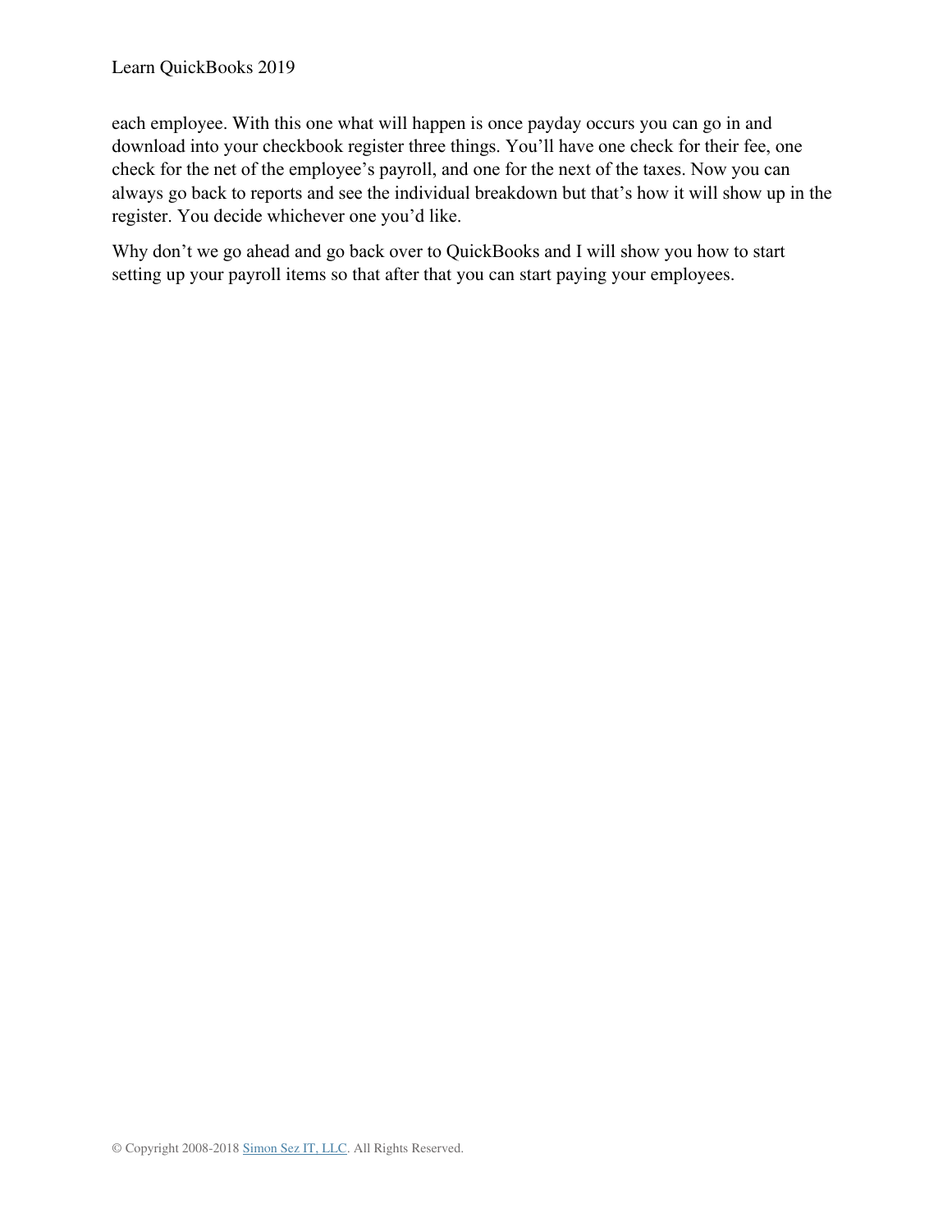each employee. With this one what will happen is once payday occurs you can go in and download into your checkbook register three things. You'll have one check for their fee, one check for the net of the employee's payroll, and one for the next of the taxes. Now you can always go back to reports and see the individual breakdown but that's how it will show up in the register. You decide whichever one you'd like.

Why don't we go ahead and go back over to QuickBooks and I will show you how to start setting up your payroll items so that after that you can start paying your employees.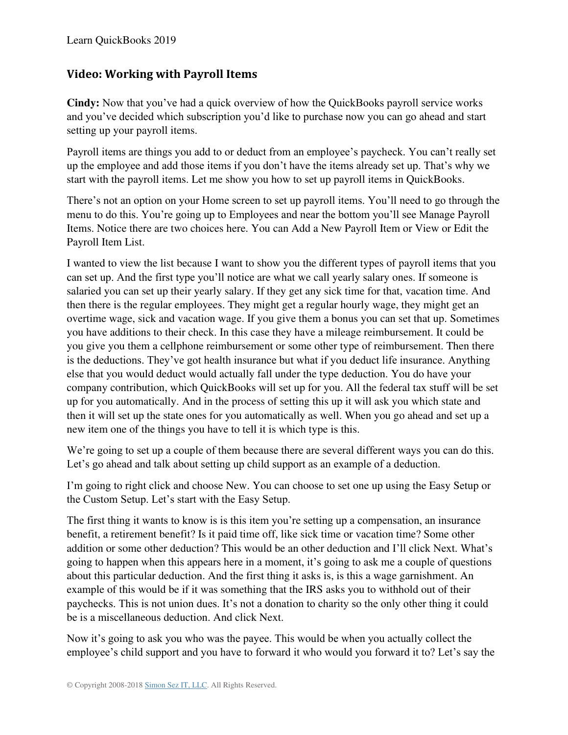## Video: Working with Payroll Items

**Cindy:** Now that you've had a quick overview of how the QuickBooks payroll service works and you've decided which subscription you'd like to purchase now you can go ahead and start setting up your payroll items.

Payroll items are things you add to or deduct from an employee's paycheck. You can't really set up the employee and add those items if you don't have the items already set up. That's why we start with the payroll items. Let me show you how to set up payroll items in QuickBooks.

There's not an option on your Home screen to set up payroll items. You'll need to go through the menu to do this. You're going up to Employees and near the bottom you'll see Manage Payroll Items. Notice there are two choices here. You can Add a New Payroll Item or View or Edit the Payroll Item List.

I wanted to view the list because I want to show you the different types of payroll items that you can set up. And the first type you'll notice are what we call yearly salary ones. If someone is salaried you can set up their yearly salary. If they get any sick time for that, vacation time. And then there is the regular employees. They might get a regular hourly wage, they might get an overtime wage, sick and vacation wage. If you give them a bonus you can set that up. Sometimes you have additions to their check. In this case they have a mileage reimbursement. It could be you give you them a cellphone reimbursement or some other type of reimbursement. Then there is the deductions. They've got health insurance but what if you deduct life insurance. Anything else that you would deduct would actually fall under the type deduction. You do have your company contribution, which QuickBooks will set up for you. All the federal tax stuff will be set up for you automatically. And in the process of setting this up it will ask you which state and then it will set up the state ones for you automatically as well. When you go ahead and set up a new item one of the things you have to tell it is which type is this.

We're going to set up a couple of them because there are several different ways you can do this. Let's go ahead and talk about setting up child support as an example of a deduction.

I'm going to right click and choose New. You can choose to set one up using the Easy Setup or the Custom Setup. Let's start with the Easy Setup.

The first thing it wants to know is is this item you're setting up a compensation, an insurance benefit, a retirement benefit? Is it paid time off, like sick time or vacation time? Some other addition or some other deduction? This would be an other deduction and I'll click Next. What's going to happen when this appears here in a moment, it's going to ask me a couple of questions about this particular deduction. And the first thing it asks is, is this a wage garnishment. An example of this would be if it was something that the IRS asks you to withhold out of their paychecks. This is not union dues. It's not a donation to charity so the only other thing it could be is a miscellaneous deduction. And click Next.

Now it's going to ask you who was the payee. This would be when you actually collect the employee's child support and you have to forward it who would you forward it to? Let's say the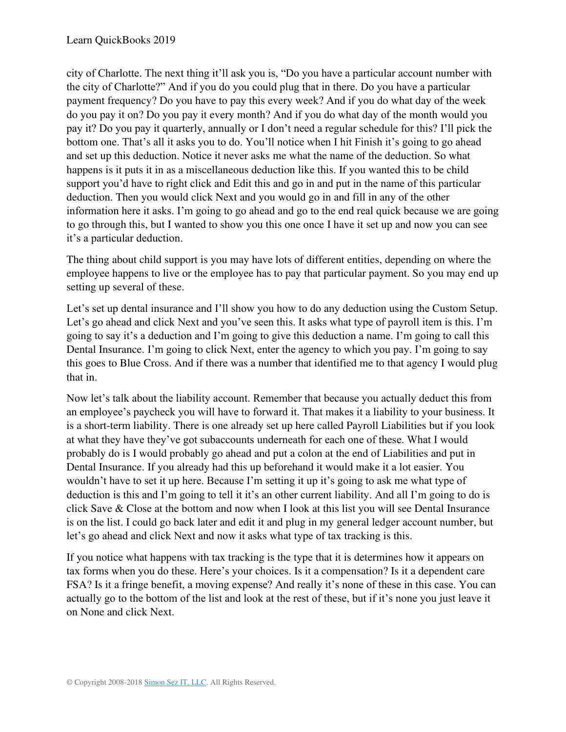city of Charlotte. The next thing it'll ask you is, "Do you have a particular account number with the city of Charlotte?" And if you do you could plug that in there. Do you have a particular payment frequency? Do you have to pay this every week? And if you do what day of the week do you pay it on? Do you pay it every month? And if you do what day of the month would you pay it? Do you pay it quarterly, annually or I don't need a regular schedule for this? I'll pick the bottom one. That's all it asks you to do. You'll notice when I hit Finish it's going to go ahead and set up this deduction. Notice it never asks me what the name of the deduction. So what happens is it puts it in as a miscellaneous deduction like this. If you wanted this to be child support you'd have to right click and Edit this and go in and put in the name of this particular deduction. Then you would click Next and you would go in and fill in any of the other information here it asks. I'm going to go ahead and go to the end real quick because we are going to go through this, but I wanted to show you this one once I have it set up and now you can see it's a particular deduction.

The thing about child support is you may have lots of different entities, depending on where the employee happens to live or the employee has to pay that particular payment. So you may end up setting up several of these.

Let's set up dental insurance and I'll show you how to do any deduction using the Custom Setup. Let's go ahead and click Next and you've seen this. It asks what type of payroll item is this. I'm going to say it's a deduction and I'm going to give this deduction a name. I'm going to call this Dental Insurance. I'm going to click Next, enter the agency to which you pay. I'm going to say this goes to Blue Cross. And if there was a number that identified me to that agency I would plug that in.

Now let's talk about the liability account. Remember that because you actually deduct this from an employee's paycheck you will have to forward it. That makes it a liability to your business. It is a short-term liability. There is one already set up here called Payroll Liabilities but if you look at what they have they've got subaccounts underneath for each one of these. What I would probably do is I would probably go ahead and put a colon at the end of Liabilities and put in Dental Insurance. If you already had this up beforehand it would make it a lot easier. You wouldn't have to set it up here. Because I'm setting it up it's going to ask me what type of deduction is this and I'm going to tell it it's an other current liability. And all I'm going to do is click Save & Close at the bottom and now when I look at this list you will see Dental Insurance is on the list. I could go back later and edit it and plug in my general ledger account number, but let's go ahead and click Next and now it asks what type of tax tracking is this.

If you notice what happens with tax tracking is the type that it is determines how it appears on tax forms when you do these. Here's your choices. Is it a compensation? Is it a dependent care FSA? Is it a fringe benefit, a moving expense? And really it's none of these in this case. You can actually go to the bottom of the list and look at the rest of these, but if it's none you just leave it on None and click Next.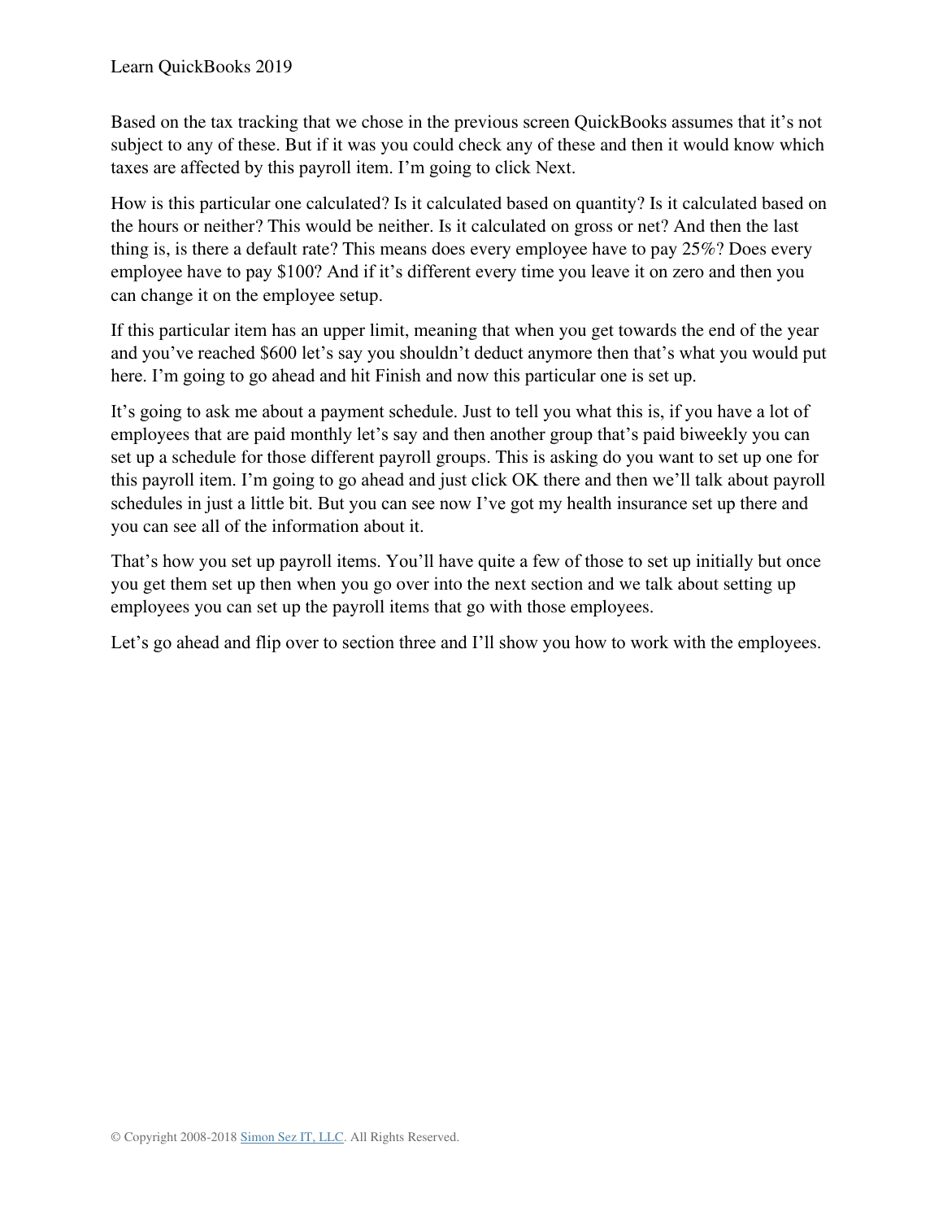Based on the tax tracking that we chose in the previous screen QuickBooks assumes that it's not subject to any of these. But if it was you could check any of these and then it would know which taxes are affected by this payroll item. I'm going to click Next.

How is this particular one calculated? Is it calculated based on quantity? Is it calculated based on the hours or neither? This would be neither. Is it calculated on gross or net? And then the last thing is, is there a default rate? This means does every employee have to pay 25%? Does every employee have to pay $100? And if it's different every time you leave it on zero and then you can change it on the employee setup.

If this particular item has an upper limit, meaning that when you get towards the end of the year and you've reached $600 let's say you shouldn't deduct anymore then that's what you would put here. I'm going to go ahead and hit Finish and now this particular one is set up.

It's going to ask me about a payment schedule. Just to tell you what this is, if you have a lot of employees that are paid monthly let's say and then another group that's paid biweekly you can set up a schedule for those different payroll groups. This is asking do you want to set up one for this payroll item. I'm going to go ahead and just click OK there and then we'll talk about payroll schedules in just a little bit. But you can see now I've got my health insurance set up there and you can see all of the information about it.

That's how you set up payroll items. You'll have quite a few of those to set up initially but once you get them set up then when you go over into the next section and we talk about setting up employees you can set up the payroll items that go with those employees.

Let's go ahead and flip over to section three and I'll show you how to work with the employees.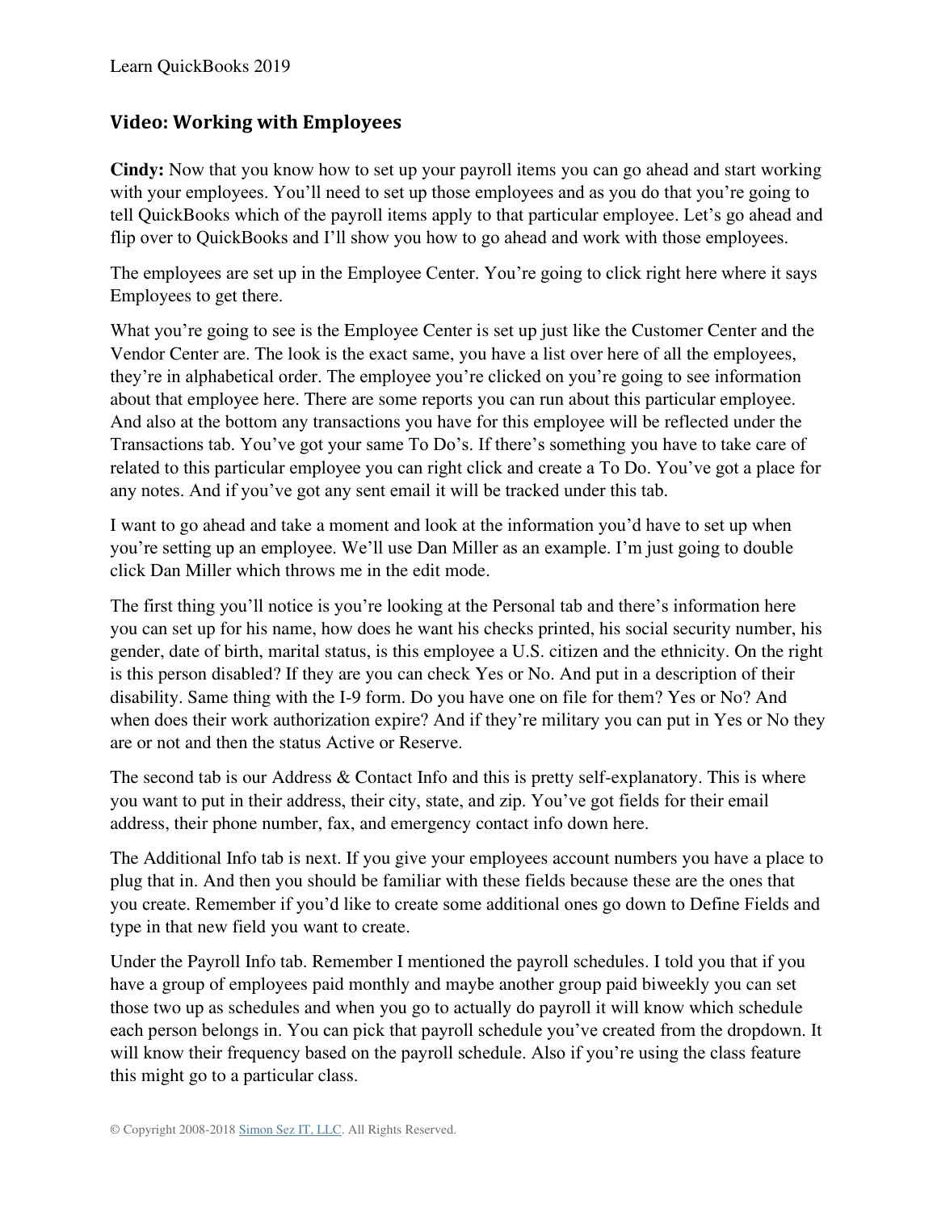## Video: Working with Employees

**Cindy:** Now that you know how to set up your payroll items you can go ahead and start working with your employees. You'll need to set up those employees and as you do that you're going to tell QuickBooks which of the payroll items apply to that particular employee. Let's go ahead and flip over to QuickBooks and I'll show you how to go ahead and work with those employees.

The employees are set up in the Employee Center. You're going to click right here where it says Employees to get there.

What you're going to see is the Employee Center is set up just like the Customer Center and the Vendor Center are. The look is the exact same, you have a list over here of all the employees, they're in alphabetical order. The employee you're clicked on you're going to see information about that employee here. There are some reports you can run about this particular employee. And also at the bottom any transactions you have for this employee will be reflected under the Transactions tab. You've got your same To Do's. If there's something you have to take care of related to this particular employee you can right click and create a To Do. You've got a place for any notes. And if you've got any sent email it will be tracked under this tab.

I want to go ahead and take a moment and look at the information you'd have to set up when you're setting up an employee. We'll use Dan Miller as an example. I'm just going to double click Dan Miller which throws me in the edit mode.

The first thing you'll notice is you're looking at the Personal tab and there's information here you can set up for his name, how does he want his checks printed, his social security number, his gender, date of birth, marital status, is this employee a U.S. citizen and the ethnicity. On the right is this person disabled? If they are you can check Yes or No. And put in a description of their disability. Same thing with the I-9 form. Do you have one on file for them? Yes or No? And when does their work authorization expire? And if they're military you can put in Yes or No they are or not and then the status Active or Reserve.

The second tab is our Address & Contact Info and this is pretty self-explanatory. This is where you want to put in their address, their city, state, and zip. You've got fields for their email address, their phone number, fax, and emergency contact info down here.

The Additional Info tab is next. If you give your employees account numbers you have a place to plug that in. And then you should be familiar with these fields because these are the ones that you create. Remember if you'd like to create some additional ones go down to Define Fields and type in that new field you want to create.

Under the Payroll Info tab. Remember I mentioned the payroll schedules. I told you that if you have a group of employees paid monthly and maybe another group paid biweekly you can set those two up as schedules and when you go to actually do payroll it will know which schedule each person belongs in. You can pick that payroll schedule you've created from the dropdown. It will know their frequency based on the payroll schedule. Also if you're using the class feature this might go to a particular class.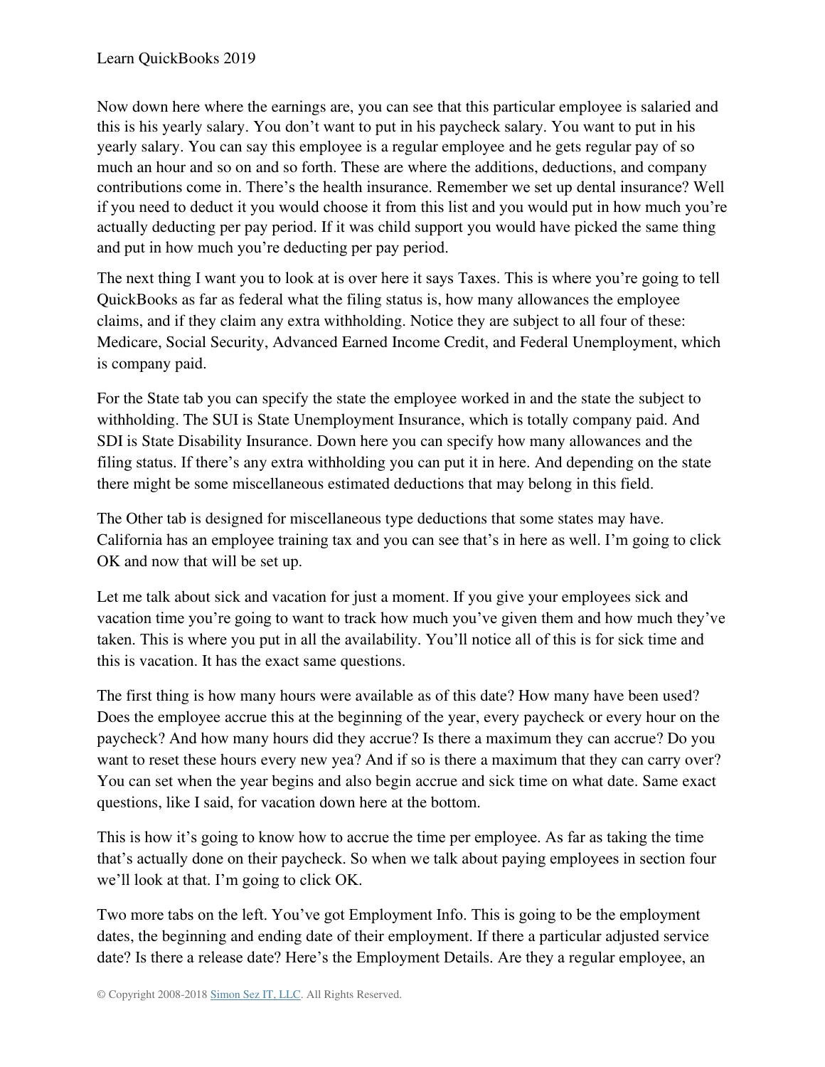Now down here where the earnings are, you can see that this particular employee is salaried and this is his yearly salary. You don't want to put in his paycheck salary. You want to put in his yearly salary. You can say this employee is a regular employee and he gets regular pay of so much an hour and so on and so forth. These are where the additions, deductions, and company contributions come in. There's the health insurance. Remember we set up dental insurance? Well if you need to deduct it you would choose it from this list and you would put in how much you're actually deducting per pay period. If it was child support you would have picked the same thing and put in how much you're deducting per pay period.

The next thing I want you to look at is over here it says Taxes. This is where you're going to tell QuickBooks as far as federal what the filing status is, how many allowances the employee claims, and if they claim any extra withholding. Notice they are subject to all four of these: Medicare, Social Security, Advanced Earned Income Credit, and Federal Unemployment, which is company paid.

For the State tab you can specify the state the employee worked in and the state the subject to withholding. The SUI is State Unemployment Insurance, which is totally company paid. And SDI is State Disability Insurance. Down here you can specify how many allowances and the filing status. If there's any extra withholding you can put it in here. And depending on the state there might be some miscellaneous estimated deductions that may belong in this field.

The Other tab is designed for miscellaneous type deductions that some states may have. California has an employee training tax and you can see that's in here as well. I'm going to click OK and now that will be set up.

Let me talk about sick and vacation for just a moment. If you give your employees sick and vacation time you're going to want to track how much you've given them and how much they've taken. This is where you put in all the availability. You'll notice all of this is for sick time and this is vacation. It has the exact same questions.

The first thing is how many hours were available as of this date? How many have been used? Does the employee accrue this at the beginning of the year, every paycheck or every hour on the paycheck? And how many hours did they accrue? Is there a maximum they can accrue? Do you want to reset these hours every new yea? And if so is there a maximum that they can carry over? You can set when the year begins and also begin accrue and sick time on what date. Same exact questions, like I said, for vacation down here at the bottom.

This is how it's going to know how to accrue the time per employee. As far as taking the time that's actually done on their paycheck. So when we talk about paying employees in section four we'll look at that. I'm going to click OK.

Two more tabs on the left. You've got Employment Info. This is going to be the employment dates, the beginning and ending date of their employment. If there a particular adjusted service date? Is there a release date? Here's the Employment Details. Are they a regular employee, an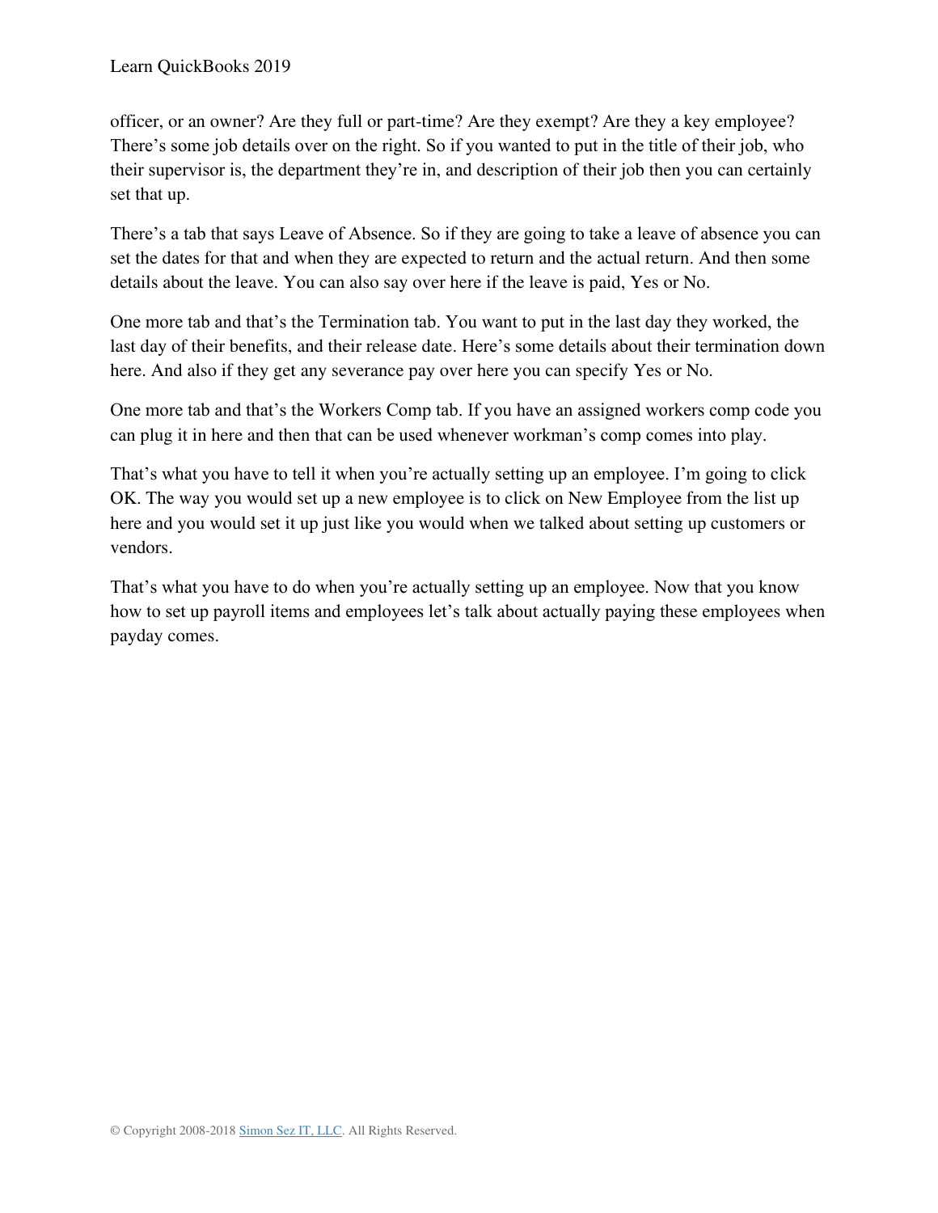officer, or an owner? Are they full or part-time? Are they exempt? Are they a key employee? There's some job details over on the right. So if you wanted to put in the title of their job, who their supervisor is, the department they're in, and description of their job then you can certainly set that up.

There's a tab that says Leave of Absence. So if they are going to take a leave of absence you can set the dates for that and when they are expected to return and the actual return. And then some details about the leave. You can also say over here if the leave is paid, Yes or No.

One more tab and that's the Termination tab. You want to put in the last day they worked, the last day of their benefits, and their release date. Here's some details about their termination down here. And also if they get any severance pay over here you can specify Yes or No.

One more tab and that's the Workers Comp tab. If you have an assigned workers comp code you can plug it in here and then that can be used whenever workman's comp comes into play.

That's what you have to tell it when you're actually setting up an employee. I'm going to click OK. The way you would set up a new employee is to click on New Employee from the list up here and you would set it up just like you would when we talked about setting up customers or vendors.

That's what you have to do when you're actually setting up an employee. Now that you know how to set up payroll items and employees let's talk about actually paying these employees when payday comes.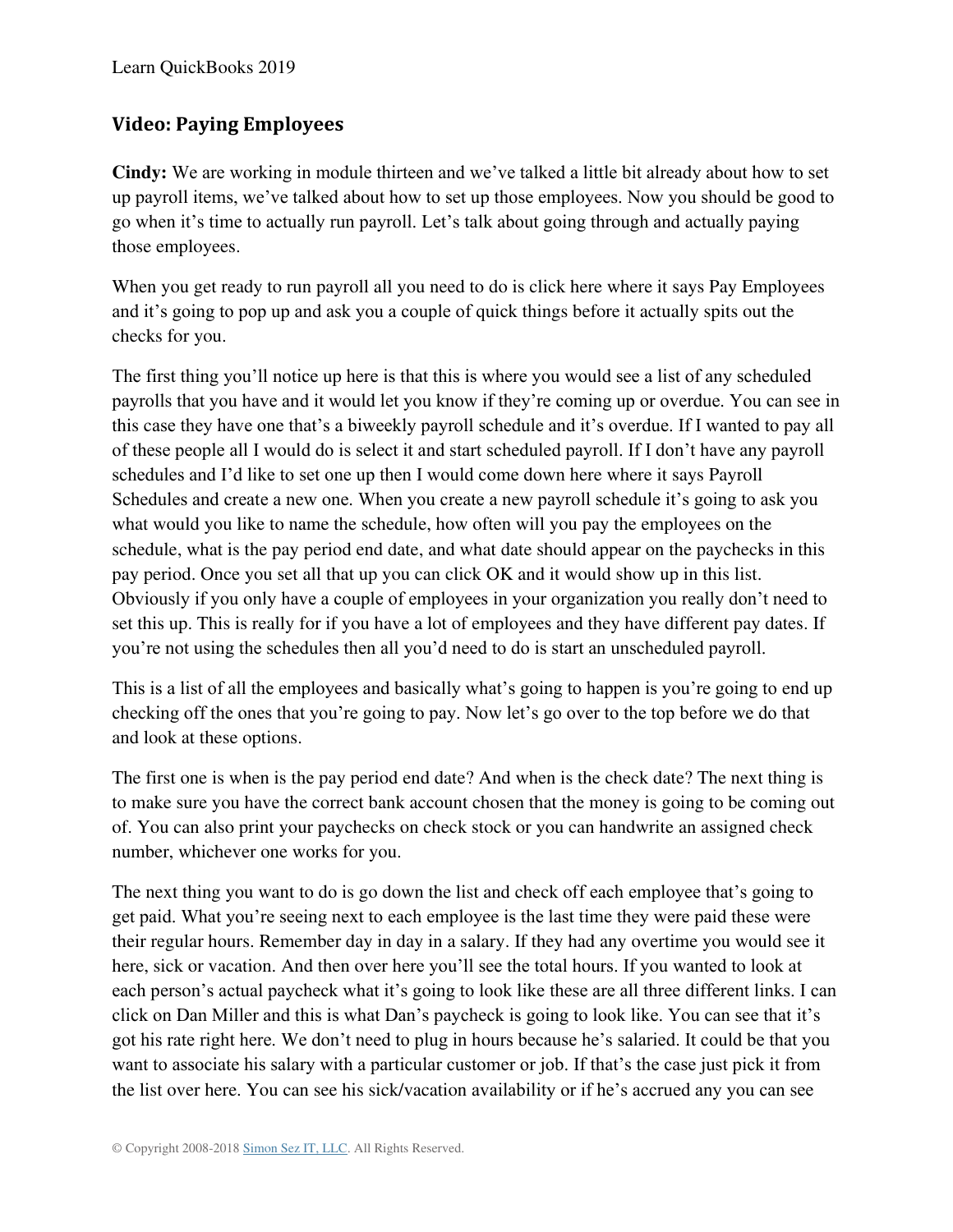## Video: Paying Employees

**Cindy:** We are working in module thirteen and we've talked a little bit already about how to set up payroll items, we've talked about how to set up those employees. Now you should be good to go when it's time to actually run payroll. Let's talk about going through and actually paying those employees.

When you get ready to run payroll all you need to do is click here where it says Pay Employees and it's going to pop up and ask you a couple of quick things before it actually spits out the checks for you.

The first thing you'll notice up here is that this is where you would see a list of any scheduled payrolls that you have and it would let you know if they're coming up or overdue. You can see in this case they have one that's a biweekly payroll schedule and it's overdue. If I wanted to pay all of these people all I would do is select it and start scheduled payroll. If I don't have any payroll schedules and I'd like to set one up then I would come down here where it says Payroll Schedules and create a new one. When you create a new payroll schedule it's going to ask you what would you like to name the schedule, how often will you pay the employees on the schedule, what is the pay period end date, and what date should appear on the paychecks in this pay period. Once you set all that up you can click OK and it would show up in this list. Obviously if you only have a couple of employees in your organization you really don't need to set this up. This is really for if you have a lot of employees and they have different pay dates. If you're not using the schedules then all you'd need to do is start an unscheduled payroll.

This is a list of all the employees and basically what's going to happen is you're going to end up checking off the ones that you're going to pay. Now let's go over to the top before we do that and look at these options.

The first one is when is the pay period end date? And when is the check date? The next thing is to make sure you have the correct bank account chosen that the money is going to be coming out of. You can also print your paychecks on check stock or you can handwrite an assigned check number, whichever one works for you.

The next thing you want to do is go down the list and check off each employee that's going to get paid. What you're seeing next to each employee is the last time they were paid these were their regular hours. Remember day in day in a salary. If they had any overtime you would see it here, sick or vacation. And then over here you'll see the total hours. If you wanted to look at each person's actual paycheck what it's going to look like these are all three different links. I can click on Dan Miller and this is what Dan's paycheck is going to look like. You can see that it's got his rate right here. We don't need to plug in hours because he's salaried. It could be that you want to associate his salary with a particular customer or job. If that's the case just pick it from the list over here. You can see his sick/vacation availability or if he's accrued any you can see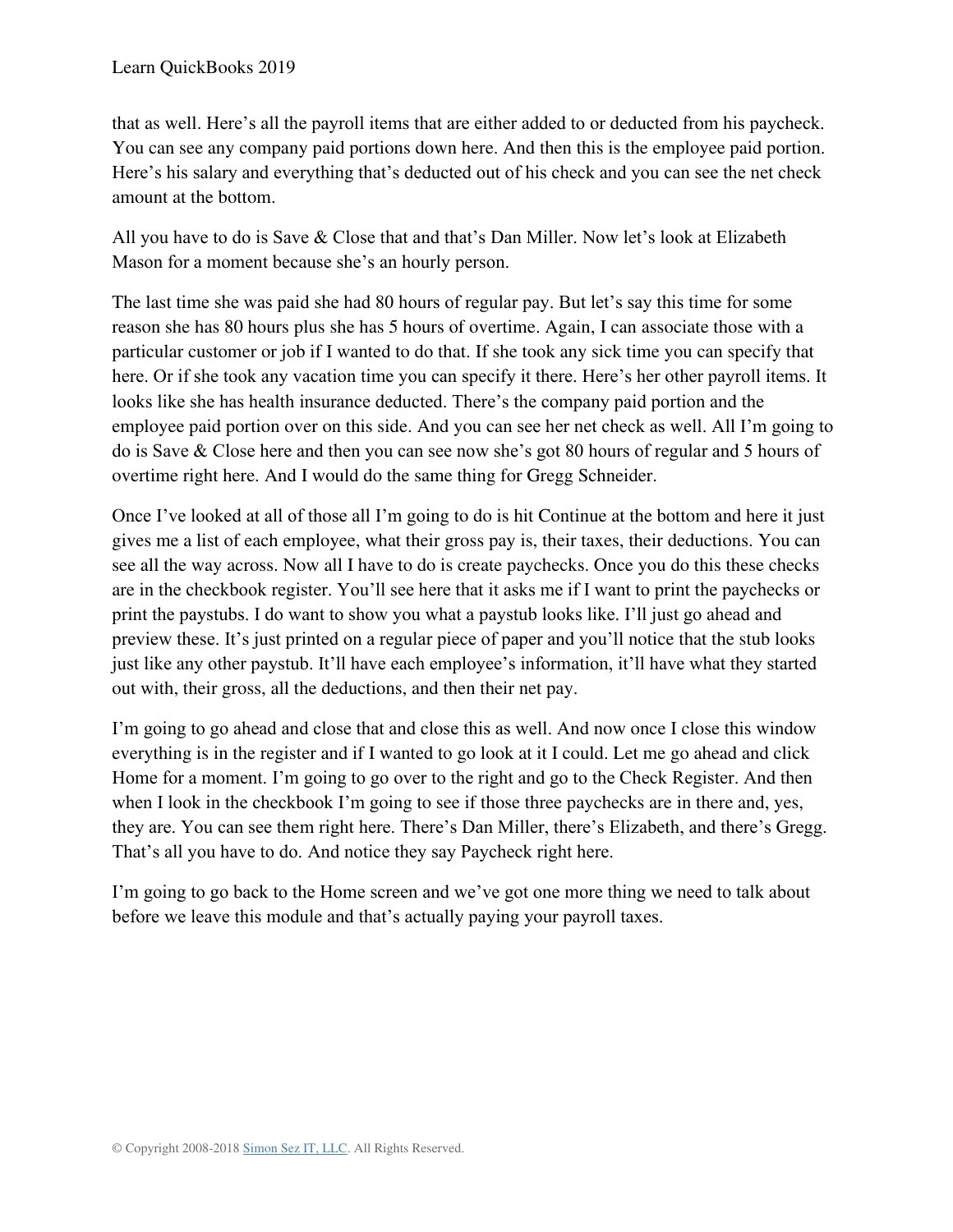that as well. Here's all the payroll items that are either added to or deducted from his paycheck. You can see any company paid portions down here. And then this is the employee paid portion. Here's his salary and everything that's deducted out of his check and you can see the net check amount at the bottom.

All you have to do is Save & Close that and that's Dan Miller. Now let's look at Elizabeth Mason for a moment because she's an hourly person.

The last time she was paid she had 80 hours of regular pay. But let's say this time for some reason she has 80 hours plus she has 5 hours of overtime. Again, I can associate those with a particular customer or job if I wanted to do that. If she took any sick time you can specify that here. Or if she took any vacation time you can specify it there. Here's her other payroll items. It looks like she has health insurance deducted. There's the company paid portion and the employee paid portion over on this side. And you can see her net check as well. All I'm going to do is Save & Close here and then you can see now she's got 80 hours of regular and 5 hours of overtime right here. And I would do the same thing for Gregg Schneider.

Once I've looked at all of those all I'm going to do is hit Continue at the bottom and here it just gives me a list of each employee, what their gross pay is, their taxes, their deductions. You can see all the way across. Now all I have to do is create paychecks. Once you do this these checks are in the checkbook register. You'll see here that it asks me if I want to print the paychecks or print the paystubs. I do want to show you what a paystub looks like. I'll just go ahead and preview these. It's just printed on a regular piece of paper and you'll notice that the stub looks just like any other paystub. It'll have each employee's information, it'll have what they started out with, their gross, all the deductions, and then their net pay.

I'm going to go ahead and close that and close this as well. And now once I close this window everything is in the register and if I wanted to go look at it I could. Let me go ahead and click Home for a moment. I'm going to go over to the right and go to the Check Register. And then when I look in the checkbook I'm going to see if those three paychecks are in there and, yes, they are. You can see them right here. There's Dan Miller, there's Elizabeth, and there's Gregg. That's all you have to do. And notice they say Paycheck right here.

I'm going to go back to the Home screen and we've got one more thing we need to talk about before we leave this module and that's actually paying your payroll taxes.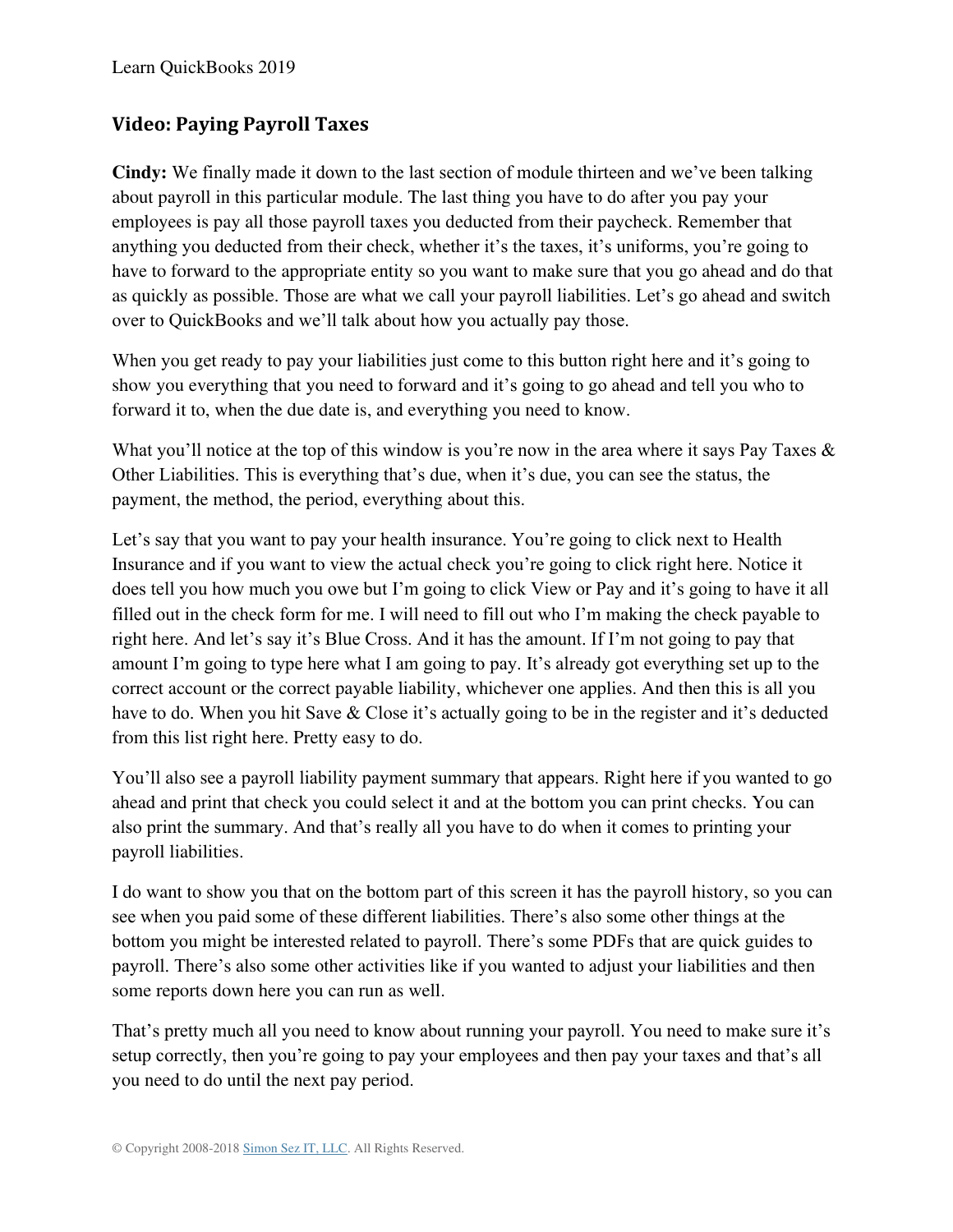## Video: Paying Payroll Taxes

**Cindy:** We finally made it down to the last section of module thirteen and we've been talking about payroll in this particular module. The last thing you have to do after you pay your employees is pay all those payroll taxes you deducted from their paycheck. Remember that anything you deducted from their check, whether it's the taxes, it's uniforms, you're going to have to forward to the appropriate entity so you want to make sure that you go ahead and do that as quickly as possible. Those are what we call your payroll liabilities. Let's go ahead and switch over to QuickBooks and we'll talk about how you actually pay those.

When you get ready to pay your liabilities just come to this button right here and it's going to show you everything that you need to forward and it's going to go ahead and tell you who to forward it to, when the due date is, and everything you need to know.

What you'll notice at the top of this window is you're now in the area where it says Pay Taxes & Other Liabilities. This is everything that's due, when it's due, you can see the status, the payment, the method, the period, everything about this.

Let's say that you want to pay your health insurance. You're going to click next to Health Insurance and if you want to view the actual check you're going to click right here. Notice it does tell you how much you owe but I'm going to click View or Pay and it's going to have it all filled out in the check form for me. I will need to fill out who I'm making the check payable to right here. And let's say it's Blue Cross. And it has the amount. If I'm not going to pay that amount I'm going to type here what I am going to pay. It's already got everything set up to the correct account or the correct payable liability, whichever one applies. And then this is all you have to do. When you hit Save & Close it's actually going to be in the register and it's deducted from this list right here. Pretty easy to do.

You'll also see a payroll liability payment summary that appears. Right here if you wanted to go ahead and print that check you could select it and at the bottom you can print checks. You can also print the summary. And that's really all you have to do when it comes to printing your payroll liabilities.

I do want to show you that on the bottom part of this screen it has the payroll history, so you can see when you paid some of these different liabilities. There's also some other things at the bottom you might be interested related to payroll. There's some PDFs that are quick guides to payroll. There's also some other activities like if you wanted to adjust your liabilities and then some reports down here you can run as well.

That's pretty much all you need to know about running your payroll. You need to make sure it's setup correctly, then you're going to pay your employees and then pay your taxes and that's all you need to do until the next pay period.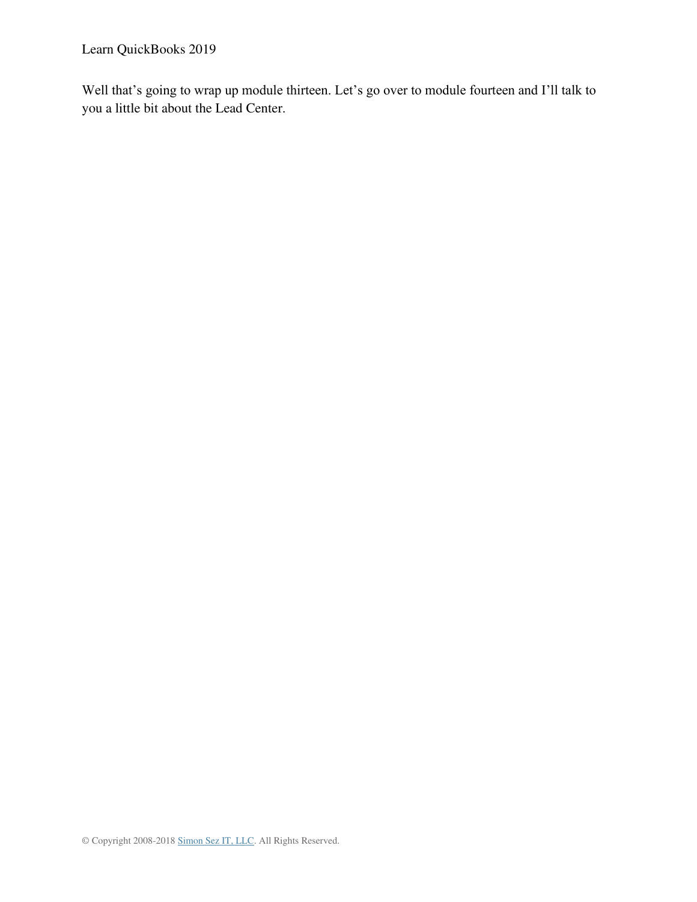Well that's going to wrap up module thirteen. Let's go over to module fourteen and I'll talk to you a little bit about the Lead Center.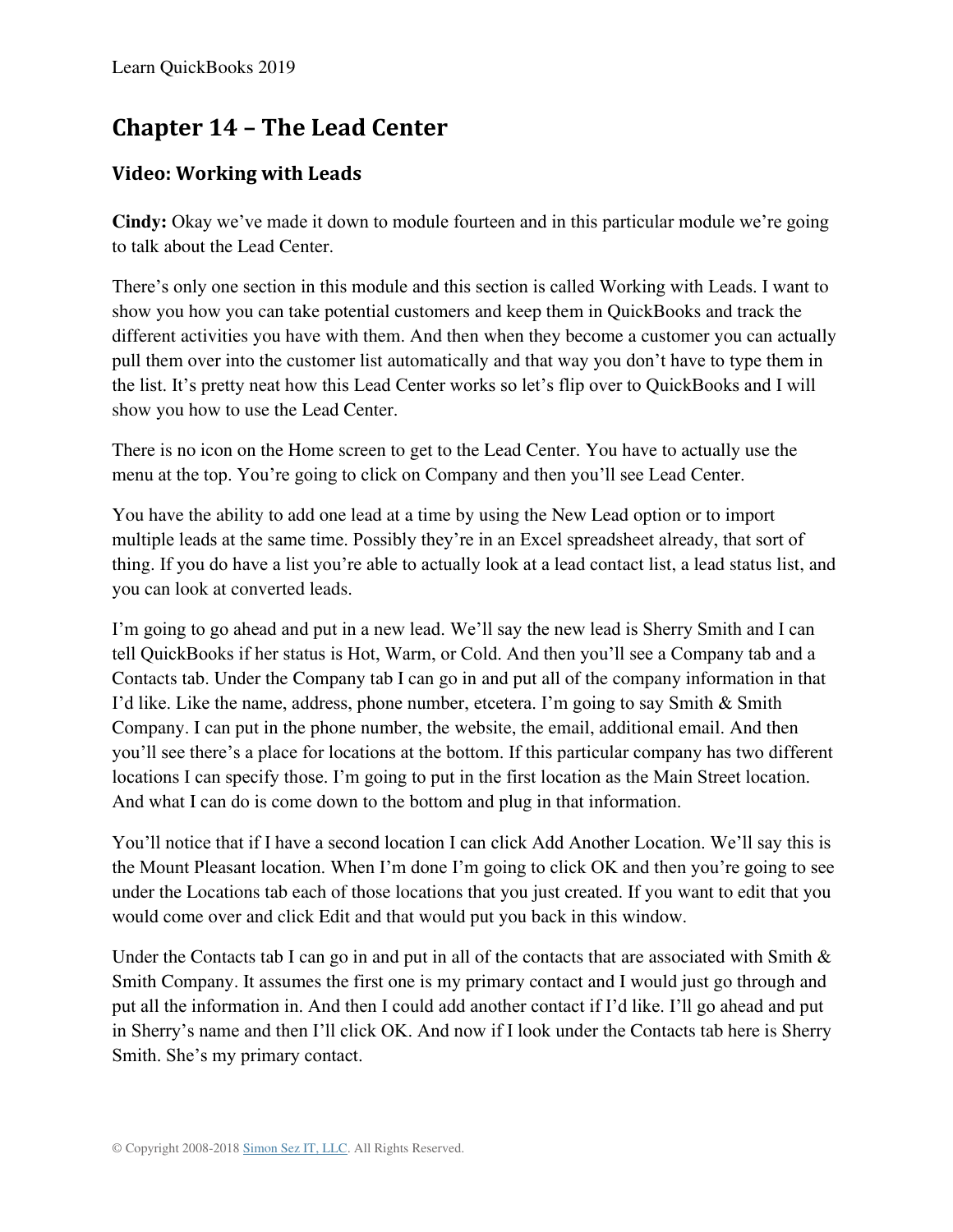# Chapter 14 – The Lead Center

## Video: Working with Leads

**Cindy:** Okay we've made it down to module fourteen and in this particular module we're going to talk about the Lead Center.

There's only one section in this module and this section is called Working with Leads. I want to show you how you can take potential customers and keep them in QuickBooks and track the different activities you have with them. And then when they become a customer you can actually pull them over into the customer list automatically and that way you don't have to type them in the list. It's pretty neat how this Lead Center works so let's flip over to QuickBooks and I will show you how to use the Lead Center.

There is no icon on the Home screen to get to the Lead Center. You have to actually use the menu at the top. You're going to click on Company and then you'll see Lead Center.

You have the ability to add one lead at a time by using the New Lead option or to import multiple leads at the same time. Possibly they're in an Excel spreadsheet already, that sort of thing. If you do have a list you're able to actually look at a lead contact list, a lead status list, and you can look at converted leads.

I'm going to go ahead and put in a new lead. We'll say the new lead is Sherry Smith and I can tell QuickBooks if her status is Hot, Warm, or Cold. And then you'll see a Company tab and a Contacts tab. Under the Company tab I can go in and put all of the company information in that I'd like. Like the name, address, phone number, etcetera. I'm going to say Smith & Smith Company. I can put in the phone number, the website, the email, additional email. And then you'll see there's a place for locations at the bottom. If this particular company has two different locations I can specify those. I'm going to put in the first location as the Main Street location. And what I can do is come down to the bottom and plug in that information.

You'll notice that if I have a second location I can click Add Another Location. We'll say this is the Mount Pleasant location. When I'm done I'm going to click OK and then you're going to see under the Locations tab each of those locations that you just created. If you want to edit that you would come over and click Edit and that would put you back in this window.

Under the Contacts tab I can go in and put in all of the contacts that are associated with Smith & Smith Company. It assumes the first one is my primary contact and I would just go through and put all the information in. And then I could add another contact if I'd like. I'll go ahead and put in Sherry's name and then I'll click OK. And now if I look under the Contacts tab here is Sherry Smith. She's my primary contact.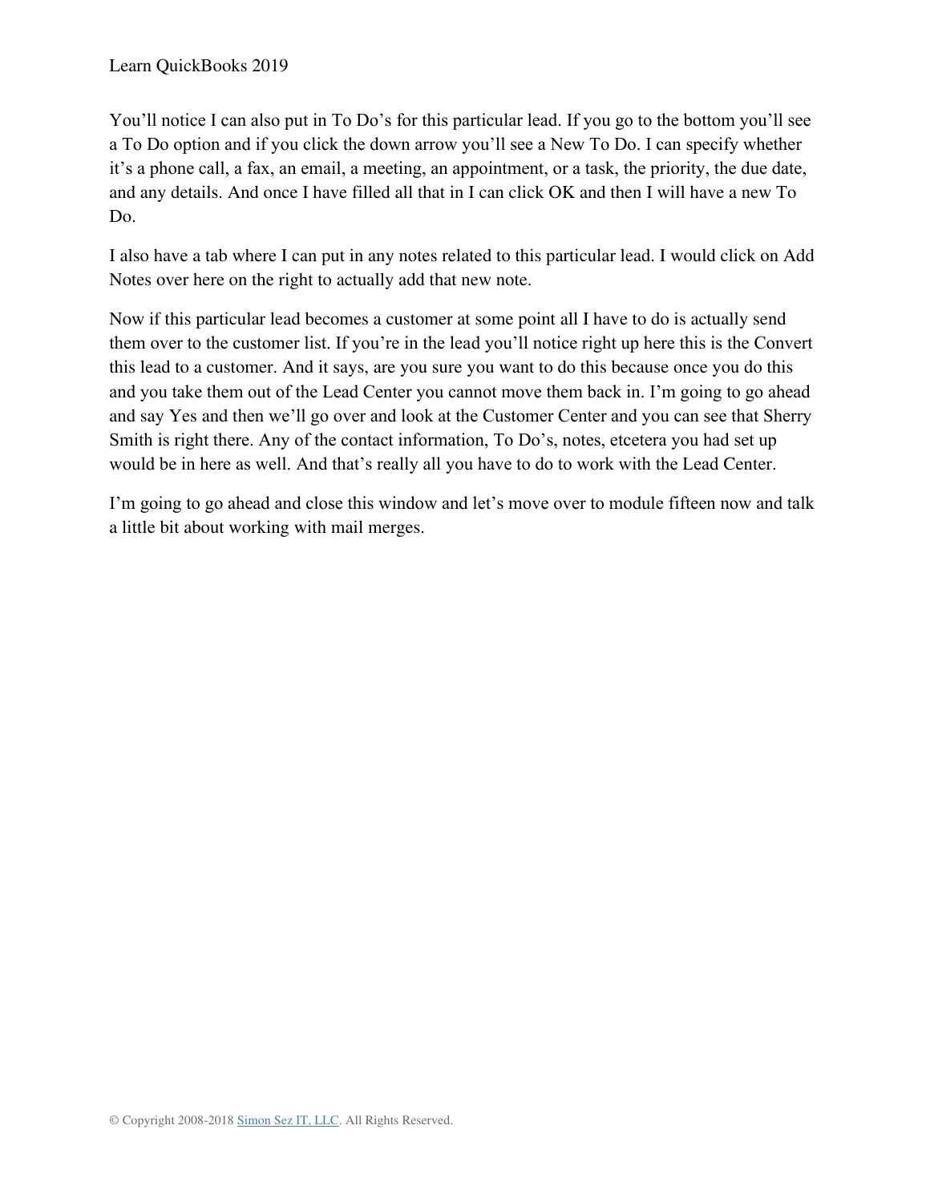You'll notice I can also put in To Do's for this particular lead. If you go to the bottom you'll see a To Do option and if you click the down arrow you'll see a New To Do. I can specify whether it's a phone call, a fax, an email, a meeting, an appointment, or a task, the priority, the due date, and any details. And once I have filled all that in I can click OK and then I will have a new To Do.

I also have a tab where I can put in any notes related to this particular lead. I would click on Add Notes over here on the right to actually add that new note.

Now if this particular lead becomes a customer at some point all I have to do is actually send them over to the customer list. If you're in the lead you'll notice right up here this is the Convert this lead to a customer. And it says, are you sure you want to do this because once you do this and you take them out of the Lead Center you cannot move them back in. I'm going to go ahead and say Yes and then we'll go over and look at the Customer Center and you can see that Sherry Smith is right there. Any of the contact information, To Do's, notes, etcetera you had set up would be in here as well. And that's really all you have to do to work with the Lead Center.

I'm going to go ahead and close this window and let's move over to module fifteen now and talk a little bit about working with mail merges.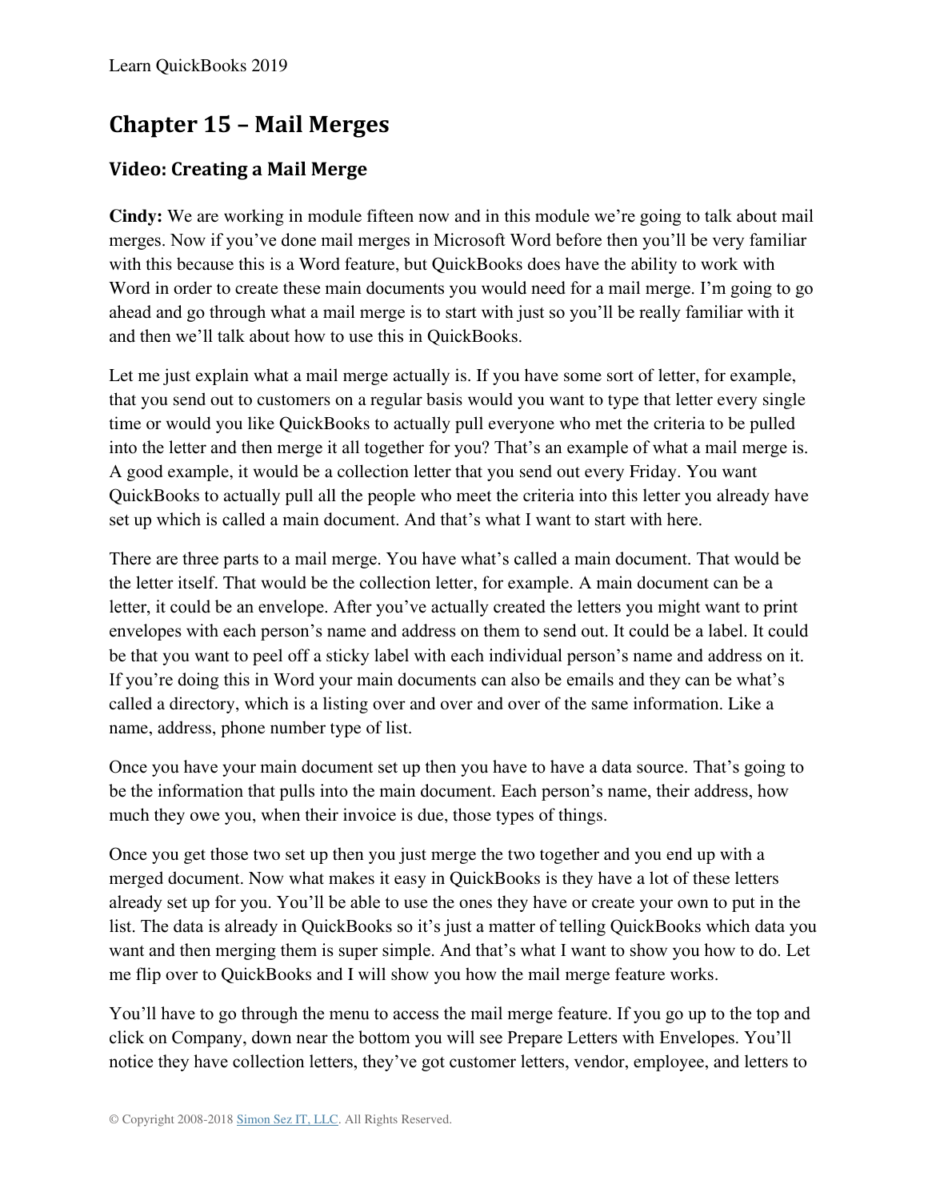# Chapter 15 – Mail Merges

## Video: Creating a Mail Merge

**Cindy:** We are working in module fifteen now and in this module we're going to talk about mail merges. Now if you've done mail merges in Microsoft Word before then you'll be very familiar with this because this is a Word feature, but QuickBooks does have the ability to work with Word in order to create these main documents you would need for a mail merge. I'm going to go ahead and go through what a mail merge is to start with just so you'll be really familiar with it and then we'll talk about how to use this in QuickBooks.

Let me just explain what a mail merge actually is. If you have some sort of letter, for example, that you send out to customers on a regular basis would you want to type that letter every single time or would you like QuickBooks to actually pull everyone who met the criteria to be pulled into the letter and then merge it all together for you? That's an example of what a mail merge is. A good example, it would be a collection letter that you send out every Friday. You want QuickBooks to actually pull all the people who meet the criteria into this letter you already have set up which is called a main document. And that's what I want to start with here.

There are three parts to a mail merge. You have what's called a main document. That would be the letter itself. That would be the collection letter, for example. A main document can be a letter, it could be an envelope. After you've actually created the letters you might want to print envelopes with each person's name and address on them to send out. It could be a label. It could be that you want to peel off a sticky label with each individual person's name and address on it. If you're doing this in Word your main documents can also be emails and they can be what's called a directory, which is a listing over and over and over of the same information. Like a name, address, phone number type of list.

Once you have your main document set up then you have to have a data source. That's going to be the information that pulls into the main document. Each person's name, their address, how much they owe you, when their invoice is due, those types of things.

Once you get those two set up then you just merge the two together and you end up with a merged document. Now what makes it easy in QuickBooks is they have a lot of these letters already set up for you. You'll be able to use the ones they have or create your own to put in the list. The data is already in QuickBooks so it's just a matter of telling QuickBooks which data you want and then merging them is super simple. And that's what I want to show you how to do. Let me flip over to QuickBooks and I will show you how the mail merge feature works.

You'll have to go through the menu to access the mail merge feature. If you go up to the top and click on Company, down near the bottom you will see Prepare Letters with Envelopes. You'll notice they have collection letters, they've got customer letters, vendor, employee, and letters to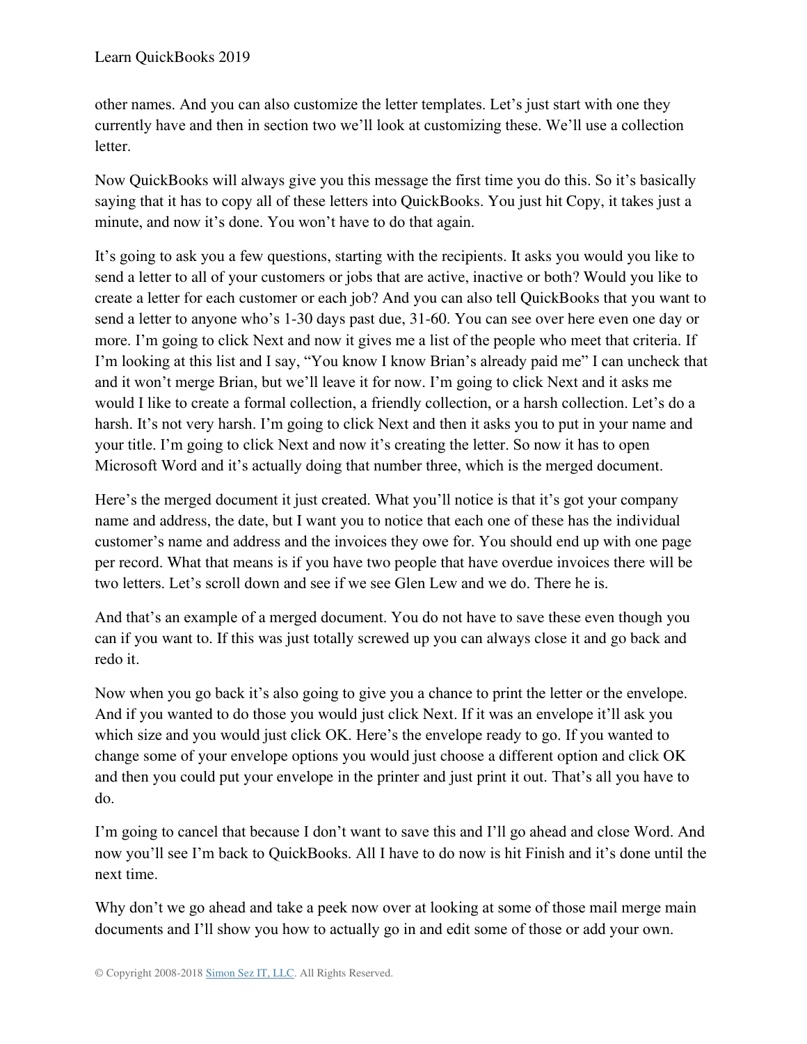other names. And you can also customize the letter templates. Let's just start with one they currently have and then in section two we'll look at customizing these. We'll use a collection letter.

Now QuickBooks will always give you this message the first time you do this. So it's basically saying that it has to copy all of these letters into QuickBooks. You just hit Copy, it takes just a minute, and now it's done. You won't have to do that again.

It's going to ask you a few questions, starting with the recipients. It asks you would you like to send a letter to all of your customers or jobs that are active, inactive or both? Would you like to create a letter for each customer or each job? And you can also tell QuickBooks that you want to send a letter to anyone who's 1-30 days past due, 31-60. You can see over here even one day or more. I'm going to click Next and now it gives me a list of the people who meet that criteria. If I'm looking at this list and I say, "You know I know Brian's already paid me" I can uncheck that and it won't merge Brian, but we'll leave it for now. I'm going to click Next and it asks me would I like to create a formal collection, a friendly collection, or a harsh collection. Let's do a harsh. It's not very harsh. I'm going to click Next and then it asks you to put in your name and your title. I'm going to click Next and now it's creating the letter. So now it has to open Microsoft Word and it's actually doing that number three, which is the merged document.

Here's the merged document it just created. What you'll notice is that it's got your company name and address, the date, but I want you to notice that each one of these has the individual customer's name and address and the invoices they owe for. You should end up with one page per record. What that means is if you have two people that have overdue invoices there will be two letters. Let's scroll down and see if we see Glen Lew and we do. There he is.

And that's an example of a merged document. You do not have to save these even though you can if you want to. If this was just totally screwed up you can always close it and go back and redo it.

Now when you go back it's also going to give you a chance to print the letter or the envelope. And if you wanted to do those you would just click Next. If it was an envelope it'll ask you which size and you would just click OK. Here's the envelope ready to go. If you wanted to change some of your envelope options you would just choose a different option and click OK and then you could put your envelope in the printer and just print it out. That's all you have to do.

I'm going to cancel that because I don't want to save this and I'll go ahead and close Word. And now you'll see I'm back to QuickBooks. All I have to do now is hit Finish and it's done until the next time.

Why don't we go ahead and take a peek now over at looking at some of those mail merge main documents and I'll show you how to actually go in and edit some of those or add your own.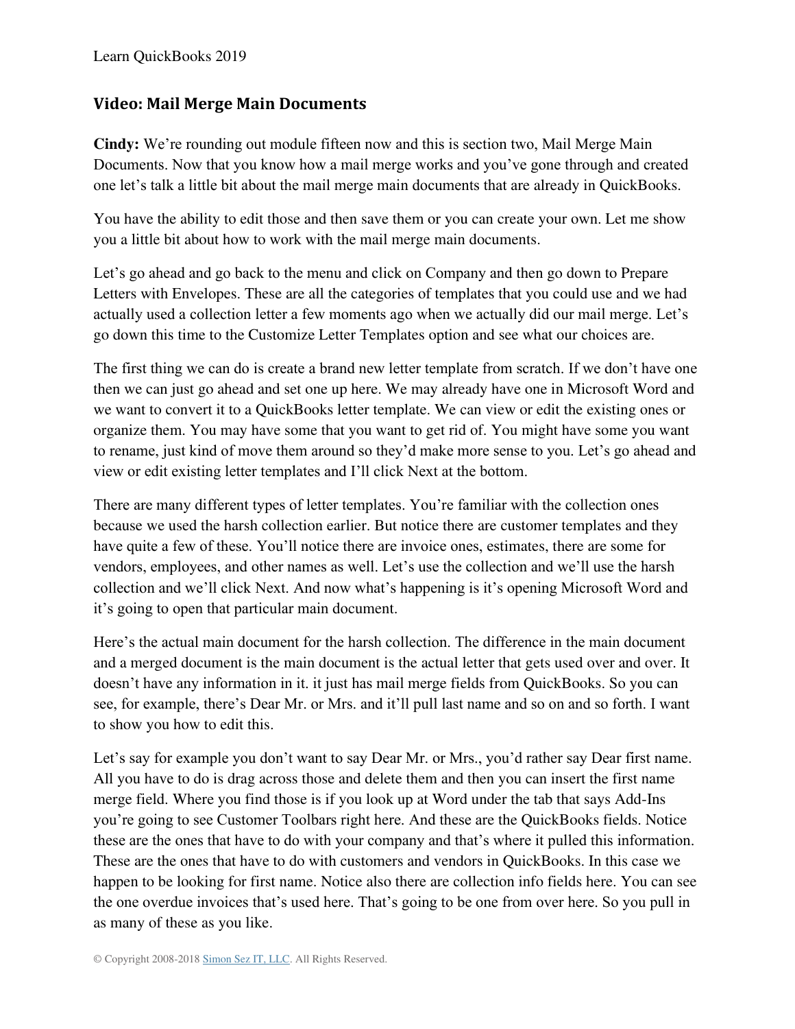## Video: Mail Merge Main Documents

**Cindy:** We're rounding out module fifteen now and this is section two, Mail Merge Main Documents. Now that you know how a mail merge works and you've gone through and created one let's talk a little bit about the mail merge main documents that are already in QuickBooks.

You have the ability to edit those and then save them or you can create your own. Let me show you a little bit about how to work with the mail merge main documents.

Let's go ahead and go back to the menu and click on Company and then go down to Prepare Letters with Envelopes. These are all the categories of templates that you could use and we had actually used a collection letter a few moments ago when we actually did our mail merge. Let's go down this time to the Customize Letter Templates option and see what our choices are.

The first thing we can do is create a brand new letter template from scratch. If we don't have one then we can just go ahead and set one up here. We may already have one in Microsoft Word and we want to convert it to a QuickBooks letter template. We can view or edit the existing ones or organize them. You may have some that you want to get rid of. You might have some you want to rename, just kind of move them around so they'd make more sense to you. Let's go ahead and view or edit existing letter templates and I'll click Next at the bottom.

There are many different types of letter templates. You're familiar with the collection ones because we used the harsh collection earlier. But notice there are customer templates and they have quite a few of these. You'll notice there are invoice ones, estimates, there are some for vendors, employees, and other names as well. Let's use the collection and we'll use the harsh collection and we'll click Next. And now what's happening is it's opening Microsoft Word and it's going to open that particular main document.

Here's the actual main document for the harsh collection. The difference in the main document and a merged document is the main document is the actual letter that gets used over and over. It doesn't have any information in it. it just has mail merge fields from QuickBooks. So you can see, for example, there's Dear Mr. or Mrs. and it'll pull last name and so on and so forth. I want to show you how to edit this.

Let's say for example you don't want to say Dear Mr. or Mrs., you'd rather say Dear first name. All you have to do is drag across those and delete them and then you can insert the first name merge field. Where you find those is if you look up at Word under the tab that says Add-Ins you're going to see Customer Toolbars right here. And these are the QuickBooks fields. Notice these are the ones that have to do with your company and that's where it pulled this information. These are the ones that have to do with customers and vendors in QuickBooks. In this case we happen to be looking for first name. Notice also there are collection info fields here. You can see the one overdue invoices that's used here. That's going to be one from over here. So you pull in as many of these as you like.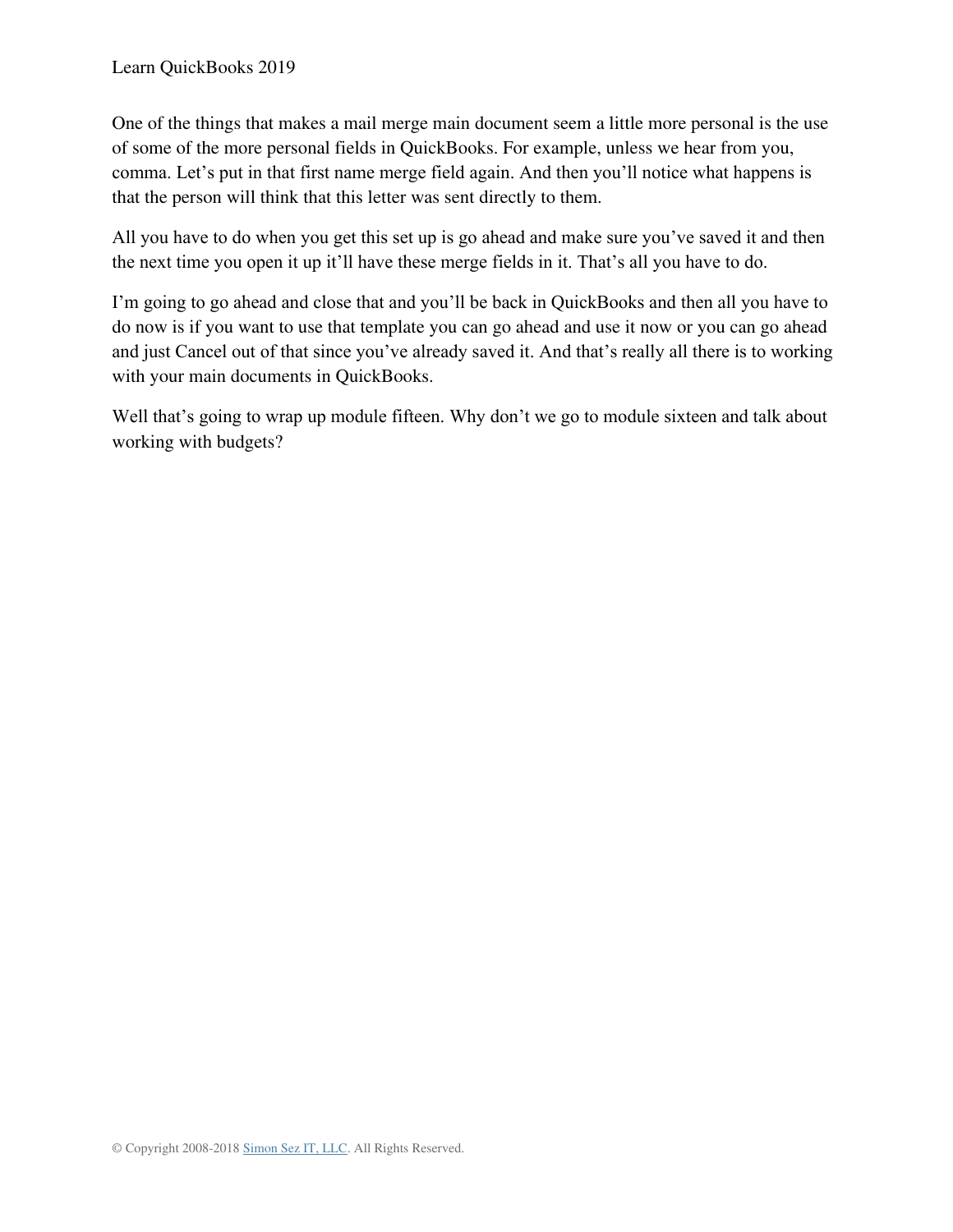One of the things that makes a mail merge main document seem a little more personal is the use of some of the more personal fields in QuickBooks. For example, unless we hear from you, comma. Let's put in that first name merge field again. And then you'll notice what happens is that the person will think that this letter was sent directly to them.

All you have to do when you get this set up is go ahead and make sure you've saved it and then the next time you open it up it'll have these merge fields in it. That's all you have to do.

I'm going to go ahead and close that and you'll be back in QuickBooks and then all you have to do now is if you want to use that template you can go ahead and use it now or you can go ahead and just Cancel out of that since you've already saved it. And that's really all there is to working with your main documents in QuickBooks.

Well that's going to wrap up module fifteen. Why don't we go to module sixteen and talk about working with budgets?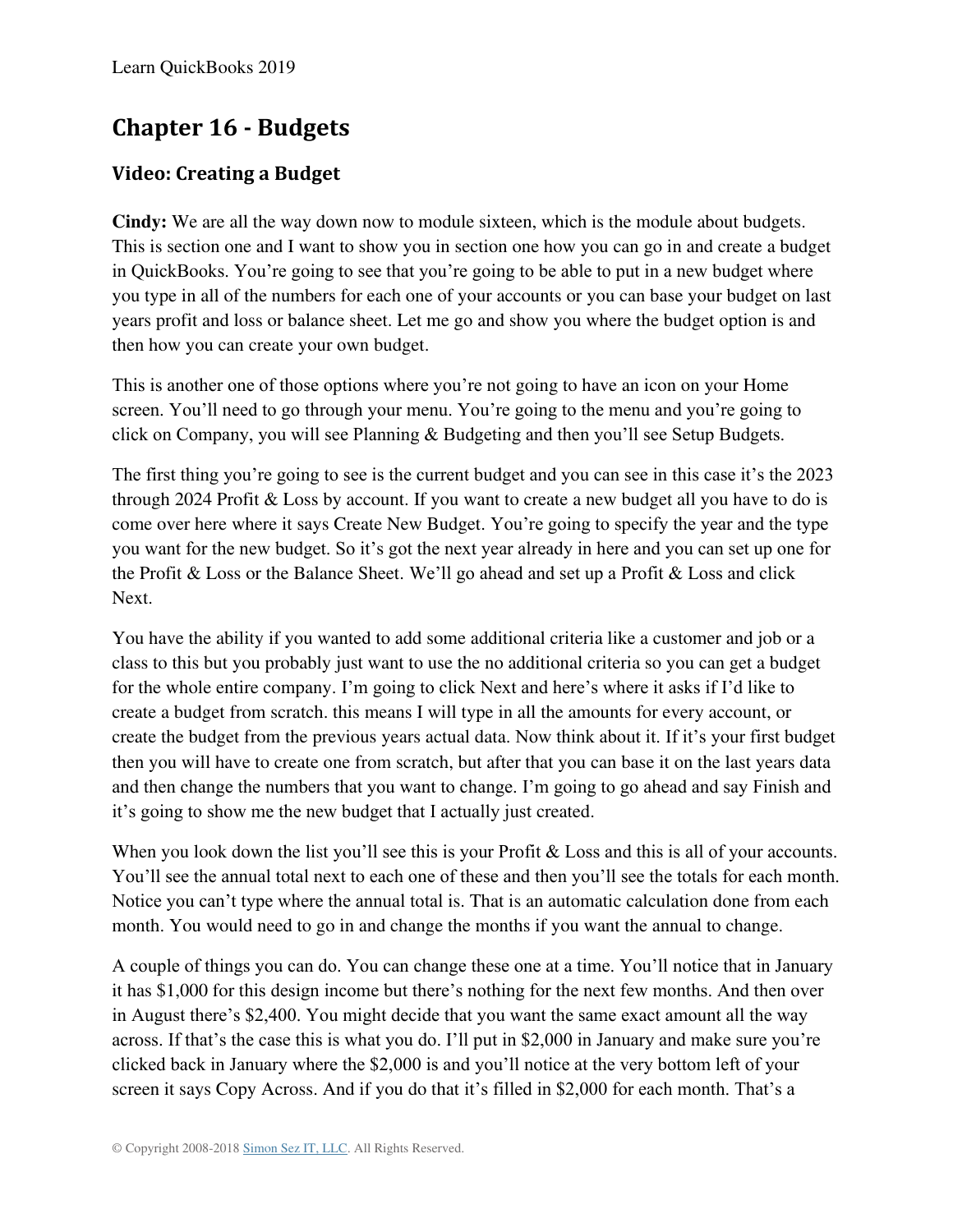# Chapter 16 - Budgets

## Video: Creating a Budget

**Cindy:** We are all the way down now to module sixteen, which is the module about budgets. This is section one and I want to show you in section one how you can go in and create a budget in QuickBooks. You're going to see that you're going to be able to put in a new budget where you type in all of the numbers for each one of your accounts or you can base your budget on last years profit and loss or balance sheet. Let me go and show you where the budget option is and then how you can create your own budget.

This is another one of those options where you're not going to have an icon on your Home screen. You'll need to go through your menu. You're going to the menu and you're going to click on Company, you will see Planning & Budgeting and then you'll see Setup Budgets.

The first thing you're going to see is the current budget and you can see in this case it's the 2023 through 2024 Profit & Loss by account. If you want to create a new budget all you have to do is come over here where it says Create New Budget. You're going to specify the year and the type you want for the new budget. So it's got the next year already in here and you can set up one for the Profit & Loss or the Balance Sheet. We'll go ahead and set up a Profit & Loss and click Next.

You have the ability if you wanted to add some additional criteria like a customer and job or a class to this but you probably just want to use the no additional criteria so you can get a budget for the whole entire company. I'm going to click Next and here's where it asks if I'd like to create a budget from scratch. this means I will type in all the amounts for every account, or create the budget from the previous years actual data. Now think about it. If it's your first budget then you will have to create one from scratch, but after that you can base it on the last years data and then change the numbers that you want to change. I'm going to go ahead and say Finish and it's going to show me the new budget that I actually just created.

When you look down the list you'll see this is your Profit & Loss and this is all of your accounts. You'll see the annual total next to each one of these and then you'll see the totals for each month. Notice you can't type where the annual total is. That is an automatic calculation done from each month. You would need to go in and change the months if you want the annual to change.

A couple of things you can do. You can change these one at a time. You'll notice that in January it has $1,000 for this design income but there's nothing for the next few months. And then over in August there's $2,400. You might decide that you want the same exact amount all the way across. If that's the case this is what you do. I'll put in $2,000 in January and make sure you're clicked back in January where the $2,000 is and you'll notice at the very bottom left of your screen it says Copy Across. And if you do that it's filled in $2,000 for each month. That's a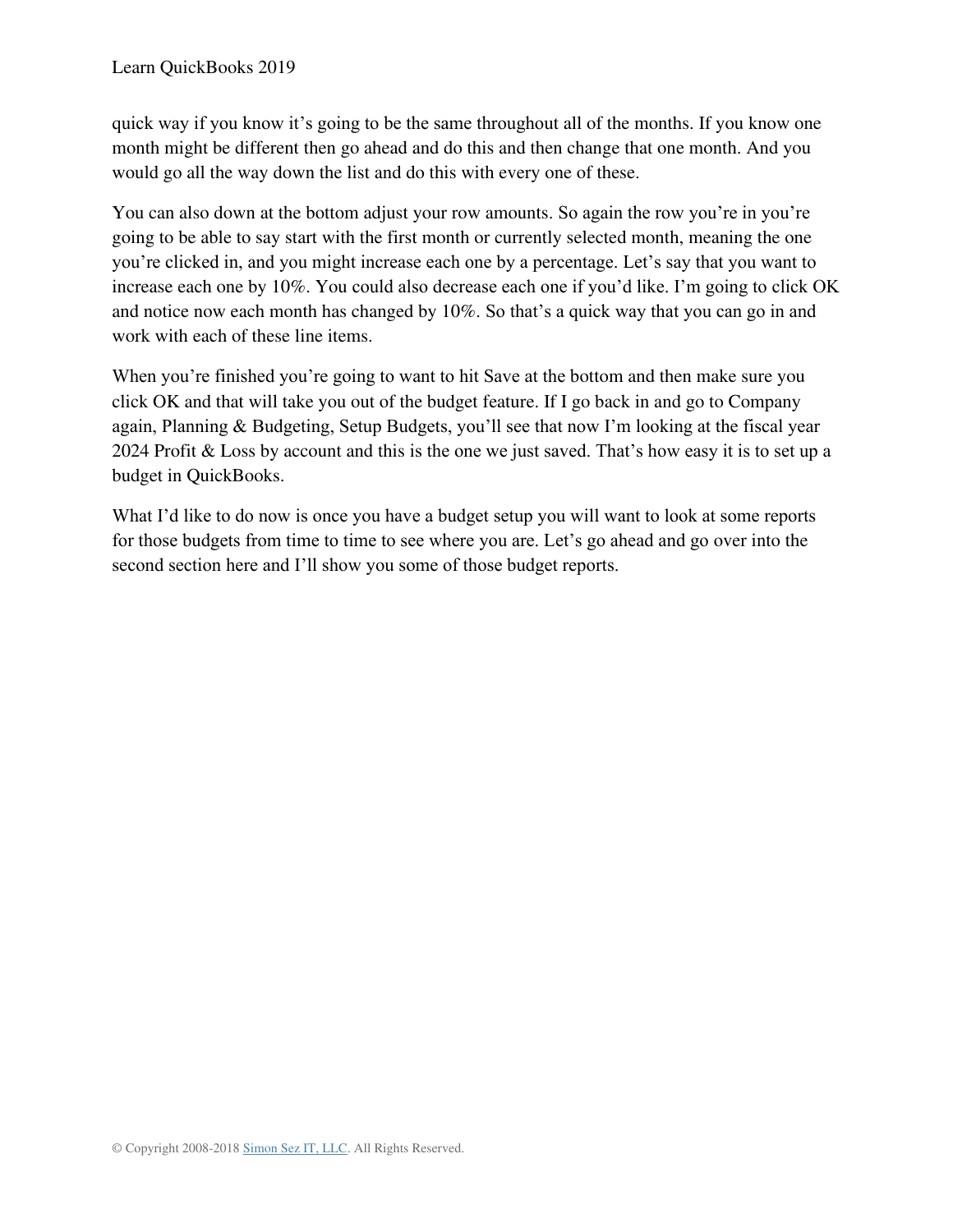quick way if you know it's going to be the same throughout all of the months. If you know one month might be different then go ahead and do this and then change that one month. And you would go all the way down the list and do this with every one of these.

You can also down at the bottom adjust your row amounts. So again the row you're in you're going to be able to say start with the first month or currently selected month, meaning the one you're clicked in, and you might increase each one by a percentage. Let's say that you want to increase each one by 10%. You could also decrease each one if you'd like. I'm going to click OK and notice now each month has changed by 10%. So that's a quick way that you can go in and work with each of these line items.

When you're finished you're going to want to hit Save at the bottom and then make sure you click OK and that will take you out of the budget feature. If I go back in and go to Company again, Planning & Budgeting, Setup Budgets, you'll see that now I'm looking at the fiscal year 2024 Profit & Loss by account and this is the one we just saved. That's how easy it is to set up a budget in QuickBooks.

What I'd like to do now is once you have a budget setup you will want to look at some reports for those budgets from time to time to see where you are. Let's go ahead and go over into the second section here and I'll show you some of those budget reports.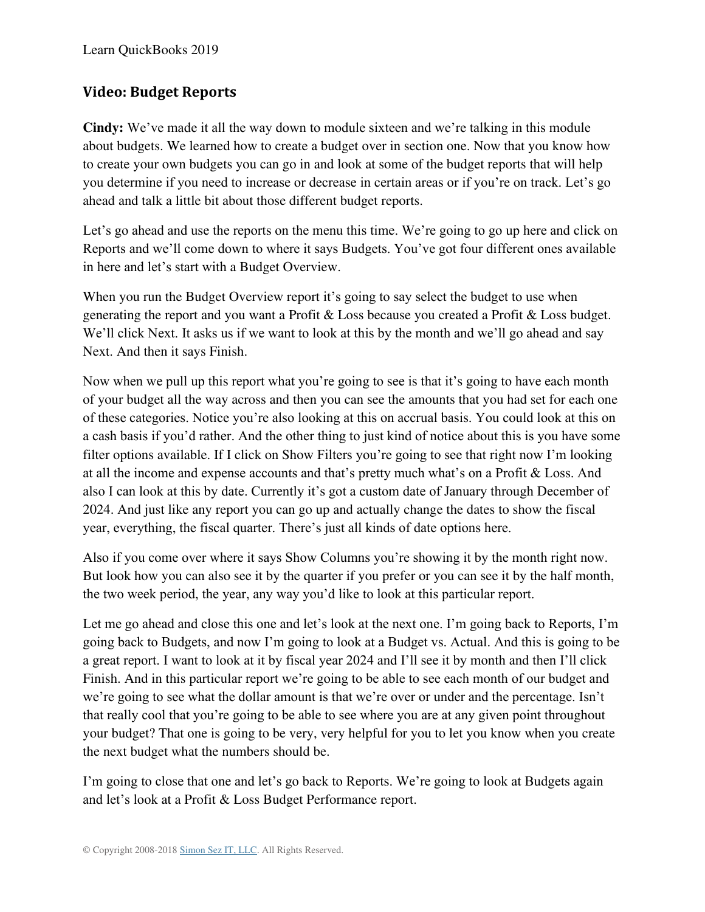## Video: Budget Reports

**Cindy:** We've made it all the way down to module sixteen and we're talking in this module about budgets. We learned how to create a budget over in section one. Now that you know how to create your own budgets you can go in and look at some of the budget reports that will help you determine if you need to increase or decrease in certain areas or if you're on track. Let's go ahead and talk a little bit about those different budget reports.

Let's go ahead and use the reports on the menu this time. We're going to go up here and click on Reports and we'll come down to where it says Budgets. You've got four different ones available in here and let's start with a Budget Overview.

When you run the Budget Overview report it's going to say select the budget to use when generating the report and you want a Profit & Loss because you created a Profit & Loss budget. We'll click Next. It asks us if we want to look at this by the month and we'll go ahead and say Next. And then it says Finish.

Now when we pull up this report what you're going to see is that it's going to have each month of your budget all the way across and then you can see the amounts that you had set for each one of these categories. Notice you're also looking at this on accrual basis. You could look at this on a cash basis if you'd rather. And the other thing to just kind of notice about this is you have some filter options available. If I click on Show Filters you're going to see that right now I'm looking at all the income and expense accounts and that's pretty much what's on a Profit & Loss. And also I can look at this by date. Currently it's got a custom date of January through December of 2024. And just like any report you can go up and actually change the dates to show the fiscal year, everything, the fiscal quarter. There's just all kinds of date options here.

Also if you come over where it says Show Columns you're showing it by the month right now. But look how you can also see it by the quarter if you prefer or you can see it by the half month, the two week period, the year, any way you'd like to look at this particular report.

Let me go ahead and close this one and let's look at the next one. I'm going back to Reports, I'm going back to Budgets, and now I'm going to look at a Budget vs. Actual. And this is going to be a great report. I want to look at it by fiscal year 2024 and I'll see it by month and then I'll click Finish. And in this particular report we're going to be able to see each month of our budget and we're going to see what the dollar amount is that we're over or under and the percentage. Isn't that really cool that you're going to be able to see where you are at any given point throughout your budget? That one is going to be very, very helpful for you to let you know when you create the next budget what the numbers should be.

I'm going to close that one and let's go back to Reports. We're going to look at Budgets again and let's look at a Profit & Loss Budget Performance report.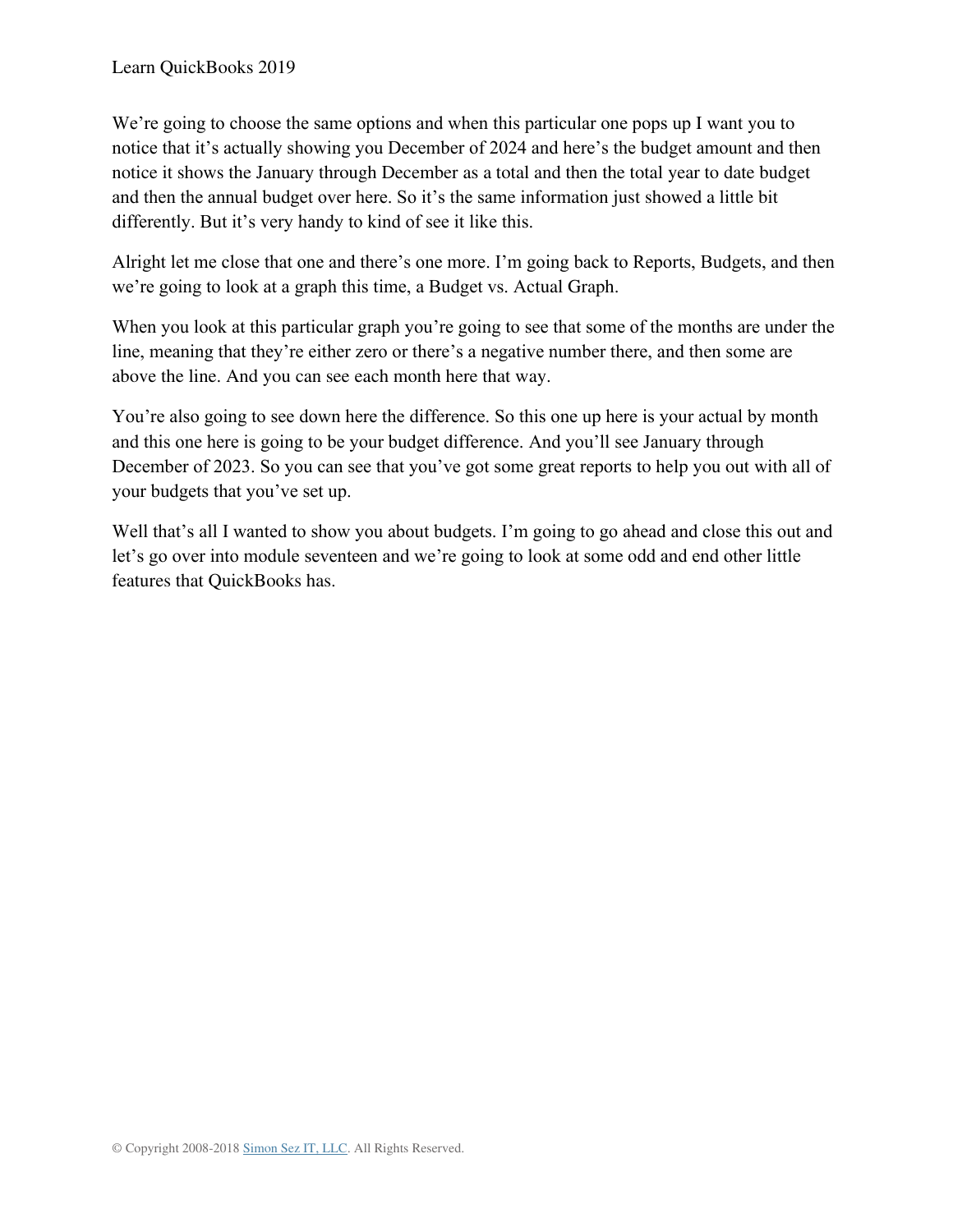We're going to choose the same options and when this particular one pops up I want you to notice that it's actually showing you December of 2024 and here's the budget amount and then notice it shows the January through December as a total and then the total year to date budget and then the annual budget over here. So it's the same information just showed a little bit differently. But it's very handy to kind of see it like this.

Alright let me close that one and there's one more. I'm going back to Reports, Budgets, and then we're going to look at a graph this time, a Budget vs. Actual Graph.

When you look at this particular graph you're going to see that some of the months are under the line, meaning that they're either zero or there's a negative number there, and then some are above the line. And you can see each month here that way.

You're also going to see down here the difference. So this one up here is your actual by month and this one here is going to be your budget difference. And you'll see January through December of 2023. So you can see that you've got some great reports to help you out with all of your budgets that you've set up.

Well that's all I wanted to show you about budgets. I'm going to go ahead and close this out and let's go over into module seventeen and we're going to look at some odd and end other little features that QuickBooks has.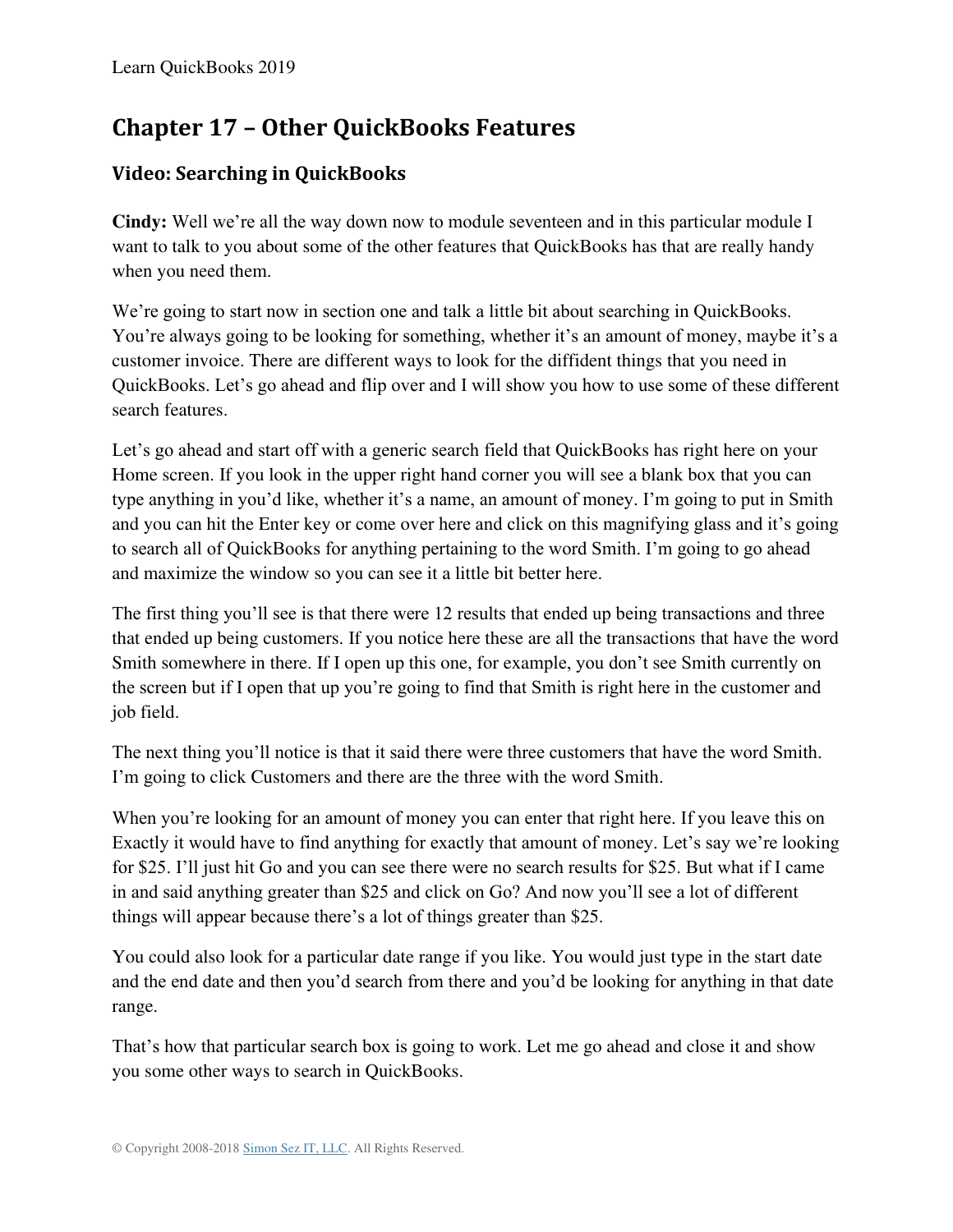# Chapter 17 – Other QuickBooks Features

## Video: Searching in QuickBooks

**Cindy:** Well we're all the way down now to module seventeen and in this particular module I want to talk to you about some of the other features that QuickBooks has that are really handy when you need them.

We're going to start now in section one and talk a little bit about searching in QuickBooks. You're always going to be looking for something, whether it's an amount of money, maybe it's a customer invoice. There are different ways to look for the diffident things that you need in QuickBooks. Let's go ahead and flip over and I will show you how to use some of these different search features.

Let's go ahead and start off with a generic search field that QuickBooks has right here on your Home screen. If you look in the upper right hand corner you will see a blank box that you can type anything in you'd like, whether it's a name, an amount of money. I'm going to put in Smith and you can hit the Enter key or come over here and click on this magnifying glass and it's going to search all of QuickBooks for anything pertaining to the word Smith. I'm going to go ahead and maximize the window so you can see it a little bit better here.

The first thing you'll see is that there were 12 results that ended up being transactions and three that ended up being customers. If you notice here these are all the transactions that have the word Smith somewhere in there. If I open up this one, for example, you don't see Smith currently on the screen but if I open that up you're going to find that Smith is right here in the customer and job field.

The next thing you'll notice is that it said there were three customers that have the word Smith. I'm going to click Customers and there are the three with the word Smith.

When you're looking for an amount of money you can enter that right here. If you leave this on Exactly it would have to find anything for exactly that amount of money. Let's say we're looking for $25. I'll just hit Go and you can see there were no search results for $25. But what if I came in and said anything greater than $25 and click on Go? And now you'll see a lot of different things will appear because there's a lot of things greater than $25.

You could also look for a particular date range if you like. You would just type in the start date and the end date and then you'd search from there and you'd be looking for anything in that date range.

That's how that particular search box is going to work. Let me go ahead and close it and show you some other ways to search in QuickBooks.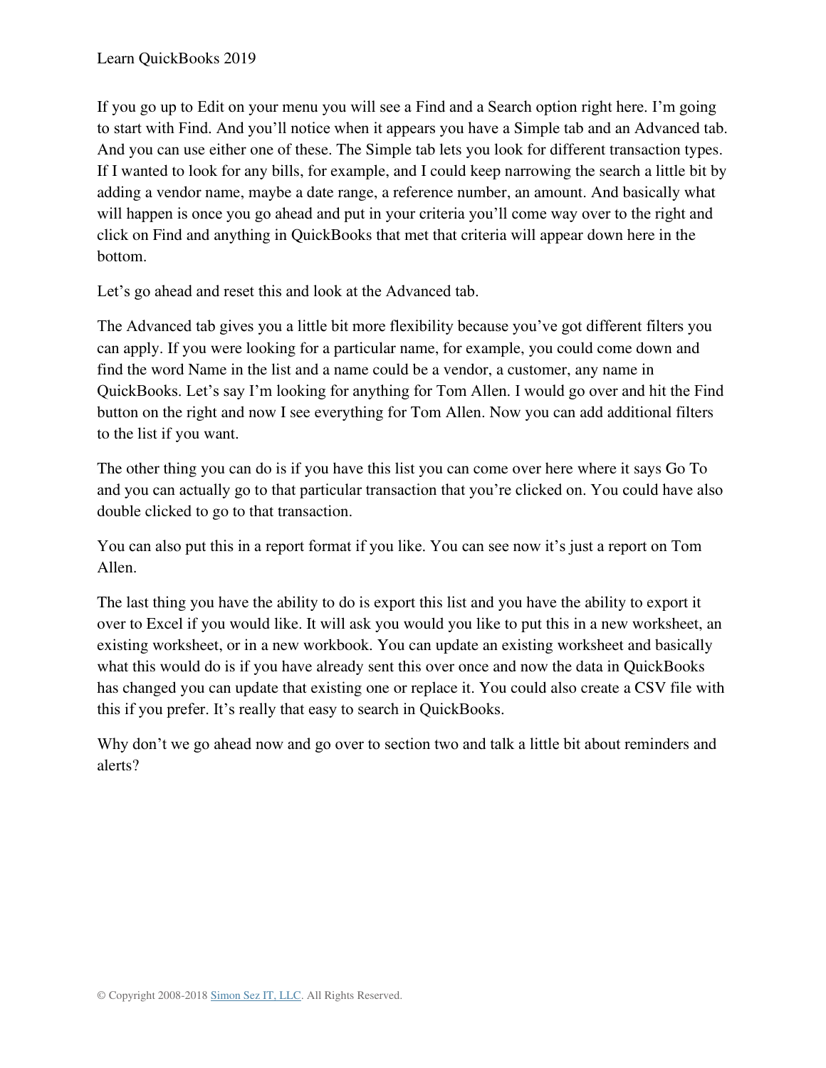If you go up to Edit on your menu you will see a Find and a Search option right here. I'm going to start with Find. And you'll notice when it appears you have a Simple tab and an Advanced tab. And you can use either one of these. The Simple tab lets you look for different transaction types. If I wanted to look for any bills, for example, and I could keep narrowing the search a little bit by adding a vendor name, maybe a date range, a reference number, an amount. And basically what will happen is once you go ahead and put in your criteria you'll come way over to the right and click on Find and anything in QuickBooks that met that criteria will appear down here in the bottom.

Let's go ahead and reset this and look at the Advanced tab.

The Advanced tab gives you a little bit more flexibility because you've got different filters you can apply. If you were looking for a particular name, for example, you could come down and find the word Name in the list and a name could be a vendor, a customer, any name in QuickBooks. Let's say I'm looking for anything for Tom Allen. I would go over and hit the Find button on the right and now I see everything for Tom Allen. Now you can add additional filters to the list if you want.

The other thing you can do is if you have this list you can come over here where it says Go To and you can actually go to that particular transaction that you're clicked on. You could have also double clicked to go to that transaction.

You can also put this in a report format if you like. You can see now it's just a report on Tom Allen.

The last thing you have the ability to do is export this list and you have the ability to export it over to Excel if you would like. It will ask you would you like to put this in a new worksheet, an existing worksheet, or in a new workbook. You can update an existing worksheet and basically what this would do is if you have already sent this over once and now the data in QuickBooks has changed you can update that existing one or replace it. You could also create a CSV file with this if you prefer. It's really that easy to search in QuickBooks.

Why don't we go ahead now and go over to section two and talk a little bit about reminders and alerts?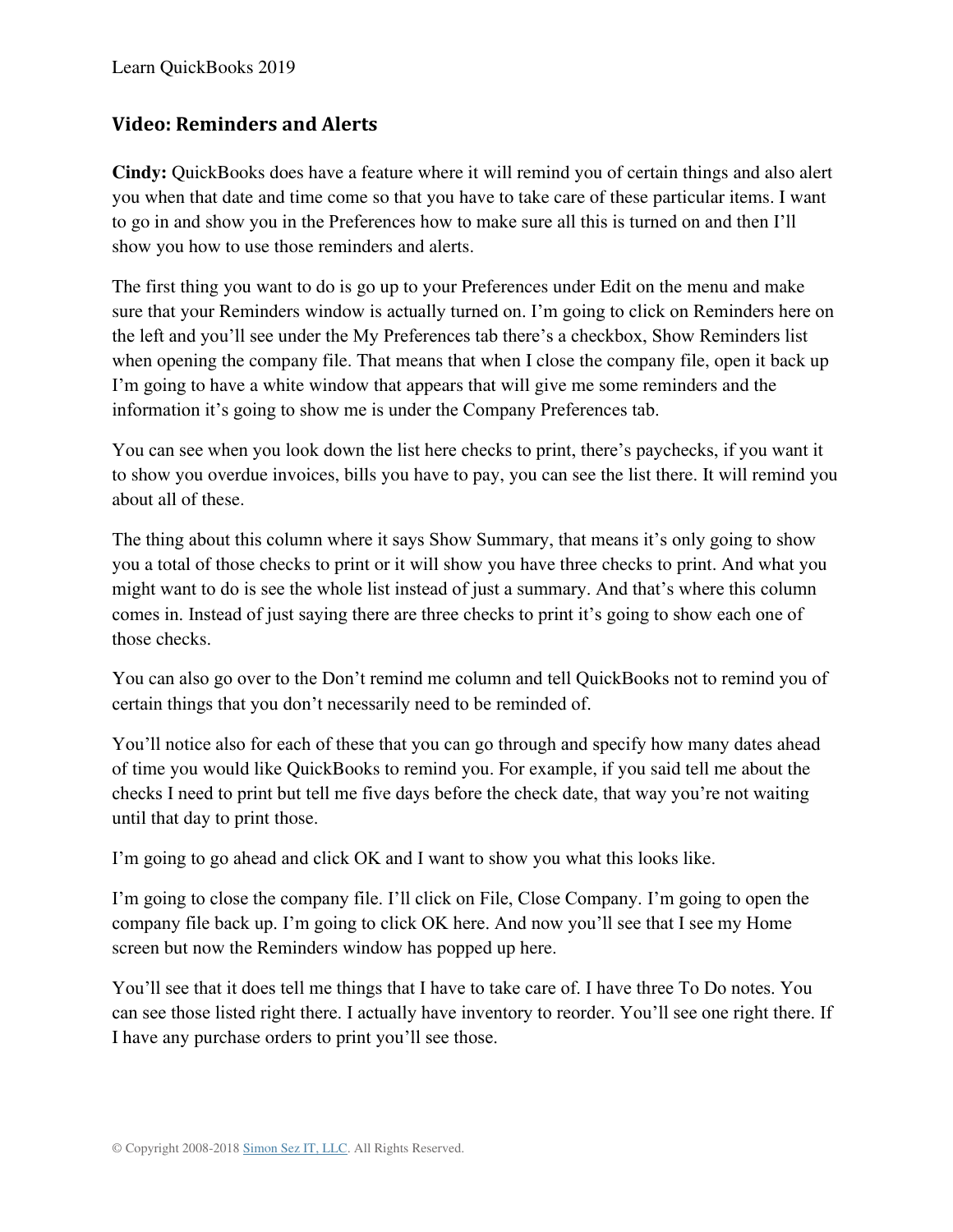## Video: Reminders and Alerts

**Cindy:** QuickBooks does have a feature where it will remind you of certain things and also alert you when that date and time come so that you have to take care of these particular items. I want to go in and show you in the Preferences how to make sure all this is turned on and then I'll show you how to use those reminders and alerts.

The first thing you want to do is go up to your Preferences under Edit on the menu and make sure that your Reminders window is actually turned on. I'm going to click on Reminders here on the left and you'll see under the My Preferences tab there's a checkbox, Show Reminders list when opening the company file. That means that when I close the company file, open it back up I'm going to have a white window that appears that will give me some reminders and the information it's going to show me is under the Company Preferences tab.

You can see when you look down the list here checks to print, there's paychecks, if you want it to show you overdue invoices, bills you have to pay, you can see the list there. It will remind you about all of these.

The thing about this column where it says Show Summary, that means it's only going to show you a total of those checks to print or it will show you have three checks to print. And what you might want to do is see the whole list instead of just a summary. And that's where this column comes in. Instead of just saying there are three checks to print it's going to show each one of those checks.

You can also go over to the Don't remind me column and tell QuickBooks not to remind you of certain things that you don't necessarily need to be reminded of.

You'll notice also for each of these that you can go through and specify how many dates ahead of time you would like QuickBooks to remind you. For example, if you said tell me about the checks I need to print but tell me five days before the check date, that way you're not waiting until that day to print those.

I'm going to go ahead and click OK and I want to show you what this looks like.

I'm going to close the company file. I'll click on File, Close Company. I'm going to open the company file back up. I'm going to click OK here. And now you'll see that I see my Home screen but now the Reminders window has popped up here.

You'll see that it does tell me things that I have to take care of. I have three To Do notes. You can see those listed right there. I actually have inventory to reorder. You'll see one right there. If I have any purchase orders to print you'll see those.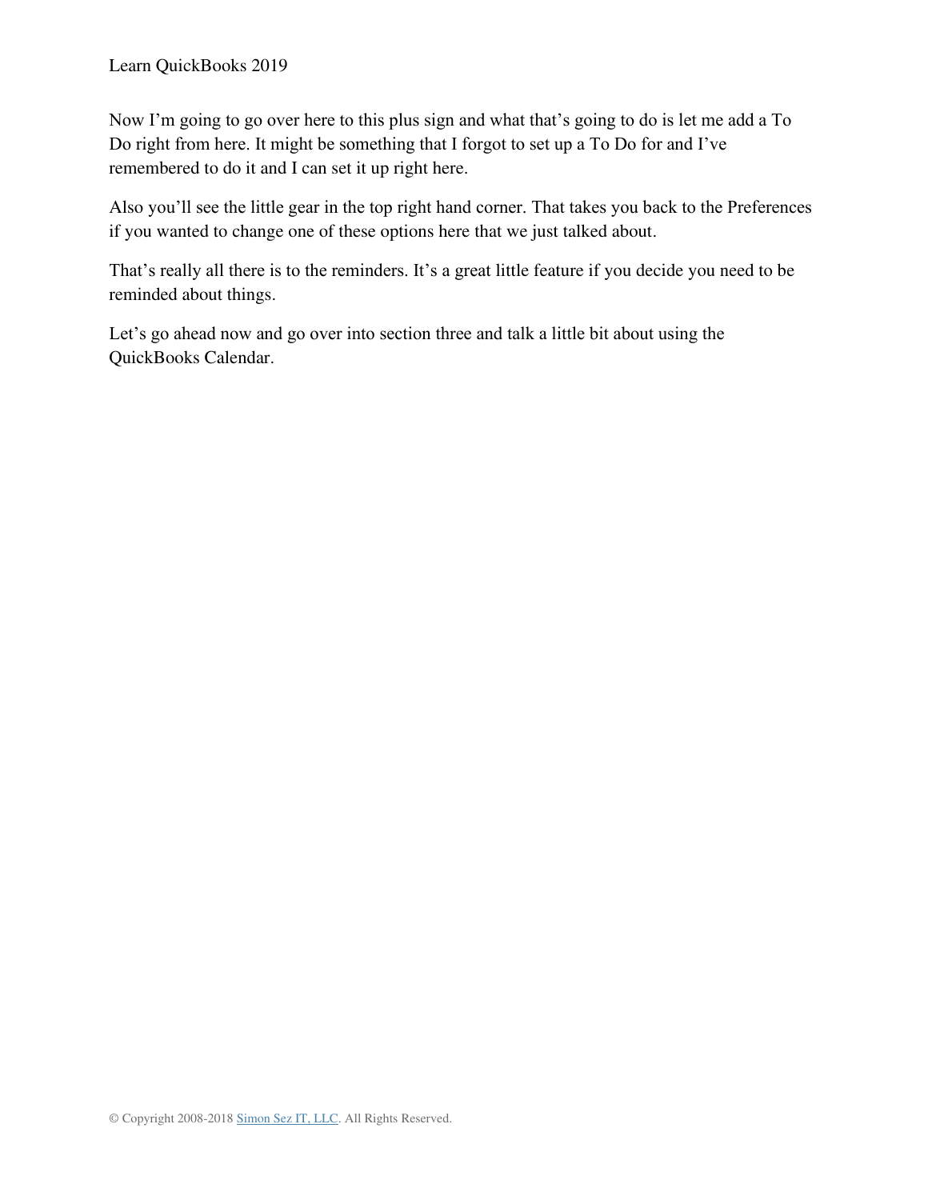Now I'm going to go over here to this plus sign and what that's going to do is let me add a To Do right from here. It might be something that I forgot to set up a To Do for and I've remembered to do it and I can set it up right here.

Also you'll see the little gear in the top right hand corner. That takes you back to the Preferences if you wanted to change one of these options here that we just talked about.

That's really all there is to the reminders. It's a great little feature if you decide you need to be reminded about things.

Let's go ahead now and go over into section three and talk a little bit about using the QuickBooks Calendar.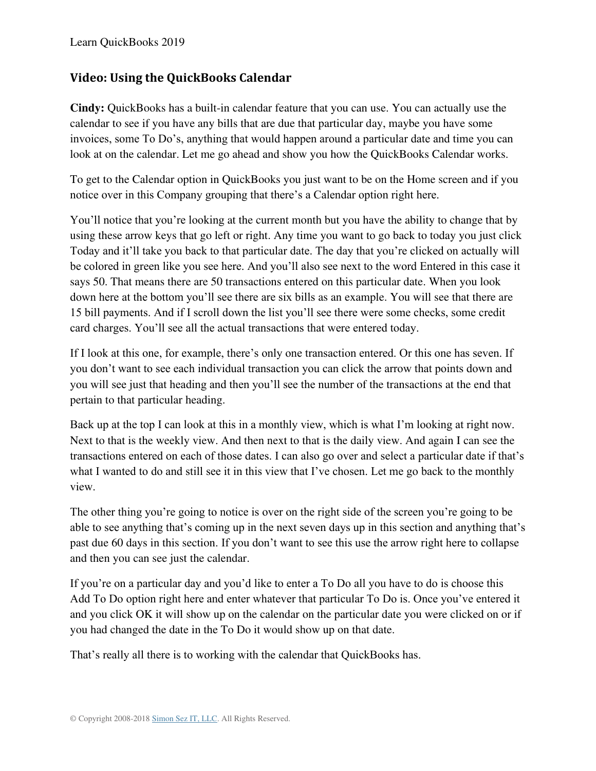## Video: Using the QuickBooks Calendar

**Cindy:** QuickBooks has a built-in calendar feature that you can use. You can actually use the calendar to see if you have any bills that are due that particular day, maybe you have some invoices, some To Do's, anything that would happen around a particular date and time you can look at on the calendar. Let me go ahead and show you how the QuickBooks Calendar works.

To get to the Calendar option in QuickBooks you just want to be on the Home screen and if you notice over in this Company grouping that there's a Calendar option right here.

You'll notice that you're looking at the current month but you have the ability to change that by using these arrow keys that go left or right. Any time you want to go back to today you just click Today and it'll take you back to that particular date. The day that you're clicked on actually will be colored in green like you see here. And you'll also see next to the word Entered in this case it says 50. That means there are 50 transactions entered on this particular date. When you look down here at the bottom you'll see there are six bills as an example. You will see that there are 15 bill payments. And if I scroll down the list you'll see there were some checks, some credit card charges. You'll see all the actual transactions that were entered today.

If I look at this one, for example, there's only one transaction entered. Or this one has seven. If you don't want to see each individual transaction you can click the arrow that points down and you will see just that heading and then you'll see the number of the transactions at the end that pertain to that particular heading.

Back up at the top I can look at this in a monthly view, which is what I'm looking at right now. Next to that is the weekly view. And then next to that is the daily view. And again I can see the transactions entered on each of those dates. I can also go over and select a particular date if that's what I wanted to do and still see it in this view that I've chosen. Let me go back to the monthly view.

The other thing you're going to notice is over on the right side of the screen you're going to be able to see anything that's coming up in the next seven days up in this section and anything that's past due 60 days in this section. If you don't want to see this use the arrow right here to collapse and then you can see just the calendar.

If you're on a particular day and you'd like to enter a To Do all you have to do is choose this Add To Do option right here and enter whatever that particular To Do is. Once you've entered it and you click OK it will show up on the calendar on the particular date you were clicked on or if you had changed the date in the To Do it would show up on that date.

That's really all there is to working with the calendar that QuickBooks has.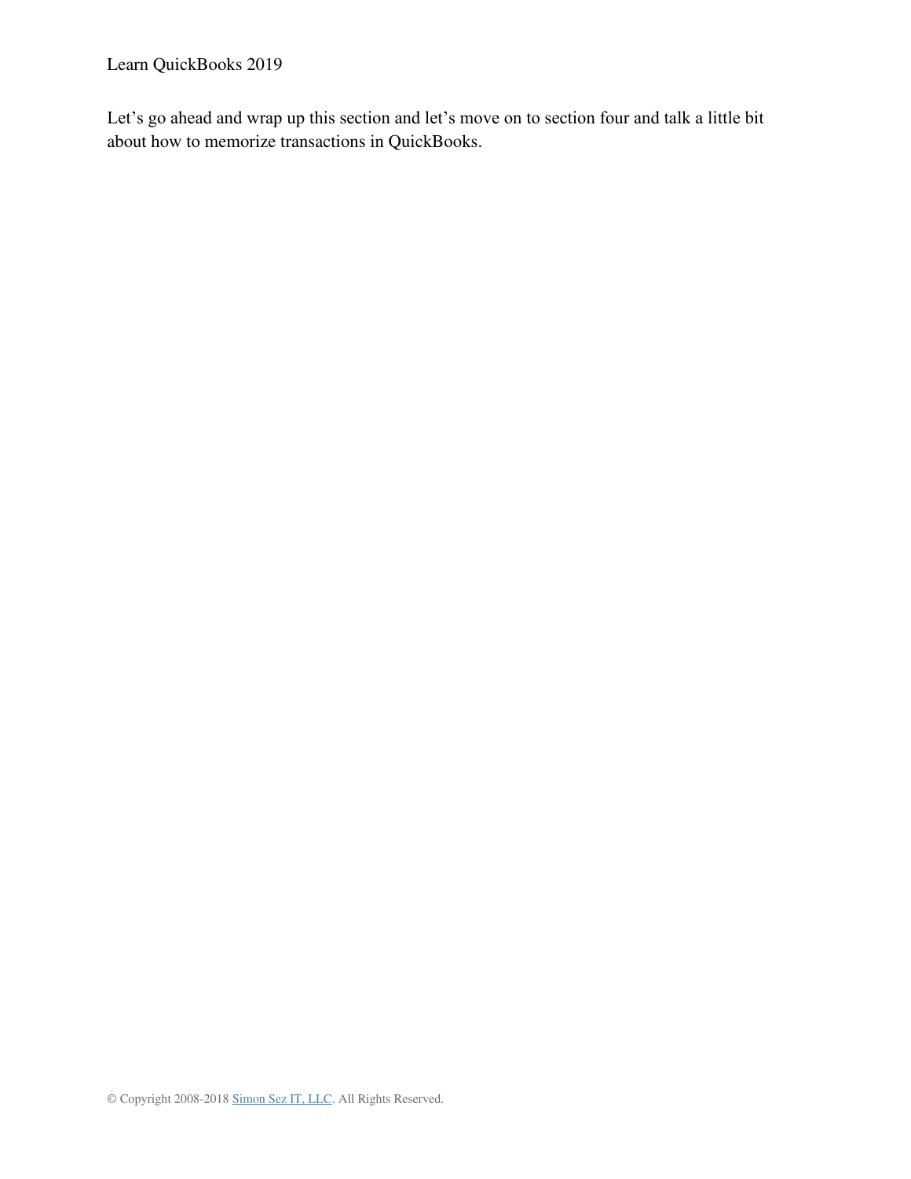Let's go ahead and wrap up this section and let's move on to section four and talk a little bit about how to memorize transactions in QuickBooks.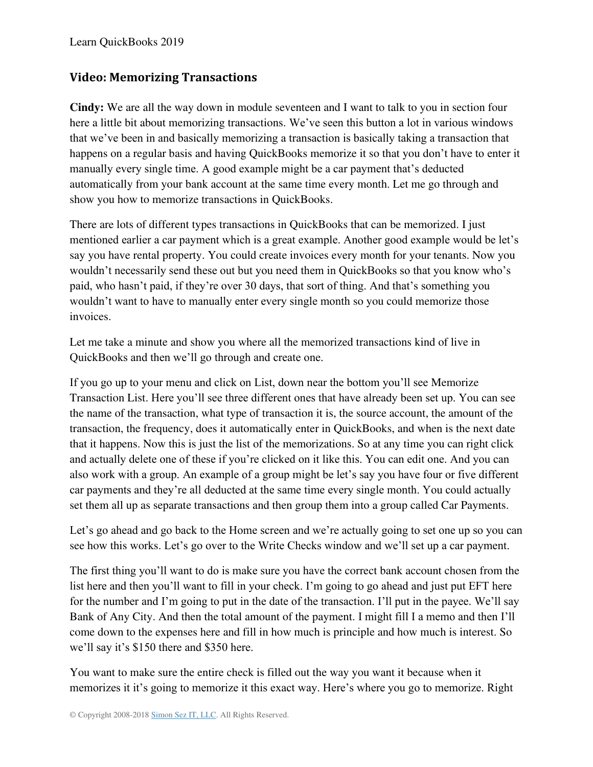## Video: Memorizing Transactions

**Cindy:** We are all the way down in module seventeen and I want to talk to you in section four here a little bit about memorizing transactions. We've seen this button a lot in various windows that we've been in and basically memorizing a transaction is basically taking a transaction that happens on a regular basis and having QuickBooks memorize it so that you don't have to enter it manually every single time. A good example might be a car payment that's deducted automatically from your bank account at the same time every month. Let me go through and show you how to memorize transactions in QuickBooks.

There are lots of different types transactions in QuickBooks that can be memorized. I just mentioned earlier a car payment which is a great example. Another good example would be let's say you have rental property. You could create invoices every month for your tenants. Now you wouldn't necessarily send these out but you need them in QuickBooks so that you know who's paid, who hasn't paid, if they're over 30 days, that sort of thing. And that's something you wouldn't want to have to manually enter every single month so you could memorize those invoices.

Let me take a minute and show you where all the memorized transactions kind of live in QuickBooks and then we'll go through and create one.

If you go up to your menu and click on List, down near the bottom you'll see Memorize Transaction List. Here you'll see three different ones that have already been set up. You can see the name of the transaction, what type of transaction it is, the source account, the amount of the transaction, the frequency, does it automatically enter in QuickBooks, and when is the next date that it happens. Now this is just the list of the memorizations. So at any time you can right click and actually delete one of these if you're clicked on it like this. You can edit one. And you can also work with a group. An example of a group might be let's say you have four or five different car payments and they're all deducted at the same time every single month. You could actually set them all up as separate transactions and then group them into a group called Car Payments.

Let's go ahead and go back to the Home screen and we're actually going to set one up so you can see how this works. Let's go over to the Write Checks window and we'll set up a car payment.

The first thing you'll want to do is make sure you have the correct bank account chosen from the list here and then you'll want to fill in your check. I'm going to go ahead and just put EFT here for the number and I'm going to put in the date of the transaction. I'll put in the payee. We'll say Bank of Any City. And then the total amount of the payment. I might fill I a memo and then I'll come down to the expenses here and fill in how much is principle and how much is interest. So we'll say it's $150 there and $350 here.

You want to make sure the entire check is filled out the way you want it because when it memorizes it it's going to memorize it this exact way. Here's where you go to memorize. Right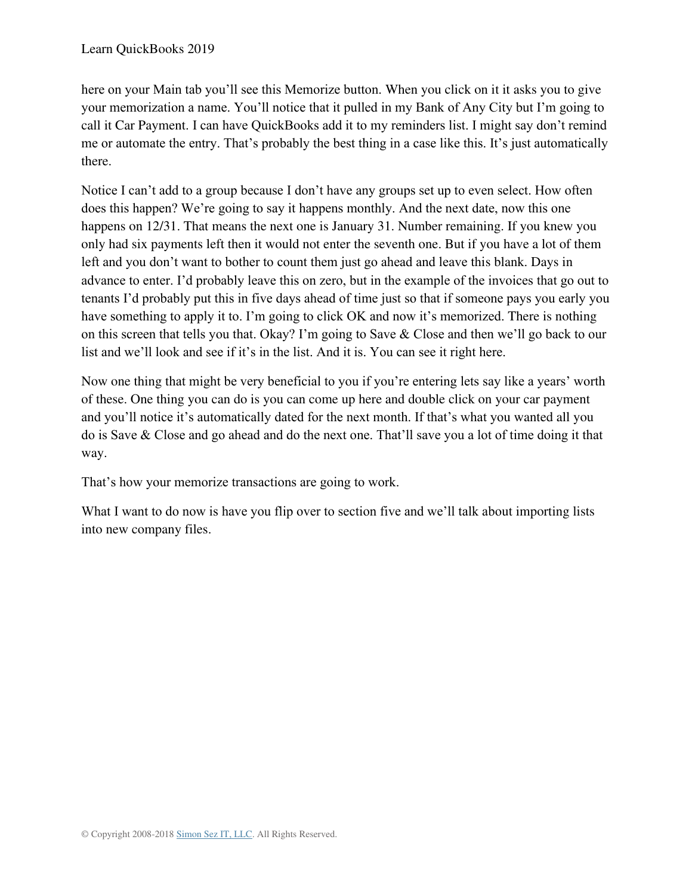here on your Main tab you'll see this Memorize button. When you click on it it asks you to give your memorization a name. You'll notice that it pulled in my Bank of Any City but I'm going to call it Car Payment. I can have QuickBooks add it to my reminders list. I might say don't remind me or automate the entry. That's probably the best thing in a case like this. It's just automatically there.

Notice I can't add to a group because I don't have any groups set up to even select. How often does this happen? We're going to say it happens monthly. And the next date, now this one happens on 12/31. That means the next one is January 31. Number remaining. If you knew you only had six payments left then it would not enter the seventh one. But if you have a lot of them left and you don't want to bother to count them just go ahead and leave this blank. Days in advance to enter. I'd probably leave this on zero, but in the example of the invoices that go out to tenants I'd probably put this in five days ahead of time just so that if someone pays you early you have something to apply it to. I'm going to click OK and now it's memorized. There is nothing on this screen that tells you that. Okay? I'm going to Save & Close and then we'll go back to our list and we'll look and see if it's in the list. And it is. You can see it right here.

Now one thing that might be very beneficial to you if you're entering lets say like a years' worth of these. One thing you can do is you can come up here and double click on your car payment and you'll notice it's automatically dated for the next month. If that's what you wanted all you do is Save & Close and go ahead and do the next one. That'll save you a lot of time doing it that way.

That's how your memorize transactions are going to work.

What I want to do now is have you flip over to section five and we'll talk about importing lists into new company files.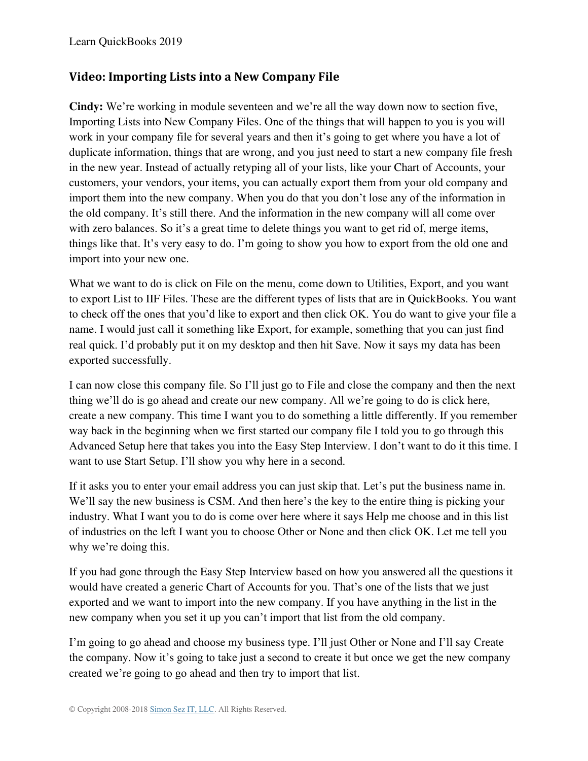## Video: Importing Lists into a New Company File

**Cindy:** We're working in module seventeen and we're all the way down now to section five, Importing Lists into New Company Files. One of the things that will happen to you is you will work in your company file for several years and then it's going to get where you have a lot of duplicate information, things that are wrong, and you just need to start a new company file fresh in the new year. Instead of actually retyping all of your lists, like your Chart of Accounts, your customers, your vendors, your items, you can actually export them from your old company and import them into the new company. When you do that you don't lose any of the information in the old company. It's still there. And the information in the new company will all come over with zero balances. So it's a great time to delete things you want to get rid of, merge items, things like that. It's very easy to do. I'm going to show you how to export from the old one and import into your new one.

What we want to do is click on File on the menu, come down to Utilities, Export, and you want to export List to IIF Files. These are the different types of lists that are in QuickBooks. You want to check off the ones that you'd like to export and then click OK. You do want to give your file a name. I would just call it something like Export, for example, something that you can just find real quick. I'd probably put it on my desktop and then hit Save. Now it says my data has been exported successfully.

I can now close this company file. So I'll just go to File and close the company and then the next thing we'll do is go ahead and create our new company. All we're going to do is click here, create a new company. This time I want you to do something a little differently. If you remember way back in the beginning when we first started our company file I told you to go through this Advanced Setup here that takes you into the Easy Step Interview. I don't want to do it this time. I want to use Start Setup. I'll show you why here in a second.

If it asks you to enter your email address you can just skip that. Let's put the business name in. We'll say the new business is CSM. And then here's the key to the entire thing is picking your industry. What I want you to do is come over here where it says Help me choose and in this list of industries on the left I want you to choose Other or None and then click OK. Let me tell you why we're doing this.

If you had gone through the Easy Step Interview based on how you answered all the questions it would have created a generic Chart of Accounts for you. That's one of the lists that we just exported and we want to import into the new company. If you have anything in the list in the new company when you set it up you can't import that list from the old company.

I'm going to go ahead and choose my business type. I'll just Other or None and I'll say Create the company. Now it's going to take just a second to create it but once we get the new company created we're going to go ahead and then try to import that list.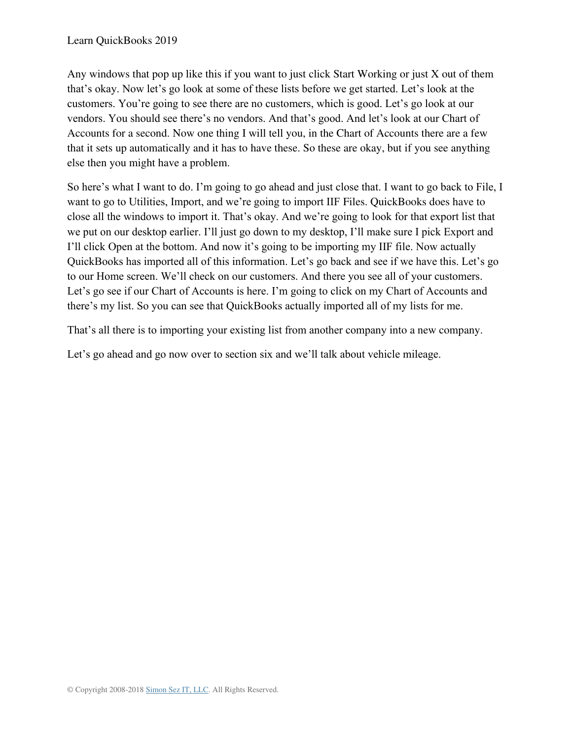Any windows that pop up like this if you want to just click Start Working or just X out of them that's okay. Now let's go look at some of these lists before we get started. Let's look at the customers. You're going to see there are no customers, which is good. Let's go look at our vendors. You should see there's no vendors. And that's good. And let's look at our Chart of Accounts for a second. Now one thing I will tell you, in the Chart of Accounts there are a few that it sets up automatically and it has to have these. So these are okay, but if you see anything else then you might have a problem.

So here's what I want to do. I'm going to go ahead and just close that. I want to go back to File, I want to go to Utilities, Import, and we're going to import IIF Files. QuickBooks does have to close all the windows to import it. That's okay. And we're going to look for that export list that we put on our desktop earlier. I'll just go down to my desktop, I'll make sure I pick Export and I'll click Open at the bottom. And now it's going to be importing my IIF file. Now actually QuickBooks has imported all of this information. Let's go back and see if we have this. Let's go to our Home screen. We'll check on our customers. And there you see all of your customers. Let's go see if our Chart of Accounts is here. I'm going to click on my Chart of Accounts and there's my list. So you can see that QuickBooks actually imported all of my lists for me.

That's all there is to importing your existing list from another company into a new company.

Let's go ahead and go now over to section six and we'll talk about vehicle mileage.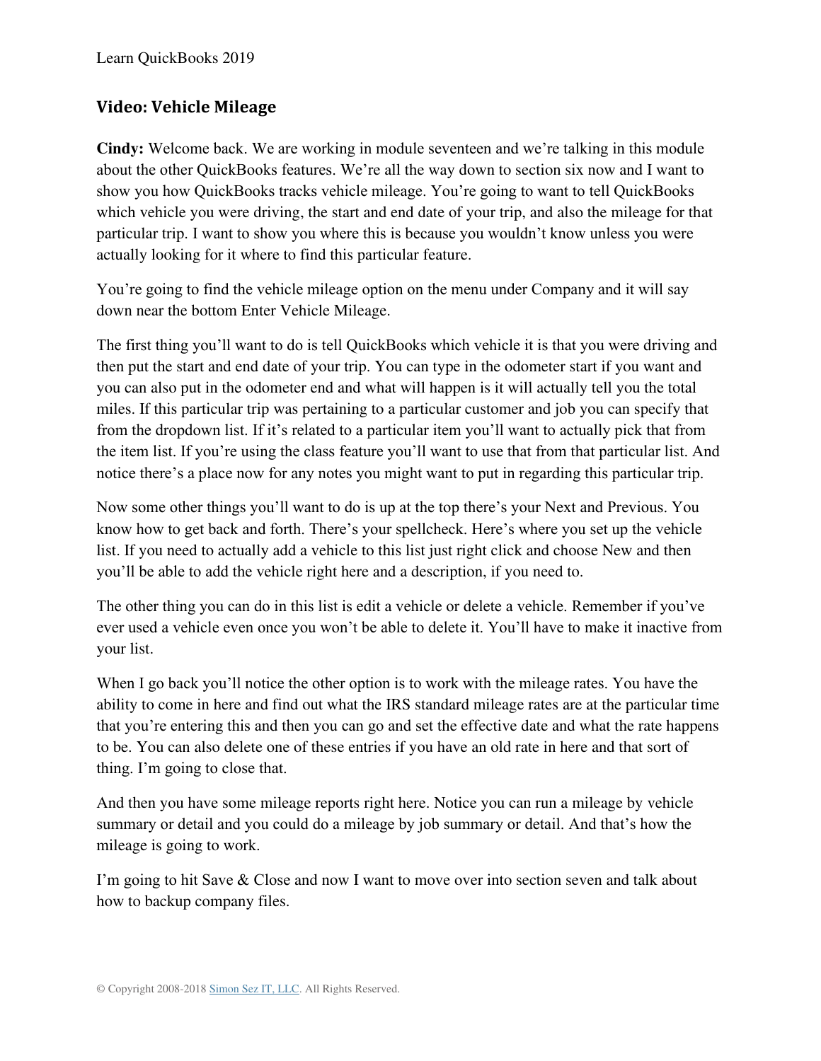## Video: Vehicle Mileage

**Cindy:** Welcome back. We are working in module seventeen and we're talking in this module about the other QuickBooks features. We're all the way down to section six now and I want to show you how QuickBooks tracks vehicle mileage. You're going to want to tell QuickBooks which vehicle you were driving, the start and end date of your trip, and also the mileage for that particular trip. I want to show you where this is because you wouldn't know unless you were actually looking for it where to find this particular feature.

You're going to find the vehicle mileage option on the menu under Company and it will say down near the bottom Enter Vehicle Mileage.

The first thing you'll want to do is tell QuickBooks which vehicle it is that you were driving and then put the start and end date of your trip. You can type in the odometer start if you want and you can also put in the odometer end and what will happen is it will actually tell you the total miles. If this particular trip was pertaining to a particular customer and job you can specify that from the dropdown list. If it's related to a particular item you'll want to actually pick that from the item list. If you're using the class feature you'll want to use that from that particular list. And notice there's a place now for any notes you might want to put in regarding this particular trip.

Now some other things you'll want to do is up at the top there's your Next and Previous. You know how to get back and forth. There's your spellcheck. Here's where you set up the vehicle list. If you need to actually add a vehicle to this list just right click and choose New and then you'll be able to add the vehicle right here and a description, if you need to.

The other thing you can do in this list is edit a vehicle or delete a vehicle. Remember if you've ever used a vehicle even once you won't be able to delete it. You'll have to make it inactive from your list.

When I go back you'll notice the other option is to work with the mileage rates. You have the ability to come in here and find out what the IRS standard mileage rates are at the particular time that you're entering this and then you can go and set the effective date and what the rate happens to be. You can also delete one of these entries if you have an old rate in here and that sort of thing. I'm going to close that.

And then you have some mileage reports right here. Notice you can run a mileage by vehicle summary or detail and you could do a mileage by job summary or detail. And that's how the mileage is going to work.

I'm going to hit Save & Close and now I want to move over into section seven and talk about how to backup company files.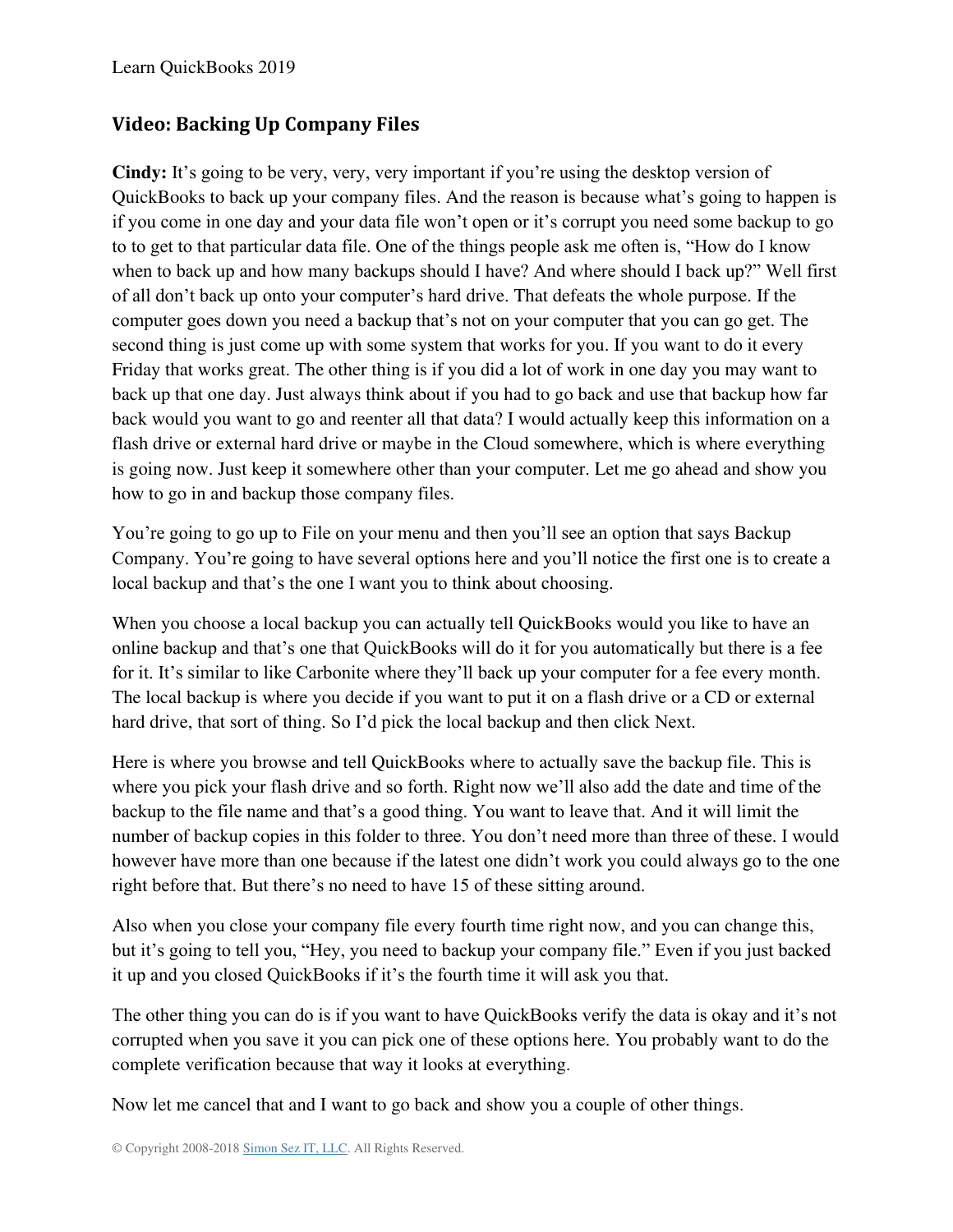## Video: Backing Up Company Files

**Cindy:** It's going to be very, very, very important if you're using the desktop version of QuickBooks to back up your company files. And the reason is because what's going to happen is if you come in one day and your data file won't open or it's corrupt you need some backup to go to to get to that particular data file. One of the things people ask me often is, "How do I know when to back up and how many backups should I have? And where should I back up?" Well first of all don't back up onto your computer's hard drive. That defeats the whole purpose. If the computer goes down you need a backup that's not on your computer that you can go get. The second thing is just come up with some system that works for you. If you want to do it every Friday that works great. The other thing is if you did a lot of work in one day you may want to back up that one day. Just always think about if you had to go back and use that backup how far back would you want to go and reenter all that data? I would actually keep this information on a flash drive or external hard drive or maybe in the Cloud somewhere, which is where everything is going now. Just keep it somewhere other than your computer. Let me go ahead and show you how to go in and backup those company files.

You're going to go up to File on your menu and then you'll see an option that says Backup Company. You're going to have several options here and you'll notice the first one is to create a local backup and that's the one I want you to think about choosing.

When you choose a local backup you can actually tell QuickBooks would you like to have an online backup and that's one that QuickBooks will do it for you automatically but there is a fee for it. It's similar to like Carbonite where they'll back up your computer for a fee every month. The local backup is where you decide if you want to put it on a flash drive or a CD or external hard drive, that sort of thing. So I'd pick the local backup and then click Next.

Here is where you browse and tell QuickBooks where to actually save the backup file. This is where you pick your flash drive and so forth. Right now we'll also add the date and time of the backup to the file name and that's a good thing. You want to leave that. And it will limit the number of backup copies in this folder to three. You don't need more than three of these. I would however have more than one because if the latest one didn't work you could always go to the one right before that. But there's no need to have 15 of these sitting around.

Also when you close your company file every fourth time right now, and you can change this, but it's going to tell you, "Hey, you need to backup your company file." Even if you just backed it up and you closed QuickBooks if it's the fourth time it will ask you that.

The other thing you can do is if you want to have QuickBooks verify the data is okay and it's not corrupted when you save it you can pick one of these options here. You probably want to do the complete verification because that way it looks at everything.

Now let me cancel that and I want to go back and show you a couple of other things.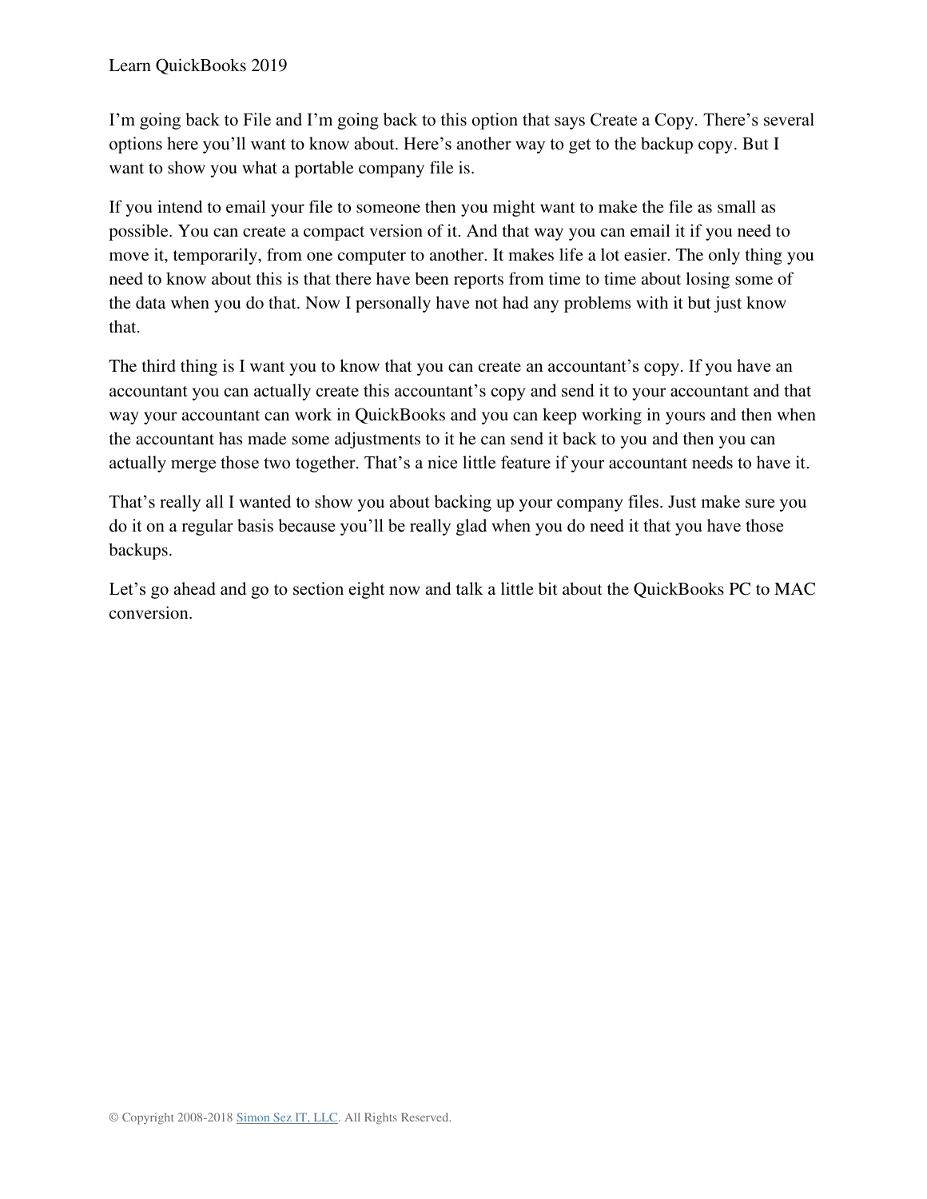I'm going back to File and I'm going back to this option that says Create a Copy. There's several options here you'll want to know about. Here's another way to get to the backup copy. But I want to show you what a portable company file is.

If you intend to email your file to someone then you might want to make the file as small as possible. You can create a compact version of it. And that way you can email it if you need to move it, temporarily, from one computer to another. It makes life a lot easier. The only thing you need to know about this is that there have been reports from time to time about losing some of the data when you do that. Now I personally have not had any problems with it but just know that.

The third thing is I want you to know that you can create an accountant's copy. If you have an accountant you can actually create this accountant's copy and send it to your accountant and that way your accountant can work in QuickBooks and you can keep working in yours and then when the accountant has made some adjustments to it he can send it back to you and then you can actually merge those two together. That's a nice little feature if your accountant needs to have it.

That's really all I wanted to show you about backing up your company files. Just make sure you do it on a regular basis because you'll be really glad when you do need it that you have those backups.

Let's go ahead and go to section eight now and talk a little bit about the QuickBooks PC to MAC conversion.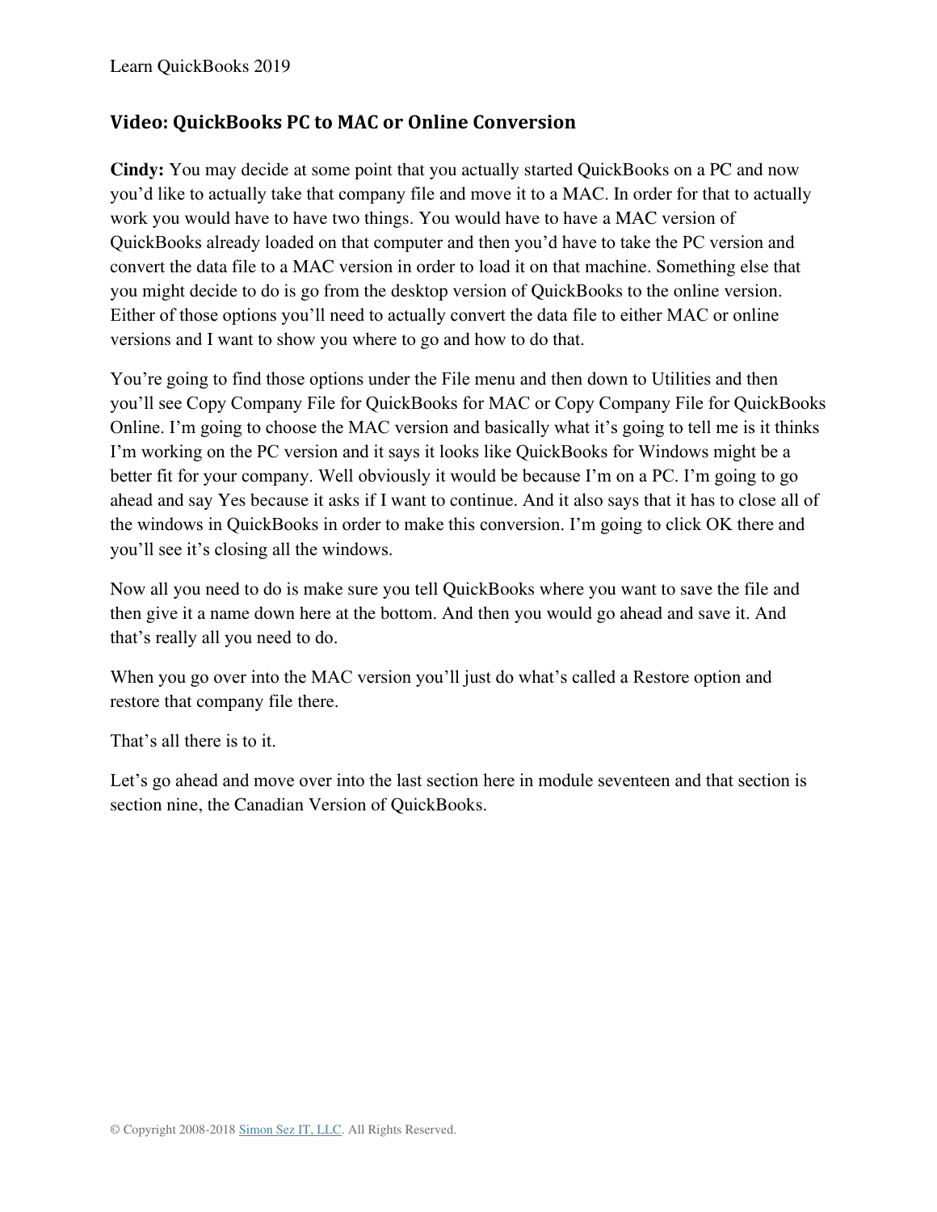## Video: QuickBooks PC to MAC or Online Conversion

**Cindy:** You may decide at some point that you actually started QuickBooks on a PC and now you'd like to actually take that company file and move it to a MAC. In order for that to actually work you would have to have two things. You would have to have a MAC version of QuickBooks already loaded on that computer and then you'd have to take the PC version and convert the data file to a MAC version in order to load it on that machine. Something else that you might decide to do is go from the desktop version of QuickBooks to the online version. Either of those options you'll need to actually convert the data file to either MAC or online versions and I want to show you where to go and how to do that.

You're going to find those options under the File menu and then down to Utilities and then you'll see Copy Company File for QuickBooks for MAC or Copy Company File for QuickBooks Online. I'm going to choose the MAC version and basically what it's going to tell me is it thinks I'm working on the PC version and it says it looks like QuickBooks for Windows might be a better fit for your company. Well obviously it would be because I'm on a PC. I'm going to go ahead and say Yes because it asks if I want to continue. And it also says that it has to close all of the windows in QuickBooks in order to make this conversion. I'm going to click OK there and you'll see it's closing all the windows.

Now all you need to do is make sure you tell QuickBooks where you want to save the file and then give it a name down here at the bottom. And then you would go ahead and save it. And that's really all you need to do.

When you go over into the MAC version you'll just do what's called a Restore option and restore that company file there.

That's all there is to it.

Let's go ahead and move over into the last section here in module seventeen and that section is section nine, the Canadian Version of QuickBooks.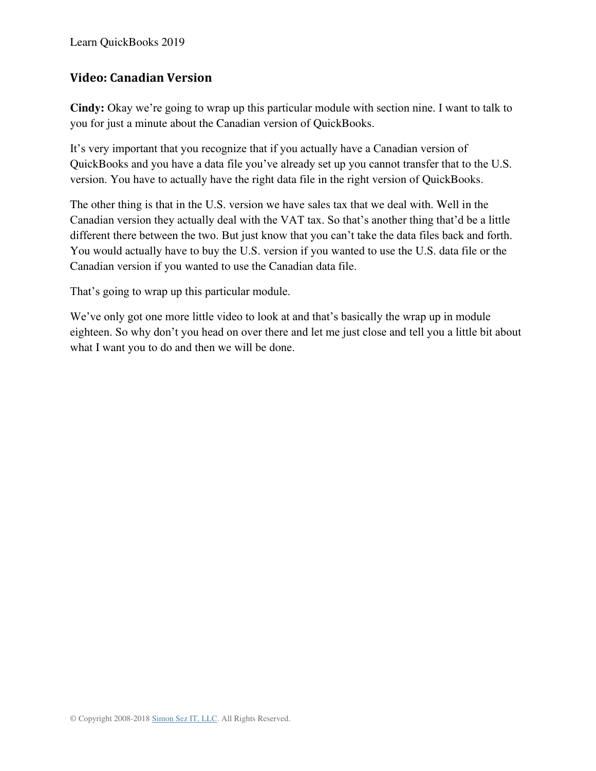## Video: Canadian Version

**Cindy:** Okay we’re going to wrap up this particular module with section nine. I want to talk to you for just a minute about the Canadian version of QuickBooks.

It’s very important that you recognize that if you actually have a Canadian version of QuickBooks and you have a data file you’ve already set up you cannot transfer that to the U.S. version. You have to actually have the right data file in the right version of QuickBooks.

The other thing is that in the U.S. version we have sales tax that we deal with. Well in the Canadian version they actually deal with the VAT tax. So that’s another thing that’d be a little different there between the two. But just know that you can’t take the data files back and forth. You would actually have to buy the U.S. version if you wanted to use the U.S. data file or the Canadian version if you wanted to use the Canadian data file.

That’s going to wrap up this particular module.

We’ve only got one more little video to look at and that’s basically the wrap up in module eighteen. So why don’t you head on over there and let me just close and tell you a little bit about what I want you to do and then we will be done.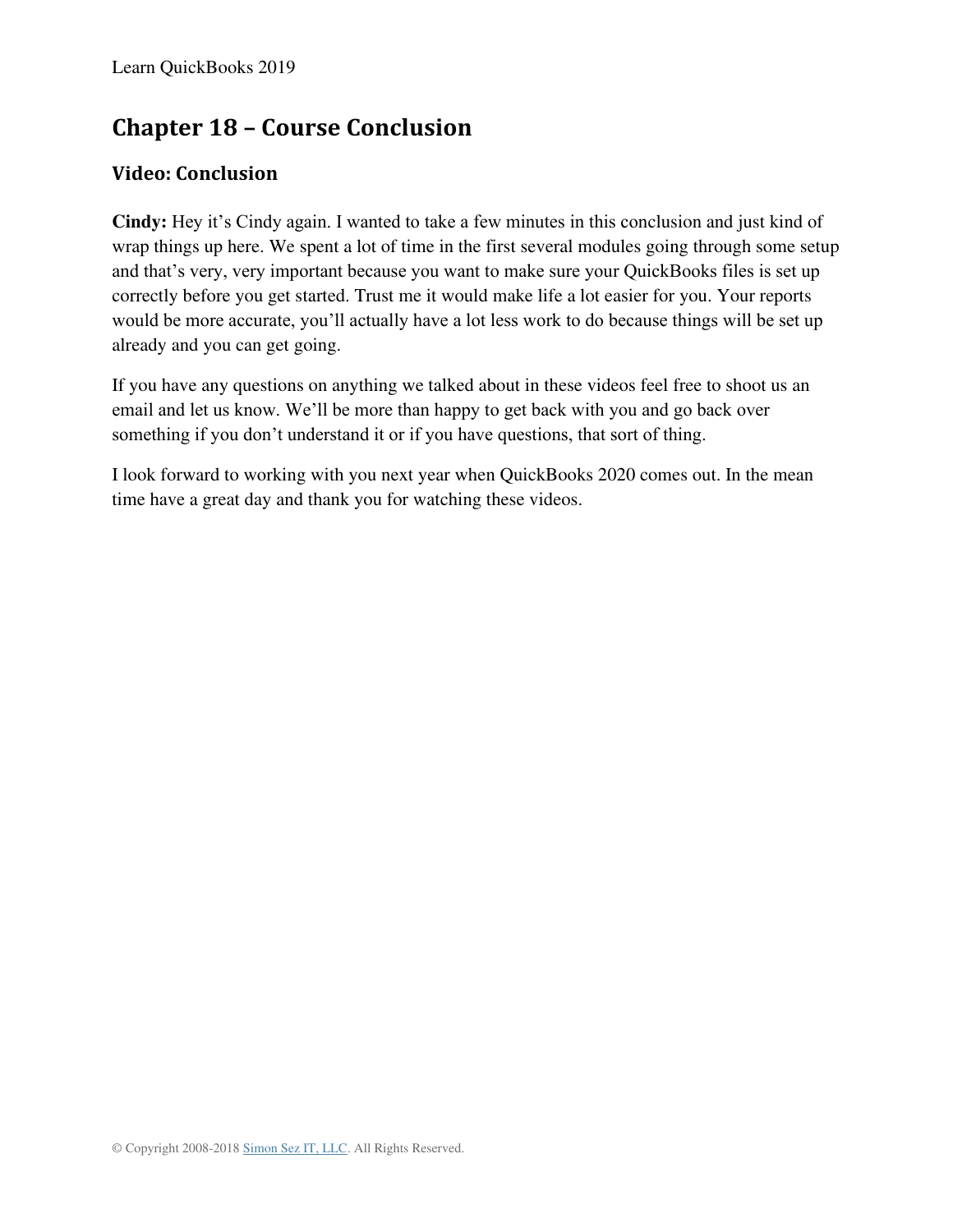## Chapter 18 – Course Conclusion

### Video: Conclusion

**Cindy:** Hey it's Cindy again. I wanted to take a few minutes in this conclusion and just kind of wrap things up here. We spent a lot of time in the first several modules going through some setup and that's very, very important because you want to make sure your QuickBooks files is set up correctly before you get started. Trust me it would make life a lot easier for you. Your reports would be more accurate, you'll actually have a lot less work to do because things will be set up already and you can get going.

If you have any questions on anything we talked about in these videos feel free to shoot us an email and let us know. We'll be more than happy to get back with you and go back over something if you don't understand it or if you have questions, that sort of thing.

I look forward to working with you next year when QuickBooks 2020 comes out. In the mean time have a great day and thank you for watching these videos.